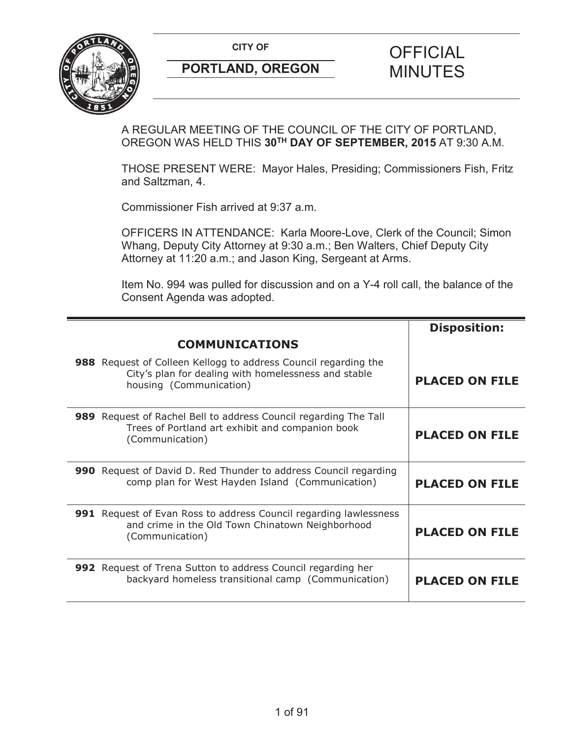**CITY OF**

**PORTLAND, OREGON**

# OFFICIAL MINUTES

A REGULAR MEETING OF THE COUNCIL OF THE CITY OF PORTLAND, OREGON WAS HELD THIS **30TH DAY OF SEPTEMBER, 2015** AT 9:30 A.M.

THOSE PRESENT WERE: Mayor Hales, Presiding; Commissioners Fish, Fritz and Saltzman, 4.

Commissioner Fish arrived at 9:37 a.m.

OFFICERS IN ATTENDANCE: Karla Moore-Love, Clerk of the Council; Simon Whang, Deputy City Attorney at 9:30 a.m.; Ben Walters, Chief Deputy City Attorney at 11:20 a.m.; and Jason King, Sergeant at Arms.

Item No. 994 was pulled for discussion and on a Y-4 roll call, the balance of the Consent Agenda was adopted.

| **COMMUNICATIONS** | **Disposition:** |
|---|---|
| **988** Request of Colleen Kellogg to address Council regarding the City's plan for dealing with homelessness and stable housing (Communication) | **PLACED ON FILE** |
| **989** Request of Rachel Bell to address Council regarding The Tall Trees of Portland art exhibit and companion book (Communication) | **PLACED ON FILE** |
| **990** Request of David D. Red Thunder to address Council regarding comp plan for West Hayden Island (Communication) | **PLACED ON FILE** |
| **991** Request of Evan Ross to address Council regarding lawlessness and crime in the Old Town Chinatown Neighborhood (Communication) | **PLACED ON FILE** |
| **992** Request of Trena Sutton to address Council regarding her backyard homeless transitional camp (Communication) | **PLACED ON FILE** |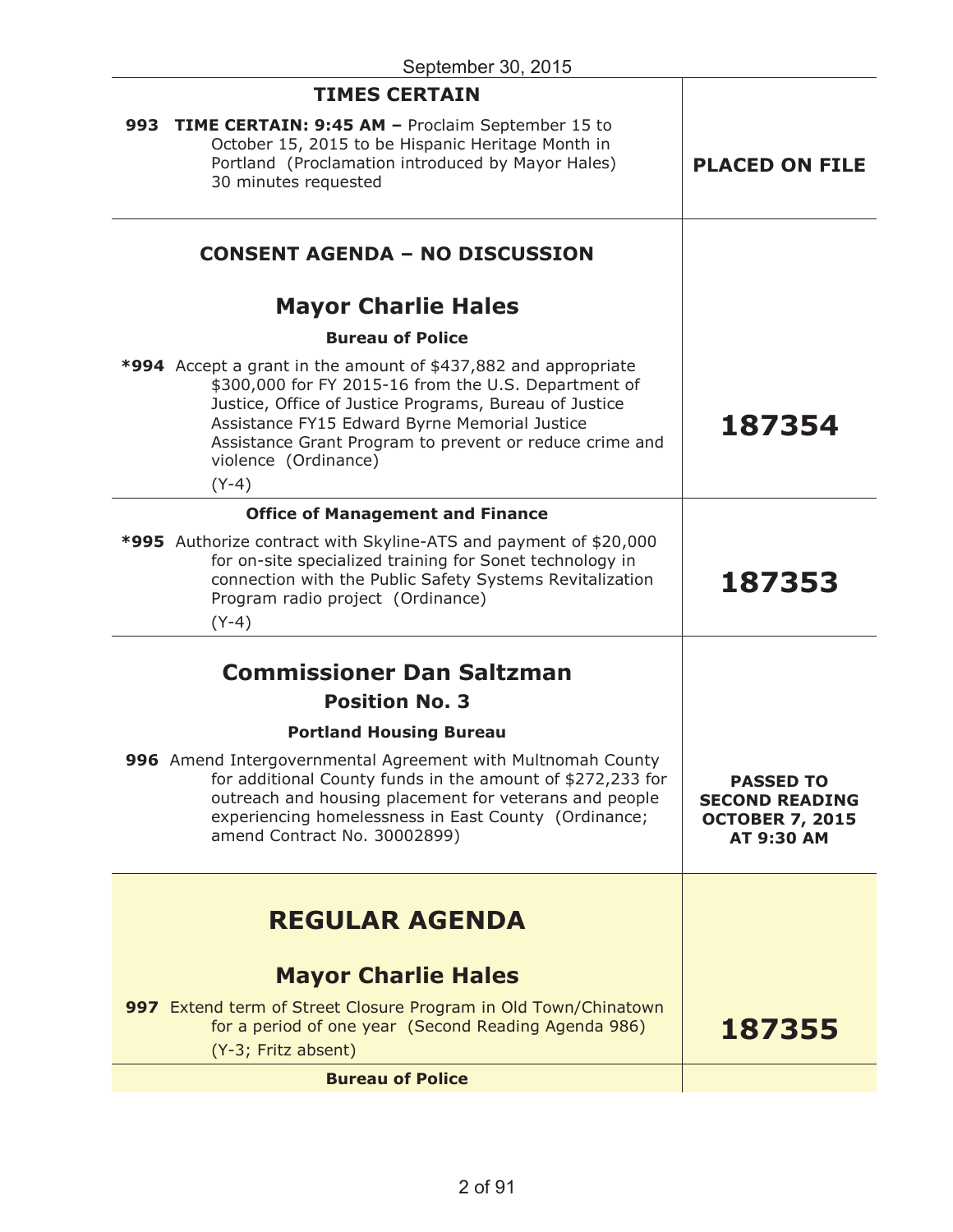September 30, 2015

| TIMES CERTAIN | |
|---|---|
| **993 TIME CERTAIN: 9:45 AM –** Proclaim September 15 to October 15, 2015 to be Hispanic Heritage Month in Portland (Proclamation introduced by Mayor Hales) 30 minutes requested | **PLACED ON FILE** |
| **CONSENT AGENDA – NO DISCUSSION** | |
| **Mayor Charlie Hales** | |
| **Bureau of Police** | |
| ***994** Accept a grant in the amount of $437,882 and appropriate $300,000 for FY 2015-16 from the U.S. Department of Justice, Office of Justice Programs, Bureau of Justice Assistance FY15 Edward Byrne Memorial Justice Assistance Grant Program to prevent or reduce crime and violence (Ordinance) (Y-4) | **187354** |
| **Office of Management and Finance** | |
| ***995** Authorize contract with Skyline-ATS and payment of $20,000 for on-site specialized training for Sonet technology in connection with the Public Safety Systems Revitalization Program radio project (Ordinance) (Y-4) | **187353** |
| **Commissioner Dan Saltzman** **Position No. 3** | |
| **Portland Housing Bureau** | |
| **996** Amend Intergovernmental Agreement with Multnomah County for additional County funds in the amount of $272,233 for outreach and housing placement for veterans and people experiencing homelessness in East County (Ordinance; amend Contract No. 30002899) | **PASSED TO SECOND READING OCTOBER 7, 2015 AT 9:30 AM** |
| **REGULAR AGENDA** | |
| **Mayor Charlie Hales** | |
| **997** Extend term of Street Closure Program in Old Town/Chinatown for a period of one year (Second Reading Agenda 986) (Y-3; Fritz absent) | **187355** |
| **Bureau of Police** | |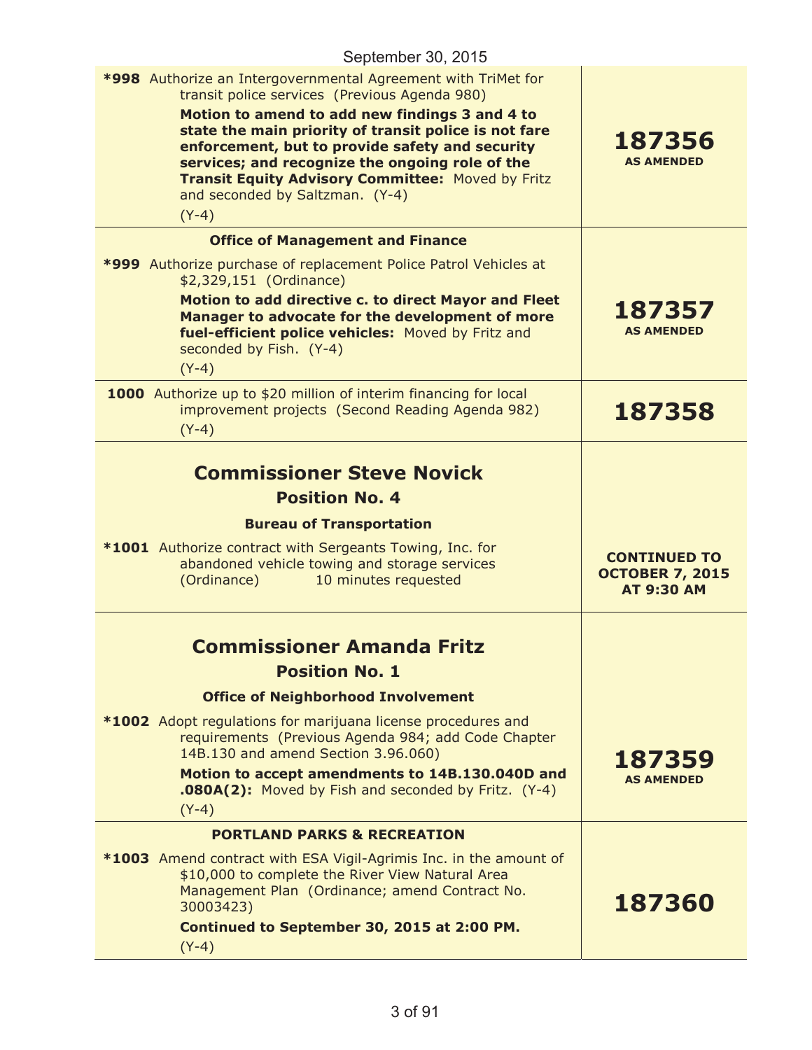September 30, 2015

| | |
|---|---|
| ***998** Authorize an Intergovernmental Agreement with TriMet for transit police services (Previous Agenda 980)<br>**Motion to amend to add new findings 3 and 4 to state the main priority of transit police is not fare enforcement, but to provide safety and security services; and recognize the ongoing role of the Transit Equity Advisory Committee:** Moved by Fritz and seconded by Saltzman. (Y-4)<br>(Y-4) | **187356**<br>**AS AMENDED** |
| **Office of Management and Finance**<br>***999** Authorize purchase of replacement Police Patrol Vehicles at $2,329,151 (Ordinance)<br>**Motion to add directive c. to direct Mayor and Fleet Manager to advocate for the development of more fuel-efficient police vehicles:** Moved by Fritz and seconded by Fish. (Y-4)<br>(Y-4) | **187357**<br>**AS AMENDED** |
| **1000** Authorize up to $20 million of interim financing for local improvement projects (Second Reading Agenda 982)<br>(Y-4) | **187358** |
| **Commissioner Steve Novick**<br>**Position No. 4**<br>**Bureau of Transportation**<br>***1001** Authorize contract with Sergeants Towing, Inc. for abandoned vehicle towing and storage services (Ordinance) 10 minutes requested | **CONTINUED TO OCTOBER 7, 2015 AT 9:30 AM** |
| **Commissioner Amanda Fritz**<br>**Position No. 1**<br>**Office of Neighborhood Involvement**<br>***1002** Adopt regulations for marijuana license procedures and requirements (Previous Agenda 984; add Code Chapter 14B.130 and amend Section 3.96.060)<br>**Motion to accept amendments to 14B.130.040D and .080A(2):** Moved by Fish and seconded by Fritz. (Y-4)<br>(Y-4) | **187359**<br>**AS AMENDED** |
| **PORTLAND PARKS & RECREATION**<br>***1003** Amend contract with ESA Vigil-Agrimis Inc. in the amount of $10,000 to complete the River View Natural Area Management Plan (Ordinance; amend Contract No. 30003423)<br>**Continued to September 30, 2015 at 2:00 PM.**<br>(Y-4) | **187360** |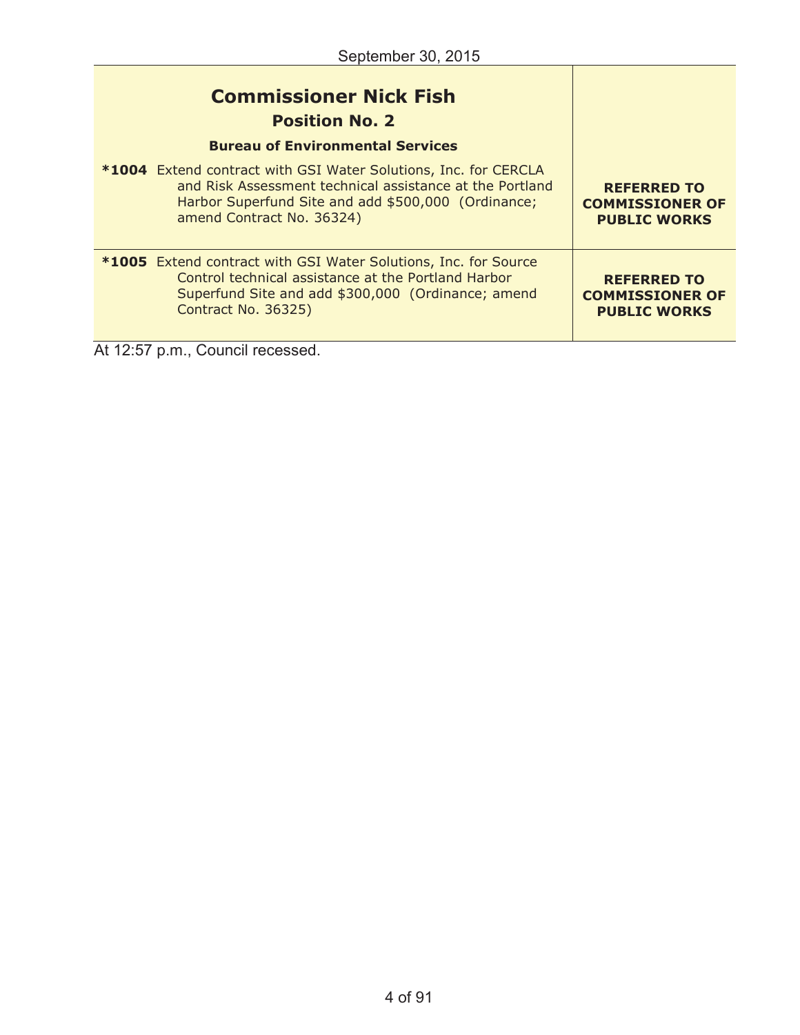September 30, 2015

| **Commissioner Nick Fish**<br>**Position No. 2**<br>**Bureau of Environmental Services** | |
|---|---|
| **\*1004** Extend contract with GSI Water Solutions, Inc. for CERCLA and Risk Assessment technical assistance at the Portland Harbor Superfund Site and add $500,000 (Ordinance; amend Contract No. 36324) | **REFERRED TO COMMISSIONER OF PUBLIC WORKS** |
| **\*1005** Extend contract with GSI Water Solutions, Inc. for Source Control technical assistance at the Portland Harbor Superfund Site and add $300,000 (Ordinance; amend Contract No. 36325) | **REFERRED TO COMMISSIONER OF PUBLIC WORKS** |

At 12:57 p.m., Council recessed.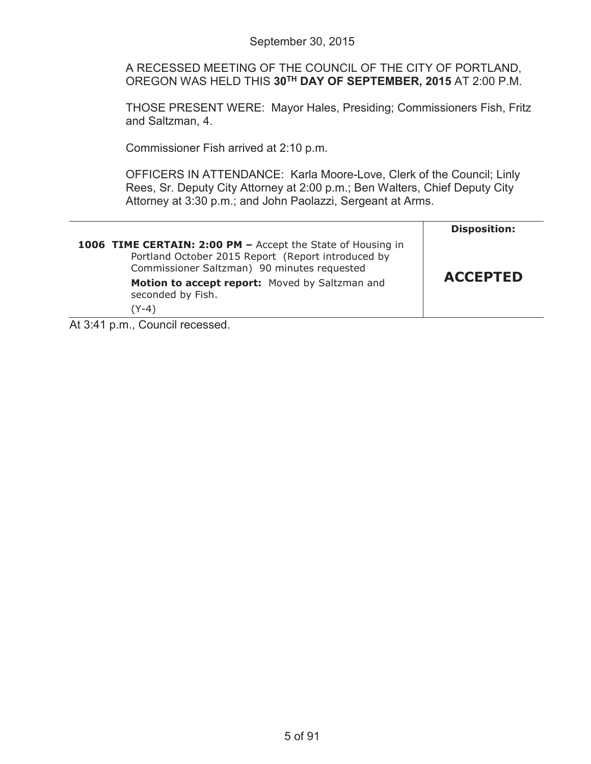September 30, 2015

A RECESSED MEETING OF THE COUNCIL OF THE CITY OF PORTLAND, OREGON WAS HELD THIS **30TH DAY OF SEPTEMBER, 2015** AT 2:00 P.M.

THOSE PRESENT WERE: Mayor Hales, Presiding; Commissioners Fish, Fritz and Saltzman, 4.

Commissioner Fish arrived at 2:10 p.m.

OFFICERS IN ATTENDANCE: Karla Moore-Love, Clerk of the Council; Linly Rees, Sr. Deputy City Attorney at 2:00 p.m.; Ben Walters, Chief Deputy City Attorney at 3:30 p.m.; and John Paolazzi, Sergeant at Arms.

| | **Disposition:** |
|---|---|
| **1006 TIME CERTAIN: 2:00 PM –** Accept the State of Housing in Portland October 2015 Report (Report introduced by Commissioner Saltzman) 90 minutes requested<br>**Motion to accept report:** Moved by Saltzman and seconded by Fish.<br>(Y-4) | **ACCEPTED** |

At 3:41 p.m., Council recessed.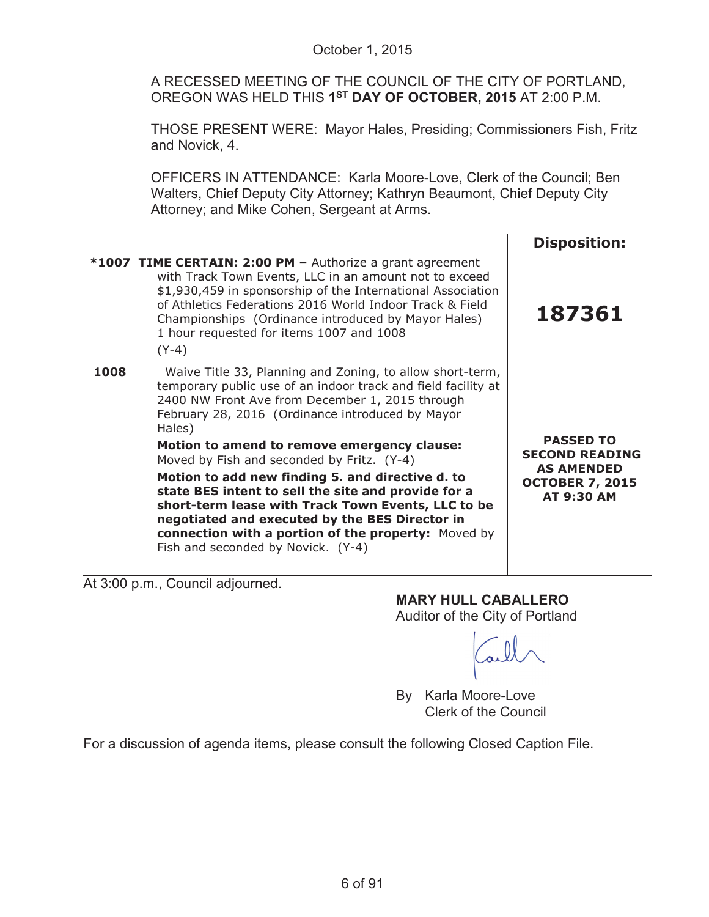October 1, 2015

A RECESSED MEETING OF THE COUNCIL OF THE CITY OF PORTLAND, OREGON WAS HELD THIS **1ST DAY OF OCTOBER, 2015** AT 2:00 P.M.

THOSE PRESENT WERE: Mayor Hales, Presiding; Commissioners Fish, Fritz and Novick, 4.

OFFICERS IN ATTENDANCE: Karla Moore-Love, Clerk of the Council; Ben Walters, Chief Deputy City Attorney; Kathryn Beaumont, Chief Deputy City Attorney; and Mike Cohen, Sergeant at Arms.

| | | **Disposition:** |
|---|---|---|
| ***1007** | **TIME CERTAIN: 2:00 PM –** Authorize a grant agreement with Track Town Events, LLC in an amount not to exceed $1,930,459 in sponsorship of the International Association of Athletics Federations 2016 World Indoor Track & Field Championships (Ordinance introduced by Mayor Hales) 1 hour requested for items 1007 and 1008<br>(Y-4) | **187361** |
| **1008** | Waive Title 33, Planning and Zoning, to allow short-term, temporary public use of an indoor track and field facility at 2400 NW Front Ave from December 1, 2015 through February 28, 2016 (Ordinance introduced by Mayor Hales)<br>**Motion to amend to remove emergency clause:** Moved by Fish and seconded by Fritz. (Y-4)<br>**Motion to add new finding 5. and directive d. to state BES intent to sell the site and provide for a short-term lease with Track Town Events, LLC to be negotiated and executed by the BES Director in connection with a portion of the property:** Moved by Fish and seconded by Novick. (Y-4) | **PASSED TO SECOND READING AS AMENDED OCTOBER 7, 2015 AT 9:30 AM** |

At 3:00 p.m., Council adjourned.

**MARY HULL CABALLERO**
Auditor of the City of Portland

By Karla Moore-Love
Clerk of the Council

For a discussion of agenda items, please consult the following Closed Caption File.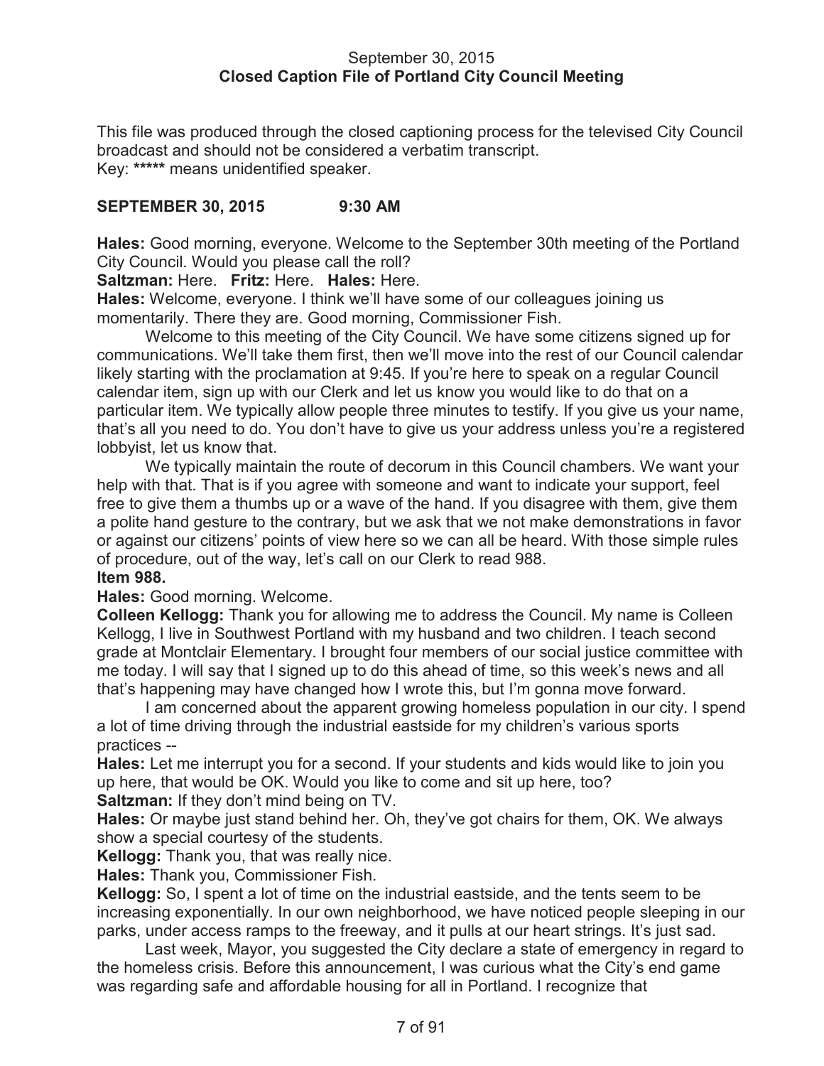September 30, 2015
**Closed Caption File of Portland City Council Meeting**

This file was produced through the closed captioning process for the televised City Council broadcast and should not be considered a verbatim transcript.
Key: ***** means unidentified speaker.

**SEPTEMBER 30, 2015 9:30 AM**

**Hales:** Good morning, everyone. Welcome to the September 30th meeting of the Portland City Council. Would you please call the roll?

**Saltzman:** Here. **Fritz:** Here. **Hales:** Here.

**Hales:** Welcome, everyone. I think we'll have some of our colleagues joining us momentarily. There they are. Good morning, Commissioner Fish.

Welcome to this meeting of the City Council. We have some citizens signed up for communications. We'll take them first, then we'll move into the rest of our Council calendar likely starting with the proclamation at 9:45. If you're here to speak on a regular Council calendar item, sign up with our Clerk and let us know you would like to do that on a particular item. We typically allow people three minutes to testify. If you give us your name, that's all you need to do. You don't have to give us your address unless you're a registered lobbyist, let us know that.

We typically maintain the route of decorum in this Council chambers. We want your help with that. That is if you agree with someone and want to indicate your support, feel free to give them a thumbs up or a wave of the hand. If you disagree with them, give them a polite hand gesture to the contrary, but we ask that we not make demonstrations in favor or against our citizens' points of view here so we can all be heard. With those simple rules of procedure, out of the way, let's call on our Clerk to read 988.

**Item 988.**

**Hales:** Good morning. Welcome.

**Colleen Kellogg:** Thank you for allowing me to address the Council. My name is Colleen Kellogg, I live in Southwest Portland with my husband and two children. I teach second grade at Montclair Elementary. I brought four members of our social justice committee with me today. I will say that I signed up to do this ahead of time, so this week's news and all that's happening may have changed how I wrote this, but I'm gonna move forward.

I am concerned about the apparent growing homeless population in our city. I spend a lot of time driving through the industrial eastside for my children's various sports practices --

**Hales:** Let me interrupt you for a second. If your students and kids would like to join you up here, that would be OK. Would you like to come and sit up here, too?

**Saltzman:** If they don't mind being on TV.

**Hales:** Or maybe just stand behind her. Oh, they've got chairs for them, OK. We always show a special courtesy of the students.

**Kellogg:** Thank you, that was really nice.

**Hales:** Thank you, Commissioner Fish.

**Kellogg:** So, I spent a lot of time on the industrial eastside, and the tents seem to be increasing exponentially. In our own neighborhood, we have noticed people sleeping in our parks, under access ramps to the freeway, and it pulls at our heart strings. It's just sad.

Last week, Mayor, you suggested the City declare a state of emergency in regard to the homeless crisis. Before this announcement, I was curious what the City's end game was regarding safe and affordable housing for all in Portland. I recognize that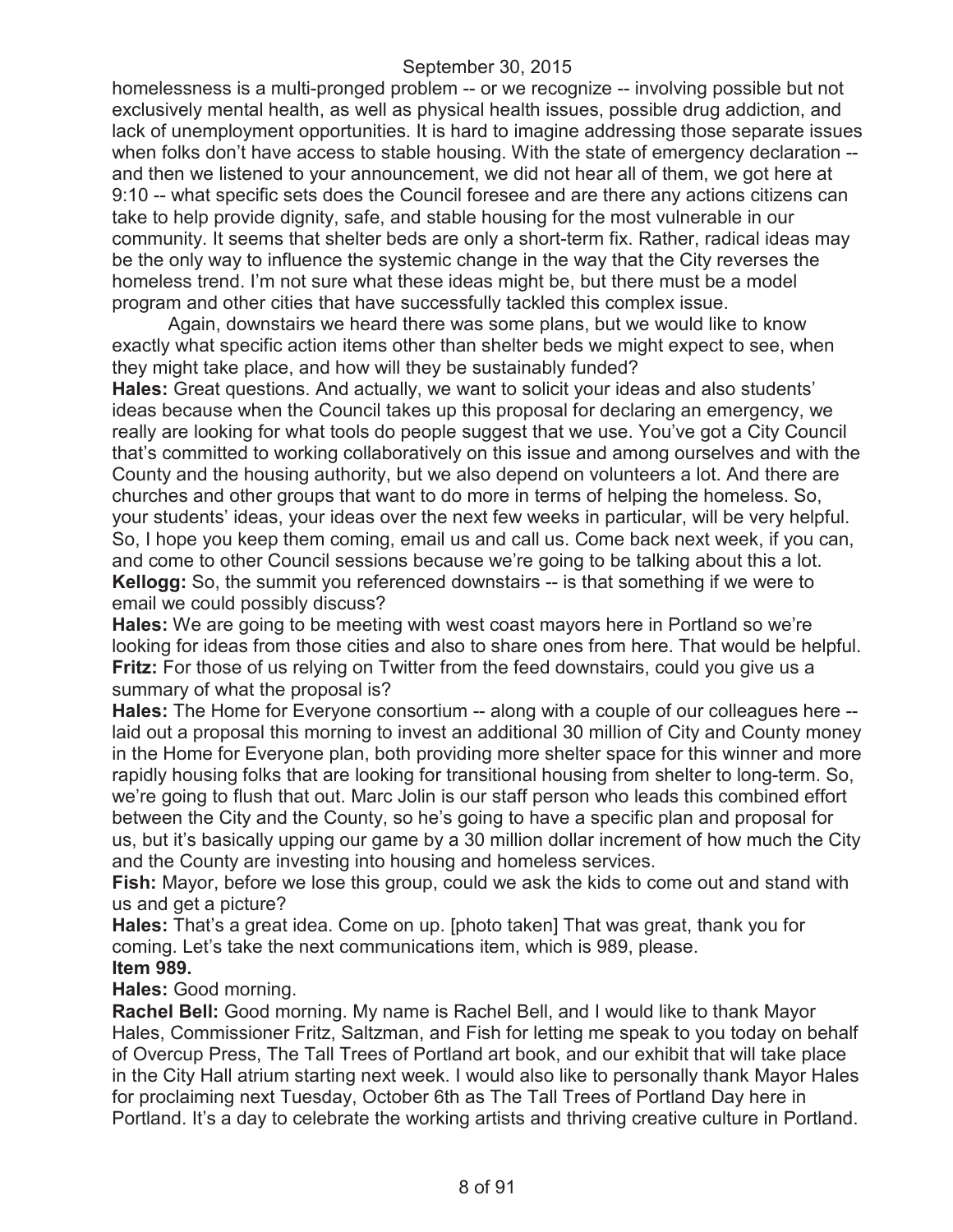homelessness is a multi-pronged problem -- or we recognize -- involving possible but not exclusively mental health, as well as physical health issues, possible drug addiction, and lack of unemployment opportunities. It is hard to imagine addressing those separate issues when folks don't have access to stable housing. With the state of emergency declaration -- and then we listened to your announcement, we did not hear all of them, we got here at 9:10 -- what specific sets does the Council foresee and are there any actions citizens can take to help provide dignity, safe, and stable housing for the most vulnerable in our community. It seems that shelter beds are only a short-term fix. Rather, radical ideas may be the only way to influence the systemic change in the way that the City reverses the homeless trend. I'm not sure what these ideas might be, but there must be a model program and other cities that have successfully tackled this complex issue.

Again, downstairs we heard there was some plans, but we would like to know exactly what specific action items other than shelter beds we might expect to see, when they might take place, and how will they be sustainably funded?

**Hales:** Great questions. And actually, we want to solicit your ideas and also students' ideas because when the Council takes up this proposal for declaring an emergency, we really are looking for what tools do people suggest that we use. You've got a City Council that's committed to working collaboratively on this issue and among ourselves and with the County and the housing authority, but we also depend on volunteers a lot. And there are churches and other groups that want to do more in terms of helping the homeless. So, your students' ideas, your ideas over the next few weeks in particular, will be very helpful. So, I hope you keep them coming, email us and call us. Come back next week, if you can, and come to other Council sessions because we're going to be talking about this a lot.

**Kellogg:** So, the summit you referenced downstairs -- is that something if we were to email we could possibly discuss?

**Hales:** We are going to be meeting with west coast mayors here in Portland so we're looking for ideas from those cities and also to share ones from here. That would be helpful.

**Fritz:** For those of us relying on Twitter from the feed downstairs, could you give us a summary of what the proposal is?

**Hales:** The Home for Everyone consortium -- along with a couple of our colleagues here -- laid out a proposal this morning to invest an additional 30 million of City and County money in the Home for Everyone plan, both providing more shelter space for this winner and more rapidly housing folks that are looking for transitional housing from shelter to long-term. So, we're going to flush that out. Marc Jolin is our staff person who leads this combined effort between the City and the County, so he's going to have a specific plan and proposal for us, but it's basically upping our game by a 30 million dollar increment of how much the City and the County are investing into housing and homeless services.

**Fish:** Mayor, before we lose this group, could we ask the kids to come out and stand with us and get a picture?

**Hales:** That's a great idea. Come on up. [photo taken] That was great, thank you for coming. Let's take the next communications item, which is 989, please.

**Item 989.**

**Hales:** Good morning.

**Rachel Bell:** Good morning. My name is Rachel Bell, and I would like to thank Mayor Hales, Commissioner Fritz, Saltzman, and Fish for letting me speak to you today on behalf of Overcup Press, The Tall Trees of Portland art book, and our exhibit that will take place in the City Hall atrium starting next week. I would also like to personally thank Mayor Hales for proclaiming next Tuesday, October 6th as The Tall Trees of Portland Day here in Portland. It's a day to celebrate the working artists and thriving creative culture in Portland.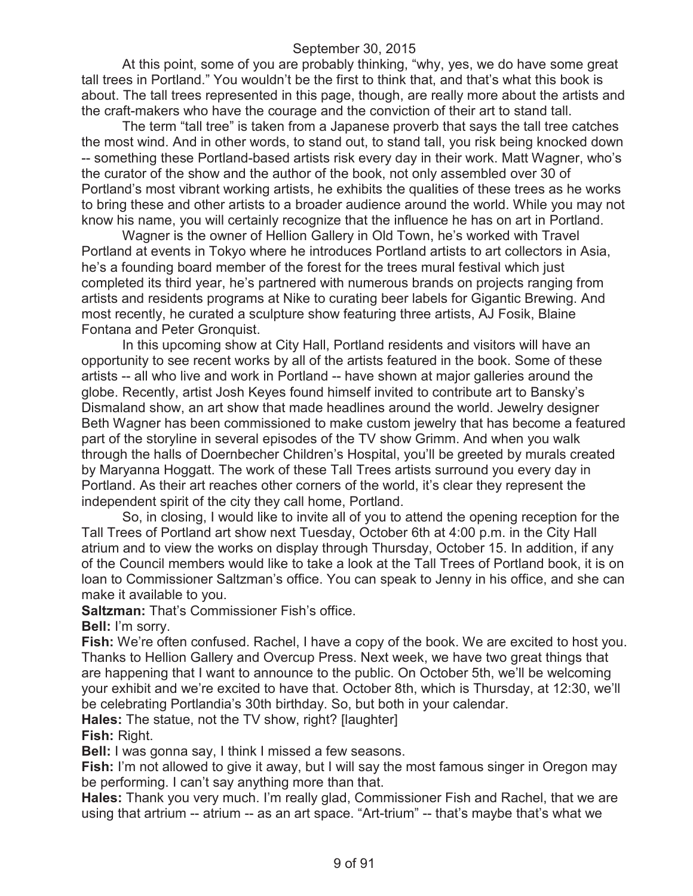September 30, 2015

At this point, some of you are probably thinking, "why, yes, we do have some great tall trees in Portland." You wouldn't be the first to think that, and that's what this book is about. The tall trees represented in this page, though, are really more about the artists and the craft-makers who have the courage and the conviction of their art to stand tall.

The term "tall tree" is taken from a Japanese proverb that says the tall tree catches the most wind. And in other words, to stand out, to stand tall, you risk being knocked down -- something these Portland-based artists risk every day in their work. Matt Wagner, who's the curator of the show and the author of the book, not only assembled over 30 of Portland's most vibrant working artists, he exhibits the qualities of these trees as he works to bring these and other artists to a broader audience around the world. While you may not know his name, you will certainly recognize that the influence he has on art in Portland.

Wagner is the owner of Hellion Gallery in Old Town, he's worked with Travel Portland at events in Tokyo where he introduces Portland artists to art collectors in Asia, he's a founding board member of the forest for the trees mural festival which just completed its third year, he's partnered with numerous brands on projects ranging from artists and residents programs at Nike to curating beer labels for Gigantic Brewing. And most recently, he curated a sculpture show featuring three artists, AJ Fosik, Blaine Fontana and Peter Gronquist.

In this upcoming show at City Hall, Portland residents and visitors will have an opportunity to see recent works by all of the artists featured in the book. Some of these artists -- all who live and work in Portland -- have shown at major galleries around the globe. Recently, artist Josh Keyes found himself invited to contribute art to Bansky's Dismaland show, an art show that made headlines around the world. Jewelry designer Beth Wagner has been commissioned to make custom jewelry that has become a featured part of the storyline in several episodes of the TV show Grimm. And when you walk through the halls of Doernbecher Children's Hospital, you'll be greeted by murals created by Maryanna Hoggatt. The work of these Tall Trees artists surround you every day in Portland. As their art reaches other corners of the world, it's clear they represent the independent spirit of the city they call home, Portland.

So, in closing, I would like to invite all of you to attend the opening reception for the Tall Trees of Portland art show next Tuesday, October 6th at 4:00 p.m. in the City Hall atrium and to view the works on display through Thursday, October 15. In addition, if any of the Council members would like to take a look at the Tall Trees of Portland book, it is on loan to Commissioner Saltzman's office. You can speak to Jenny in his office, and she can make it available to you.

**Saltzman:** That's Commissioner Fish's office.

**Bell:** I'm sorry.

**Fish:** We're often confused. Rachel, I have a copy of the book. We are excited to host you. Thanks to Hellion Gallery and Overcup Press. Next week, we have two great things that are happening that I want to announce to the public. On October 5th, we'll be welcoming your exhibit and we're excited to have that. October 8th, which is Thursday, at 12:30, we'll be celebrating Portlandia's 30th birthday. So, but both in your calendar.

**Hales:** The statue, not the TV show, right? [laughter]

**Fish:** Right.

**Bell:** I was gonna say, I think I missed a few seasons.

**Fish:** I'm not allowed to give it away, but I will say the most famous singer in Oregon may be performing. I can't say anything more than that.

**Hales:** Thank you very much. I'm really glad, Commissioner Fish and Rachel, that we are using that artrium -- atrium -- as an art space. "Art-trium" -- that's maybe that's what we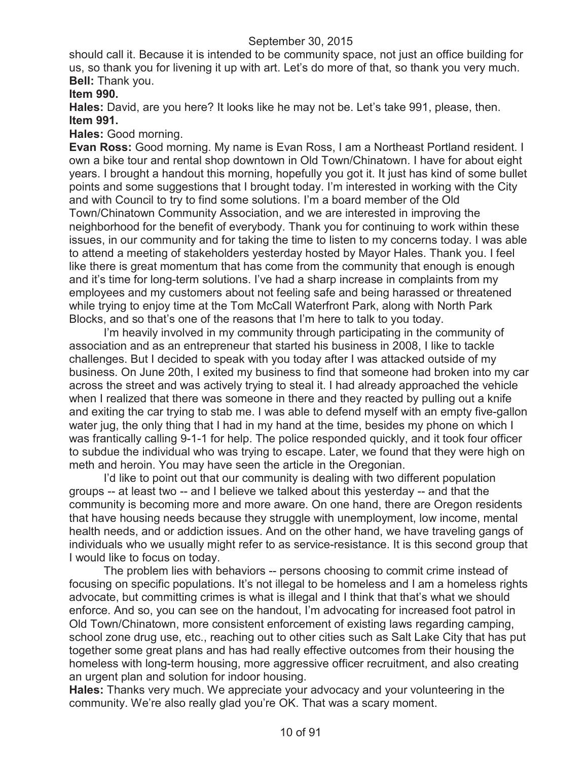should call it. Because it is intended to be community space, not just an office building for us, so thank you for livening it up with art. Let's do more of that, so thank you very much.
**Bell:** Thank you.
**Item 990.**
**Hales:** David, are you here? It looks like he may not be. Let's take 991, please, then.
**Item 991.**
**Hales:** Good morning.
**Evan Ross:** Good morning. My name is Evan Ross, I am a Northeast Portland resident. I own a bike tour and rental shop downtown in Old Town/Chinatown. I have for about eight years. I brought a handout this morning, hopefully you got it. It just has kind of some bullet points and some suggestions that I brought today. I'm interested in working with the City and with Council to try to find some solutions. I'm a board member of the Old Town/Chinatown Community Association, and we are interested in improving the neighborhood for the benefit of everybody. Thank you for continuing to work within these issues, in our community and for taking the time to listen to my concerns today. I was able to attend a meeting of stakeholders yesterday hosted by Mayor Hales. Thank you. I feel like there is great momentum that has come from the community that enough is enough and it's time for long-term solutions. I've had a sharp increase in complaints from my employees and my customers about not feeling safe and being harassed or threatened while trying to enjoy time at the Tom McCall Waterfront Park, along with North Park Blocks, and so that's one of the reasons that I'm here to talk to you today.

I'm heavily involved in my community through participating in the community of association and as an entrepreneur that started his business in 2008, I like to tackle challenges. But I decided to speak with you today after I was attacked outside of my business. On June 20th, I exited my business to find that someone had broken into my car across the street and was actively trying to steal it. I had already approached the vehicle when I realized that there was someone in there and they reacted by pulling out a knife and exiting the car trying to stab me. I was able to defend myself with an empty five-gallon water jug, the only thing that I had in my hand at the time, besides my phone on which I was frantically calling 9-1-1 for help. The police responded quickly, and it took four officer to subdue the individual who was trying to escape. Later, we found that they were high on meth and heroin. You may have seen the article in the Oregonian.

I'd like to point out that our community is dealing with two different population groups -- at least two -- and I believe we talked about this yesterday -- and that the community is becoming more and more aware. On one hand, there are Oregon residents that have housing needs because they struggle with unemployment, low income, mental health needs, and or addiction issues. And on the other hand, we have traveling gangs of individuals who we usually might refer to as service-resistance. It is this second group that I would like to focus on today.

The problem lies with behaviors -- persons choosing to commit crime instead of focusing on specific populations. It's not illegal to be homeless and I am a homeless rights advocate, but committing crimes is what is illegal and I think that that's what we should enforce. And so, you can see on the handout, I'm advocating for increased foot patrol in Old Town/Chinatown, more consistent enforcement of existing laws regarding camping, school zone drug use, etc., reaching out to other cities such as Salt Lake City that has put together some great plans and has had really effective outcomes from their housing the homeless with long-term housing, more aggressive officer recruitment, and also creating an urgent plan and solution for indoor housing.
**Hales:** Thanks very much. We appreciate your advocacy and your volunteering in the community. We're also really glad you're OK. That was a scary moment.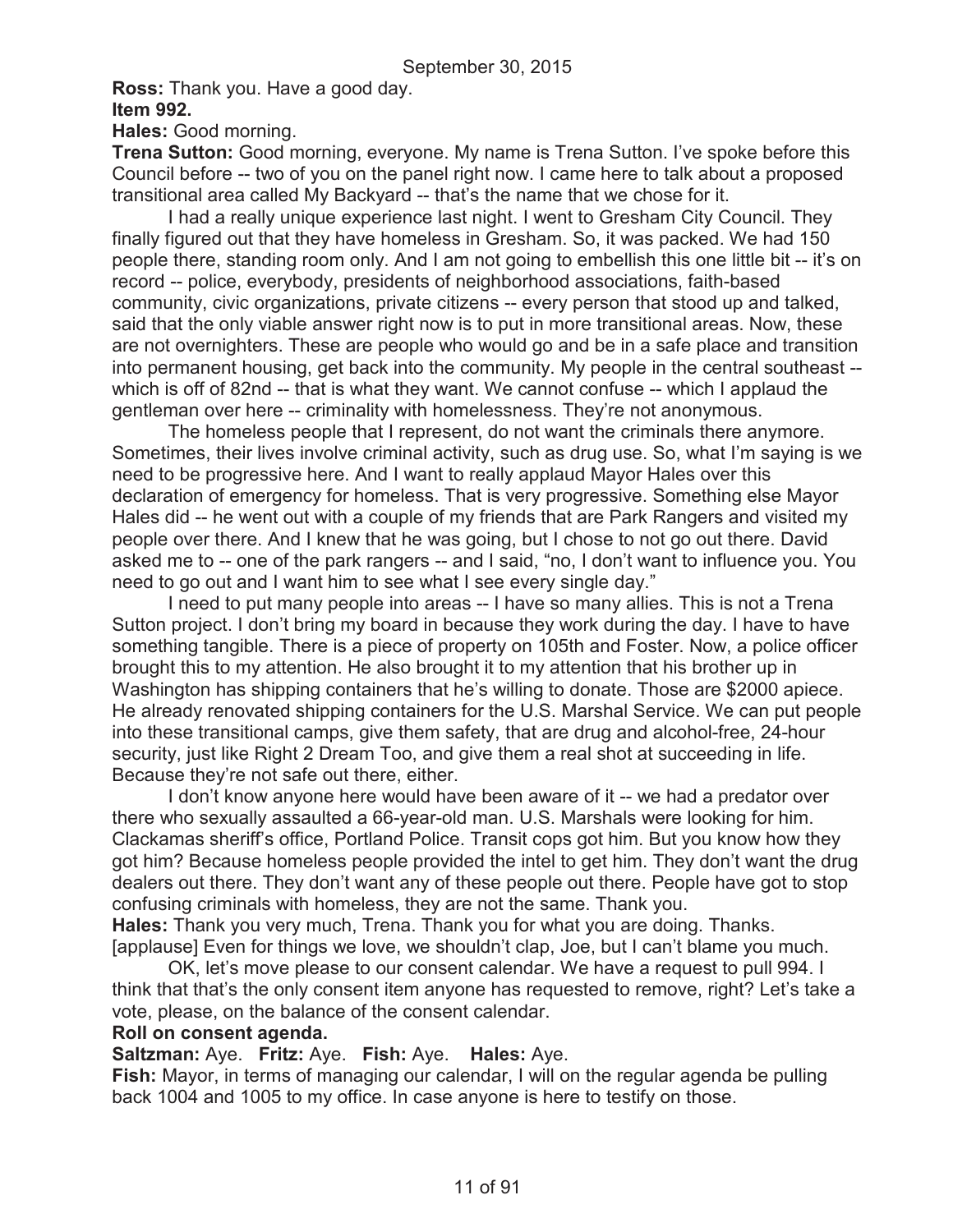**Ross:** Thank you. Have a good day.

**Item 992.**

**Hales:** Good morning.

**Trena Sutton:** Good morning, everyone. My name is Trena Sutton. I've spoke before this Council before -- two of you on the panel right now. I came here to talk about a proposed transitional area called My Backyard -- that's the name that we chose for it.

I had a really unique experience last night. I went to Gresham City Council. They finally figured out that they have homeless in Gresham. So, it was packed. We had 150 people there, standing room only. And I am not going to embellish this one little bit -- it's on record -- police, everybody, presidents of neighborhood associations, faith-based community, civic organizations, private citizens -- every person that stood up and talked, said that the only viable answer right now is to put in more transitional areas. Now, these are not overnighters. These are people who would go and be in a safe place and transition into permanent housing, get back into the community. My people in the central southeast -- which is off of 82nd -- that is what they want. We cannot confuse -- which I applaud the gentleman over here -- criminality with homelessness. They're not anonymous.

The homeless people that I represent, do not want the criminals there anymore. Sometimes, their lives involve criminal activity, such as drug use. So, what I'm saying is we need to be progressive here. And I want to really applaud Mayor Hales over this declaration of emergency for homeless. That is very progressive. Something else Mayor Hales did -- he went out with a couple of my friends that are Park Rangers and visited my people over there. And I knew that he was going, but I chose to not go out there. David asked me to -- one of the park rangers -- and I said, "no, I don't want to influence you. You need to go out and I want him to see what I see every single day."

I need to put many people into areas -- I have so many allies. This is not a Trena Sutton project. I don't bring my board in because they work during the day. I have to have something tangible. There is a piece of property on 105th and Foster. Now, a police officer brought this to my attention. He also brought it to my attention that his brother up in Washington has shipping containers that he's willing to donate. Those are $2000 apiece. He already renovated shipping containers for the U.S. Marshal Service. We can put people into these transitional camps, give them safety, that are drug and alcohol-free, 24-hour security, just like Right 2 Dream Too, and give them a real shot at succeeding in life. Because they're not safe out there, either.

I don't know anyone here would have been aware of it -- we had a predator over there who sexually assaulted a 66-year-old man. U.S. Marshals were looking for him. Clackamas sheriff's office, Portland Police. Transit cops got him. But you know how they got him? Because homeless people provided the intel to get him. They don't want the drug dealers out there. They don't want any of these people out there. People have got to stop confusing criminals with homeless, they are not the same. Thank you.

**Hales:** Thank you very much, Trena. Thank you for what you are doing. Thanks. [applause] Even for things we love, we shouldn't clap, Joe, but I can't blame you much.

OK, let's move please to our consent calendar. We have a request to pull 994. I think that that's the only consent item anyone has requested to remove, right? Let's take a vote, please, on the balance of the consent calendar.

**Roll on consent agenda.**

**Saltzman:** Aye. **Fritz:** Aye. **Fish:** Aye. **Hales:** Aye.

**Fish:** Mayor, in terms of managing our calendar, I will on the regular agenda be pulling back 1004 and 1005 to my office. In case anyone is here to testify on those.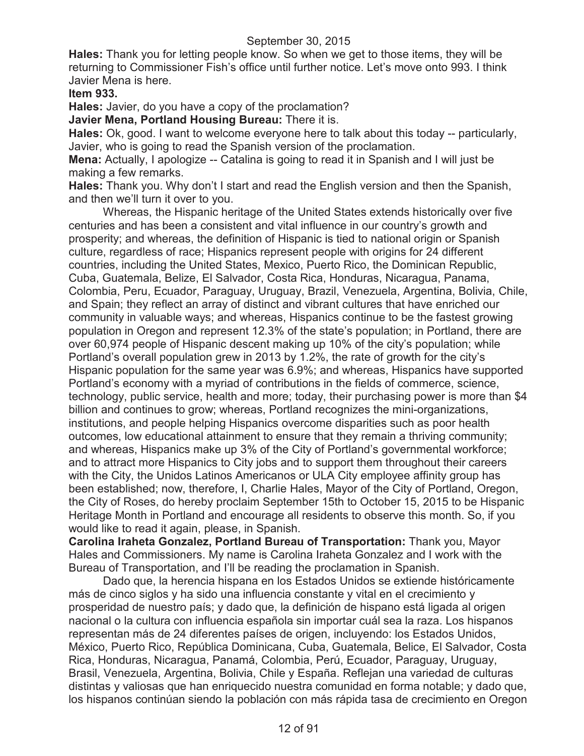**Hales:** Thank you for letting people know. So when we get to those items, they will be returning to Commissioner Fish's office until further notice. Let's move onto 993. I think Javier Mena is here.

**Item 933.**

**Hales:** Javier, do you have a copy of the proclamation?

**Javier Mena, Portland Housing Bureau:** There it is.

**Hales:** Ok, good. I want to welcome everyone here to talk about this today -- particularly, Javier, who is going to read the Spanish version of the proclamation.

**Mena:** Actually, I apologize -- Catalina is going to read it in Spanish and I will just be making a few remarks.

**Hales:** Thank you. Why don't I start and read the English version and then the Spanish, and then we'll turn it over to you.

Whereas, the Hispanic heritage of the United States extends historically over five centuries and has been a consistent and vital influence in our country's growth and prosperity; and whereas, the definition of Hispanic is tied to national origin or Spanish culture, regardless of race; Hispanics represent people with origins for 24 different countries, including the United States, Mexico, Puerto Rico, the Dominican Republic, Cuba, Guatemala, Belize, El Salvador, Costa Rica, Honduras, Nicaragua, Panama, Colombia, Peru, Ecuador, Paraguay, Uruguay, Brazil, Venezuela, Argentina, Bolivia, Chile, and Spain; they reflect an array of distinct and vibrant cultures that have enriched our community in valuable ways; and whereas, Hispanics continue to be the fastest growing population in Oregon and represent 12.3% of the state's population; in Portland, there are over 60,974 people of Hispanic descent making up 10% of the city's population; while Portland's overall population grew in 2013 by 1.2%, the rate of growth for the city's Hispanic population for the same year was 6.9%; and whereas, Hispanics have supported Portland's economy with a myriad of contributions in the fields of commerce, science, technology, public service, health and more; today, their purchasing power is more than $4 billion and continues to grow; whereas, Portland recognizes the mini-organizations, institutions, and people helping Hispanics overcome disparities such as poor health outcomes, low educational attainment to ensure that they remain a thriving community; and whereas, Hispanics make up 3% of the City of Portland's governmental workforce; and to attract more Hispanics to City jobs and to support them throughout their careers with the City, the Unidos Latinos Americanos or ULA City employee affinity group has been established; now, therefore, I, Charlie Hales, Mayor of the City of Portland, Oregon, the City of Roses, do hereby proclaim September 15th to October 15, 2015 to be Hispanic Heritage Month in Portland and encourage all residents to observe this month. So, if you would like to read it again, please, in Spanish.

**Carolina Iraheta Gonzalez, Portland Bureau of Transportation:** Thank you, Mayor Hales and Commissioners. My name is Carolina Iraheta Gonzalez and I work with the Bureau of Transportation, and I'll be reading the proclamation in Spanish.

Dado que, la herencia hispana en los Estados Unidos se extiende históricamente más de cinco siglos y ha sido una influencia constante y vital en el crecimiento y prosperidad de nuestro país; y dado que, la definición de hispano está ligada al origen nacional o la cultura con influencia española sin importar cuál sea la raza. Los hispanos representan más de 24 diferentes países de origen, incluyendo: los Estados Unidos, México, Puerto Rico, República Dominicana, Cuba, Guatemala, Belice, El Salvador, Costa Rica, Honduras, Nicaragua, Panamá, Colombia, Perú, Ecuador, Paraguay, Uruguay, Brasil, Venezuela, Argentina, Bolivia, Chile y España. Reflejan una variedad de culturas distintas y valiosas que han enriquecido nuestra comunidad en forma notable; y dado que, los hispanos continúan siendo la población con más rápida tasa de crecimiento en Oregon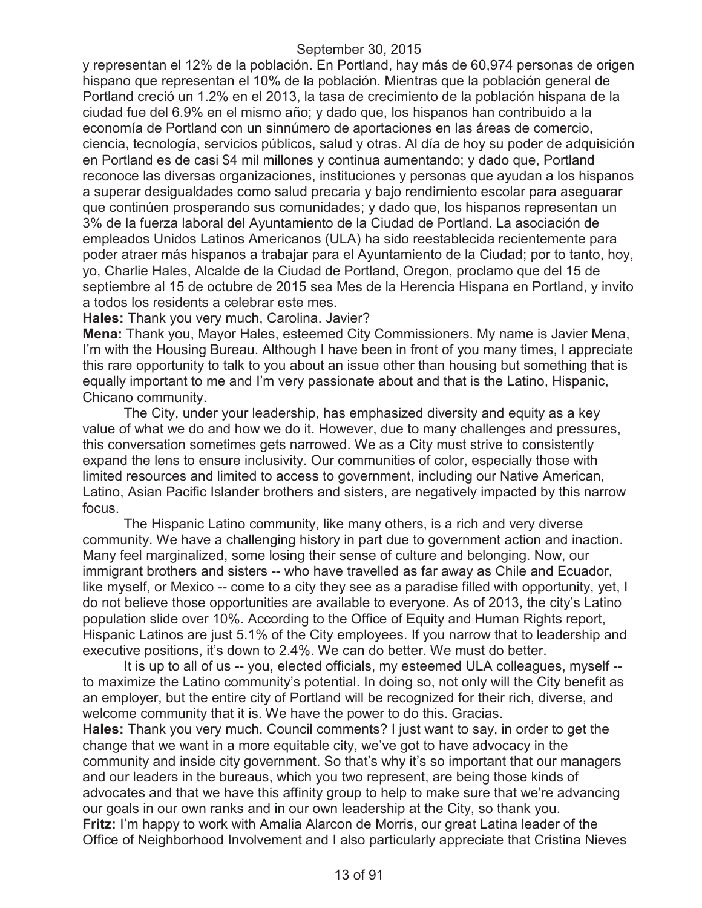y representan el 12% de la población. En Portland, hay más de 60,974 personas de origen hispano que representan el 10% de la población. Mientras que la población general de Portland creció un 1.2% en el 2013, la tasa de crecimiento de la población hispana de la ciudad fue del 6.9% en el mismo año; y dado que, los hispanos han contribuido a la economía de Portland con un sinnúmero de aportaciones en las áreas de comercio, ciencia, tecnología, servicios públicos, salud y otras. Al día de hoy su poder de adquisición en Portland es de casi $4 mil millones y continua aumentando; y dado que, Portland reconoce las diversas organizaciones, instituciones y personas que ayudan a los hispanos a superar desigualdades como salud precaria y bajo rendimiento escolar para aseguarar que continúen prosperando sus comunidades; y dado que, los hispanos representan un 3% de la fuerza laboral del Ayuntamiento de la Ciudad de Portland. La asociación de empleados Unidos Latinos Americanos (ULA) ha sido reestablecida recientemente para poder atraer más hispanos a trabajar para el Ayuntamiento de la Ciudad; por to tanto, hoy, yo, Charlie Hales, Alcalde de la Ciudad de Portland, Oregon, proclamo que del 15 de septiembre al 15 de octubre de 2015 sea Mes de la Herencia Hispana en Portland, y invito a todos los residents a celebrar este mes.

**Hales:** Thank you very much, Carolina. Javier?

**Mena:** Thank you, Mayor Hales, esteemed City Commissioners. My name is Javier Mena, I'm with the Housing Bureau. Although I have been in front of you many times, I appreciate this rare opportunity to talk to you about an issue other than housing but something that is equally important to me and I'm very passionate about and that is the Latino, Hispanic, Chicano community.

The City, under your leadership, has emphasized diversity and equity as a key value of what we do and how we do it. However, due to many challenges and pressures, this conversation sometimes gets narrowed. We as a City must strive to consistently expand the lens to ensure inclusivity. Our communities of color, especially those with limited resources and limited to access to government, including our Native American, Latino, Asian Pacific Islander brothers and sisters, are negatively impacted by this narrow focus.

The Hispanic Latino community, like many others, is a rich and very diverse community. We have a challenging history in part due to government action and inaction. Many feel marginalized, some losing their sense of culture and belonging. Now, our immigrant brothers and sisters -- who have travelled as far away as Chile and Ecuador, like myself, or Mexico -- come to a city they see as a paradise filled with opportunity, yet, I do not believe those opportunities are available to everyone. As of 2013, the city's Latino population slide over 10%. According to the Office of Equity and Human Rights report, Hispanic Latinos are just 5.1% of the City employees. If you narrow that to leadership and executive positions, it's down to 2.4%. We can do better. We must do better.

It is up to all of us -- you, elected officials, my esteemed ULA colleagues, myself -- to maximize the Latino community's potential. In doing so, not only will the City benefit as an employer, but the entire city of Portland will be recognized for their rich, diverse, and welcome community that it is. We have the power to do this. Gracias.

**Hales:** Thank you very much. Council comments? I just want to say, in order to get the change that we want in a more equitable city, we've got to have advocacy in the community and inside city government. So that's why it's so important that our managers and our leaders in the bureaus, which you two represent, are being those kinds of advocates and that we have this affinity group to help to make sure that we're advancing our goals in our own ranks and in our own leadership at the City, so thank you.

**Fritz:** I'm happy to work with Amalia Alarcon de Morris, our great Latina leader of the Office of Neighborhood Involvement and I also particularly appreciate that Cristina Nieves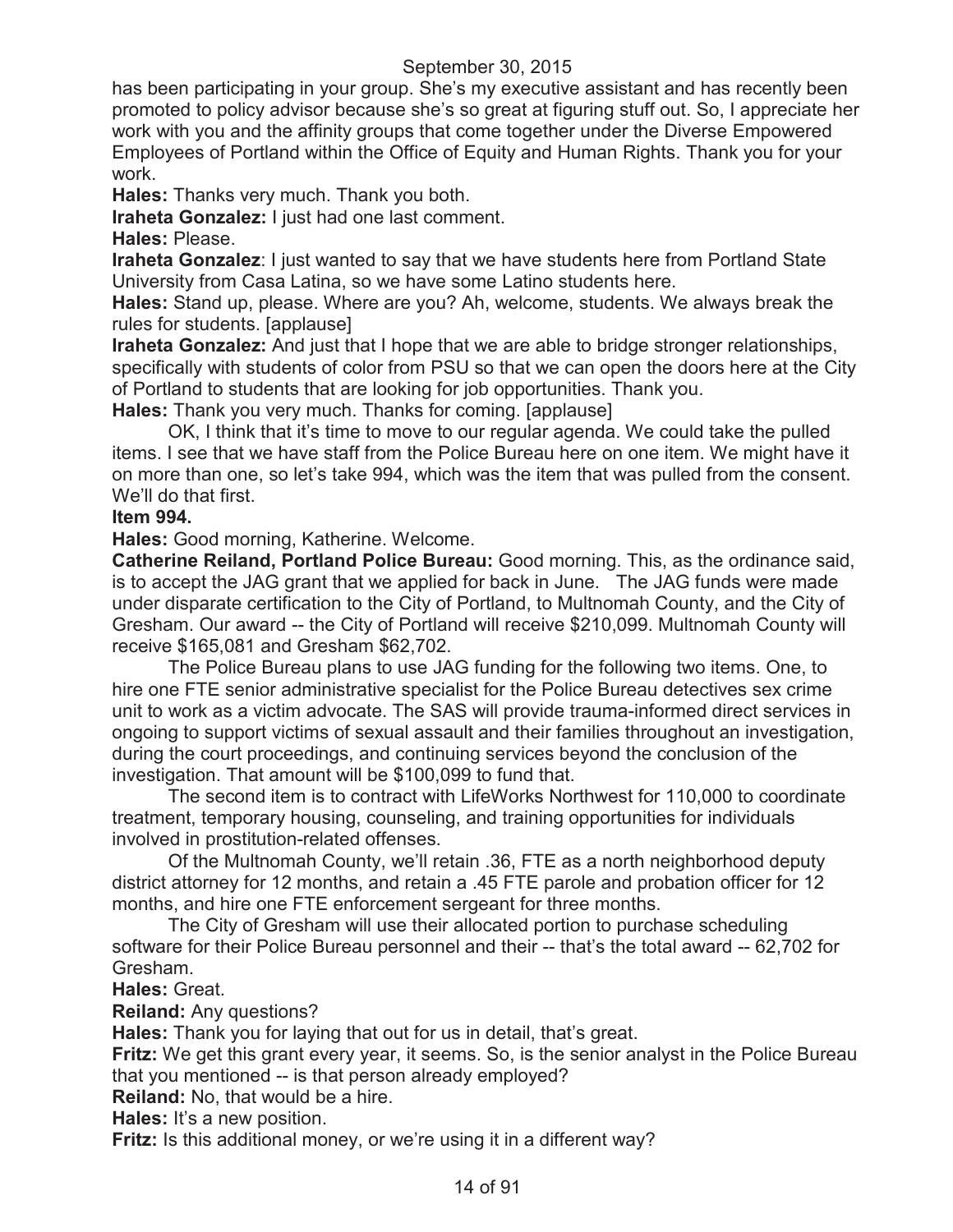has been participating in your group. She's my executive assistant and has recently been promoted to policy advisor because she's so great at figuring stuff out. So, I appreciate her work with you and the affinity groups that come together under the Diverse Empowered Employees of Portland within the Office of Equity and Human Rights. Thank you for your work.

**Hales:** Thanks very much. Thank you both.

**Iraheta Gonzalez:** I just had one last comment.

**Hales:** Please.

**Iraheta Gonzalez**: I just wanted to say that we have students here from Portland State University from Casa Latina, so we have some Latino students here.

**Hales:** Stand up, please. Where are you? Ah, welcome, students. We always break the rules for students. [applause]

**Iraheta Gonzalez:** And just that I hope that we are able to bridge stronger relationships, specifically with students of color from PSU so that we can open the doors here at the City of Portland to students that are looking for job opportunities. Thank you.

**Hales:** Thank you very much. Thanks for coming. [applause]

OK, I think that it's time to move to our regular agenda. We could take the pulled items. I see that we have staff from the Police Bureau here on one item. We might have it on more than one, so let's take 994, which was the item that was pulled from the consent. We'll do that first.

**Item 994.**

**Hales:** Good morning, Katherine. Welcome.

**Catherine Reiland, Portland Police Bureau:** Good morning. This, as the ordinance said, is to accept the JAG grant that we applied for back in June. The JAG funds were made under disparate certification to the City of Portland, to Multnomah County, and the City of Gresham. Our award -- the City of Portland will receive $210,099. Multnomah County will receive $165,081 and Gresham $62,702.

The Police Bureau plans to use JAG funding for the following two items. One, to hire one FTE senior administrative specialist for the Police Bureau detectives sex crime unit to work as a victim advocate. The SAS will provide trauma-informed direct services in ongoing to support victims of sexual assault and their families throughout an investigation, during the court proceedings, and continuing services beyond the conclusion of the investigation. That amount will be $100,099 to fund that.

The second item is to contract with LifeWorks Northwest for 110,000 to coordinate treatment, temporary housing, counseling, and training opportunities for individuals involved in prostitution-related offenses.

Of the Multnomah County, we'll retain .36, FTE as a north neighborhood deputy district attorney for 12 months, and retain a .45 FTE parole and probation officer for 12 months, and hire one FTE enforcement sergeant for three months.

The City of Gresham will use their allocated portion to purchase scheduling software for their Police Bureau personnel and their -- that's the total award -- 62,702 for Gresham.

**Hales:** Great.

**Reiland:** Any questions?

**Hales:** Thank you for laying that out for us in detail, that's great.

**Fritz:** We get this grant every year, it seems. So, is the senior analyst in the Police Bureau that you mentioned -- is that person already employed?

**Reiland:** No, that would be a hire.

**Hales:** It's a new position.

**Fritz:** Is this additional money, or we're using it in a different way?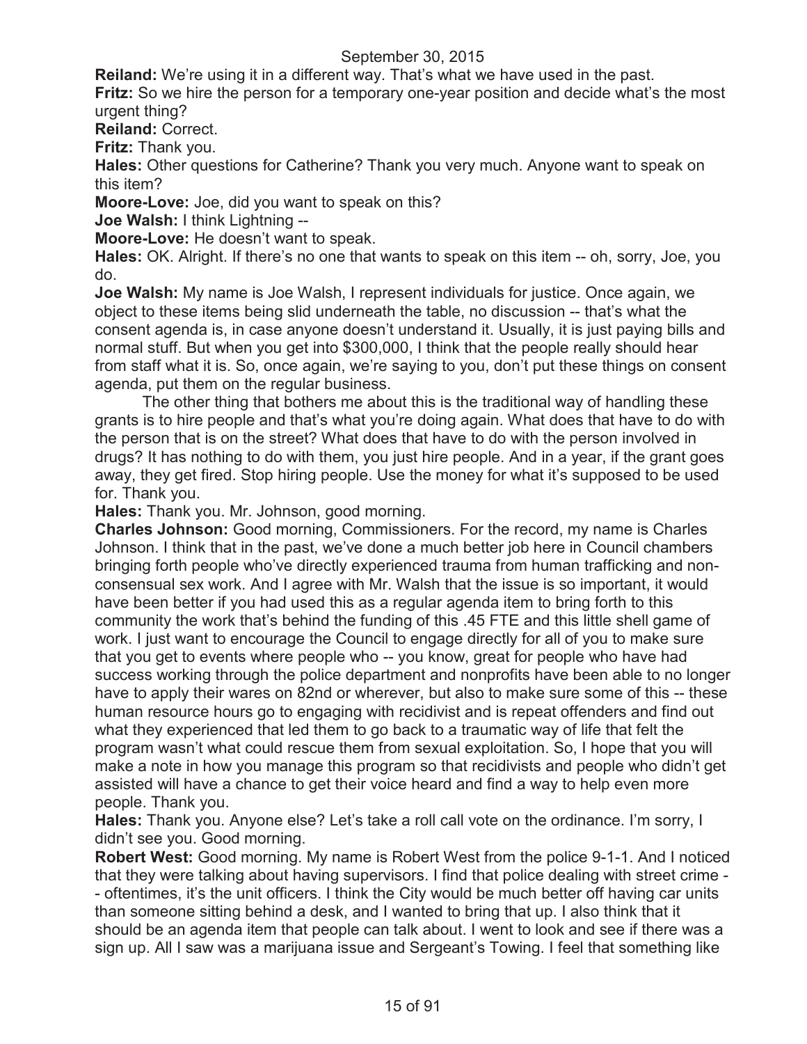**Reiland:** We're using it in a different way. That's what we have used in the past.

**Fritz:** So we hire the person for a temporary one-year position and decide what's the most urgent thing?

**Reiland:** Correct.

**Fritz:** Thank you.

**Hales:** Other questions for Catherine? Thank you very much. Anyone want to speak on this item?

**Moore-Love:** Joe, did you want to speak on this?

**Joe Walsh:** I think Lightning --

**Moore-Love:** He doesn't want to speak.

**Hales:** OK. Alright. If there's no one that wants to speak on this item -- oh, sorry, Joe, you do.

**Joe Walsh:** My name is Joe Walsh, I represent individuals for justice. Once again, we object to these items being slid underneath the table, no discussion -- that's what the consent agenda is, in case anyone doesn't understand it. Usually, it is just paying bills and normal stuff. But when you get into $300,000, I think that the people really should hear from staff what it is. So, once again, we're saying to you, don't put these things on consent agenda, put them on the regular business.

The other thing that bothers me about this is the traditional way of handling these grants is to hire people and that's what you're doing again. What does that have to do with the person that is on the street? What does that have to do with the person involved in drugs? It has nothing to do with them, you just hire people. And in a year, if the grant goes away, they get fired. Stop hiring people. Use the money for what it's supposed to be used for. Thank you.

**Hales:** Thank you. Mr. Johnson, good morning.

**Charles Johnson:** Good morning, Commissioners. For the record, my name is Charles Johnson. I think that in the past, we've done a much better job here in Council chambers bringing forth people who've directly experienced trauma from human trafficking and non-consensual sex work. And I agree with Mr. Walsh that the issue is so important, it would have been better if you had used this as a regular agenda item to bring forth to this community the work that's behind the funding of this .45 FTE and this little shell game of work. I just want to encourage the Council to engage directly for all of you to make sure that you get to events where people who -- you know, great for people who have had success working through the police department and nonprofits have been able to no longer have to apply their wares on 82nd or wherever, but also to make sure some of this -- these human resource hours go to engaging with recidivist and is repeat offenders and find out what they experienced that led them to go back to a traumatic way of life that felt the program wasn't what could rescue them from sexual exploitation. So, I hope that you will make a note in how you manage this program so that recidivists and people who didn't get assisted will have a chance to get their voice heard and find a way to help even more people. Thank you.

**Hales:** Thank you. Anyone else? Let's take a roll call vote on the ordinance. I'm sorry, I didn't see you. Good morning.

**Robert West:** Good morning. My name is Robert West from the police 9-1-1. And I noticed that they were talking about having supervisors. I find that police dealing with street crime -- oftentimes, it's the unit officers. I think the City would be much better off having car units than someone sitting behind a desk, and I wanted to bring that up. I also think that it should be an agenda item that people can talk about. I went to look and see if there was a sign up. All I saw was a marijuana issue and Sergeant's Towing. I feel that something like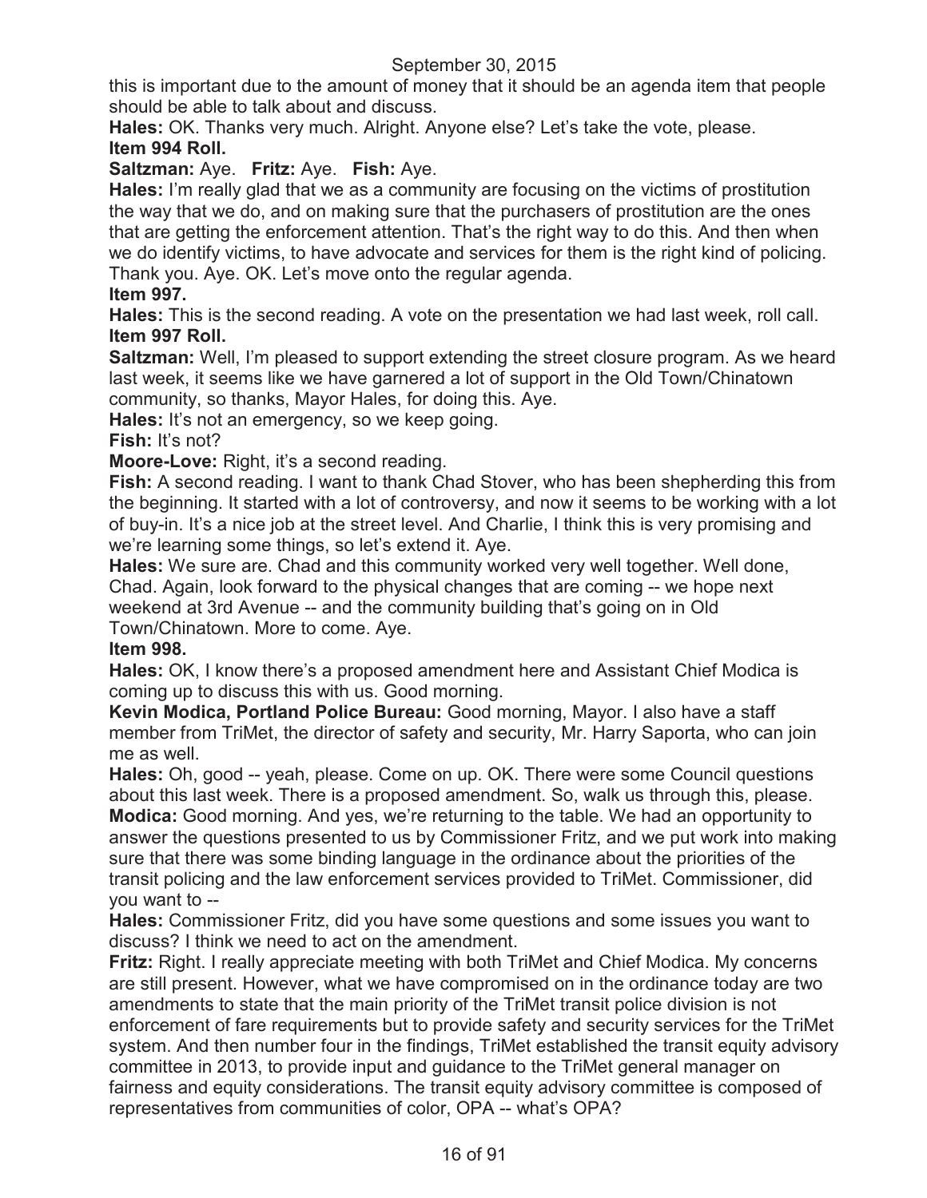this is important due to the amount of money that it should be an agenda item that people should be able to talk about and discuss.

**Hales:** OK. Thanks very much. Alright. Anyone else? Let's take the vote, please.

**Item 994 Roll.**

**Saltzman:** Aye. **Fritz:** Aye. **Fish:** Aye.

**Hales:** I'm really glad that we as a community are focusing on the victims of prostitution the way that we do, and on making sure that the purchasers of prostitution are the ones that are getting the enforcement attention. That's the right way to do this. And then when we do identify victims, to have advocate and services for them is the right kind of policing. Thank you. Aye. OK. Let's move onto the regular agenda.

**Item 997.**

**Hales:** This is the second reading. A vote on the presentation we had last week, roll call.

**Item 997 Roll.**

**Saltzman:** Well, I'm pleased to support extending the street closure program. As we heard last week, it seems like we have garnered a lot of support in the Old Town/Chinatown community, so thanks, Mayor Hales, for doing this. Aye.

**Hales:** It's not an emergency, so we keep going.

**Fish:** It's not?

**Moore-Love:** Right, it's a second reading.

**Fish:** A second reading. I want to thank Chad Stover, who has been shepherding this from the beginning. It started with a lot of controversy, and now it seems to be working with a lot of buy-in. It's a nice job at the street level. And Charlie, I think this is very promising and we're learning some things, so let's extend it. Aye.

**Hales:** We sure are. Chad and this community worked very well together. Well done, Chad. Again, look forward to the physical changes that are coming -- we hope next weekend at 3rd Avenue -- and the community building that's going on in Old Town/Chinatown. More to come. Aye.

**Item 998.**

**Hales:** OK, I know there's a proposed amendment here and Assistant Chief Modica is coming up to discuss this with us. Good morning.

**Kevin Modica, Portland Police Bureau:** Good morning, Mayor. I also have a staff member from TriMet, the director of safety and security, Mr. Harry Saporta, who can join me as well.

**Hales:** Oh, good -- yeah, please. Come on up. OK. There were some Council questions about this last week. There is a proposed amendment. So, walk us through this, please.

**Modica:** Good morning. And yes, we're returning to the table. We had an opportunity to answer the questions presented to us by Commissioner Fritz, and we put work into making sure that there was some binding language in the ordinance about the priorities of the transit policing and the law enforcement services provided to TriMet. Commissioner, did you want to --

**Hales:** Commissioner Fritz, did you have some questions and some issues you want to discuss? I think we need to act on the amendment.

**Fritz:** Right. I really appreciate meeting with both TriMet and Chief Modica. My concerns are still present. However, what we have compromised on in the ordinance today are two amendments to state that the main priority of the TriMet transit police division is not enforcement of fare requirements but to provide safety and security services for the TriMet system. And then number four in the findings, TriMet established the transit equity advisory committee in 2013, to provide input and guidance to the TriMet general manager on fairness and equity considerations. The transit equity advisory committee is composed of representatives from communities of color, OPA -- what's OPA?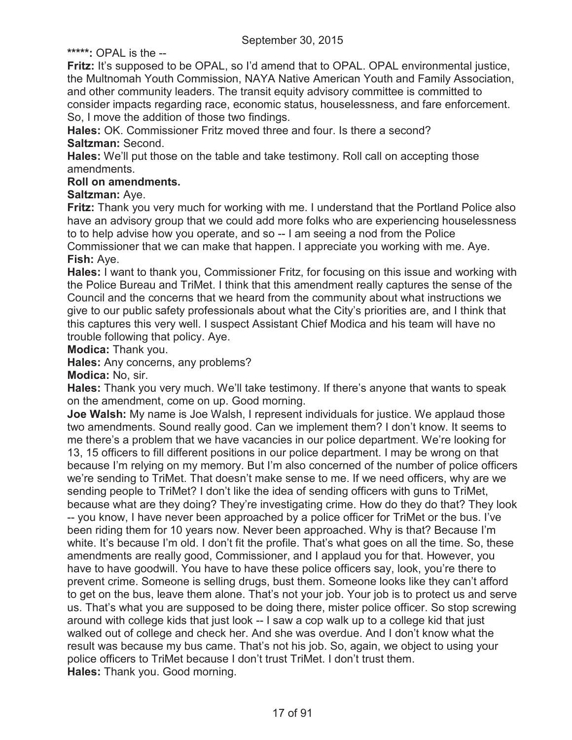**\*\*\*\*\*:** OPAL is the --

**Fritz:** It's supposed to be OPAL, so I'd amend that to OPAL. OPAL environmental justice, the Multnomah Youth Commission, NAYA Native American Youth and Family Association, and other community leaders. The transit equity advisory committee is committed to consider impacts regarding race, economic status, houselessness, and fare enforcement. So, I move the addition of those two findings.

**Hales:** OK. Commissioner Fritz moved three and four. Is there a second?

**Saltzman:** Second.

**Hales:** We'll put those on the table and take testimony. Roll call on accepting those amendments.

**Roll on amendments.**

**Saltzman:** Aye.

**Fritz:** Thank you very much for working with me. I understand that the Portland Police also have an advisory group that we could add more folks who are experiencing houselessness to to help advise how you operate, and so -- I am seeing a nod from the Police Commissioner that we can make that happen. I appreciate you working with me. Aye.

**Fish:** Aye.

**Hales:** I want to thank you, Commissioner Fritz, for focusing on this issue and working with the Police Bureau and TriMet. I think that this amendment really captures the sense of the Council and the concerns that we heard from the community about what instructions we give to our public safety professionals about what the City's priorities are, and I think that this captures this very well. I suspect Assistant Chief Modica and his team will have no trouble following that policy. Aye.

**Modica:** Thank you.

**Hales:** Any concerns, any problems?

**Modica:** No, sir.

**Hales:** Thank you very much. We'll take testimony. If there's anyone that wants to speak on the amendment, come on up. Good morning.

**Joe Walsh:** My name is Joe Walsh, I represent individuals for justice. We applaud those two amendments. Sound really good. Can we implement them? I don't know. It seems to me there's a problem that we have vacancies in our police department. We're looking for 13, 15 officers to fill different positions in our police department. I may be wrong on that because I'm relying on my memory. But I'm also concerned of the number of police officers we're sending to TriMet. That doesn't make sense to me. If we need officers, why are we sending people to TriMet? I don't like the idea of sending officers with guns to TriMet, because what are they doing? They're investigating crime. How do they do that? They look -- you know, I have never been approached by a police officer for TriMet or the bus. I've been riding them for 10 years now. Never been approached. Why is that? Because I'm white. It's because I'm old. I don't fit the profile. That's what goes on all the time. So, these amendments are really good, Commissioner, and I applaud you for that. However, you have to have goodwill. You have to have these police officers say, look, you're there to prevent crime. Someone is selling drugs, bust them. Someone looks like they can't afford to get on the bus, leave them alone. That's not your job. Your job is to protect us and serve us. That's what you are supposed to be doing there, mister police officer. So stop screwing around with college kids that just look -- I saw a cop walk up to a college kid that just walked out of college and check her. And she was overdue. And I don't know what the result was because my bus came. That's not his job. So, again, we object to using your police officers to TriMet because I don't trust TriMet. I don't trust them.

**Hales:** Thank you. Good morning.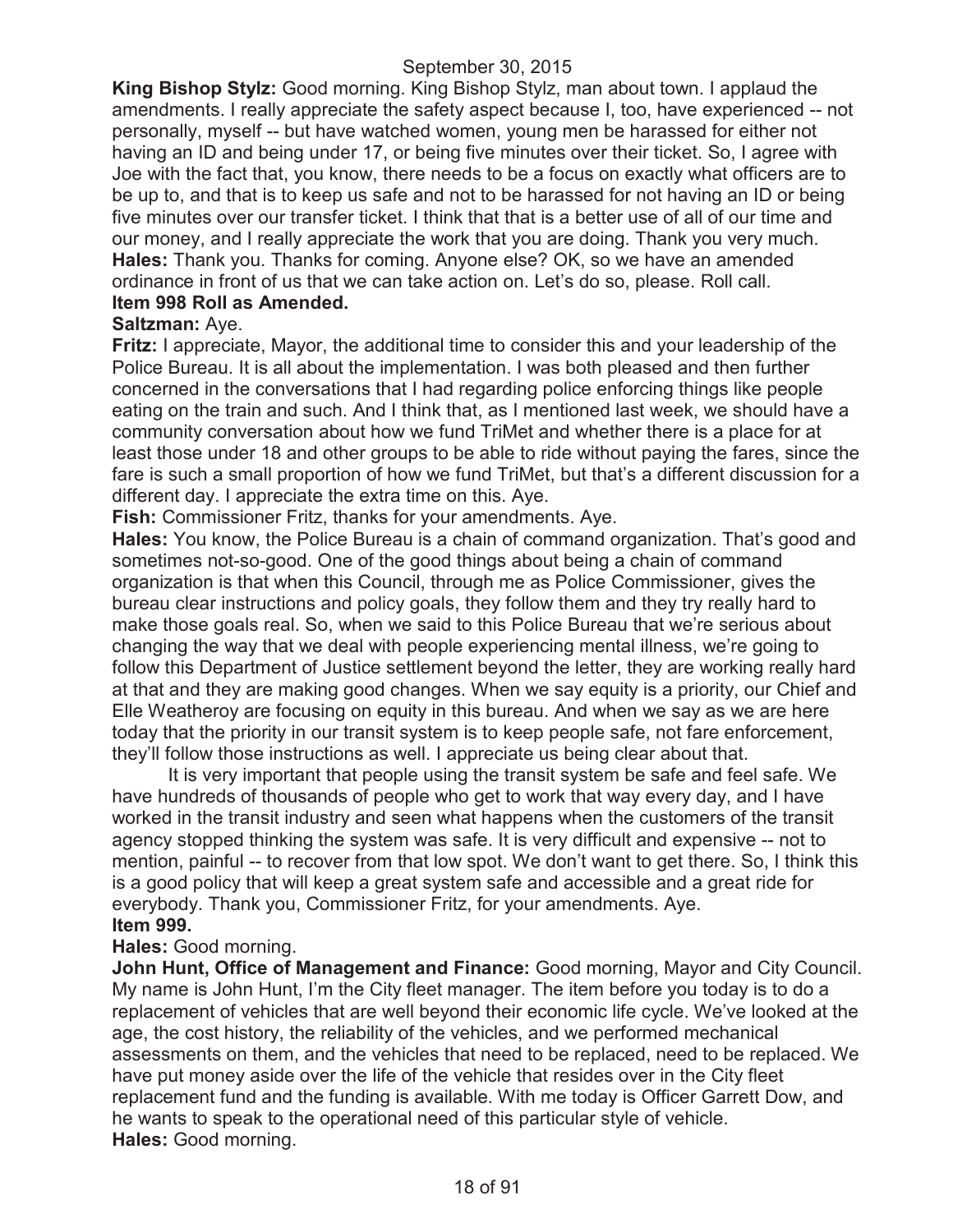September 30, 2015

**King Bishop Stylz:** Good morning. King Bishop Stylz, man about town. I applaud the amendments. I really appreciate the safety aspect because I, too, have experienced -- not personally, myself -- but have watched women, young men be harassed for either not having an ID and being under 17, or being five minutes over their ticket. So, I agree with Joe with the fact that, you know, there needs to be a focus on exactly what officers are to be up to, and that is to keep us safe and not to be harassed for not having an ID or being five minutes over our transfer ticket. I think that that is a better use of all of our time and our money, and I really appreciate the work that you are doing. Thank you very much.

**Hales:** Thank you. Thanks for coming. Anyone else? OK, so we have an amended ordinance in front of us that we can take action on. Let's do so, please. Roll call.

**Item 998 Roll as Amended.**

**Saltzman:** Aye.

**Fritz:** I appreciate, Mayor, the additional time to consider this and your leadership of the Police Bureau. It is all about the implementation. I was both pleased and then further concerned in the conversations that I had regarding police enforcing things like people eating on the train and such. And I think that, as I mentioned last week, we should have a community conversation about how we fund TriMet and whether there is a place for at least those under 18 and other groups to be able to ride without paying the fares, since the fare is such a small proportion of how we fund TriMet, but that's a different discussion for a different day. I appreciate the extra time on this. Aye.

**Fish:** Commissioner Fritz, thanks for your amendments. Aye.

**Hales:** You know, the Police Bureau is a chain of command organization. That's good and sometimes not-so-good. One of the good things about being a chain of command organization is that when this Council, through me as Police Commissioner, gives the bureau clear instructions and policy goals, they follow them and they try really hard to make those goals real. So, when we said to this Police Bureau that we're serious about changing the way that we deal with people experiencing mental illness, we're going to follow this Department of Justice settlement beyond the letter, they are working really hard at that and they are making good changes. When we say equity is a priority, our Chief and Elle Weatheroy are focusing on equity in this bureau. And when we say as we are here today that the priority in our transit system is to keep people safe, not fare enforcement, they'll follow those instructions as well. I appreciate us being clear about that.

It is very important that people using the transit system be safe and feel safe. We have hundreds of thousands of people who get to work that way every day, and I have worked in the transit industry and seen what happens when the customers of the transit agency stopped thinking the system was safe. It is very difficult and expensive -- not to mention, painful -- to recover from that low spot. We don't want to get there. So, I think this is a good policy that will keep a great system safe and accessible and a great ride for everybody. Thank you, Commissioner Fritz, for your amendments. Aye.

**Item 999.**

**Hales:** Good morning.

**John Hunt, Office of Management and Finance:** Good morning, Mayor and City Council. My name is John Hunt, I'm the City fleet manager. The item before you today is to do a replacement of vehicles that are well beyond their economic life cycle. We've looked at the age, the cost history, the reliability of the vehicles, and we performed mechanical assessments on them, and the vehicles that need to be replaced, need to be replaced. We have put money aside over the life of the vehicle that resides over in the City fleet replacement fund and the funding is available. With me today is Officer Garrett Dow, and he wants to speak to the operational need of this particular style of vehicle.

**Hales:** Good morning.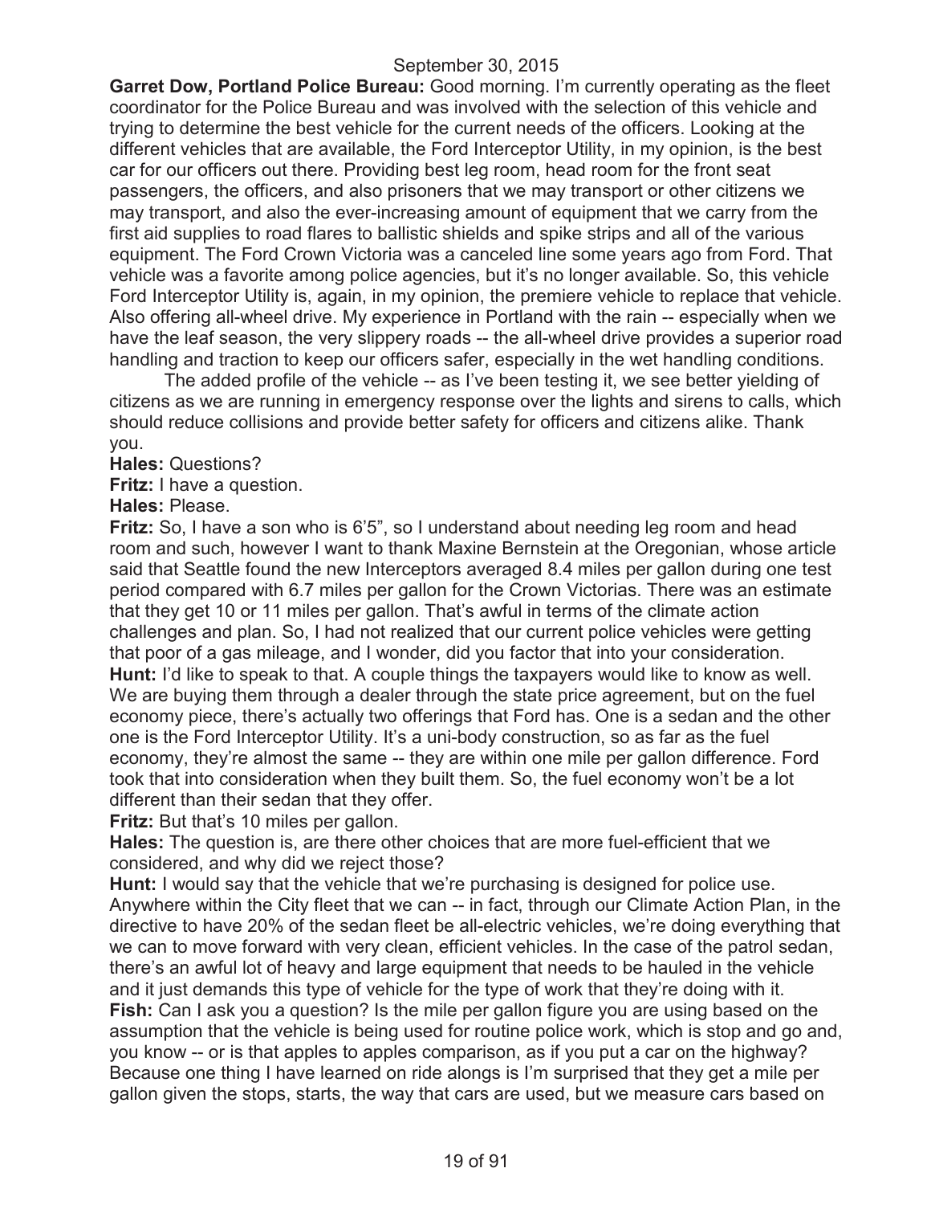September 30, 2015

**Garret Dow, Portland Police Bureau:** Good morning. I'm currently operating as the fleet coordinator for the Police Bureau and was involved with the selection of this vehicle and trying to determine the best vehicle for the current needs of the officers. Looking at the different vehicles that are available, the Ford Interceptor Utility, in my opinion, is the best car for our officers out there. Providing best leg room, head room for the front seat passengers, the officers, and also prisoners that we may transport or other citizens we may transport, and also the ever-increasing amount of equipment that we carry from the first aid supplies to road flares to ballistic shields and spike strips and all of the various equipment. The Ford Crown Victoria was a canceled line some years ago from Ford. That vehicle was a favorite among police agencies, but it's no longer available. So, this vehicle Ford Interceptor Utility is, again, in my opinion, the premiere vehicle to replace that vehicle. Also offering all-wheel drive. My experience in Portland with the rain -- especially when we have the leaf season, the very slippery roads -- the all-wheel drive provides a superior road handling and traction to keep our officers safer, especially in the wet handling conditions.

The added profile of the vehicle -- as I've been testing it, we see better yielding of citizens as we are running in emergency response over the lights and sirens to calls, which should reduce collisions and provide better safety for officers and citizens alike. Thank you.

**Hales:** Questions?

**Fritz:** I have a question.

**Hales:** Please.

**Fritz:** So, I have a son who is 6'5", so I understand about needing leg room and head room and such, however I want to thank Maxine Bernstein at the Oregonian, whose article said that Seattle found the new Interceptors averaged 8.4 miles per gallon during one test period compared with 6.7 miles per gallon for the Crown Victorias. There was an estimate that they get 10 or 11 miles per gallon. That's awful in terms of the climate action challenges and plan. So, I had not realized that our current police vehicles were getting that poor of a gas mileage, and I wonder, did you factor that into your consideration.

**Hunt:** I'd like to speak to that. A couple things the taxpayers would like to know as well. We are buying them through a dealer through the state price agreement, but on the fuel economy piece, there's actually two offerings that Ford has. One is a sedan and the other one is the Ford Interceptor Utility. It's a uni-body construction, so as far as the fuel economy, they're almost the same -- they are within one mile per gallon difference. Ford took that into consideration when they built them. So, the fuel economy won't be a lot different than their sedan that they offer.

**Fritz:** But that's 10 miles per gallon.

**Hales:** The question is, are there other choices that are more fuel-efficient that we considered, and why did we reject those?

**Hunt:** I would say that the vehicle that we're purchasing is designed for police use. Anywhere within the City fleet that we can -- in fact, through our Climate Action Plan, in the directive to have 20% of the sedan fleet be all-electric vehicles, we're doing everything that we can to move forward with very clean, efficient vehicles. In the case of the patrol sedan, there's an awful lot of heavy and large equipment that needs to be hauled in the vehicle and it just demands this type of vehicle for the type of work that they're doing with it.

**Fish:** Can I ask you a question? Is the mile per gallon figure you are using based on the assumption that the vehicle is being used for routine police work, which is stop and go and, you know -- or is that apples to apples comparison, as if you put a car on the highway? Because one thing I have learned on ride alongs is I'm surprised that they get a mile per gallon given the stops, starts, the way that cars are used, but we measure cars based on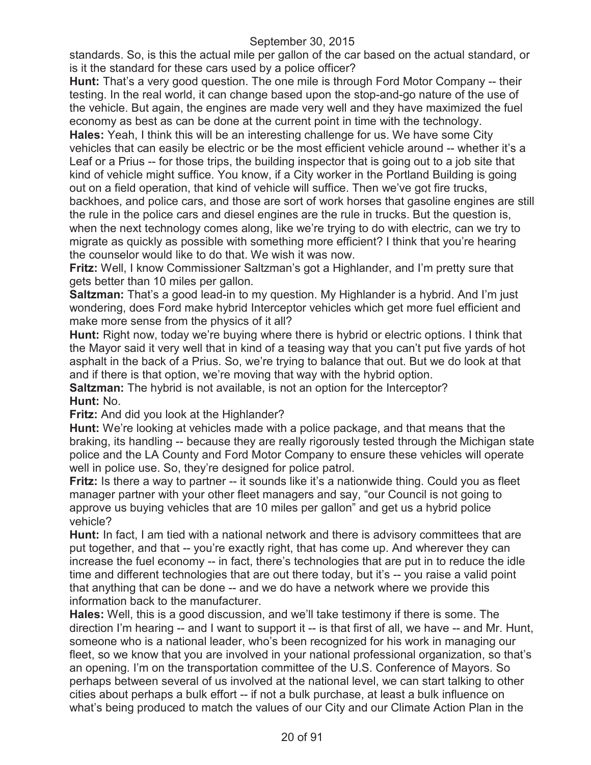standards. So, is this the actual mile per gallon of the car based on the actual standard, or is it the standard for these cars used by a police officer?

**Hunt:** That's a very good question. The one mile is through Ford Motor Company -- their testing. In the real world, it can change based upon the stop-and-go nature of the use of the vehicle. But again, the engines are made very well and they have maximized the fuel economy as best as can be done at the current point in time with the technology.

**Hales:** Yeah, I think this will be an interesting challenge for us. We have some City vehicles that can easily be electric or be the most efficient vehicle around -- whether it's a Leaf or a Prius -- for those trips, the building inspector that is going out to a job site that kind of vehicle might suffice. You know, if a City worker in the Portland Building is going out on a field operation, that kind of vehicle will suffice. Then we've got fire trucks, backhoes, and police cars, and those are sort of work horses that gasoline engines are still the rule in the police cars and diesel engines are the rule in trucks. But the question is, when the next technology comes along, like we're trying to do with electric, can we try to migrate as quickly as possible with something more efficient? I think that you're hearing the counselor would like to do that. We wish it was now.

**Fritz:** Well, I know Commissioner Saltzman's got a Highlander, and I'm pretty sure that gets better than 10 miles per gallon.

**Saltzman:** That's a good lead-in to my question. My Highlander is a hybrid. And I'm just wondering, does Ford make hybrid Interceptor vehicles which get more fuel efficient and make more sense from the physics of it all?

**Hunt:** Right now, today we're buying where there is hybrid or electric options. I think that the Mayor said it very well that in kind of a teasing way that you can't put five yards of hot asphalt in the back of a Prius. So, we're trying to balance that out. But we do look at that and if there is that option, we're moving that way with the hybrid option.

**Saltzman:** The hybrid is not available, is not an option for the Interceptor?

**Hunt:** No.

**Fritz:** And did you look at the Highlander?

**Hunt:** We're looking at vehicles made with a police package, and that means that the braking, its handling -- because they are really rigorously tested through the Michigan state police and the LA County and Ford Motor Company to ensure these vehicles will operate well in police use. So, they're designed for police patrol.

**Fritz:** Is there a way to partner -- it sounds like it's a nationwide thing. Could you as fleet manager partner with your other fleet managers and say, "our Council is not going to approve us buying vehicles that are 10 miles per gallon" and get us a hybrid police vehicle?

**Hunt:** In fact, I am tied with a national network and there is advisory committees that are put together, and that -- you're exactly right, that has come up. And wherever they can increase the fuel economy -- in fact, there's technologies that are put in to reduce the idle time and different technologies that are out there today, but it's -- you raise a valid point that anything that can be done -- and we do have a network where we provide this information back to the manufacturer.

**Hales:** Well, this is a good discussion, and we'll take testimony if there is some. The direction I'm hearing -- and I want to support it -- is that first of all, we have -- and Mr. Hunt, someone who is a national leader, who's been recognized for his work in managing our fleet, so we know that you are involved in your national professional organization, so that's an opening. I'm on the transportation committee of the U.S. Conference of Mayors. So perhaps between several of us involved at the national level, we can start talking to other cities about perhaps a bulk effort -- if not a bulk purchase, at least a bulk influence on what's being produced to match the values of our City and our Climate Action Plan in the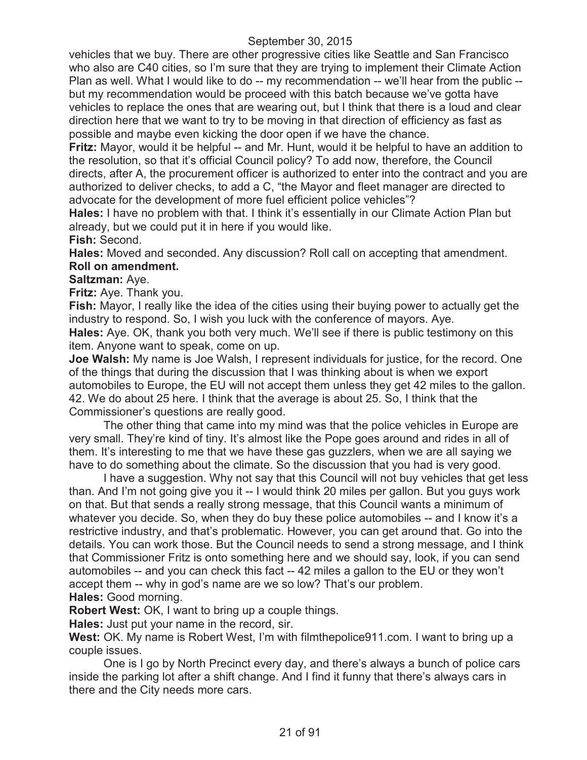vehicles that we buy. There are other progressive cities like Seattle and San Francisco who also are C40 cities, so I'm sure that they are trying to implement their Climate Action Plan as well. What I would like to do -- my recommendation -- we'll hear from the public -- but my recommendation would be proceed with this batch because we've gotta have vehicles to replace the ones that are wearing out, but I think that there is a loud and clear direction here that we want to try to be moving in that direction of efficiency as fast as possible and maybe even kicking the door open if we have the chance.

**Fritz:** Mayor, would it be helpful -- and Mr. Hunt, would it be helpful to have an addition to the resolution, so that it's official Council policy? To add now, therefore, the Council directs, after A, the procurement officer is authorized to enter into the contract and you are authorized to deliver checks, to add a C, "the Mayor and fleet manager are directed to advocate for the development of more fuel efficient police vehicles"?

**Hales:** I have no problem with that. I think it's essentially in our Climate Action Plan but already, but we could put it in here if you would like.

**Fish:** Second.

**Hales:** Moved and seconded. Any discussion? Roll call on accepting that amendment.

**Roll on amendment.**

**Saltzman:** Aye.

**Fritz:** Aye. Thank you.

**Fish:** Mayor, I really like the idea of the cities using their buying power to actually get the industry to respond. So, I wish you luck with the conference of mayors. Aye.

**Hales:** Aye. OK, thank you both very much. We'll see if there is public testimony on this item. Anyone want to speak, come on up.

**Joe Walsh:** My name is Joe Walsh, I represent individuals for justice, for the record. One of the things that during the discussion that I was thinking about is when we export automobiles to Europe, the EU will not accept them unless they get 42 miles to the gallon. 42. We do about 25 here. I think that the average is about 25. So, I think that the Commissioner's questions are really good.

The other thing that came into my mind was that the police vehicles in Europe are very small. They're kind of tiny. It's almost like the Pope goes around and rides in all of them. It's interesting to me that we have these gas guzzlers, when we are all saying we have to do something about the climate. So the discussion that you had is very good.

I have a suggestion. Why not say that this Council will not buy vehicles that get less than. And I'm not going give you it -- I would think 20 miles per gallon. But you guys work on that. But that sends a really strong message, that this Council wants a minimum of whatever you decide. So, when they do buy these police automobiles -- and I know it's a restrictive industry, and that's problematic. However, you can get around that. Go into the details. You can work those. But the Council needs to send a strong message, and I think that Commissioner Fritz is onto something here and we should say, look, if you can send automobiles -- and you can check this fact -- 42 miles a gallon to the EU or they won't accept them -- why in god's name are we so low? That's our problem.

**Hales:** Good morning.

**Robert West:** OK, I want to bring up a couple things.

**Hales:** Just put your name in the record, sir.

**West:** OK. My name is Robert West, I'm with filmthepolice911.com. I want to bring up a couple issues.

One is I go by North Precinct every day, and there's always a bunch of police cars inside the parking lot after a shift change. And I find it funny that there's always cars in there and the City needs more cars.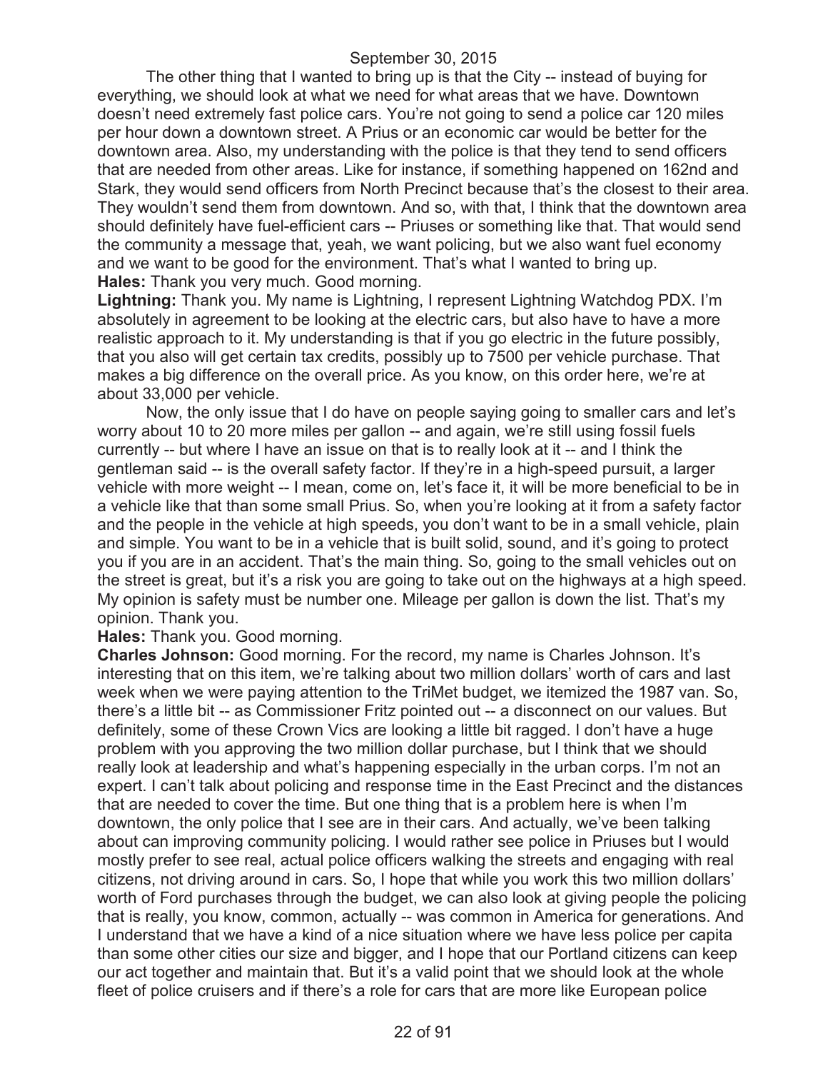The other thing that I wanted to bring up is that the City -- instead of buying for everything, we should look at what we need for what areas that we have. Downtown doesn't need extremely fast police cars. You're not going to send a police car 120 miles per hour down a downtown street. A Prius or an economic car would be better for the downtown area. Also, my understanding with the police is that they tend to send officers that are needed from other areas. Like for instance, if something happened on 162nd and Stark, they would send officers from North Precinct because that's the closest to their area. They wouldn't send them from downtown. And so, with that, I think that the downtown area should definitely have fuel-efficient cars -- Priuses or something like that. That would send the community a message that, yeah, we want policing, but we also want fuel economy and we want to be good for the environment. That's what I wanted to bring up.

**Hales:** Thank you very much. Good morning.

**Lightning:** Thank you. My name is Lightning, I represent Lightning Watchdog PDX. I'm absolutely in agreement to be looking at the electric cars, but also have to have a more realistic approach to it. My understanding is that if you go electric in the future possibly, that you also will get certain tax credits, possibly up to 7500 per vehicle purchase. That makes a big difference on the overall price. As you know, on this order here, we're at about 33,000 per vehicle.

Now, the only issue that I do have on people saying going to smaller cars and let's worry about 10 to 20 more miles per gallon -- and again, we're still using fossil fuels currently -- but where I have an issue on that is to really look at it -- and I think the gentleman said -- is the overall safety factor. If they're in a high-speed pursuit, a larger vehicle with more weight -- I mean, come on, let's face it, it will be more beneficial to be in a vehicle like that than some small Prius. So, when you're looking at it from a safety factor and the people in the vehicle at high speeds, you don't want to be in a small vehicle, plain and simple. You want to be in a vehicle that is built solid, sound, and it's going to protect you if you are in an accident. That's the main thing. So, going to the small vehicles out on the street is great, but it's a risk you are going to take out on the highways at a high speed. My opinion is safety must be number one. Mileage per gallon is down the list. That's my opinion. Thank you.

**Hales:** Thank you. Good morning.

**Charles Johnson:** Good morning. For the record, my name is Charles Johnson. It's interesting that on this item, we're talking about two million dollars' worth of cars and last week when we were paying attention to the TriMet budget, we itemized the 1987 van. So, there's a little bit -- as Commissioner Fritz pointed out -- a disconnect on our values. But definitely, some of these Crown Vics are looking a little bit ragged. I don't have a huge problem with you approving the two million dollar purchase, but I think that we should really look at leadership and what's happening especially in the urban corps. I'm not an expert. I can't talk about policing and response time in the East Precinct and the distances that are needed to cover the time. But one thing that is a problem here is when I'm downtown, the only police that I see are in their cars. And actually, we've been talking about can improving community policing. I would rather see police in Priuses but I would mostly prefer to see real, actual police officers walking the streets and engaging with real citizens, not driving around in cars. So, I hope that while you work this two million dollars' worth of Ford purchases through the budget, we can also look at giving people the policing that is really, you know, common, actually -- was common in America for generations. And I understand that we have a kind of a nice situation where we have less police per capita than some other cities our size and bigger, and I hope that our Portland citizens can keep our act together and maintain that. But it's a valid point that we should look at the whole fleet of police cruisers and if there's a role for cars that are more like European police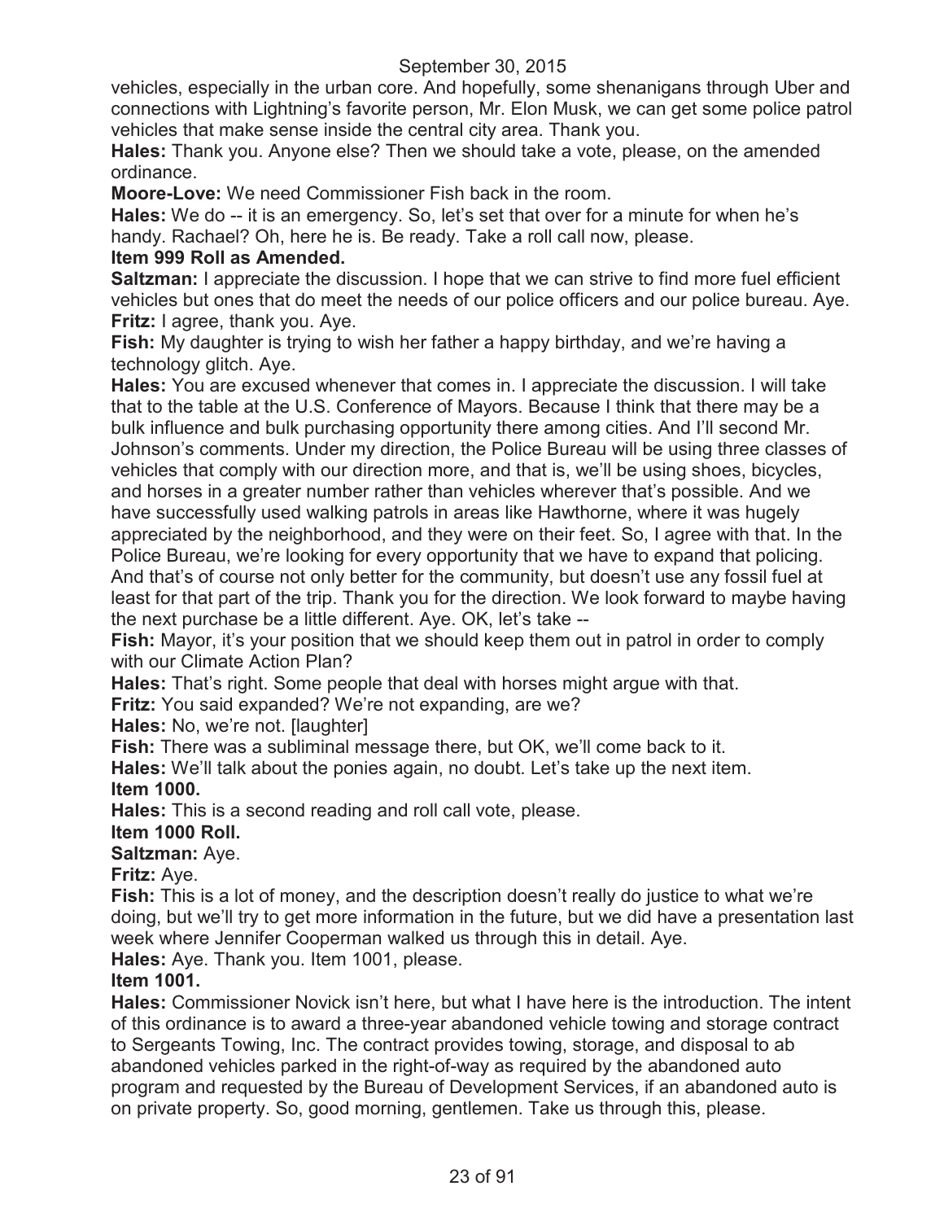vehicles, especially in the urban core. And hopefully, some shenanigans through Uber and connections with Lightning's favorite person, Mr. Elon Musk, we can get some police patrol vehicles that make sense inside the central city area. Thank you.

**Hales:** Thank you. Anyone else? Then we should take a vote, please, on the amended ordinance.

**Moore-Love:** We need Commissioner Fish back in the room.

**Hales:** We do -- it is an emergency. So, let's set that over for a minute for when he's handy. Rachael? Oh, here he is. Be ready. Take a roll call now, please.

**Item 999 Roll as Amended.**

**Saltzman:** I appreciate the discussion. I hope that we can strive to find more fuel efficient vehicles but ones that do meet the needs of our police officers and our police bureau. Aye.

**Fritz:** I agree, thank you. Aye.

**Fish:** My daughter is trying to wish her father a happy birthday, and we're having a technology glitch. Aye.

**Hales:** You are excused whenever that comes in. I appreciate the discussion. I will take that to the table at the U.S. Conference of Mayors. Because I think that there may be a bulk influence and bulk purchasing opportunity there among cities. And I'll second Mr. Johnson's comments. Under my direction, the Police Bureau will be using three classes of vehicles that comply with our direction more, and that is, we'll be using shoes, bicycles, and horses in a greater number rather than vehicles wherever that's possible. And we have successfully used walking patrols in areas like Hawthorne, where it was hugely appreciated by the neighborhood, and they were on their feet. So, I agree with that. In the Police Bureau, we're looking for every opportunity that we have to expand that policing. And that's of course not only better for the community, but doesn't use any fossil fuel at least for that part of the trip. Thank you for the direction. We look forward to maybe having the next purchase be a little different. Aye. OK, let's take --

**Fish:** Mayor, it's your position that we should keep them out in patrol in order to comply with our Climate Action Plan?

**Hales:** That's right. Some people that deal with horses might argue with that.

**Fritz:** You said expanded? We're not expanding, are we?

**Hales:** No, we're not. [laughter]

**Fish:** There was a subliminal message there, but OK, we'll come back to it.

**Hales:** We'll talk about the ponies again, no doubt. Let's take up the next item.

**Item 1000.**

**Hales:** This is a second reading and roll call vote, please.

**Item 1000 Roll.**

**Saltzman:** Aye.

**Fritz:** Aye.

**Fish:** This is a lot of money, and the description doesn't really do justice to what we're doing, but we'll try to get more information in the future, but we did have a presentation last week where Jennifer Cooperman walked us through this in detail. Aye.

**Hales:** Aye. Thank you. Item 1001, please.

**Item 1001.**

**Hales:** Commissioner Novick isn't here, but what I have here is the introduction. The intent of this ordinance is to award a three-year abandoned vehicle towing and storage contract to Sergeants Towing, Inc. The contract provides towing, storage, and disposal to ab abandoned vehicles parked in the right-of-way as required by the abandoned auto program and requested by the Bureau of Development Services, if an abandoned auto is on private property. So, good morning, gentlemen. Take us through this, please.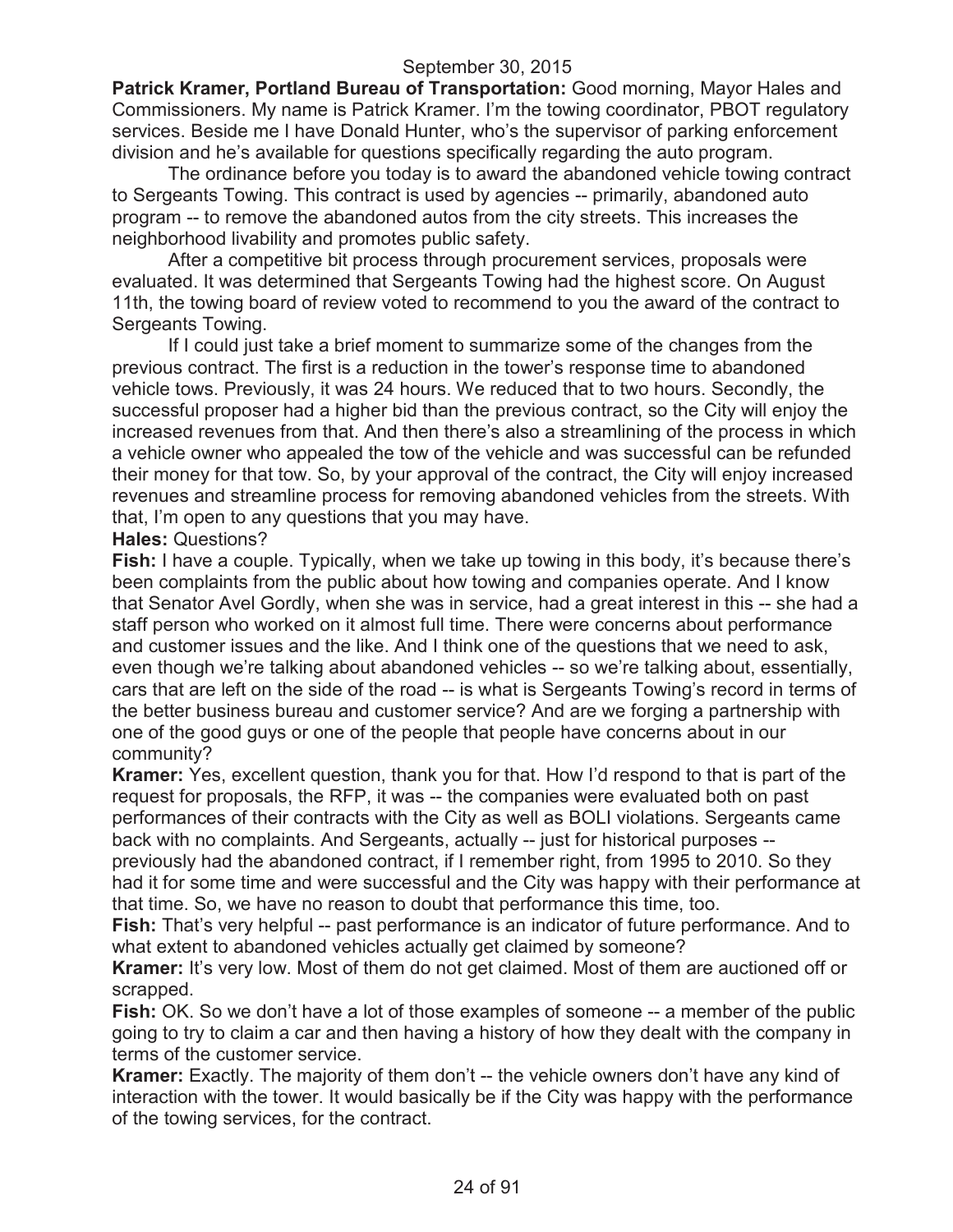**Patrick Kramer, Portland Bureau of Transportation:** Good morning, Mayor Hales and Commissioners. My name is Patrick Kramer. I'm the towing coordinator, PBOT regulatory services. Beside me I have Donald Hunter, who's the supervisor of parking enforcement division and he's available for questions specifically regarding the auto program.

The ordinance before you today is to award the abandoned vehicle towing contract to Sergeants Towing. This contract is used by agencies -- primarily, abandoned auto program -- to remove the abandoned autos from the city streets. This increases the neighborhood livability and promotes public safety.

After a competitive bit process through procurement services, proposals were evaluated. It was determined that Sergeants Towing had the highest score. On August 11th, the towing board of review voted to recommend to you the award of the contract to Sergeants Towing.

If I could just take a brief moment to summarize some of the changes from the previous contract. The first is a reduction in the tower's response time to abandoned vehicle tows. Previously, it was 24 hours. We reduced that to two hours. Secondly, the successful proposer had a higher bid than the previous contract, so the City will enjoy the increased revenues from that. And then there's also a streamlining of the process in which a vehicle owner who appealed the tow of the vehicle and was successful can be refunded their money for that tow. So, by your approval of the contract, the City will enjoy increased revenues and streamline process for removing abandoned vehicles from the streets. With that, I'm open to any questions that you may have.

**Hales:** Questions?

**Fish:** I have a couple. Typically, when we take up towing in this body, it's because there's been complaints from the public about how towing and companies operate. And I know that Senator Avel Gordly, when she was in service, had a great interest in this -- she had a staff person who worked on it almost full time. There were concerns about performance and customer issues and the like. And I think one of the questions that we need to ask, even though we're talking about abandoned vehicles -- so we're talking about, essentially, cars that are left on the side of the road -- is what is Sergeants Towing's record in terms of the better business bureau and customer service? And are we forging a partnership with one of the good guys or one of the people that people have concerns about in our community?

**Kramer:** Yes, excellent question, thank you for that. How I'd respond to that is part of the request for proposals, the RFP, it was -- the companies were evaluated both on past performances of their contracts with the City as well as BOLI violations. Sergeants came back with no complaints. And Sergeants, actually -- just for historical purposes -- previously had the abandoned contract, if I remember right, from 1995 to 2010. So they had it for some time and were successful and the City was happy with their performance at that time. So, we have no reason to doubt that performance this time, too.

**Fish:** That's very helpful -- past performance is an indicator of future performance. And to what extent to abandoned vehicles actually get claimed by someone?

**Kramer:** It's very low. Most of them do not get claimed. Most of them are auctioned off or scrapped.

**Fish:** OK. So we don't have a lot of those examples of someone -- a member of the public going to try to claim a car and then having a history of how they dealt with the company in terms of the customer service.

**Kramer:** Exactly. The majority of them don't -- the vehicle owners don't have any kind of interaction with the tower. It would basically be if the City was happy with the performance of the towing services, for the contract.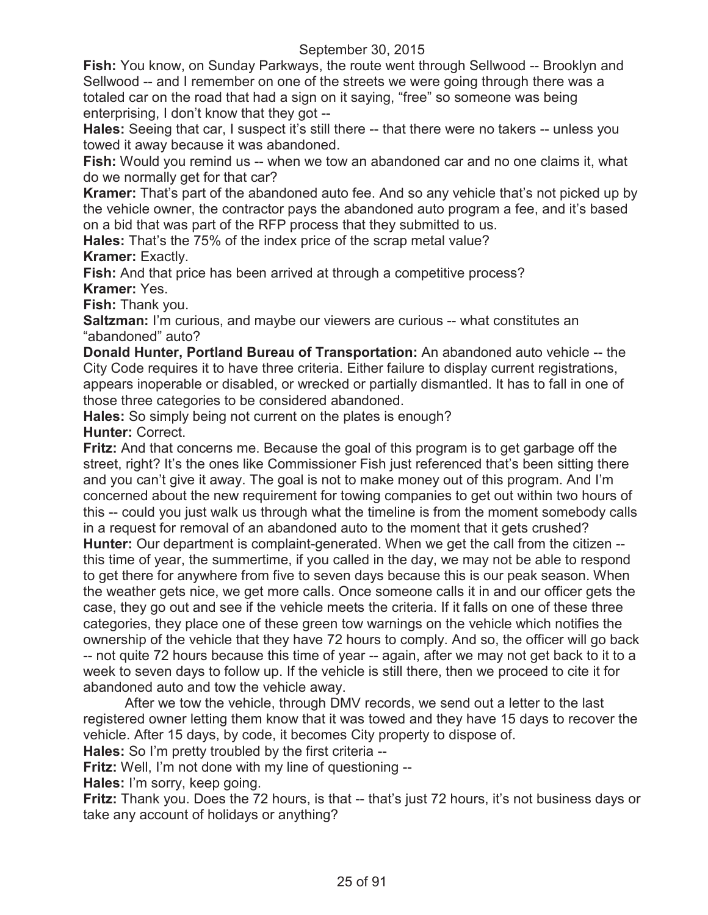**Fish:** You know, on Sunday Parkways, the route went through Sellwood -- Brooklyn and Sellwood -- and I remember on one of the streets we were going through there was a totaled car on the road that had a sign on it saying, "free" so someone was being enterprising, I don't know that they got --

**Hales:** Seeing that car, I suspect it's still there -- that there were no takers -- unless you towed it away because it was abandoned.

**Fish:** Would you remind us -- when we tow an abandoned car and no one claims it, what do we normally get for that car?

**Kramer:** That's part of the abandoned auto fee. And so any vehicle that's not picked up by the vehicle owner, the contractor pays the abandoned auto program a fee, and it's based on a bid that was part of the RFP process that they submitted to us.

**Hales:** That's the 75% of the index price of the scrap metal value?

**Kramer:** Exactly.

**Fish:** And that price has been arrived at through a competitive process?

**Kramer:** Yes.

**Fish:** Thank you.

**Saltzman:** I'm curious, and maybe our viewers are curious -- what constitutes an "abandoned" auto?

**Donald Hunter, Portland Bureau of Transportation:** An abandoned auto vehicle -- the City Code requires it to have three criteria. Either failure to display current registrations, appears inoperable or disabled, or wrecked or partially dismantled. It has to fall in one of those three categories to be considered abandoned.

**Hales:** So simply being not current on the plates is enough?

**Hunter:** Correct.

**Fritz:** And that concerns me. Because the goal of this program is to get garbage off the street, right? It's the ones like Commissioner Fish just referenced that's been sitting there and you can't give it away. The goal is not to make money out of this program. And I'm concerned about the new requirement for towing companies to get out within two hours of this -- could you just walk us through what the timeline is from the moment somebody calls in a request for removal of an abandoned auto to the moment that it gets crushed?

**Hunter:** Our department is complaint-generated. When we get the call from the citizen -- this time of year, the summertime, if you called in the day, we may not be able to respond to get there for anywhere from five to seven days because this is our peak season. When the weather gets nice, we get more calls. Once someone calls it in and our officer gets the case, they go out and see if the vehicle meets the criteria. If it falls on one of these three categories, they place one of these green tow warnings on the vehicle which notifies the ownership of the vehicle that they have 72 hours to comply. And so, the officer will go back -- not quite 72 hours because this time of year -- again, after we may not get back to it to a week to seven days to follow up. If the vehicle is still there, then we proceed to cite it for abandoned auto and tow the vehicle away.

After we tow the vehicle, through DMV records, we send out a letter to the last registered owner letting them know that it was towed and they have 15 days to recover the vehicle. After 15 days, by code, it becomes City property to dispose of.

**Hales:** So I'm pretty troubled by the first criteria --

**Fritz:** Well, I'm not done with my line of questioning --

**Hales:** I'm sorry, keep going.

**Fritz:** Thank you. Does the 72 hours, is that -- that's just 72 hours, it's not business days or take any account of holidays or anything?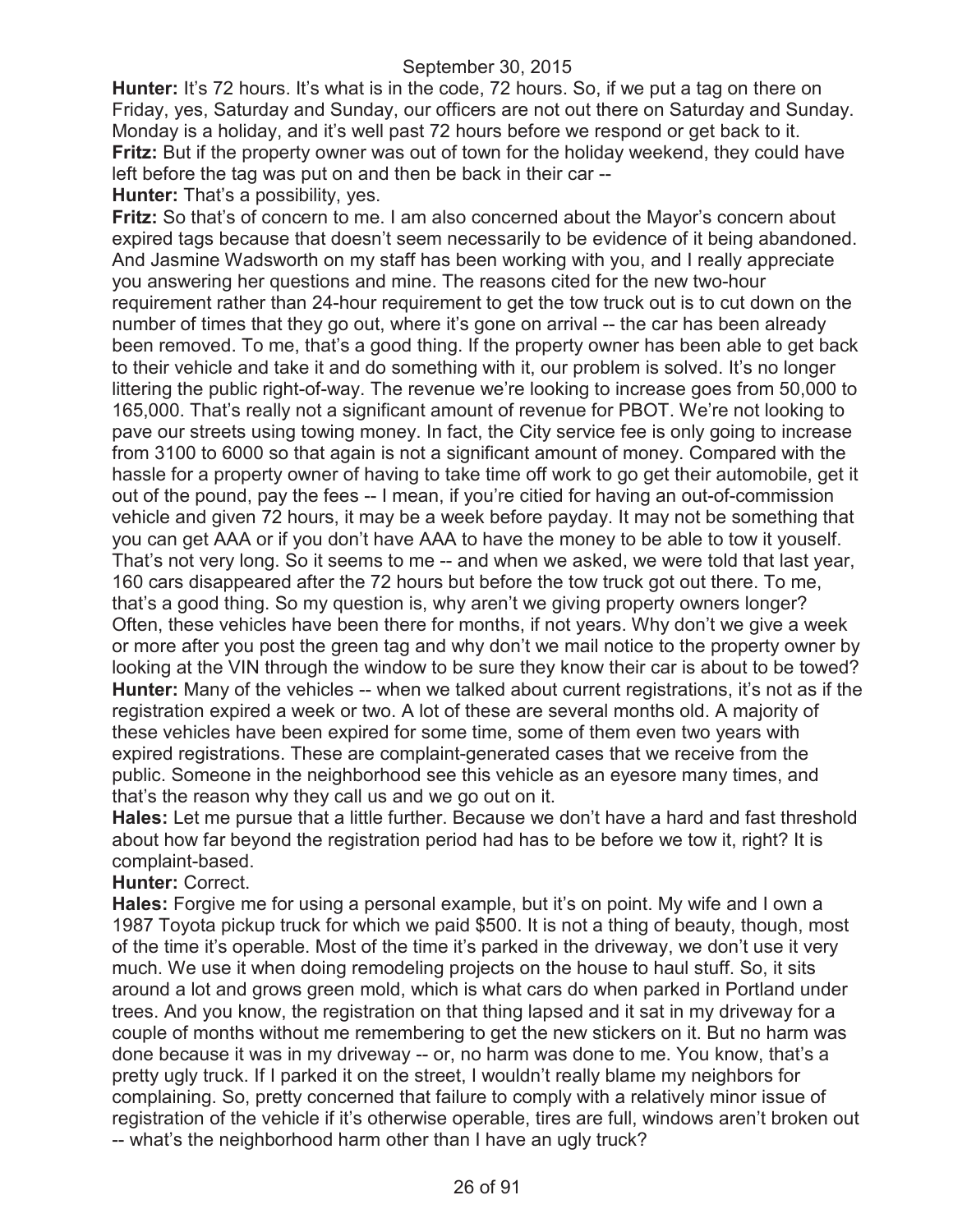**Hunter:** It's 72 hours. It's what is in the code, 72 hours. So, if we put a tag on there on Friday, yes, Saturday and Sunday, our officers are not out there on Saturday and Sunday. Monday is a holiday, and it's well past 72 hours before we respond or get back to it.

**Fritz:** But if the property owner was out of town for the holiday weekend, they could have left before the tag was put on and then be back in their car --

**Hunter:** That's a possibility, yes.

**Fritz:** So that's of concern to me. I am also concerned about the Mayor's concern about expired tags because that doesn't seem necessarily to be evidence of it being abandoned. And Jasmine Wadsworth on my staff has been working with you, and I really appreciate you answering her questions and mine. The reasons cited for the new two-hour requirement rather than 24-hour requirement to get the tow truck out is to cut down on the number of times that they go out, where it's gone on arrival -- the car has been already been removed. To me, that's a good thing. If the property owner has been able to get back to their vehicle and take it and do something with it, our problem is solved. It's no longer littering the public right-of-way. The revenue we're looking to increase goes from 50,000 to 165,000. That's really not a significant amount of revenue for PBOT. We're not looking to pave our streets using towing money. In fact, the City service fee is only going to increase from 3100 to 6000 so that again is not a significant amount of money. Compared with the hassle for a property owner of having to take time off work to go get their automobile, get it out of the pound, pay the fees -- I mean, if you're citied for having an out-of-commission vehicle and given 72 hours, it may be a week before payday. It may not be something that you can get AAA or if you don't have AAA to have the money to be able to tow it youself. That's not very long. So it seems to me -- and when we asked, we were told that last year, 160 cars disappeared after the 72 hours but before the tow truck got out there. To me, that's a good thing. So my question is, why aren't we giving property owners longer? Often, these vehicles have been there for months, if not years. Why don't we give a week or more after you post the green tag and why don't we mail notice to the property owner by looking at the VIN through the window to be sure they know their car is about to be towed?

**Hunter:** Many of the vehicles -- when we talked about current registrations, it's not as if the registration expired a week or two. A lot of these are several months old. A majority of these vehicles have been expired for some time, some of them even two years with expired registrations. These are complaint-generated cases that we receive from the public. Someone in the neighborhood see this vehicle as an eyesore many times, and that's the reason why they call us and we go out on it.

**Hales:** Let me pursue that a little further. Because we don't have a hard and fast threshold about how far beyond the registration period had has to be before we tow it, right? It is complaint-based.

**Hunter:** Correct.

**Hales:** Forgive me for using a personal example, but it's on point. My wife and I own a 1987 Toyota pickup truck for which we paid $500. It is not a thing of beauty, though, most of the time it's operable. Most of the time it's parked in the driveway, we don't use it very much. We use it when doing remodeling projects on the house to haul stuff. So, it sits around a lot and grows green mold, which is what cars do when parked in Portland under trees. And you know, the registration on that thing lapsed and it sat in my driveway for a couple of months without me remembering to get the new stickers on it. But no harm was done because it was in my driveway -- or, no harm was done to me. You know, that's a pretty ugly truck. If I parked it on the street, I wouldn't really blame my neighbors for complaining. So, pretty concerned that failure to comply with a relatively minor issue of registration of the vehicle if it's otherwise operable, tires are full, windows aren't broken out -- what's the neighborhood harm other than I have an ugly truck?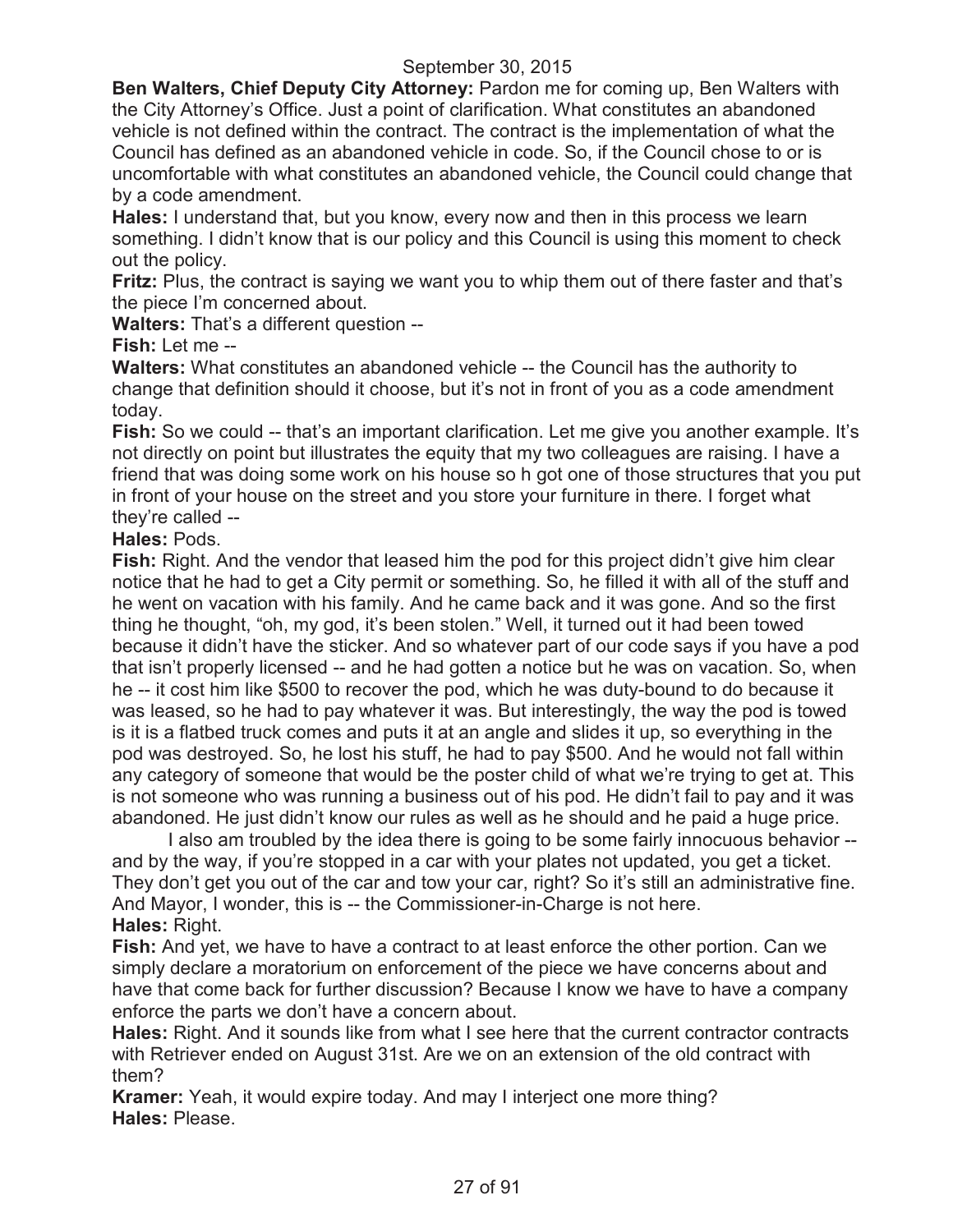**Ben Walters, Chief Deputy City Attorney:** Pardon me for coming up, Ben Walters with the City Attorney's Office. Just a point of clarification. What constitutes an abandoned vehicle is not defined within the contract. The contract is the implementation of what the Council has defined as an abandoned vehicle in code. So, if the Council chose to or is uncomfortable with what constitutes an abandoned vehicle, the Council could change that by a code amendment.

**Hales:** I understand that, but you know, every now and then in this process we learn something. I didn't know that is our policy and this Council is using this moment to check out the policy.

**Fritz:** Plus, the contract is saying we want you to whip them out of there faster and that's the piece I'm concerned about.

**Walters:** That's a different question --

**Fish:** Let me --

**Walters:** What constitutes an abandoned vehicle -- the Council has the authority to change that definition should it choose, but it's not in front of you as a code amendment today.

**Fish:** So we could -- that's an important clarification. Let me give you another example. It's not directly on point but illustrates the equity that my two colleagues are raising. I have a friend that was doing some work on his house so h got one of those structures that you put in front of your house on the street and you store your furniture in there. I forget what they're called --

**Hales:** Pods.

**Fish:** Right. And the vendor that leased him the pod for this project didn't give him clear notice that he had to get a City permit or something. So, he filled it with all of the stuff and he went on vacation with his family. And he came back and it was gone. And so the first thing he thought, "oh, my god, it's been stolen." Well, it turned out it had been towed because it didn't have the sticker. And so whatever part of our code says if you have a pod that isn't properly licensed -- and he had gotten a notice but he was on vacation. So, when he -- it cost him like $500 to recover the pod, which he was duty-bound to do because it was leased, so he had to pay whatever it was. But interestingly, the way the pod is towed is it is a flatbed truck comes and puts it at an angle and slides it up, so everything in the pod was destroyed. So, he lost his stuff, he had to pay $500. And he would not fall within any category of someone that would be the poster child of what we're trying to get at. This is not someone who was running a business out of his pod. He didn't fail to pay and it was abandoned. He just didn't know our rules as well as he should and he paid a huge price.

I also am troubled by the idea there is going to be some fairly innocuous behavior -- and by the way, if you're stopped in a car with your plates not updated, you get a ticket. They don't get you out of the car and tow your car, right? So it's still an administrative fine. And Mayor, I wonder, this is -- the Commissioner-in-Charge is not here.

**Hales:** Right.

**Fish:** And yet, we have to have a contract to at least enforce the other portion. Can we simply declare a moratorium on enforcement of the piece we have concerns about and have that come back for further discussion? Because I know we have to have a company enforce the parts we don't have a concern about.

**Hales:** Right. And it sounds like from what I see here that the current contractor contracts with Retriever ended on August 31st. Are we on an extension of the old contract with them?

**Kramer:** Yeah, it would expire today. And may I interject one more thing?

**Hales:** Please.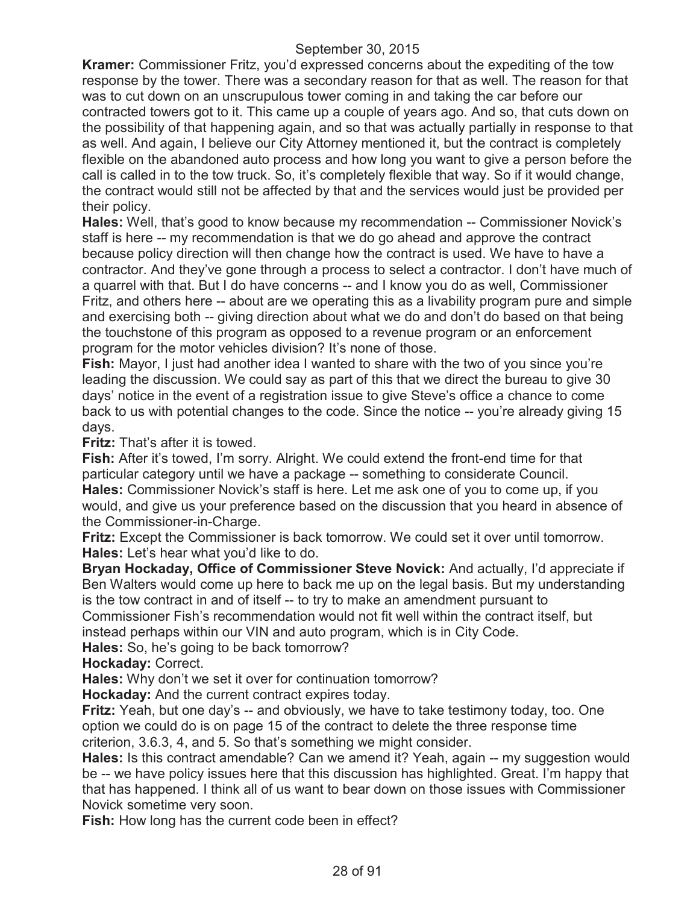**Kramer:** Commissioner Fritz, you'd expressed concerns about the expediting of the tow response by the tower. There was a secondary reason for that as well. The reason for that was to cut down on an unscrupulous tower coming in and taking the car before our contracted towers got to it. This came up a couple of years ago. And so, that cuts down on the possibility of that happening again, and so that was actually partially in response to that as well. And again, I believe our City Attorney mentioned it, but the contract is completely flexible on the abandoned auto process and how long you want to give a person before the call is called in to the tow truck. So, it's completely flexible that way. So if it would change, the contract would still not be affected by that and the services would just be provided per their policy.

**Hales:** Well, that's good to know because my recommendation -- Commissioner Novick's staff is here -- my recommendation is that we do go ahead and approve the contract because policy direction will then change how the contract is used. We have to have a contractor. And they've gone through a process to select a contractor. I don't have much of a quarrel with that. But I do have concerns -- and I know you do as well, Commissioner Fritz, and others here -- about are we operating this as a livability program pure and simple and exercising both -- giving direction about what we do and don't do based on that being the touchstone of this program as opposed to a revenue program or an enforcement program for the motor vehicles division? It's none of those.

**Fish:** Mayor, I just had another idea I wanted to share with the two of you since you're leading the discussion. We could say as part of this that we direct the bureau to give 30 days' notice in the event of a registration issue to give Steve's office a chance to come back to us with potential changes to the code. Since the notice -- you're already giving 15 days.

**Fritz:** That's after it is towed.

**Fish:** After it's towed, I'm sorry. Alright. We could extend the front-end time for that particular category until we have a package -- something to considerate Council.

**Hales:** Commissioner Novick's staff is here. Let me ask one of you to come up, if you would, and give us your preference based on the discussion that you heard in absence of the Commissioner-in-Charge.

**Fritz:** Except the Commissioner is back tomorrow. We could set it over until tomorrow.

**Hales:** Let's hear what you'd like to do.

**Bryan Hockaday, Office of Commissioner Steve Novick:** And actually, I'd appreciate if Ben Walters would come up here to back me up on the legal basis. But my understanding is the tow contract in and of itself -- to try to make an amendment pursuant to Commissioner Fish's recommendation would not fit well within the contract itself, but instead perhaps within our VIN and auto program, which is in City Code.

**Hales:** So, he's going to be back tomorrow?

**Hockaday:** Correct.

**Hales:** Why don't we set it over for continuation tomorrow?

**Hockaday:** And the current contract expires today.

**Fritz:** Yeah, but one day's -- and obviously, we have to take testimony today, too. One option we could do is on page 15 of the contract to delete the three response time criterion, 3.6.3, 4, and 5. So that's something we might consider.

**Hales:** Is this contract amendable? Can we amend it? Yeah, again -- my suggestion would be -- we have policy issues here that this discussion has highlighted. Great. I'm happy that that has happened. I think all of us want to bear down on those issues with Commissioner Novick sometime very soon.

**Fish:** How long has the current code been in effect?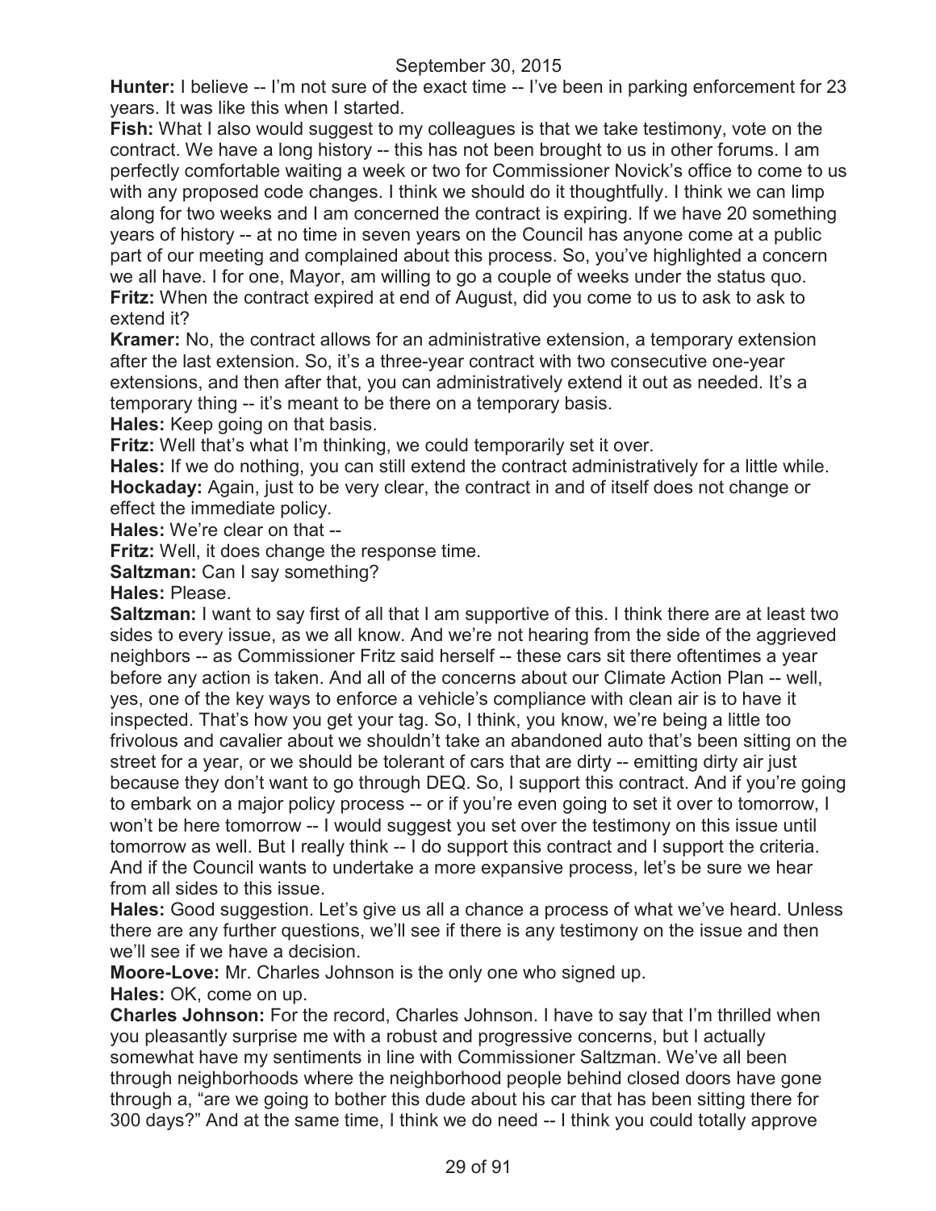**Hunter:** I believe -- I'm not sure of the exact time -- I've been in parking enforcement for 23 years. It was like this when I started.

**Fish:** What I also would suggest to my colleagues is that we take testimony, vote on the contract. We have a long history -- this has not been brought to us in other forums. I am perfectly comfortable waiting a week or two for Commissioner Novick's office to come to us with any proposed code changes. I think we should do it thoughtfully. I think we can limp along for two weeks and I am concerned the contract is expiring. If we have 20 something years of history -- at no time in seven years on the Council has anyone come at a public part of our meeting and complained about this process. So, you've highlighted a concern we all have. I for one, Mayor, am willing to go a couple of weeks under the status quo.

**Fritz:** When the contract expired at end of August, did you come to us to ask to ask to extend it?

**Kramer:** No, the contract allows for an administrative extension, a temporary extension after the last extension. So, it's a three-year contract with two consecutive one-year extensions, and then after that, you can administratively extend it out as needed. It's a temporary thing -- it's meant to be there on a temporary basis.

**Hales:** Keep going on that basis.

**Fritz:** Well that's what I'm thinking, we could temporarily set it over.

**Hales:** If we do nothing, you can still extend the contract administratively for a little while.

**Hockaday:** Again, just to be very clear, the contract in and of itself does not change or effect the immediate policy.

**Hales:** We're clear on that --

**Fritz:** Well, it does change the response time.

**Saltzman:** Can I say something?

**Hales:** Please.

**Saltzman:** I want to say first of all that I am supportive of this. I think there are at least two sides to every issue, as we all know. And we're not hearing from the side of the aggrieved neighbors -- as Commissioner Fritz said herself -- these cars sit there oftentimes a year before any action is taken. And all of the concerns about our Climate Action Plan -- well, yes, one of the key ways to enforce a vehicle's compliance with clean air is to have it inspected. That's how you get your tag. So, I think, you know, we're being a little too frivolous and cavalier about we shouldn't take an abandoned auto that's been sitting on the street for a year, or we should be tolerant of cars that are dirty -- emitting dirty air just because they don't want to go through DEQ. So, I support this contract. And if you're going to embark on a major policy process -- or if you're even going to set it over to tomorrow, I won't be here tomorrow -- I would suggest you set over the testimony on this issue until tomorrow as well. But I really think -- I do support this contract and I support the criteria. And if the Council wants to undertake a more expansive process, let's be sure we hear from all sides to this issue.

**Hales:** Good suggestion. Let's give us all a chance a process of what we've heard. Unless there are any further questions, we'll see if there is any testimony on the issue and then we'll see if we have a decision.

**Moore-Love:** Mr. Charles Johnson is the only one who signed up.

**Hales:** OK, come on up.

**Charles Johnson:** For the record, Charles Johnson. I have to say that I'm thrilled when you pleasantly surprise me with a robust and progressive concerns, but I actually somewhat have my sentiments in line with Commissioner Saltzman. We've all been through neighborhoods where the neighborhood people behind closed doors have gone through a, "are we going to bother this dude about his car that has been sitting there for 300 days?" And at the same time, I think we do need -- I think you could totally approve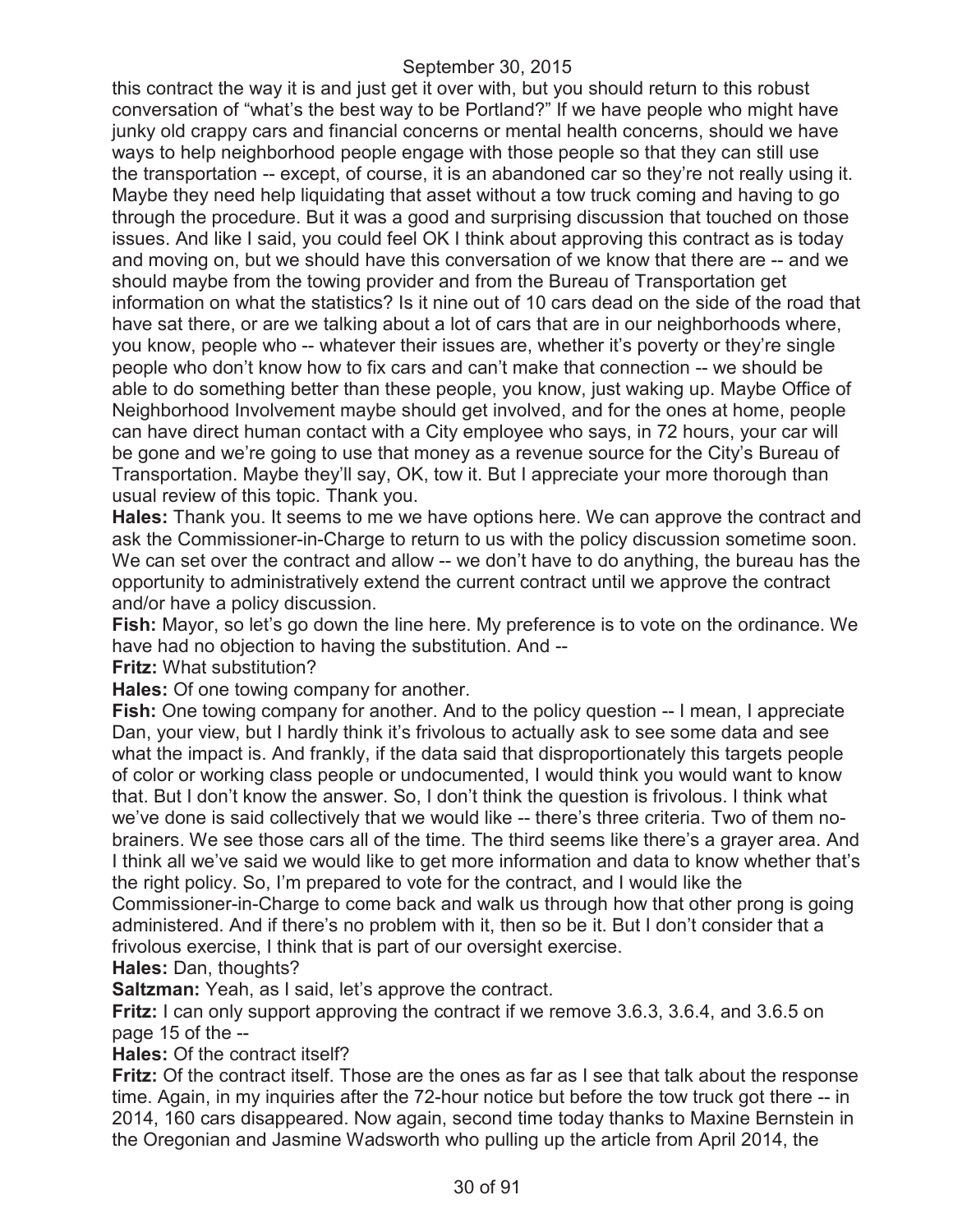this contract the way it is and just get it over with, but you should return to this robust conversation of "what's the best way to be Portland?" If we have people who might have junky old crappy cars and financial concerns or mental health concerns, should we have ways to help neighborhood people engage with those people so that they can still use the transportation -- except, of course, it is an abandoned car so they're not really using it. Maybe they need help liquidating that asset without a tow truck coming and having to go through the procedure. But it was a good and surprising discussion that touched on those issues. And like I said, you could feel OK I think about approving this contract as is today and moving on, but we should have this conversation of we know that there are -- and we should maybe from the towing provider and from the Bureau of Transportation get information on what the statistics? Is it nine out of 10 cars dead on the side of the road that have sat there, or are we talking about a lot of cars that are in our neighborhoods where, you know, people who -- whatever their issues are, whether it's poverty or they're single people who don't know how to fix cars and can't make that connection -- we should be able to do something better than these people, you know, just waking up. Maybe Office of Neighborhood Involvement maybe should get involved, and for the ones at home, people can have direct human contact with a City employee who says, in 72 hours, your car will be gone and we're going to use that money as a revenue source for the City's Bureau of Transportation. Maybe they'll say, OK, tow it. But I appreciate your more thorough than usual review of this topic. Thank you.

**Hales:** Thank you. It seems to me we have options here. We can approve the contract and ask the Commissioner-in-Charge to return to us with the policy discussion sometime soon. We can set over the contract and allow -- we don't have to do anything, the bureau has the opportunity to administratively extend the current contract until we approve the contract and/or have a policy discussion.

**Fish:** Mayor, so let's go down the line here. My preference is to vote on the ordinance. We have had no objection to having the substitution. And --

**Fritz:** What substitution?

**Hales:** Of one towing company for another.

**Fish:** One towing company for another. And to the policy question -- I mean, I appreciate Dan, your view, but I hardly think it's frivolous to actually ask to see some data and see what the impact is. And frankly, if the data said that disproportionately this targets people of color or working class people or undocumented, I would think you would want to know that. But I don't know the answer. So, I don't think the question is frivolous. I think what we've done is said collectively that we would like -- there's three criteria. Two of them no-brainers. We see those cars all of the time. The third seems like there's a grayer area. And I think all we've said we would like to get more information and data to know whether that's the right policy. So, I'm prepared to vote for the contract, and I would like the Commissioner-in-Charge to come back and walk us through how that other prong is going administered. And if there's no problem with it, then so be it. But I don't consider that a frivolous exercise, I think that is part of our oversight exercise.

**Hales:** Dan, thoughts?

**Saltzman:** Yeah, as I said, let's approve the contract.

**Fritz:** I can only support approving the contract if we remove 3.6.3, 3.6.4, and 3.6.5 on page 15 of the --

**Hales:** Of the contract itself?

**Fritz:** Of the contract itself. Those are the ones as far as I see that talk about the response time. Again, in my inquiries after the 72-hour notice but before the tow truck got there -- in 2014, 160 cars disappeared. Now again, second time today thanks to Maxine Bernstein in the Oregonian and Jasmine Wadsworth who pulling up the article from April 2014, the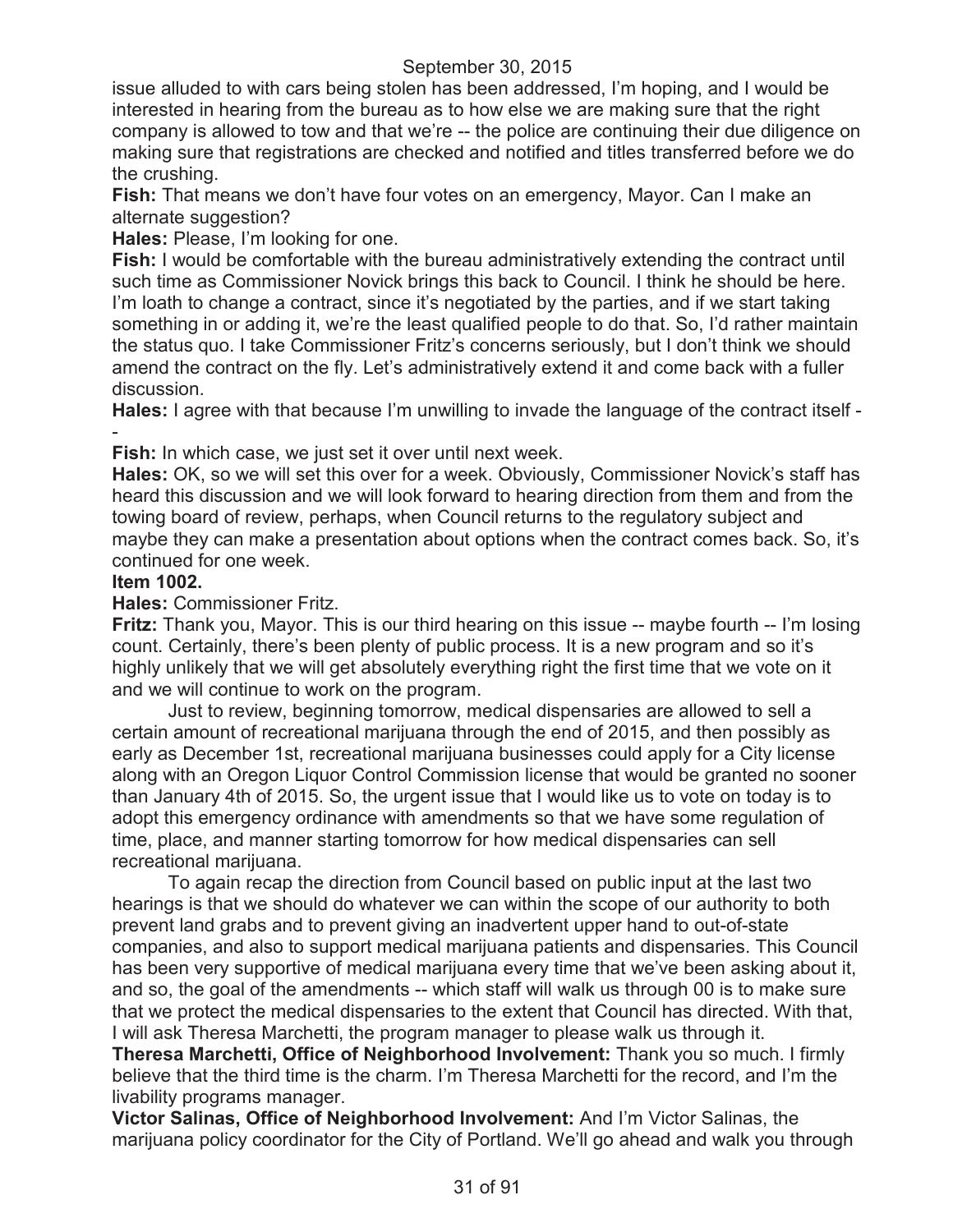issue alluded to with cars being stolen has been addressed, I'm hoping, and I would be interested in hearing from the bureau as to how else we are making sure that the right company is allowed to tow and that we're -- the police are continuing their due diligence on making sure that registrations are checked and notified and titles transferred before we do the crushing.

**Fish:** That means we don't have four votes on an emergency, Mayor. Can I make an alternate suggestion?

**Hales:** Please, I'm looking for one.

**Fish:** I would be comfortable with the bureau administratively extending the contract until such time as Commissioner Novick brings this back to Council. I think he should be here. I'm loath to change a contract, since it's negotiated by the parties, and if we start taking something in or adding it, we're the least qualified people to do that. So, I'd rather maintain the status quo. I take Commissioner Fritz's concerns seriously, but I don't think we should amend the contract on the fly. Let's administratively extend it and come back with a fuller discussion.

**Hales:** I agree with that because I'm unwilling to invade the language of the contract itself --

**Fish:** In which case, we just set it over until next week.

**Hales:** OK, so we will set this over for a week. Obviously, Commissioner Novick's staff has heard this discussion and we will look forward to hearing direction from them and from the towing board of review, perhaps, when Council returns to the regulatory subject and maybe they can make a presentation about options when the contract comes back. So, it's continued for one week.

**Item 1002.**

**Hales:** Commissioner Fritz.

**Fritz:** Thank you, Mayor. This is our third hearing on this issue -- maybe fourth -- I'm losing count. Certainly, there's been plenty of public process. It is a new program and so it's highly unlikely that we will get absolutely everything right the first time that we vote on it and we will continue to work on the program.

Just to review, beginning tomorrow, medical dispensaries are allowed to sell a certain amount of recreational marijuana through the end of 2015, and then possibly as early as December 1st, recreational marijuana businesses could apply for a City license along with an Oregon Liquor Control Commission license that would be granted no sooner than January 4th of 2015. So, the urgent issue that I would like us to vote on today is to adopt this emergency ordinance with amendments so that we have some regulation of time, place, and manner starting tomorrow for how medical dispensaries can sell recreational marijuana.

To again recap the direction from Council based on public input at the last two hearings is that we should do whatever we can within the scope of our authority to both prevent land grabs and to prevent giving an inadvertent upper hand to out-of-state companies, and also to support medical marijuana patients and dispensaries. This Council has been very supportive of medical marijuana every time that we've been asking about it, and so, the goal of the amendments -- which staff will walk us through 00 is to make sure that we protect the medical dispensaries to the extent that Council has directed. With that, I will ask Theresa Marchetti, the program manager to please walk us through it.

**Theresa Marchetti, Office of Neighborhood Involvement:** Thank you so much. I firmly believe that the third time is the charm. I'm Theresa Marchetti for the record, and I'm the livability programs manager.

**Victor Salinas, Office of Neighborhood Involvement:** And I'm Victor Salinas, the marijuana policy coordinator for the City of Portland. We'll go ahead and walk you through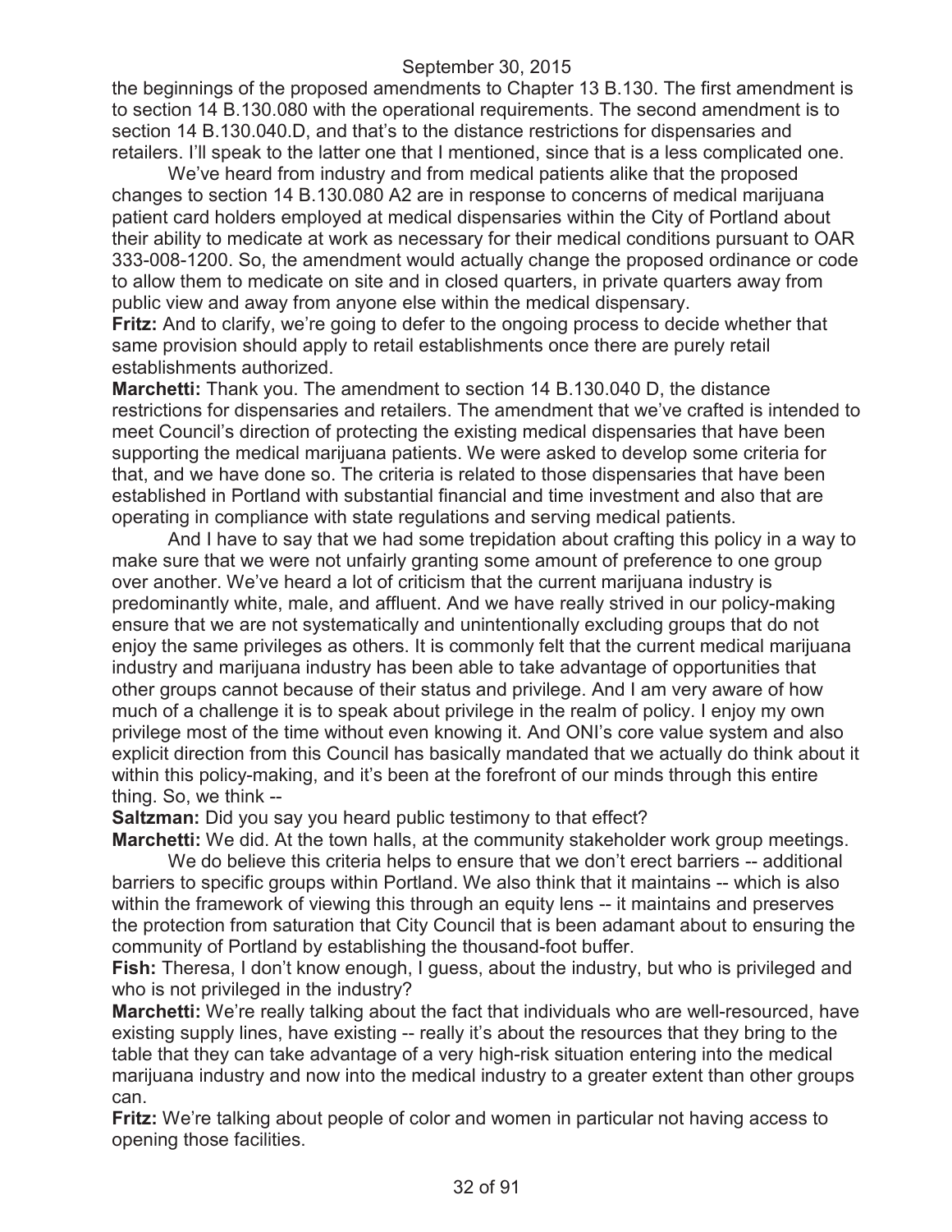the beginnings of the proposed amendments to Chapter 13 B.130. The first amendment is to section 14 B.130.080 with the operational requirements. The second amendment is to section 14 B.130.040.D, and that's to the distance restrictions for dispensaries and retailers. I'll speak to the latter one that I mentioned, since that is a less complicated one.

We've heard from industry and from medical patients alike that the proposed changes to section 14 B.130.080 A2 are in response to concerns of medical marijuana patient card holders employed at medical dispensaries within the City of Portland about their ability to medicate at work as necessary for their medical conditions pursuant to OAR 333-008-1200. So, the amendment would actually change the proposed ordinance or code to allow them to medicate on site and in closed quarters, in private quarters away from public view and away from anyone else within the medical dispensary.

**Fritz:** And to clarify, we're going to defer to the ongoing process to decide whether that same provision should apply to retail establishments once there are purely retail establishments authorized.

**Marchetti:** Thank you. The amendment to section 14 B.130.040 D, the distance restrictions for dispensaries and retailers. The amendment that we've crafted is intended to meet Council's direction of protecting the existing medical dispensaries that have been supporting the medical marijuana patients. We were asked to develop some criteria for that, and we have done so. The criteria is related to those dispensaries that have been established in Portland with substantial financial and time investment and also that are operating in compliance with state regulations and serving medical patients.

And I have to say that we had some trepidation about crafting this policy in a way to make sure that we were not unfairly granting some amount of preference to one group over another. We've heard a lot of criticism that the current marijuana industry is predominantly white, male, and affluent. And we have really strived in our policy-making ensure that we are not systematically and unintentionally excluding groups that do not enjoy the same privileges as others. It is commonly felt that the current medical marijuana industry and marijuana industry has been able to take advantage of opportunities that other groups cannot because of their status and privilege. And I am very aware of how much of a challenge it is to speak about privilege in the realm of policy. I enjoy my own privilege most of the time without even knowing it. And ONI's core value system and also explicit direction from this Council has basically mandated that we actually do think about it within this policy-making, and it's been at the forefront of our minds through this entire thing. So, we think --

**Saltzman:** Did you say you heard public testimony to that effect?

**Marchetti:** We did. At the town halls, at the community stakeholder work group meetings.

We do believe this criteria helps to ensure that we don't erect barriers -- additional barriers to specific groups within Portland. We also think that it maintains -- which is also within the framework of viewing this through an equity lens -- it maintains and preserves the protection from saturation that City Council that is been adamant about to ensuring the community of Portland by establishing the thousand-foot buffer.

**Fish:** Theresa, I don't know enough, I guess, about the industry, but who is privileged and who is not privileged in the industry?

**Marchetti:** We're really talking about the fact that individuals who are well-resourced, have existing supply lines, have existing -- really it's about the resources that they bring to the table that they can take advantage of a very high-risk situation entering into the medical marijuana industry and now into the medical industry to a greater extent than other groups can.

**Fritz:** We're talking about people of color and women in particular not having access to opening those facilities.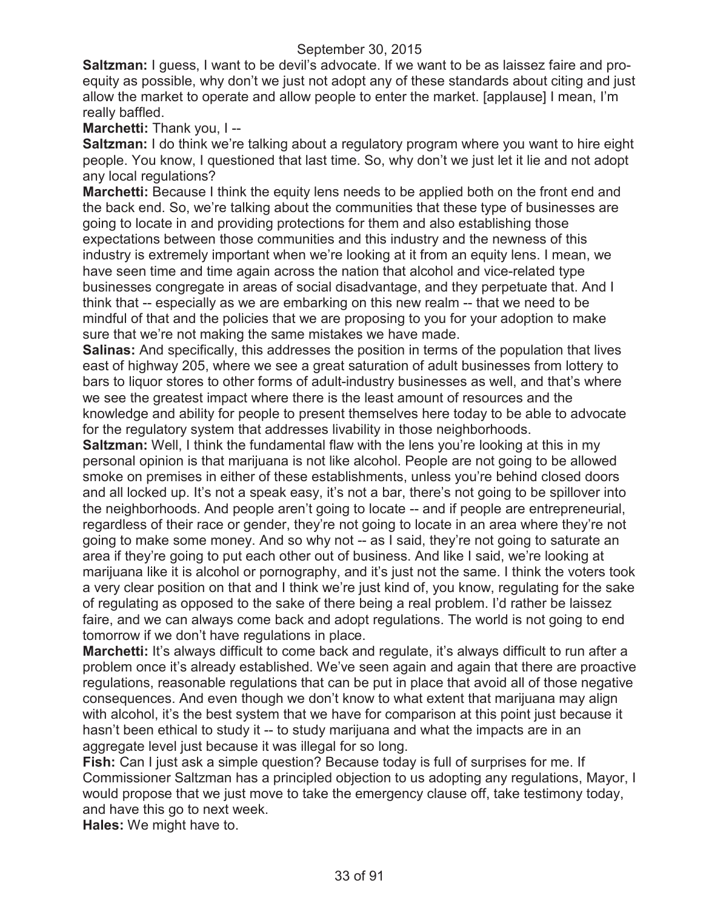**Saltzman:** I guess, I want to be devil's advocate. If we want to be as laissez faire and pro-equity as possible, why don't we just not adopt any of these standards about citing and just allow the market to operate and allow people to enter the market. [applause] I mean, I'm really baffled.

**Marchetti:** Thank you, I --

**Saltzman:** I do think we're talking about a regulatory program where you want to hire eight people. You know, I questioned that last time. So, why don't we just let it lie and not adopt any local regulations?

**Marchetti:** Because I think the equity lens needs to be applied both on the front end and the back end. So, we're talking about the communities that these type of businesses are going to locate in and providing protections for them and also establishing those expectations between those communities and this industry and the newness of this industry is extremely important when we're looking at it from an equity lens. I mean, we have seen time and time again across the nation that alcohol and vice-related type businesses congregate in areas of social disadvantage, and they perpetuate that. And I think that -- especially as we are embarking on this new realm -- that we need to be mindful of that and the policies that we are proposing to you for your adoption to make sure that we're not making the same mistakes we have made.

**Salinas:** And specifically, this addresses the position in terms of the population that lives east of highway 205, where we see a great saturation of adult businesses from lottery to bars to liquor stores to other forms of adult-industry businesses as well, and that's where we see the greatest impact where there is the least amount of resources and the knowledge and ability for people to present themselves here today to be able to advocate for the regulatory system that addresses livability in those neighborhoods.

**Saltzman:** Well, I think the fundamental flaw with the lens you're looking at this in my personal opinion is that marijuana is not like alcohol. People are not going to be allowed smoke on premises in either of these establishments, unless you're behind closed doors and all locked up. It's not a speak easy, it's not a bar, there's not going to be spillover into the neighborhoods. And people aren't going to locate -- and if people are entrepreneurial, regardless of their race or gender, they're not going to locate in an area where they're not going to make some money. And so why not -- as I said, they're not going to saturate an area if they're going to put each other out of business. And like I said, we're looking at marijuana like it is alcohol or pornography, and it's just not the same. I think the voters took a very clear position on that and I think we're just kind of, you know, regulating for the sake of regulating as opposed to the sake of there being a real problem. I'd rather be laissez faire, and we can always come back and adopt regulations. The world is not going to end tomorrow if we don't have regulations in place.

**Marchetti:** It's always difficult to come back and regulate, it's always difficult to run after a problem once it's already established. We've seen again and again that there are proactive regulations, reasonable regulations that can be put in place that avoid all of those negative consequences. And even though we don't know to what extent that marijuana may align with alcohol, it's the best system that we have for comparison at this point just because it hasn't been ethical to study it -- to study marijuana and what the impacts are in an aggregate level just because it was illegal for so long.

**Fish:** Can I just ask a simple question? Because today is full of surprises for me. If Commissioner Saltzman has a principled objection to us adopting any regulations, Mayor, I would propose that we just move to take the emergency clause off, take testimony today, and have this go to next week.

**Hales:** We might have to.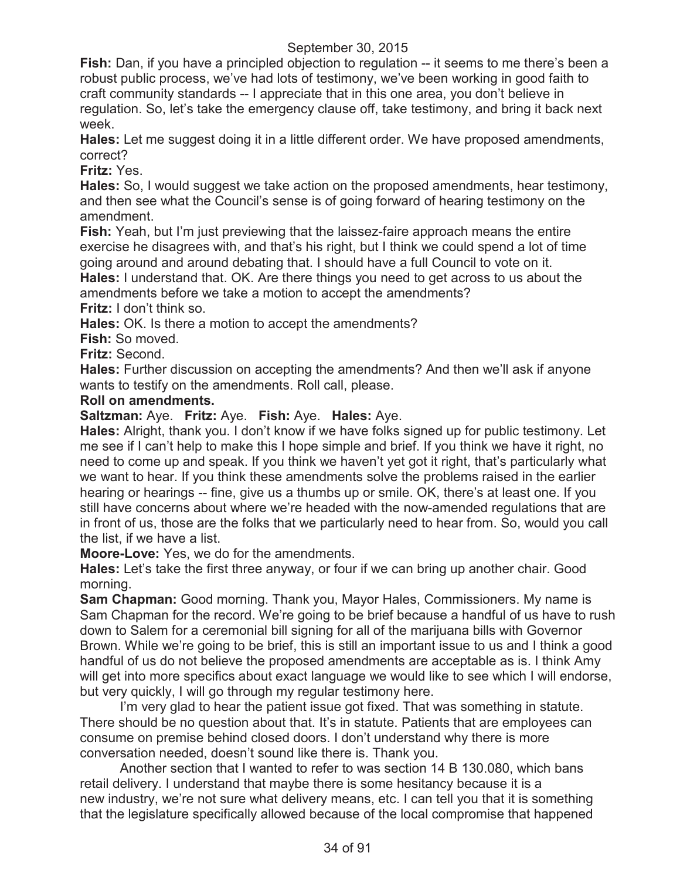**Fish:** Dan, if you have a principled objection to regulation -- it seems to me there's been a robust public process, we've had lots of testimony, we've been working in good faith to craft community standards -- I appreciate that in this one area, you don't believe in regulation. So, let's take the emergency clause off, take testimony, and bring it back next week.

**Hales:** Let me suggest doing it in a little different order. We have proposed amendments, correct?

**Fritz:** Yes.

**Hales:** So, I would suggest we take action on the proposed amendments, hear testimony, and then see what the Council's sense is of going forward of hearing testimony on the amendment.

**Fish:** Yeah, but I'm just previewing that the laissez-faire approach means the entire exercise he disagrees with, and that's his right, but I think we could spend a lot of time going around and around debating that. I should have a full Council to vote on it.

**Hales:** I understand that. OK. Are there things you need to get across to us about the amendments before we take a motion to accept the amendments?

**Fritz:** I don't think so.

**Hales:** OK. Is there a motion to accept the amendments?

**Fish:** So moved.

**Fritz:** Second.

**Hales:** Further discussion on accepting the amendments? And then we'll ask if anyone wants to testify on the amendments. Roll call, please.

**Roll on amendments.**

**Saltzman:** Aye. **Fritz:** Aye. **Fish:** Aye. **Hales:** Aye.

**Hales:** Alright, thank you. I don't know if we have folks signed up for public testimony. Let me see if I can't help to make this I hope simple and brief. If you think we have it right, no need to come up and speak. If you think we haven't yet got it right, that's particularly what we want to hear. If you think these amendments solve the problems raised in the earlier hearing or hearings -- fine, give us a thumbs up or smile. OK, there's at least one. If you still have concerns about where we're headed with the now-amended regulations that are in front of us, those are the folks that we particularly need to hear from. So, would you call the list, if we have a list.

**Moore-Love:** Yes, we do for the amendments.

**Hales:** Let's take the first three anyway, or four if we can bring up another chair. Good morning.

**Sam Chapman:** Good morning. Thank you, Mayor Hales, Commissioners. My name is Sam Chapman for the record. We're going to be brief because a handful of us have to rush down to Salem for a ceremonial bill signing for all of the marijuana bills with Governor Brown. While we're going to be brief, this is still an important issue to us and I think a good handful of us do not believe the proposed amendments are acceptable as is. I think Amy will get into more specifics about exact language we would like to see which I will endorse, but very quickly, I will go through my regular testimony here.

I'm very glad to hear the patient issue got fixed. That was something in statute. There should be no question about that. It's in statute. Patients that are employees can consume on premise behind closed doors. I don't understand why there is more conversation needed, doesn't sound like there is. Thank you.

Another section that I wanted to refer to was section 14 B 130.080, which bans retail delivery. I understand that maybe there is some hesitancy because it is a new industry, we're not sure what delivery means, etc. I can tell you that it is something that the legislature specifically allowed because of the local compromise that happened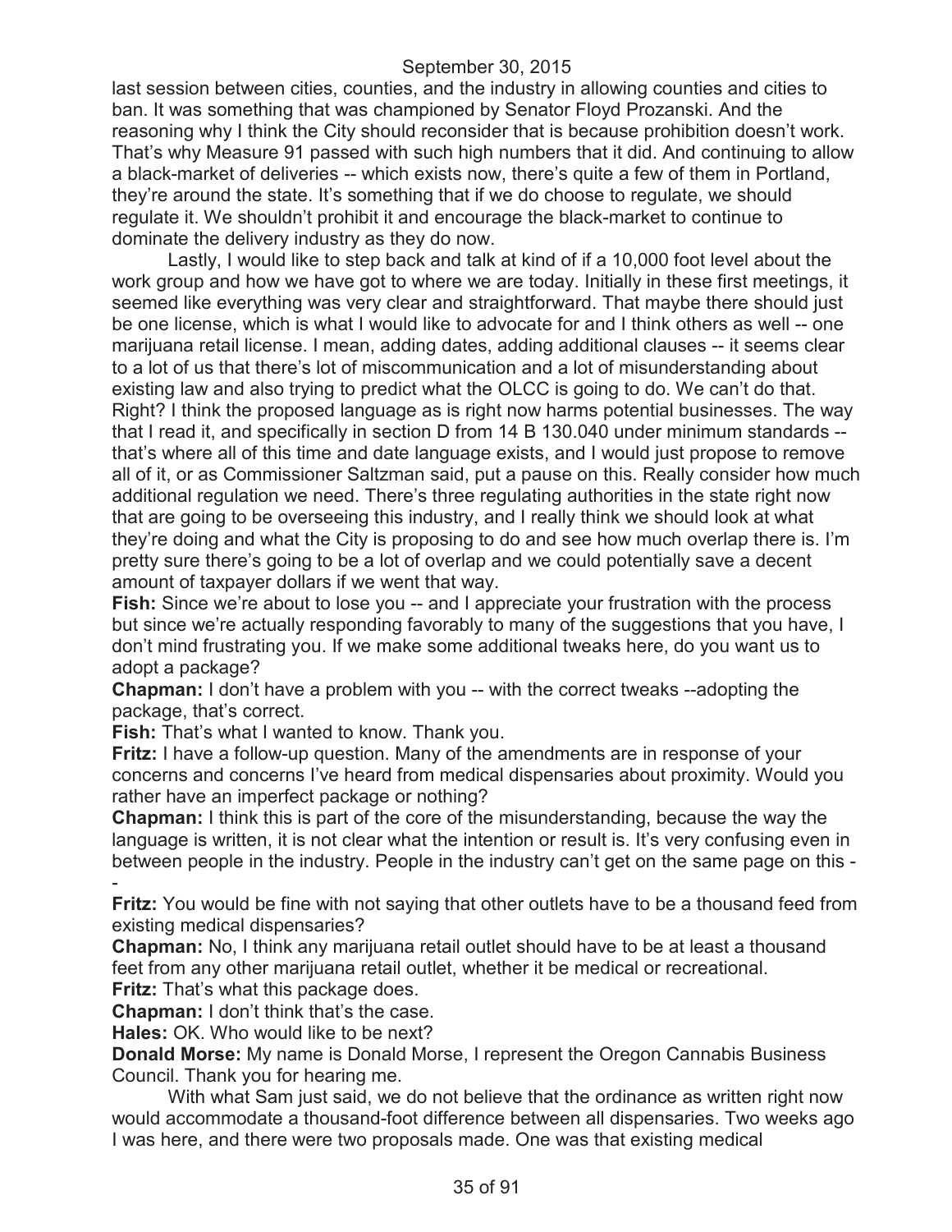last session between cities, counties, and the industry in allowing counties and cities to ban. It was something that was championed by Senator Floyd Prozanski. And the reasoning why I think the City should reconsider that is because prohibition doesn't work. That's why Measure 91 passed with such high numbers that it did. And continuing to allow a black-market of deliveries -- which exists now, there's quite a few of them in Portland, they're around the state. It's something that if we do choose to regulate, we should regulate it. We shouldn't prohibit it and encourage the black-market to continue to dominate the delivery industry as they do now.

Lastly, I would like to step back and talk at kind of if a 10,000 foot level about the work group and how we have got to where we are today. Initially in these first meetings, it seemed like everything was very clear and straightforward. That maybe there should just be one license, which is what I would like to advocate for and I think others as well -- one marijuana retail license. I mean, adding dates, adding additional clauses -- it seems clear to a lot of us that there's lot of miscommunication and a lot of misunderstanding about existing law and also trying to predict what the OLCC is going to do. We can't do that. Right? I think the proposed language as is right now harms potential businesses. The way that I read it, and specifically in section D from 14 B 130.040 under minimum standards -- that's where all of this time and date language exists, and I would just propose to remove all of it, or as Commissioner Saltzman said, put a pause on this. Really consider how much additional regulation we need. There's three regulating authorities in the state right now that are going to be overseeing this industry, and I really think we should look at what they're doing and what the City is proposing to do and see how much overlap there is. I'm pretty sure there's going to be a lot of overlap and we could potentially save a decent amount of taxpayer dollars if we went that way.

**Fish:** Since we're about to lose you -- and I appreciate your frustration with the process but since we're actually responding favorably to many of the suggestions that you have, I don't mind frustrating you. If we make some additional tweaks here, do you want us to adopt a package?

**Chapman:** I don't have a problem with you -- with the correct tweaks --adopting the package, that's correct.

**Fish:** That's what I wanted to know. Thank you.

**Fritz:** I have a follow-up question. Many of the amendments are in response of your concerns and concerns I've heard from medical dispensaries about proximity. Would you rather have an imperfect package or nothing?

**Chapman:** I think this is part of the core of the misunderstanding, because the way the language is written, it is not clear what the intention or result is. It's very confusing even in between people in the industry. People in the industry can't get on the same page on this --

**Fritz:** You would be fine with not saying that other outlets have to be a thousand feed from existing medical dispensaries?

**Chapman:** No, I think any marijuana retail outlet should have to be at least a thousand feet from any other marijuana retail outlet, whether it be medical or recreational.

**Fritz:** That's what this package does.

**Chapman:** I don't think that's the case.

**Hales:** OK. Who would like to be next?

**Donald Morse:** My name is Donald Morse, I represent the Oregon Cannabis Business Council. Thank you for hearing me.

With what Sam just said, we do not believe that the ordinance as written right now would accommodate a thousand-foot difference between all dispensaries. Two weeks ago I was here, and there were two proposals made. One was that existing medical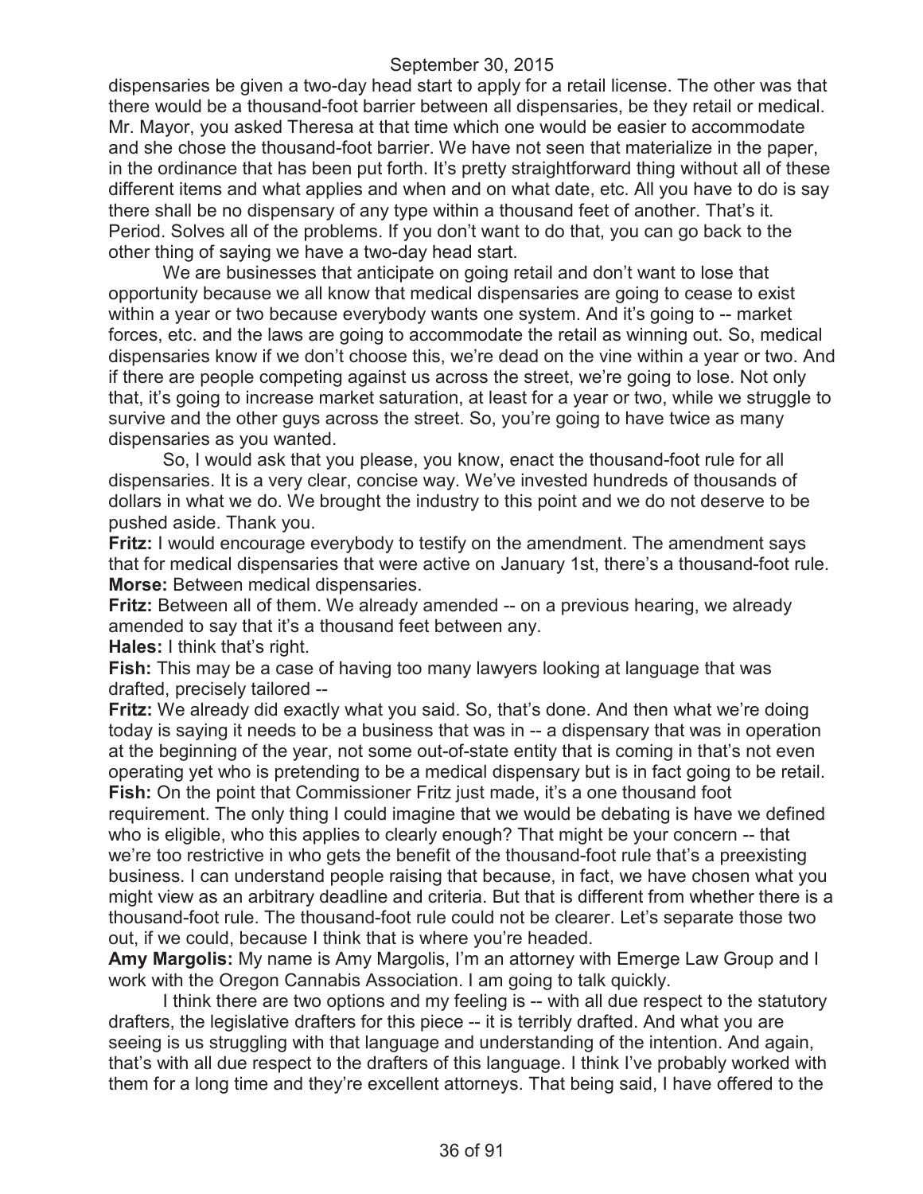dispensaries be given a two-day head start to apply for a retail license. The other was that there would be a thousand-foot barrier between all dispensaries, be they retail or medical. Mr. Mayor, you asked Theresa at that time which one would be easier to accommodate and she chose the thousand-foot barrier. We have not seen that materialize in the paper, in the ordinance that has been put forth. It's pretty straightforward thing without all of these different items and what applies and when and on what date, etc. All you have to do is say there shall be no dispensary of any type within a thousand feet of another. That's it. Period. Solves all of the problems. If you don't want to do that, you can go back to the other thing of saying we have a two-day head start.

We are businesses that anticipate on going retail and don't want to lose that opportunity because we all know that medical dispensaries are going to cease to exist within a year or two because everybody wants one system. And it's going to -- market forces, etc. and the laws are going to accommodate the retail as winning out. So, medical dispensaries know if we don't choose this, we're dead on the vine within a year or two. And if there are people competing against us across the street, we're going to lose. Not only that, it's going to increase market saturation, at least for a year or two, while we struggle to survive and the other guys across the street. So, you're going to have twice as many dispensaries as you wanted.

So, I would ask that you please, you know, enact the thousand-foot rule for all dispensaries. It is a very clear, concise way. We've invested hundreds of thousands of dollars in what we do. We brought the industry to this point and we do not deserve to be pushed aside. Thank you.

**Fritz:** I would encourage everybody to testify on the amendment. The amendment says that for medical dispensaries that were active on January 1st, there's a thousand-foot rule.

**Morse:** Between medical dispensaries.

**Fritz:** Between all of them. We already amended -- on a previous hearing, we already amended to say that it's a thousand feet between any.

**Hales:** I think that's right.

**Fish:** This may be a case of having too many lawyers looking at language that was drafted, precisely tailored --

**Fritz:** We already did exactly what you said. So, that's done. And then what we're doing today is saying it needs to be a business that was in -- a dispensary that was in operation at the beginning of the year, not some out-of-state entity that is coming in that's not even operating yet who is pretending to be a medical dispensary but is in fact going to be retail.

**Fish:** On the point that Commissioner Fritz just made, it's a one thousand foot requirement. The only thing I could imagine that we would be debating is have we defined who is eligible, who this applies to clearly enough? That might be your concern -- that we're too restrictive in who gets the benefit of the thousand-foot rule that's a preexisting business. I can understand people raising that because, in fact, we have chosen what you might view as an arbitrary deadline and criteria. But that is different from whether there is a thousand-foot rule. The thousand-foot rule could not be clearer. Let's separate those two out, if we could, because I think that is where you're headed.

**Amy Margolis:** My name is Amy Margolis, I'm an attorney with Emerge Law Group and I work with the Oregon Cannabis Association. I am going to talk quickly.

I think there are two options and my feeling is -- with all due respect to the statutory drafters, the legislative drafters for this piece -- it is terribly drafted. And what you are seeing is us struggling with that language and understanding of the intention. And again, that's with all due respect to the drafters of this language. I think I've probably worked with them for a long time and they're excellent attorneys. That being said, I have offered to the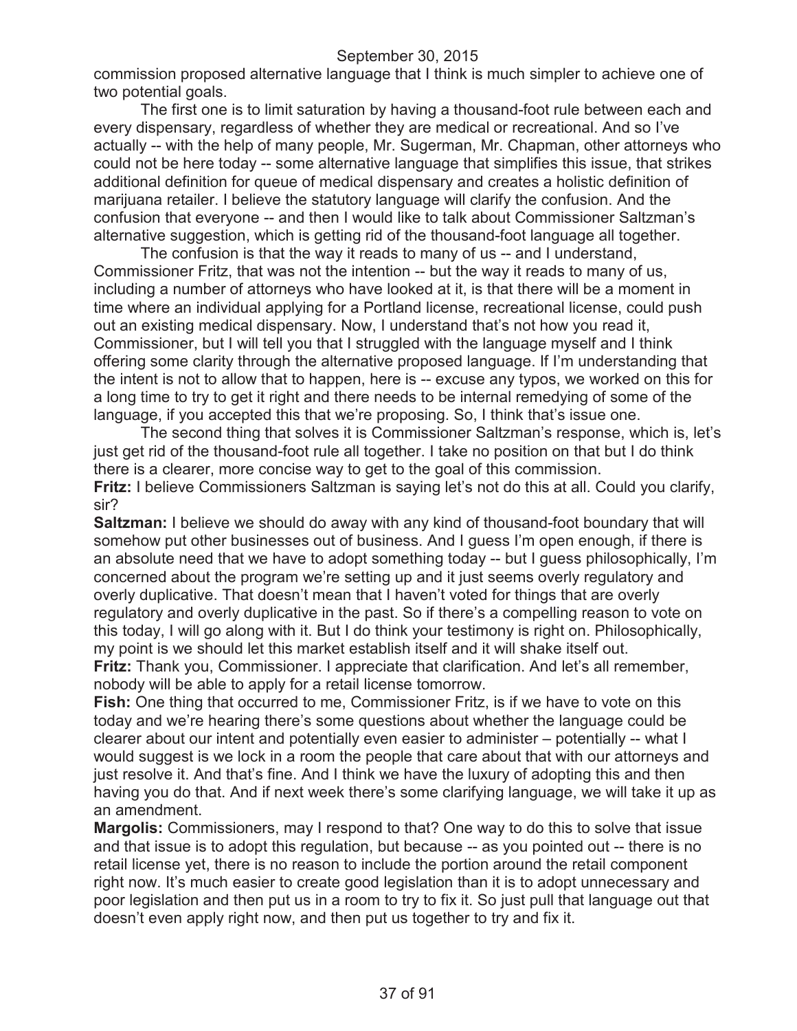commission proposed alternative language that I think is much simpler to achieve one of two potential goals.

The first one is to limit saturation by having a thousand-foot rule between each and every dispensary, regardless of whether they are medical or recreational. And so I've actually -- with the help of many people, Mr. Sugerman, Mr. Chapman, other attorneys who could not be here today -- some alternative language that simplifies this issue, that strikes additional definition for queue of medical dispensary and creates a holistic definition of marijuana retailer. I believe the statutory language will clarify the confusion. And the confusion that everyone -- and then I would like to talk about Commissioner Saltzman's alternative suggestion, which is getting rid of the thousand-foot language all together.

The confusion is that the way it reads to many of us -- and I understand, Commissioner Fritz, that was not the intention -- but the way it reads to many of us, including a number of attorneys who have looked at it, is that there will be a moment in time where an individual applying for a Portland license, recreational license, could push out an existing medical dispensary. Now, I understand that's not how you read it, Commissioner, but I will tell you that I struggled with the language myself and I think offering some clarity through the alternative proposed language. If I'm understanding that the intent is not to allow that to happen, here is -- excuse any typos, we worked on this for a long time to try to get it right and there needs to be internal remedying of some of the language, if you accepted this that we're proposing. So, I think that's issue one.

The second thing that solves it is Commissioner Saltzman's response, which is, let's just get rid of the thousand-foot rule all together. I take no position on that but I do think there is a clearer, more concise way to get to the goal of this commission.

**Fritz:** I believe Commissioners Saltzman is saying let's not do this at all. Could you clarify, sir?

**Saltzman:** I believe we should do away with any kind of thousand-foot boundary that will somehow put other businesses out of business. And I guess I'm open enough, if there is an absolute need that we have to adopt something today -- but I guess philosophically, I'm concerned about the program we're setting up and it just seems overly regulatory and overly duplicative. That doesn't mean that I haven't voted for things that are overly regulatory and overly duplicative in the past. So if there's a compelling reason to vote on this today, I will go along with it. But I do think your testimony is right on. Philosophically, my point is we should let this market establish itself and it will shake itself out.

**Fritz:** Thank you, Commissioner. I appreciate that clarification. And let's all remember, nobody will be able to apply for a retail license tomorrow.

**Fish:** One thing that occurred to me, Commissioner Fritz, is if we have to vote on this today and we're hearing there's some questions about whether the language could be clearer about our intent and potentially even easier to administer – potentially -- what I would suggest is we lock in a room the people that care about that with our attorneys and just resolve it. And that's fine. And I think we have the luxury of adopting this and then having you do that. And if next week there's some clarifying language, we will take it up as an amendment.

**Margolis:** Commissioners, may I respond to that? One way to do this to solve that issue and that issue is to adopt this regulation, but because -- as you pointed out -- there is no retail license yet, there is no reason to include the portion around the retail component right now. It's much easier to create good legislation than it is to adopt unnecessary and poor legislation and then put us in a room to try to fix it. So just pull that language out that doesn't even apply right now, and then put us together to try and fix it.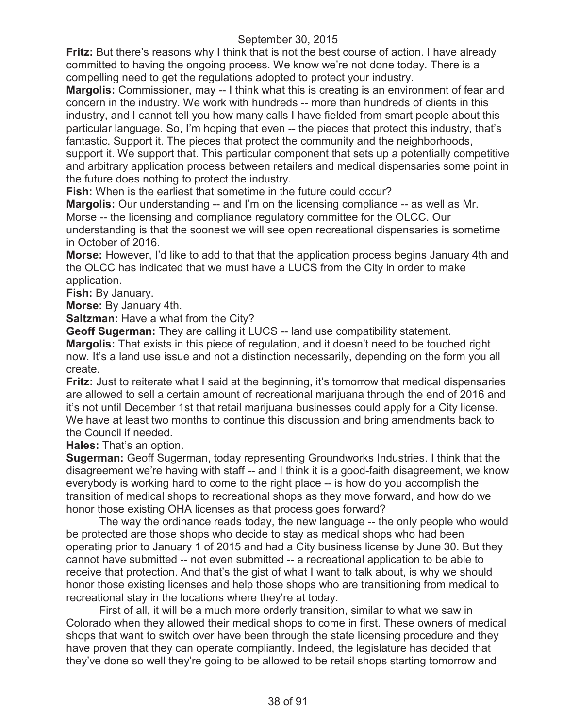September 30, 2015

**Fritz:** But there's reasons why I think that is not the best course of action. I have already committed to having the ongoing process. We know we're not done today. There is a compelling need to get the regulations adopted to protect your industry.

**Margolis:** Commissioner, may -- I think what this is creating is an environment of fear and concern in the industry. We work with hundreds -- more than hundreds of clients in this industry, and I cannot tell you how many calls I have fielded from smart people about this particular language. So, I'm hoping that even -- the pieces that protect this industry, that's fantastic. Support it. The pieces that protect the community and the neighborhoods, support it. We support that. This particular component that sets up a potentially competitive and arbitrary application process between retailers and medical dispensaries some point in the future does nothing to protect the industry.

**Fish:** When is the earliest that sometime in the future could occur?

**Margolis:** Our understanding -- and I'm on the licensing compliance -- as well as Mr. Morse -- the licensing and compliance regulatory committee for the OLCC. Our understanding is that the soonest we will see open recreational dispensaries is sometime in October of 2016.

**Morse:** However, I'd like to add to that that the application process begins January 4th and the OLCC has indicated that we must have a LUCS from the City in order to make application.

**Fish:** By January.

**Morse:** By January 4th.

**Saltzman:** Have a what from the City?

**Geoff Sugerman:** They are calling it LUCS -- land use compatibility statement.

**Margolis:** That exists in this piece of regulation, and it doesn't need to be touched right now. It's a land use issue and not a distinction necessarily, depending on the form you all create.

**Fritz:** Just to reiterate what I said at the beginning, it's tomorrow that medical dispensaries are allowed to sell a certain amount of recreational marijuana through the end of 2016 and it's not until December 1st that retail marijuana businesses could apply for a City license. We have at least two months to continue this discussion and bring amendments back to the Council if needed.

**Hales:** That's an option.

**Sugerman:** Geoff Sugerman, today representing Groundworks Industries. I think that the disagreement we're having with staff -- and I think it is a good-faith disagreement, we know everybody is working hard to come to the right place -- is how do you accomplish the transition of medical shops to recreational shops as they move forward, and how do we honor those existing OHA licenses as that process goes forward?

The way the ordinance reads today, the new language -- the only people who would be protected are those shops who decide to stay as medical shops who had been operating prior to January 1 of 2015 and had a City business license by June 30. But they cannot have submitted -- not even submitted -- a recreational application to be able to receive that protection. And that's the gist of what I want to talk about, is why we should honor those existing licenses and help those shops who are transitioning from medical to recreational stay in the locations where they're at today.

First of all, it will be a much more orderly transition, similar to what we saw in Colorado when they allowed their medical shops to come in first. These owners of medical shops that want to switch over have been through the state licensing procedure and they have proven that they can operate compliantly. Indeed, the legislature has decided that they've done so well they're going to be allowed to be retail shops starting tomorrow and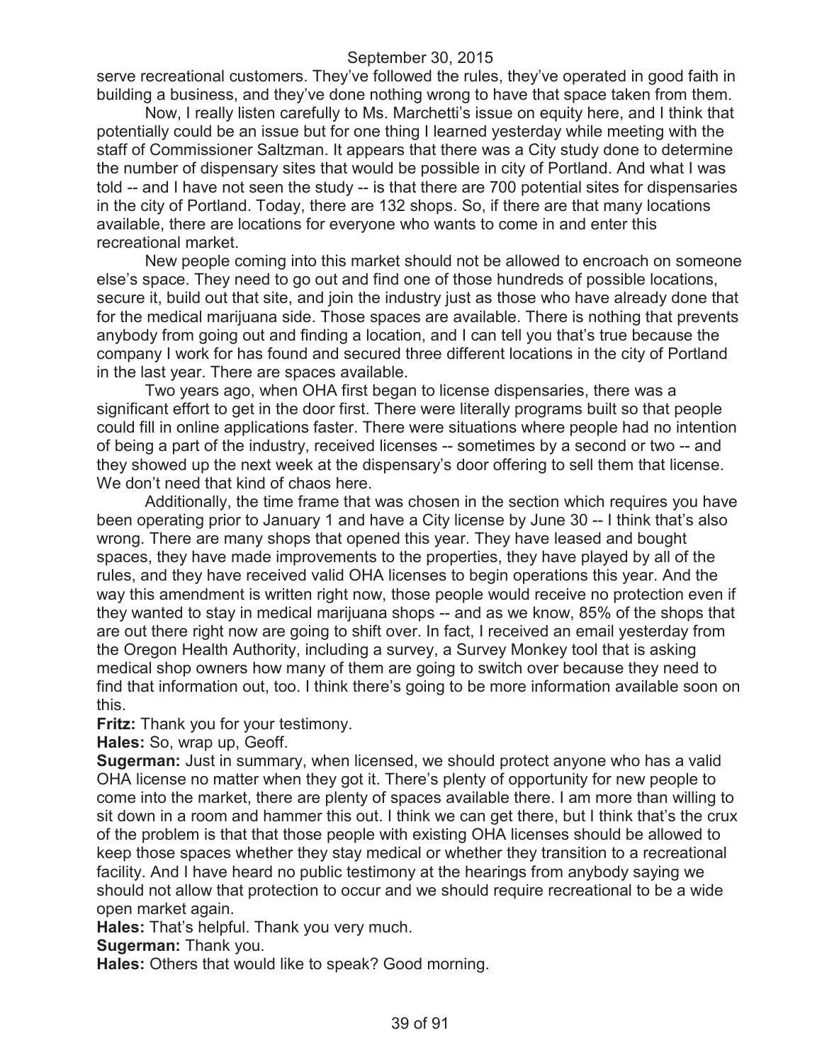serve recreational customers. They've followed the rules, they've operated in good faith in building a business, and they've done nothing wrong to have that space taken from them.

Now, I really listen carefully to Ms. Marchetti's issue on equity here, and I think that potentially could be an issue but for one thing I learned yesterday while meeting with the staff of Commissioner Saltzman. It appears that there was a City study done to determine the number of dispensary sites that would be possible in city of Portland. And what I was told -- and I have not seen the study -- is that there are 700 potential sites for dispensaries in the city of Portland. Today, there are 132 shops. So, if there are that many locations available, there are locations for everyone who wants to come in and enter this recreational market.

New people coming into this market should not be allowed to encroach on someone else's space. They need to go out and find one of those hundreds of possible locations, secure it, build out that site, and join the industry just as those who have already done that for the medical marijuana side. Those spaces are available. There is nothing that prevents anybody from going out and finding a location, and I can tell you that's true because the company I work for has found and secured three different locations in the city of Portland in the last year. There are spaces available.

Two years ago, when OHA first began to license dispensaries, there was a significant effort to get in the door first. There were literally programs built so that people could fill in online applications faster. There were situations where people had no intention of being a part of the industry, received licenses -- sometimes by a second or two -- and they showed up the next week at the dispensary's door offering to sell them that license. We don't need that kind of chaos here.

Additionally, the time frame that was chosen in the section which requires you have been operating prior to January 1 and have a City license by June 30 -- I think that's also wrong. There are many shops that opened this year. They have leased and bought spaces, they have made improvements to the properties, they have played by all of the rules, and they have received valid OHA licenses to begin operations this year. And the way this amendment is written right now, those people would receive no protection even if they wanted to stay in medical marijuana shops -- and as we know, 85% of the shops that are out there right now are going to shift over. In fact, I received an email yesterday from the Oregon Health Authority, including a survey, a Survey Monkey tool that is asking medical shop owners how many of them are going to switch over because they need to find that information out, too. I think there's going to be more information available soon on this.

**Fritz:** Thank you for your testimony.

**Hales:** So, wrap up, Geoff.

**Sugerman:** Just in summary, when licensed, we should protect anyone who has a valid OHA license no matter when they got it. There's plenty of opportunity for new people to come into the market, there are plenty of spaces available there. I am more than willing to sit down in a room and hammer this out. I think we can get there, but I think that's the crux of the problem is that that those people with existing OHA licenses should be allowed to keep those spaces whether they stay medical or whether they transition to a recreational facility. And I have heard no public testimony at the hearings from anybody saying we should not allow that protection to occur and we should require recreational to be a wide open market again.

**Hales:** That's helpful. Thank you very much.

**Sugerman:** Thank you.

**Hales:** Others that would like to speak? Good morning.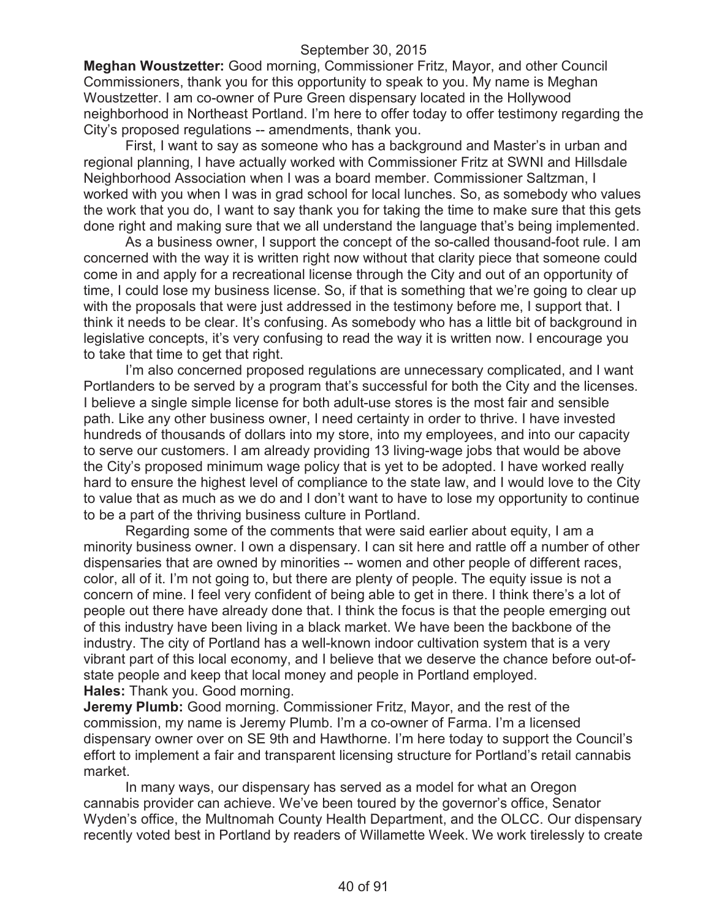**Meghan Woustzetter:** Good morning, Commissioner Fritz, Mayor, and other Council Commissioners, thank you for this opportunity to speak to you. My name is Meghan Woustzetter. I am co-owner of Pure Green dispensary located in the Hollywood neighborhood in Northeast Portland. I'm here to offer today to offer testimony regarding the City's proposed regulations -- amendments, thank you.

First, I want to say as someone who has a background and Master's in urban and regional planning, I have actually worked with Commissioner Fritz at SWNI and Hillsdale Neighborhood Association when I was a board member. Commissioner Saltzman, I worked with you when I was in grad school for local lunches. So, as somebody who values the work that you do, I want to say thank you for taking the time to make sure that this gets done right and making sure that we all understand the language that's being implemented.

As a business owner, I support the concept of the so-called thousand-foot rule. I am concerned with the way it is written right now without that clarity piece that someone could come in and apply for a recreational license through the City and out of an opportunity of time, I could lose my business license. So, if that is something that we're going to clear up with the proposals that were just addressed in the testimony before me, I support that. I think it needs to be clear. It's confusing. As somebody who has a little bit of background in legislative concepts, it's very confusing to read the way it is written now. I encourage you to take that time to get that right.

I'm also concerned proposed regulations are unnecessary complicated, and I want Portlanders to be served by a program that's successful for both the City and the licenses. I believe a single simple license for both adult-use stores is the most fair and sensible path. Like any other business owner, I need certainty in order to thrive. I have invested hundreds of thousands of dollars into my store, into my employees, and into our capacity to serve our customers. I am already providing 13 living-wage jobs that would be above the City's proposed minimum wage policy that is yet to be adopted. I have worked really hard to ensure the highest level of compliance to the state law, and I would love to the City to value that as much as we do and I don't want to have to lose my opportunity to continue to be a part of the thriving business culture in Portland.

Regarding some of the comments that were said earlier about equity, I am a minority business owner. I own a dispensary. I can sit here and rattle off a number of other dispensaries that are owned by minorities -- women and other people of different races, color, all of it. I'm not going to, but there are plenty of people. The equity issue is not a concern of mine. I feel very confident of being able to get in there. I think there's a lot of people out there have already done that. I think the focus is that the people emerging out of this industry have been living in a black market. We have been the backbone of the industry. The city of Portland has a well-known indoor cultivation system that is a very vibrant part of this local economy, and I believe that we deserve the chance before out-of-state people and keep that local money and people in Portland employed.

**Hales:** Thank you. Good morning.

**Jeremy Plumb:** Good morning. Commissioner Fritz, Mayor, and the rest of the commission, my name is Jeremy Plumb. I'm a co-owner of Farma. I'm a licensed dispensary owner over on SE 9th and Hawthorne. I'm here today to support the Council's effort to implement a fair and transparent licensing structure for Portland's retail cannabis market.

In many ways, our dispensary has served as a model for what an Oregon cannabis provider can achieve. We've been toured by the governor's office, Senator Wyden's office, the Multnomah County Health Department, and the OLCC. Our dispensary recently voted best in Portland by readers of Willamette Week. We work tirelessly to create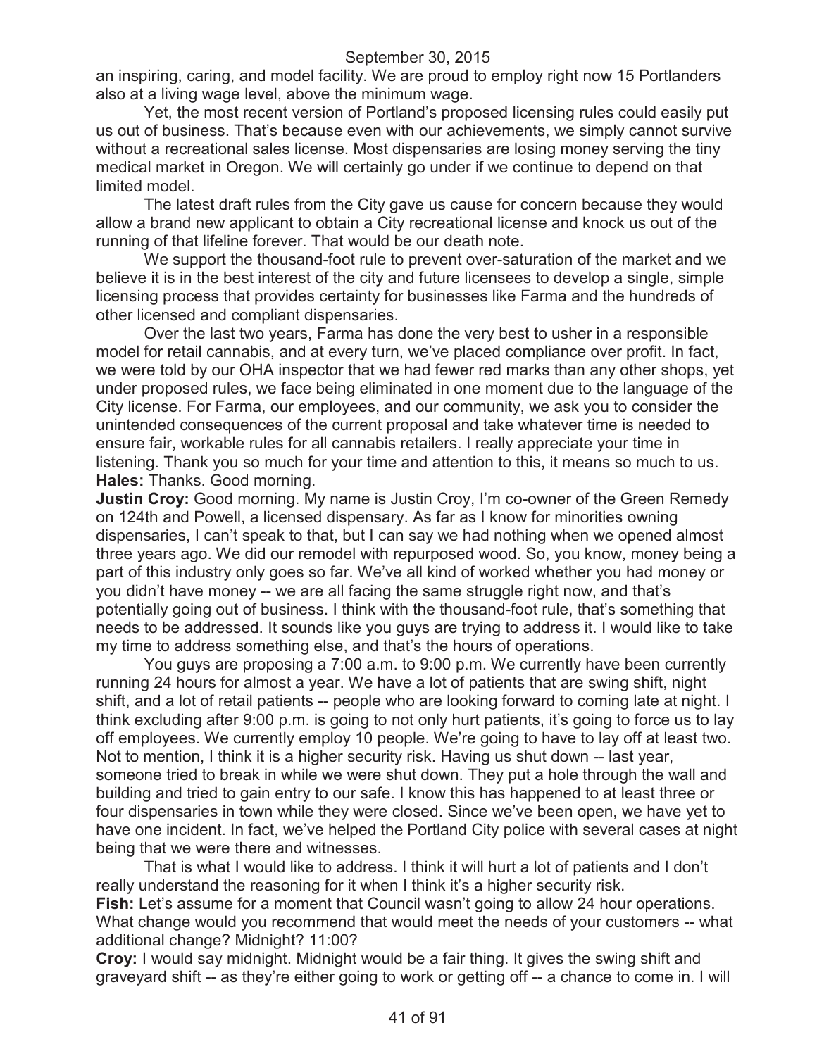an inspiring, caring, and model facility. We are proud to employ right now 15 Portlanders also at a living wage level, above the minimum wage.

Yet, the most recent version of Portland's proposed licensing rules could easily put us out of business. That's because even with our achievements, we simply cannot survive without a recreational sales license. Most dispensaries are losing money serving the tiny medical market in Oregon. We will certainly go under if we continue to depend on that limited model.

The latest draft rules from the City gave us cause for concern because they would allow a brand new applicant to obtain a City recreational license and knock us out of the running of that lifeline forever. That would be our death note.

We support the thousand-foot rule to prevent over-saturation of the market and we believe it is in the best interest of the city and future licensees to develop a single, simple licensing process that provides certainty for businesses like Farma and the hundreds of other licensed and compliant dispensaries.

Over the last two years, Farma has done the very best to usher in a responsible model for retail cannabis, and at every turn, we've placed compliance over profit. In fact, we were told by our OHA inspector that we had fewer red marks than any other shops, yet under proposed rules, we face being eliminated in one moment due to the language of the City license. For Farma, our employees, and our community, we ask you to consider the unintended consequences of the current proposal and take whatever time is needed to ensure fair, workable rules for all cannabis retailers. I really appreciate your time in listening. Thank you so much for your time and attention to this, it means so much to us.

**Hales:** Thanks. Good morning.

**Justin Croy:** Good morning. My name is Justin Croy, I'm co-owner of the Green Remedy on 124th and Powell, a licensed dispensary. As far as I know for minorities owning dispensaries, I can't speak to that, but I can say we had nothing when we opened almost three years ago. We did our remodel with repurposed wood. So, you know, money being a part of this industry only goes so far. We've all kind of worked whether you had money or you didn't have money -- we are all facing the same struggle right now, and that's potentially going out of business. I think with the thousand-foot rule, that's something that needs to be addressed. It sounds like you guys are trying to address it. I would like to take my time to address something else, and that's the hours of operations.

You guys are proposing a 7:00 a.m. to 9:00 p.m. We currently have been currently running 24 hours for almost a year. We have a lot of patients that are swing shift, night shift, and a lot of retail patients -- people who are looking forward to coming late at night. I think excluding after 9:00 p.m. is going to not only hurt patients, it's going to force us to lay off employees. We currently employ 10 people. We're going to have to lay off at least two. Not to mention, I think it is a higher security risk. Having us shut down -- last year, someone tried to break in while we were shut down. They put a hole through the wall and building and tried to gain entry to our safe. I know this has happened to at least three or four dispensaries in town while they were closed. Since we've been open, we have yet to have one incident. In fact, we've helped the Portland City police with several cases at night being that we were there and witnesses.

That is what I would like to address. I think it will hurt a lot of patients and I don't really understand the reasoning for it when I think it's a higher security risk.

**Fish:** Let's assume for a moment that Council wasn't going to allow 24 hour operations. What change would you recommend that would meet the needs of your customers -- what additional change? Midnight? 11:00?

**Croy:** I would say midnight. Midnight would be a fair thing. It gives the swing shift and graveyard shift -- as they're either going to work or getting off -- a chance to come in. I will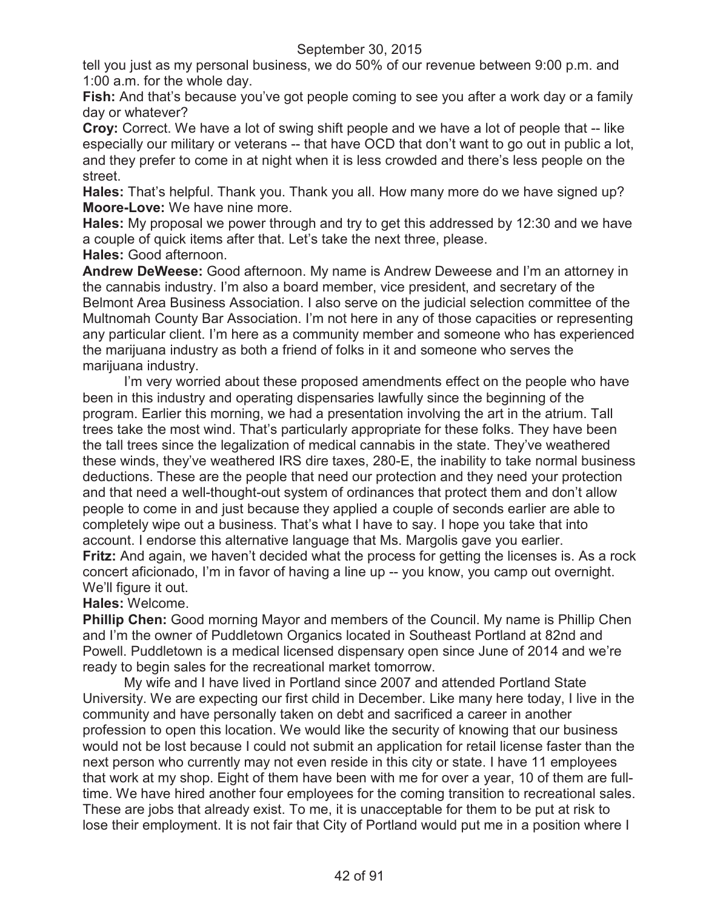tell you just as my personal business, we do 50% of our revenue between 9:00 p.m. and 1:00 a.m. for the whole day.

**Fish:** And that's because you've got people coming to see you after a work day or a family day or whatever?

**Croy:** Correct. We have a lot of swing shift people and we have a lot of people that -- like especially our military or veterans -- that have OCD that don't want to go out in public a lot, and they prefer to come in at night when it is less crowded and there's less people on the street.

**Hales:** That's helpful. Thank you. Thank you all. How many more do we have signed up?

**Moore-Love:** We have nine more.

**Hales:** My proposal we power through and try to get this addressed by 12:30 and we have a couple of quick items after that. Let's take the next three, please.

**Hales:** Good afternoon.

**Andrew DeWeese:** Good afternoon. My name is Andrew Deweese and I'm an attorney in the cannabis industry. I'm also a board member, vice president, and secretary of the Belmont Area Business Association. I also serve on the judicial selection committee of the Multnomah County Bar Association. I'm not here in any of those capacities or representing any particular client. I'm here as a community member and someone who has experienced the marijuana industry as both a friend of folks in it and someone who serves the marijuana industry.

I'm very worried about these proposed amendments effect on the people who have been in this industry and operating dispensaries lawfully since the beginning of the program. Earlier this morning, we had a presentation involving the art in the atrium. Tall trees take the most wind. That's particularly appropriate for these folks. They have been the tall trees since the legalization of medical cannabis in the state. They've weathered these winds, they've weathered IRS dire taxes, 280-E, the inability to take normal business deductions. These are the people that need our protection and they need your protection and that need a well-thought-out system of ordinances that protect them and don't allow people to come in and just because they applied a couple of seconds earlier are able to completely wipe out a business. That's what I have to say. I hope you take that into account. I endorse this alternative language that Ms. Margolis gave you earlier.

**Fritz:** And again, we haven't decided what the process for getting the licenses is. As a rock concert aficionado, I'm in favor of having a line up -- you know, you camp out overnight. We'll figure it out.

**Hales:** Welcome.

**Phillip Chen:** Good morning Mayor and members of the Council. My name is Phillip Chen and I'm the owner of Puddletown Organics located in Southeast Portland at 82nd and Powell. Puddletown is a medical licensed dispensary open since June of 2014 and we're ready to begin sales for the recreational market tomorrow.

My wife and I have lived in Portland since 2007 and attended Portland State University. We are expecting our first child in December. Like many here today, I live in the community and have personally taken on debt and sacrificed a career in another profession to open this location. We would like the security of knowing that our business would not be lost because I could not submit an application for retail license faster than the next person who currently may not even reside in this city or state. I have 11 employees that work at my shop. Eight of them have been with me for over a year, 10 of them are full-time. We have hired another four employees for the coming transition to recreational sales. These are jobs that already exist. To me, it is unacceptable for them to be put at risk to lose their employment. It is not fair that City of Portland would put me in a position where I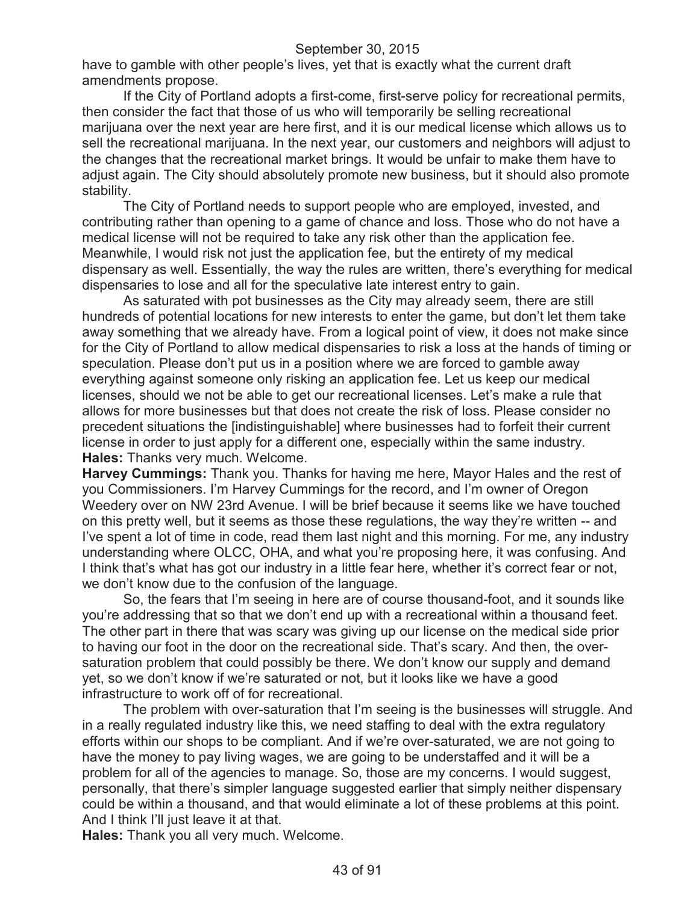have to gamble with other people's lives, yet that is exactly what the current draft amendments propose.

If the City of Portland adopts a first-come, first-serve policy for recreational permits, then consider the fact that those of us who will temporarily be selling recreational marijuana over the next year are here first, and it is our medical license which allows us to sell the recreational marijuana. In the next year, our customers and neighbors will adjust to the changes that the recreational market brings. It would be unfair to make them have to adjust again. The City should absolutely promote new business, but it should also promote stability.

The City of Portland needs to support people who are employed, invested, and contributing rather than opening to a game of chance and loss. Those who do not have a medical license will not be required to take any risk other than the application fee. Meanwhile, I would risk not just the application fee, but the entirety of my medical dispensary as well. Essentially, the way the rules are written, there's everything for medical dispensaries to lose and all for the speculative late interest entry to gain.

As saturated with pot businesses as the City may already seem, there are still hundreds of potential locations for new interests to enter the game, but don't let them take away something that we already have. From a logical point of view, it does not make since for the City of Portland to allow medical dispensaries to risk a loss at the hands of timing or speculation. Please don't put us in a position where we are forced to gamble away everything against someone only risking an application fee. Let us keep our medical licenses, should we not be able to get our recreational licenses. Let's make a rule that allows for more businesses but that does not create the risk of loss. Please consider no precedent situations the [indistinguishable] where businesses had to forfeit their current license in order to just apply for a different one, especially within the same industry.

**Hales:** Thanks very much. Welcome.

**Harvey Cummings:** Thank you. Thanks for having me here, Mayor Hales and the rest of you Commissioners. I'm Harvey Cummings for the record, and I'm owner of Oregon Weedery over on NW 23rd Avenue. I will be brief because it seems like we have touched on this pretty well, but it seems as those these regulations, the way they're written -- and I've spent a lot of time in code, read them last night and this morning. For me, any industry understanding where OLCC, OHA, and what you're proposing here, it was confusing. And I think that's what has got our industry in a little fear here, whether it's correct fear or not, we don't know due to the confusion of the language.

So, the fears that I'm seeing in here are of course thousand-foot, and it sounds like you're addressing that so that we don't end up with a recreational within a thousand feet. The other part in there that was scary was giving up our license on the medical side prior to having our foot in the door on the recreational side. That's scary. And then, the over-saturation problem that could possibly be there. We don't know our supply and demand yet, so we don't know if we're saturated or not, but it looks like we have a good infrastructure to work off of for recreational.

The problem with over-saturation that I'm seeing is the businesses will struggle. And in a really regulated industry like this, we need staffing to deal with the extra regulatory efforts within our shops to be compliant. And if we're over-saturated, we are not going to have the money to pay living wages, we are going to be understaffed and it will be a problem for all of the agencies to manage. So, those are my concerns. I would suggest, personally, that there's simpler language suggested earlier that simply neither dispensary could be within a thousand, and that would eliminate a lot of these problems at this point. And I think I'll just leave it at that.

**Hales:** Thank you all very much. Welcome.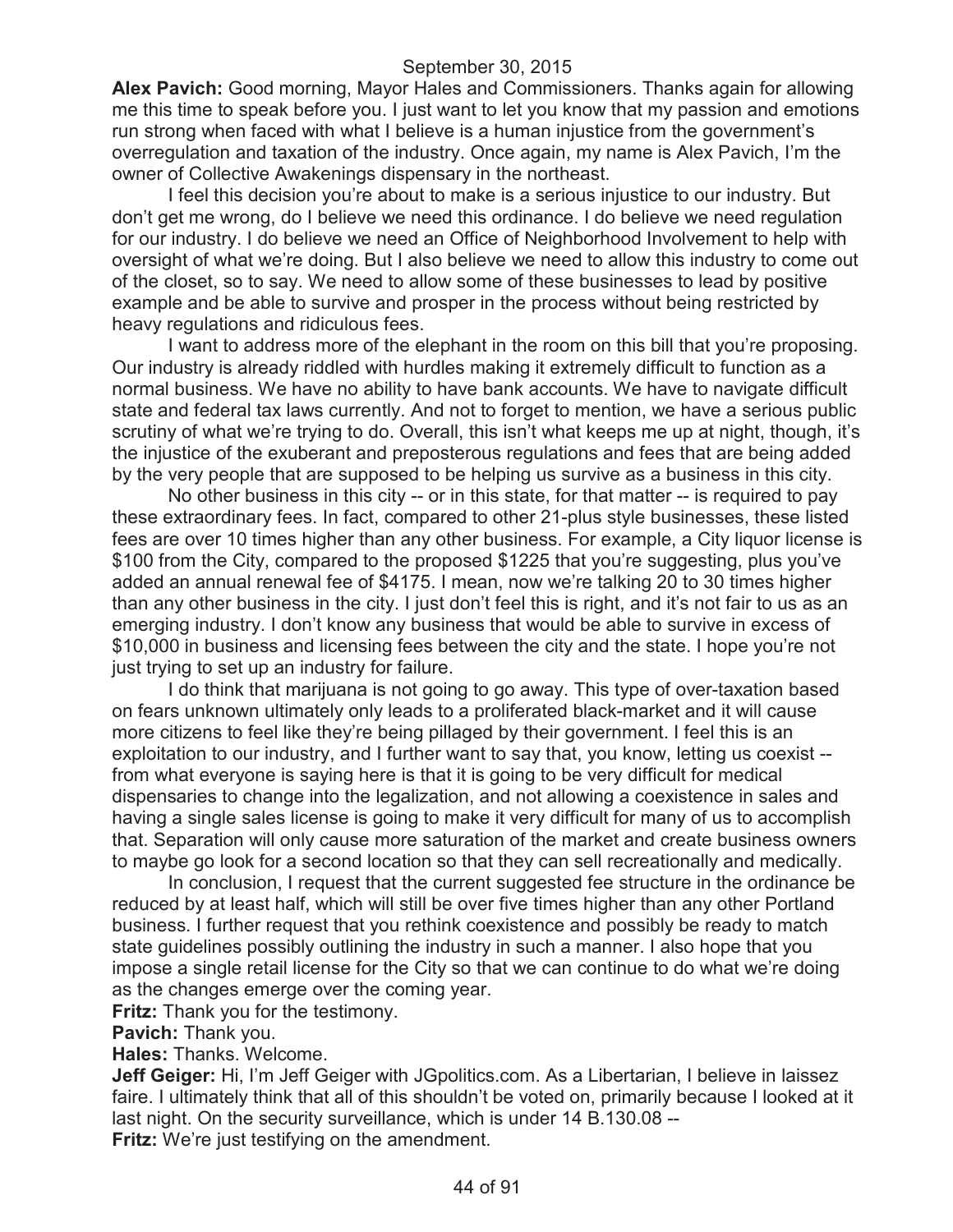**Alex Pavich:** Good morning, Mayor Hales and Commissioners. Thanks again for allowing me this time to speak before you. I just want to let you know that my passion and emotions run strong when faced with what I believe is a human injustice from the government's overregulation and taxation of the industry. Once again, my name is Alex Pavich, I'm the owner of Collective Awakenings dispensary in the northeast.

I feel this decision you're about to make is a serious injustice to our industry. But don't get me wrong, do I believe we need this ordinance. I do believe we need regulation for our industry. I do believe we need an Office of Neighborhood Involvement to help with oversight of what we're doing. But I also believe we need to allow this industry to come out of the closet, so to say. We need to allow some of these businesses to lead by positive example and be able to survive and prosper in the process without being restricted by heavy regulations and ridiculous fees.

I want to address more of the elephant in the room on this bill that you're proposing. Our industry is already riddled with hurdles making it extremely difficult to function as a normal business. We have no ability to have bank accounts. We have to navigate difficult state and federal tax laws currently. And not to forget to mention, we have a serious public scrutiny of what we're trying to do. Overall, this isn't what keeps me up at night, though, it's the injustice of the exuberant and preposterous regulations and fees that are being added by the very people that are supposed to be helping us survive as a business in this city.

No other business in this city -- or in this state, for that matter -- is required to pay these extraordinary fees. In fact, compared to other 21-plus style businesses, these listed fees are over 10 times higher than any other business. For example, a City liquor license is \$100 from the City, compared to the proposed \$1225 that you're suggesting, plus you've added an annual renewal fee of \$4175. I mean, now we're talking 20 to 30 times higher than any other business in the city. I just don't feel this is right, and it's not fair to us as an emerging industry. I don't know any business that would be able to survive in excess of \$10,000 in business and licensing fees between the city and the state. I hope you're not just trying to set up an industry for failure.

I do think that marijuana is not going to go away. This type of over-taxation based on fears unknown ultimately only leads to a proliferated black-market and it will cause more citizens to feel like they're being pillaged by their government. I feel this is an exploitation to our industry, and I further want to say that, you know, letting us coexist -- from what everyone is saying here is that it is going to be very difficult for medical dispensaries to change into the legalization, and not allowing a coexistence in sales and having a single sales license is going to make it very difficult for many of us to accomplish that. Separation will only cause more saturation of the market and create business owners to maybe go look for a second location so that they can sell recreationally and medically.

In conclusion, I request that the current suggested fee structure in the ordinance be reduced by at least half, which will still be over five times higher than any other Portland business. I further request that you rethink coexistence and possibly be ready to match state guidelines possibly outlining the industry in such a manner. I also hope that you impose a single retail license for the City so that we can continue to do what we're doing as the changes emerge over the coming year.

**Fritz:** Thank you for the testimony.

**Pavich:** Thank you.

**Hales:** Thanks. Welcome.

**Jeff Geiger:** Hi, I'm Jeff Geiger with JGpolitics.com. As a Libertarian, I believe in laissez faire. I ultimately think that all of this shouldn't be voted on, primarily because I looked at it last night. On the security surveillance, which is under 14 B.130.08 --

**Fritz:** We're just testifying on the amendment.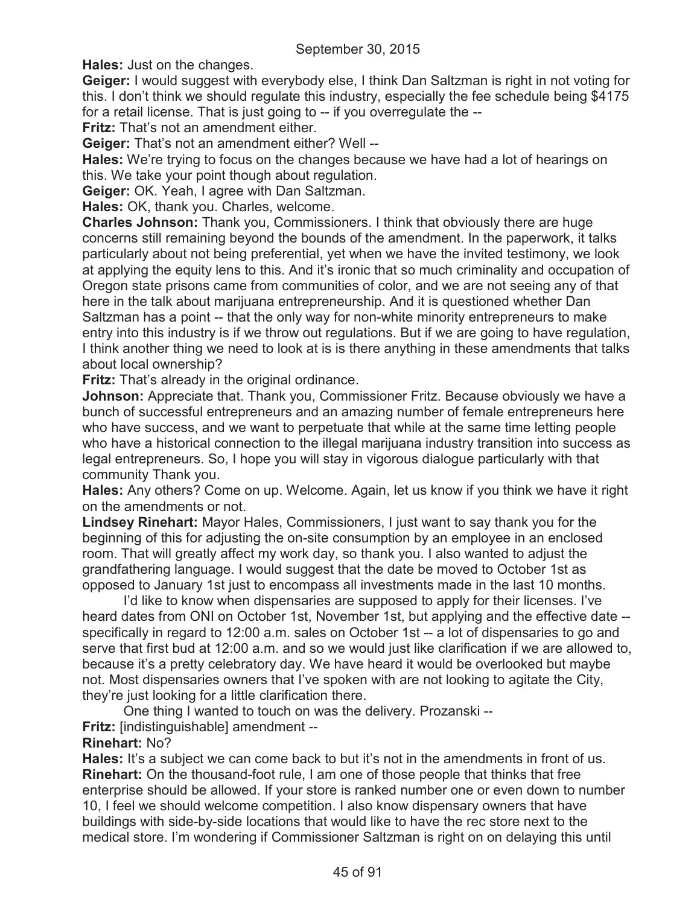**Hales:** Just on the changes.

**Geiger:** I would suggest with everybody else, I think Dan Saltzman is right in not voting for this. I don't think we should regulate this industry, especially the fee schedule being $4175 for a retail license. That is just going to -- if you overregulate the --

**Fritz:** That's not an amendment either.

**Geiger:** That's not an amendment either? Well --

**Hales:** We're trying to focus on the changes because we have had a lot of hearings on this. We take your point though about regulation.

**Geiger:** OK. Yeah, I agree with Dan Saltzman.

**Hales:** OK, thank you. Charles, welcome.

**Charles Johnson:** Thank you, Commissioners. I think that obviously there are huge concerns still remaining beyond the bounds of the amendment. In the paperwork, it talks particularly about not being preferential, yet when we have the invited testimony, we look at applying the equity lens to this. And it's ironic that so much criminality and occupation of Oregon state prisons came from communities of color, and we are not seeing any of that here in the talk about marijuana entrepreneurship. And it is questioned whether Dan Saltzman has a point -- that the only way for non-white minority entrepreneurs to make entry into this industry is if we throw out regulations. But if we are going to have regulation, I think another thing we need to look at is is there anything in these amendments that talks about local ownership?

**Fritz:** That's already in the original ordinance.

**Johnson:** Appreciate that. Thank you, Commissioner Fritz. Because obviously we have a bunch of successful entrepreneurs and an amazing number of female entrepreneurs here who have success, and we want to perpetuate that while at the same time letting people who have a historical connection to the illegal marijuana industry transition into success as legal entrepreneurs. So, I hope you will stay in vigorous dialogue particularly with that community Thank you.

**Hales:** Any others? Come on up. Welcome. Again, let us know if you think we have it right on the amendments or not.

**Lindsey Rinehart:** Mayor Hales, Commissioners, I just want to say thank you for the beginning of this for adjusting the on-site consumption by an employee in an enclosed room. That will greatly affect my work day, so thank you. I also wanted to adjust the grandfathering language. I would suggest that the date be moved to October 1st as opposed to January 1st just to encompass all investments made in the last 10 months.

I'd like to know when dispensaries are supposed to apply for their licenses. I've heard dates from ONI on October 1st, November 1st, but applying and the effective date -- specifically in regard to 12:00 a.m. sales on October 1st -- a lot of dispensaries to go and serve that first bud at 12:00 a.m. and so we would just like clarification if we are allowed to, because it's a pretty celebratory day. We have heard it would be overlooked but maybe not. Most dispensaries owners that I've spoken with are not looking to agitate the City, they're just looking for a little clarification there.

One thing I wanted to touch on was the delivery. Prozanski --

**Fritz:** [indistinguishable] amendment --

**Rinehart:** No?

**Hales:** It's a subject we can come back to but it's not in the amendments in front of us.

**Rinehart:** On the thousand-foot rule, I am one of those people that thinks that free enterprise should be allowed. If your store is ranked number one or even down to number 10, I feel we should welcome competition. I also know dispensary owners that have buildings with side-by-side locations that would like to have the rec store next to the medical store. I'm wondering if Commissioner Saltzman is right on on delaying this until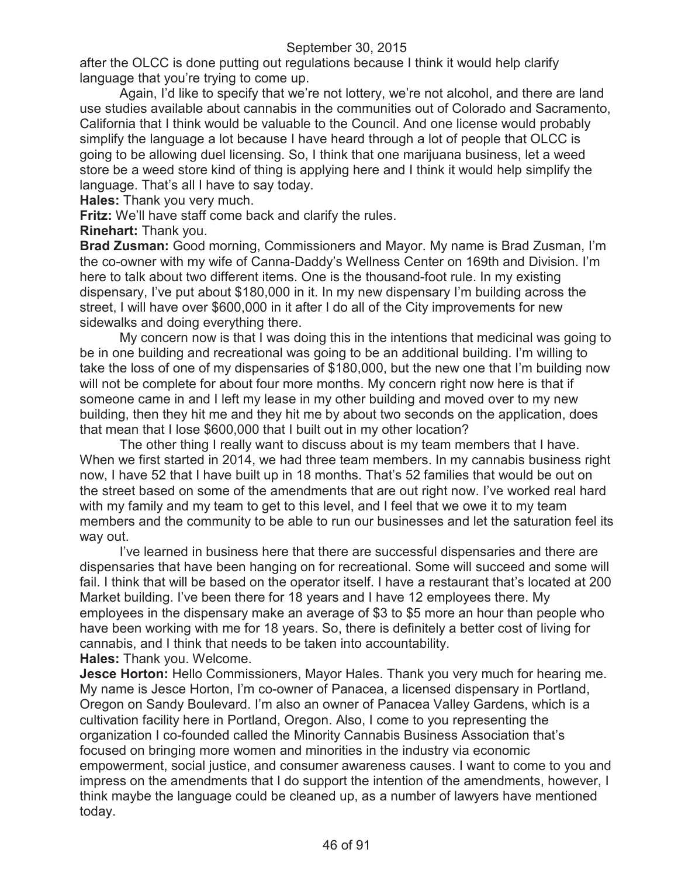after the OLCC is done putting out regulations because I think it would help clarify language that you're trying to come up.

Again, I'd like to specify that we're not lottery, we're not alcohol, and there are land use studies available about cannabis in the communities out of Colorado and Sacramento, California that I think would be valuable to the Council. And one license would probably simplify the language a lot because I have heard through a lot of people that OLCC is going to be allowing duel licensing. So, I think that one marijuana business, let a weed store be a weed store kind of thing is applying here and I think it would help simplify the language. That's all I have to say today.

**Hales:** Thank you very much.

**Fritz:** We'll have staff come back and clarify the rules.

**Rinehart:** Thank you.

**Brad Zusman:** Good morning, Commissioners and Mayor. My name is Brad Zusman, I'm the co-owner with my wife of Canna-Daddy's Wellness Center on 169th and Division. I'm here to talk about two different items. One is the thousand-foot rule. In my existing dispensary, I've put about $180,000 in it. In my new dispensary I'm building across the street, I will have over $600,000 in it after I do all of the City improvements for new sidewalks and doing everything there.

My concern now is that I was doing this in the intentions that medicinal was going to be in one building and recreational was going to be an additional building. I'm willing to take the loss of one of my dispensaries of $180,000, but the new one that I'm building now will not be complete for about four more months. My concern right now here is that if someone came in and I left my lease in my other building and moved over to my new building, then they hit me and they hit me by about two seconds on the application, does that mean that I lose $600,000 that I built out in my other location?

The other thing I really want to discuss about is my team members that I have. When we first started in 2014, we had three team members. In my cannabis business right now, I have 52 that I have built up in 18 months. That's 52 families that would be out on the street based on some of the amendments that are out right now. I've worked real hard with my family and my team to get to this level, and I feel that we owe it to my team members and the community to be able to run our businesses and let the saturation feel its way out.

I've learned in business here that there are successful dispensaries and there are dispensaries that have been hanging on for recreational. Some will succeed and some will fail. I think that will be based on the operator itself. I have a restaurant that's located at 200 Market building. I've been there for 18 years and I have 12 employees there. My employees in the dispensary make an average of $3 to $5 more an hour than people who have been working with me for 18 years. So, there is definitely a better cost of living for cannabis, and I think that needs to be taken into accountability.

**Hales:** Thank you. Welcome.

**Jesce Horton:** Hello Commissioners, Mayor Hales. Thank you very much for hearing me. My name is Jesce Horton, I'm co-owner of Panacea, a licensed dispensary in Portland, Oregon on Sandy Boulevard. I'm also an owner of Panacea Valley Gardens, which is a cultivation facility here in Portland, Oregon. Also, I come to you representing the organization I co-founded called the Minority Cannabis Business Association that's focused on bringing more women and minorities in the industry via economic empowerment, social justice, and consumer awareness causes. I want to come to you and impress on the amendments that I do support the intention of the amendments, however, I think maybe the language could be cleaned up, as a number of lawyers have mentioned today.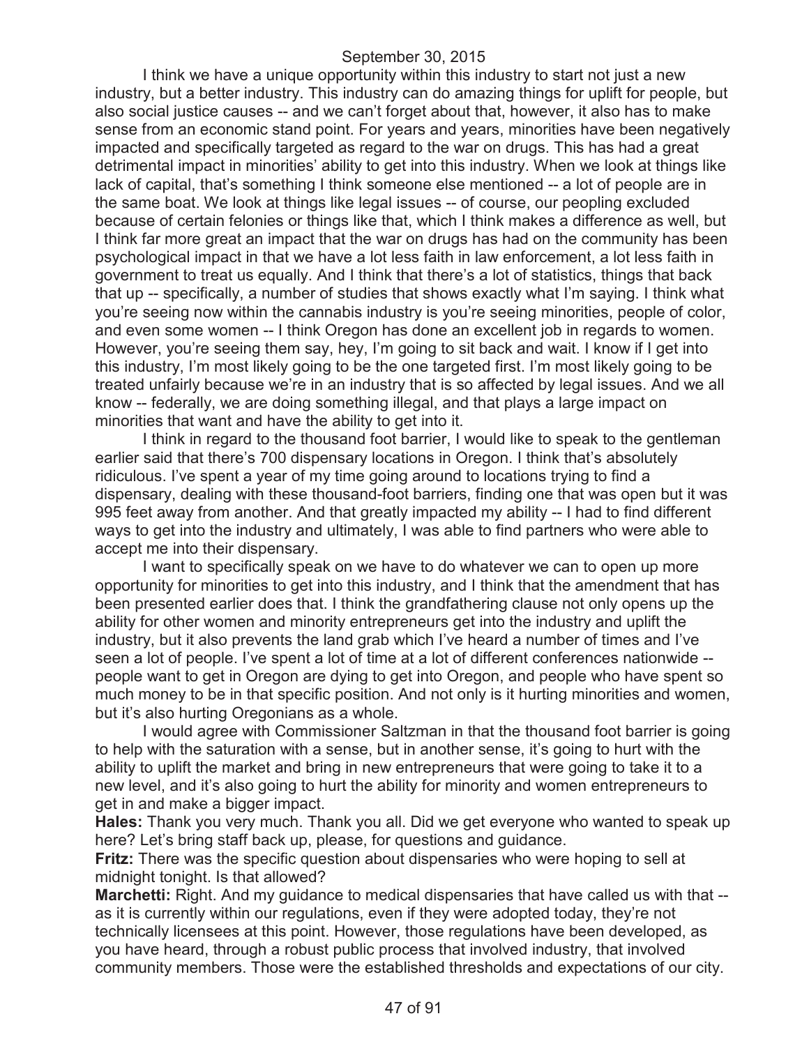I think we have a unique opportunity within this industry to start not just a new industry, but a better industry. This industry can do amazing things for uplift for people, but also social justice causes -- and we can't forget about that, however, it also has to make sense from an economic stand point. For years and years, minorities have been negatively impacted and specifically targeted as regard to the war on drugs. This has had a great detrimental impact in minorities' ability to get into this industry. When we look at things like lack of capital, that's something I think someone else mentioned -- a lot of people are in the same boat. We look at things like legal issues -- of course, our peopling excluded because of certain felonies or things like that, which I think makes a difference as well, but I think far more great an impact that the war on drugs has had on the community has been psychological impact in that we have a lot less faith in law enforcement, a lot less faith in government to treat us equally. And I think that there's a lot of statistics, things that back that up -- specifically, a number of studies that shows exactly what I'm saying. I think what you're seeing now within the cannabis industry is you're seeing minorities, people of color, and even some women -- I think Oregon has done an excellent job in regards to women. However, you're seeing them say, hey, I'm going to sit back and wait. I know if I get into this industry, I'm most likely going to be the one targeted first. I'm most likely going to be treated unfairly because we're in an industry that is so affected by legal issues. And we all know -- federally, we are doing something illegal, and that plays a large impact on minorities that want and have the ability to get into it.

I think in regard to the thousand foot barrier, I would like to speak to the gentleman earlier said that there's 700 dispensary locations in Oregon. I think that's absolutely ridiculous. I've spent a year of my time going around to locations trying to find a dispensary, dealing with these thousand-foot barriers, finding one that was open but it was 995 feet away from another. And that greatly impacted my ability -- I had to find different ways to get into the industry and ultimately, I was able to find partners who were able to accept me into their dispensary.

I want to specifically speak on we have to do whatever we can to open up more opportunity for minorities to get into this industry, and I think that the amendment that has been presented earlier does that. I think the grandfathering clause not only opens up the ability for other women and minority entrepreneurs get into the industry and uplift the industry, but it also prevents the land grab which I've heard a number of times and I've seen a lot of people. I've spent a lot of time at a lot of different conferences nationwide -- people want to get in Oregon are dying to get into Oregon, and people who have spent so much money to be in that specific position. And not only is it hurting minorities and women, but it's also hurting Oregonians as a whole.

I would agree with Commissioner Saltzman in that the thousand foot barrier is going to help with the saturation with a sense, but in another sense, it's going to hurt with the ability to uplift the market and bring in new entrepreneurs that were going to take it to a new level, and it's also going to hurt the ability for minority and women entrepreneurs to get in and make a bigger impact.

**Hales:** Thank you very much. Thank you all. Did we get everyone who wanted to speak up here? Let's bring staff back up, please, for questions and guidance.

**Fritz:** There was the specific question about dispensaries who were hoping to sell at midnight tonight. Is that allowed?

**Marchetti:** Right. And my guidance to medical dispensaries that have called us with that -- as it is currently within our regulations, even if they were adopted today, they're not technically licensees at this point. However, those regulations have been developed, as you have heard, through a robust public process that involved industry, that involved community members. Those were the established thresholds and expectations of our city.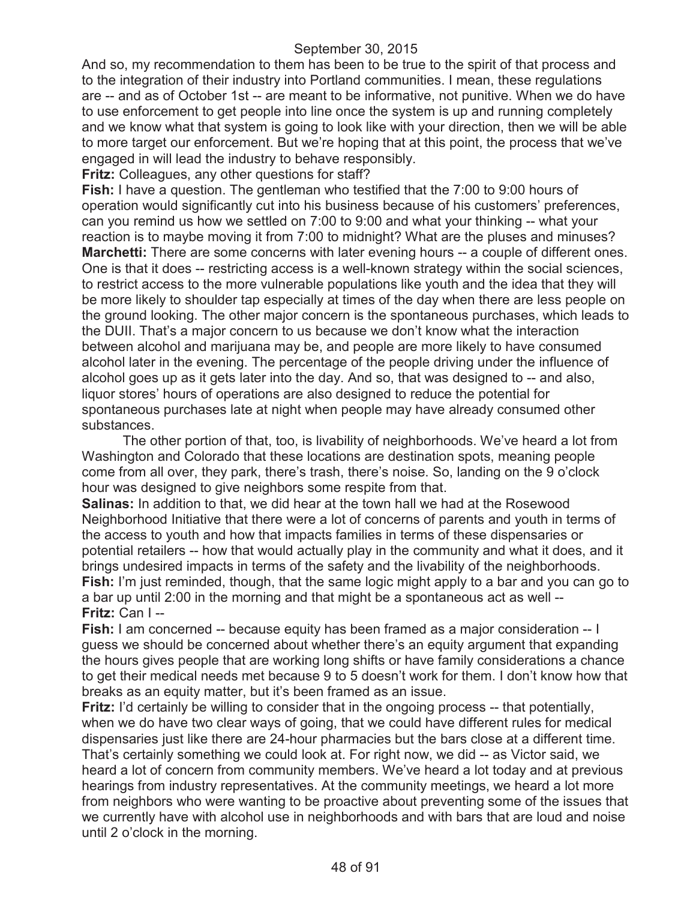And so, my recommendation to them has been to be true to the spirit of that process and to the integration of their industry into Portland communities. I mean, these regulations are -- and as of October 1st -- are meant to be informative, not punitive. When we do have to use enforcement to get people into line once the system is up and running completely and we know what that system is going to look like with your direction, then we will be able to more target our enforcement. But we're hoping that at this point, the process that we've engaged in will lead the industry to behave responsibly.

**Fritz:** Colleagues, any other questions for staff?

**Fish:** I have a question. The gentleman who testified that the 7:00 to 9:00 hours of operation would significantly cut into his business because of his customers' preferences, can you remind us how we settled on 7:00 to 9:00 and what your thinking -- what your reaction is to maybe moving it from 7:00 to midnight? What are the pluses and minuses?

**Marchetti:** There are some concerns with later evening hours -- a couple of different ones. One is that it does -- restricting access is a well-known strategy within the social sciences, to restrict access to the more vulnerable populations like youth and the idea that they will be more likely to shoulder tap especially at times of the day when there are less people on the ground looking. The other major concern is the spontaneous purchases, which leads to the DUII. That's a major concern to us because we don't know what the interaction between alcohol and marijuana may be, and people are more likely to have consumed alcohol later in the evening. The percentage of the people driving under the influence of alcohol goes up as it gets later into the day. And so, that was designed to -- and also, liquor stores' hours of operations are also designed to reduce the potential for spontaneous purchases late at night when people may have already consumed other substances.

The other portion of that, too, is livability of neighborhoods. We've heard a lot from Washington and Colorado that these locations are destination spots, meaning people come from all over, they park, there's trash, there's noise. So, landing on the 9 o'clock hour was designed to give neighbors some respite from that.

**Salinas:** In addition to that, we did hear at the town hall we had at the Rosewood Neighborhood Initiative that there were a lot of concerns of parents and youth in terms of the access to youth and how that impacts families in terms of these dispensaries or potential retailers -- how that would actually play in the community and what it does, and it brings undesired impacts in terms of the safety and the livability of the neighborhoods.

**Fish:** I'm just reminded, though, that the same logic might apply to a bar and you can go to a bar up until 2:00 in the morning and that might be a spontaneous act as well --

**Fritz:** Can I --

**Fish:** I am concerned -- because equity has been framed as a major consideration -- I guess we should be concerned about whether there's an equity argument that expanding the hours gives people that are working long shifts or have family considerations a chance to get their medical needs met because 9 to 5 doesn't work for them. I don't know how that breaks as an equity matter, but it's been framed as an issue.

**Fritz:** I'd certainly be willing to consider that in the ongoing process -- that potentially, when we do have two clear ways of going, that we could have different rules for medical dispensaries just like there are 24-hour pharmacies but the bars close at a different time. That's certainly something we could look at. For right now, we did -- as Victor said, we heard a lot of concern from community members. We've heard a lot today and at previous hearings from industry representatives. At the community meetings, we heard a lot more from neighbors who were wanting to be proactive about preventing some of the issues that we currently have with alcohol use in neighborhoods and with bars that are loud and noise until 2 o'clock in the morning.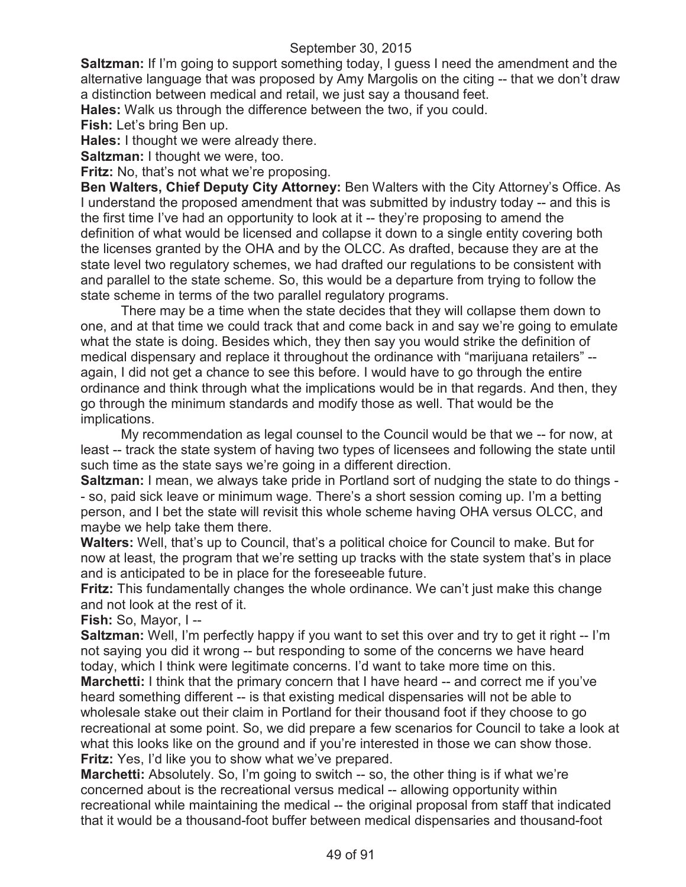September 30, 2015

**Saltzman:** If I'm going to support something today, I guess I need the amendment and the alternative language that was proposed by Amy Margolis on the citing -- that we don't draw a distinction between medical and retail, we just say a thousand feet.

**Hales:** Walk us through the difference between the two, if you could.

**Fish:** Let's bring Ben up.

**Hales:** I thought we were already there.

**Saltzman:** I thought we were, too.

**Fritz:** No, that's not what we're proposing.

**Ben Walters, Chief Deputy City Attorney:** Ben Walters with the City Attorney's Office. As I understand the proposed amendment that was submitted by industry today -- and this is the first time I've had an opportunity to look at it -- they're proposing to amend the definition of what would be licensed and collapse it down to a single entity covering both the licenses granted by the OHA and by the OLCC. As drafted, because they are at the state level two regulatory schemes, we had drafted our regulations to be consistent with and parallel to the state scheme. So, this would be a departure from trying to follow the state scheme in terms of the two parallel regulatory programs.

There may be a time when the state decides that they will collapse them down to one, and at that time we could track that and come back in and say we're going to emulate what the state is doing. Besides which, they then say you would strike the definition of medical dispensary and replace it throughout the ordinance with "marijuana retailers" -- again, I did not get a chance to see this before. I would have to go through the entire ordinance and think through what the implications would be in that regards. And then, they go through the minimum standards and modify those as well. That would be the implications.

My recommendation as legal counsel to the Council would be that we -- for now, at least -- track the state system of having two types of licensees and following the state until such time as the state says we're going in a different direction.

**Saltzman:** I mean, we always take pride in Portland sort of nudging the state to do things -- so, paid sick leave or minimum wage. There's a short session coming up. I'm a betting person, and I bet the state will revisit this whole scheme having OHA versus OLCC, and maybe we help take them there.

**Walters:** Well, that's up to Council, that's a political choice for Council to make. But for now at least, the program that we're setting up tracks with the state system that's in place and is anticipated to be in place for the foreseeable future.

**Fritz:** This fundamentally changes the whole ordinance. We can't just make this change and not look at the rest of it.

**Fish:** So, Mayor, I --

**Saltzman:** Well, I'm perfectly happy if you want to set this over and try to get it right -- I'm not saying you did it wrong -- but responding to some of the concerns we have heard today, which I think were legitimate concerns. I'd want to take more time on this.

**Marchetti:** I think that the primary concern that I have heard -- and correct me if you've heard something different -- is that existing medical dispensaries will not be able to wholesale stake out their claim in Portland for their thousand foot if they choose to go recreational at some point. So, we did prepare a few scenarios for Council to take a look at what this looks like on the ground and if you're interested in those we can show those.

**Fritz:** Yes, I'd like you to show what we've prepared.

**Marchetti:** Absolutely. So, I'm going to switch -- so, the other thing is if what we're concerned about is the recreational versus medical -- allowing opportunity within recreational while maintaining the medical -- the original proposal from staff that indicated that it would be a thousand-foot buffer between medical dispensaries and thousand-foot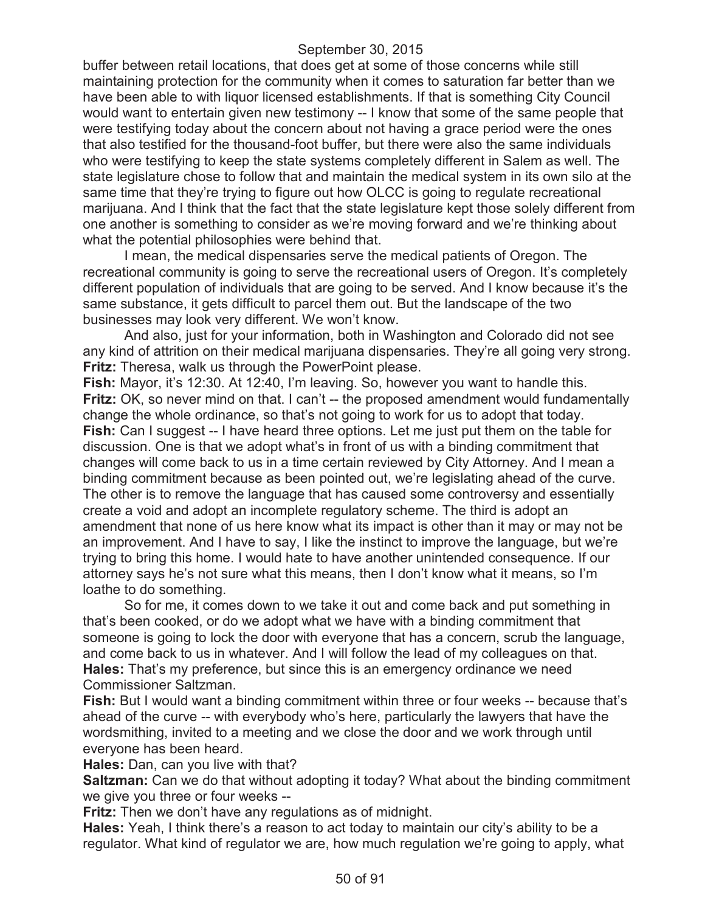buffer between retail locations, that does get at some of those concerns while still maintaining protection for the community when it comes to saturation far better than we have been able to with liquor licensed establishments. If that is something City Council would want to entertain given new testimony -- I know that some of the same people that were testifying today about the concern about not having a grace period were the ones that also testified for the thousand-foot buffer, but there were also the same individuals who were testifying to keep the state systems completely different in Salem as well. The state legislature chose to follow that and maintain the medical system in its own silo at the same time that they're trying to figure out how OLCC is going to regulate recreational marijuana. And I think that the fact that the state legislature kept those solely different from one another is something to consider as we're moving forward and we're thinking about what the potential philosophies were behind that.

I mean, the medical dispensaries serve the medical patients of Oregon. The recreational community is going to serve the recreational users of Oregon. It's completely different population of individuals that are going to be served. And I know because it's the same substance, it gets difficult to parcel them out. But the landscape of the two businesses may look very different. We won't know.

And also, just for your information, both in Washington and Colorado did not see any kind of attrition on their medical marijuana dispensaries. They're all going very strong.

**Fritz:** Theresa, walk us through the PowerPoint please.

**Fish:** Mayor, it's 12:30. At 12:40, I'm leaving. So, however you want to handle this.

**Fritz:** OK, so never mind on that. I can't -- the proposed amendment would fundamentally change the whole ordinance, so that's not going to work for us to adopt that today.

**Fish:** Can I suggest -- I have heard three options. Let me just put them on the table for discussion. One is that we adopt what's in front of us with a binding commitment that changes will come back to us in a time certain reviewed by City Attorney. And I mean a binding commitment because as been pointed out, we're legislating ahead of the curve. The other is to remove the language that has caused some controversy and essentially create a void and adopt an incomplete regulatory scheme. The third is adopt an amendment that none of us here know what its impact is other than it may or may not be an improvement. And I have to say, I like the instinct to improve the language, but we're trying to bring this home. I would hate to have another unintended consequence. If our attorney says he's not sure what this means, then I don't know what it means, so I'm loathe to do something.

So for me, it comes down to we take it out and come back and put something in that's been cooked, or do we adopt what we have with a binding commitment that someone is going to lock the door with everyone that has a concern, scrub the language, and come back to us in whatever. And I will follow the lead of my colleagues on that.

**Hales:** That's my preference, but since this is an emergency ordinance we need Commissioner Saltzman.

**Fish:** But I would want a binding commitment within three or four weeks -- because that's ahead of the curve -- with everybody who's here, particularly the lawyers that have the wordsmithing, invited to a meeting and we close the door and we work through until everyone has been heard.

**Hales:** Dan, can you live with that?

**Saltzman:** Can we do that without adopting it today? What about the binding commitment we give you three or four weeks --

**Fritz:** Then we don't have any regulations as of midnight.

**Hales:** Yeah, I think there's a reason to act today to maintain our city's ability to be a regulator. What kind of regulator we are, how much regulation we're going to apply, what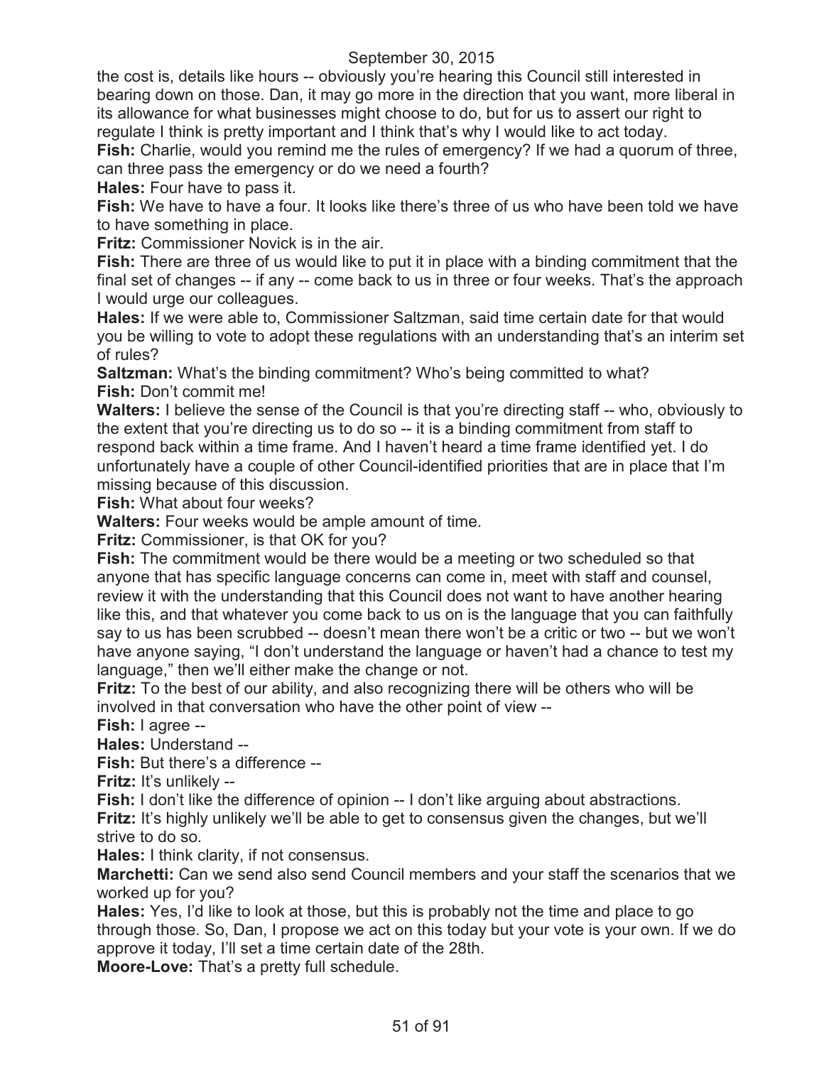the cost is, details like hours -- obviously you're hearing this Council still interested in bearing down on those. Dan, it may go more in the direction that you want, more liberal in its allowance for what businesses might choose to do, but for us to assert our right to regulate I think is pretty important and I think that's why I would like to act today.

**Fish:** Charlie, would you remind me the rules of emergency? If we had a quorum of three, can three pass the emergency or do we need a fourth?

**Hales:** Four have to pass it.

**Fish:** We have to have a four. It looks like there's three of us who have been told we have to have something in place.

**Fritz:** Commissioner Novick is in the air.

**Fish:** There are three of us would like to put it in place with a binding commitment that the final set of changes -- if any -- come back to us in three or four weeks. That's the approach I would urge our colleagues.

**Hales:** If we were able to, Commissioner Saltzman, said time certain date for that would you be willing to vote to adopt these regulations with an understanding that's an interim set of rules?

**Saltzman:** What's the binding commitment? Who's being committed to what?

**Fish:** Don't commit me!

**Walters:** I believe the sense of the Council is that you're directing staff -- who, obviously to the extent that you're directing us to do so -- it is a binding commitment from staff to respond back within a time frame. And I haven't heard a time frame identified yet. I do unfortunately have a couple of other Council-identified priorities that are in place that I'm missing because of this discussion.

**Fish:** What about four weeks?

**Walters:** Four weeks would be ample amount of time.

**Fritz:** Commissioner, is that OK for you?

**Fish:** The commitment would be there would be a meeting or two scheduled so that anyone that has specific language concerns can come in, meet with staff and counsel, review it with the understanding that this Council does not want to have another hearing like this, and that whatever you come back to us on is the language that you can faithfully say to us has been scrubbed -- doesn't mean there won't be a critic or two -- but we won't have anyone saying, "I don't understand the language or haven't had a chance to test my language," then we'll either make the change or not.

**Fritz:** To the best of our ability, and also recognizing there will be others who will be involved in that conversation who have the other point of view --

**Fish:** I agree --

**Hales:** Understand --

**Fish:** But there's a difference --

**Fritz:** It's unlikely --

**Fish:** I don't like the difference of opinion -- I don't like arguing about abstractions.

**Fritz:** It's highly unlikely we'll be able to get to consensus given the changes, but we'll strive to do so.

**Hales:** I think clarity, if not consensus.

**Marchetti:** Can we send also send Council members and your staff the scenarios that we worked up for you?

**Hales:** Yes, I'd like to look at those, but this is probably not the time and place to go through those. So, Dan, I propose we act on this today but your vote is your own. If we do approve it today, I'll set a time certain date of the 28th.

**Moore-Love:** That's a pretty full schedule.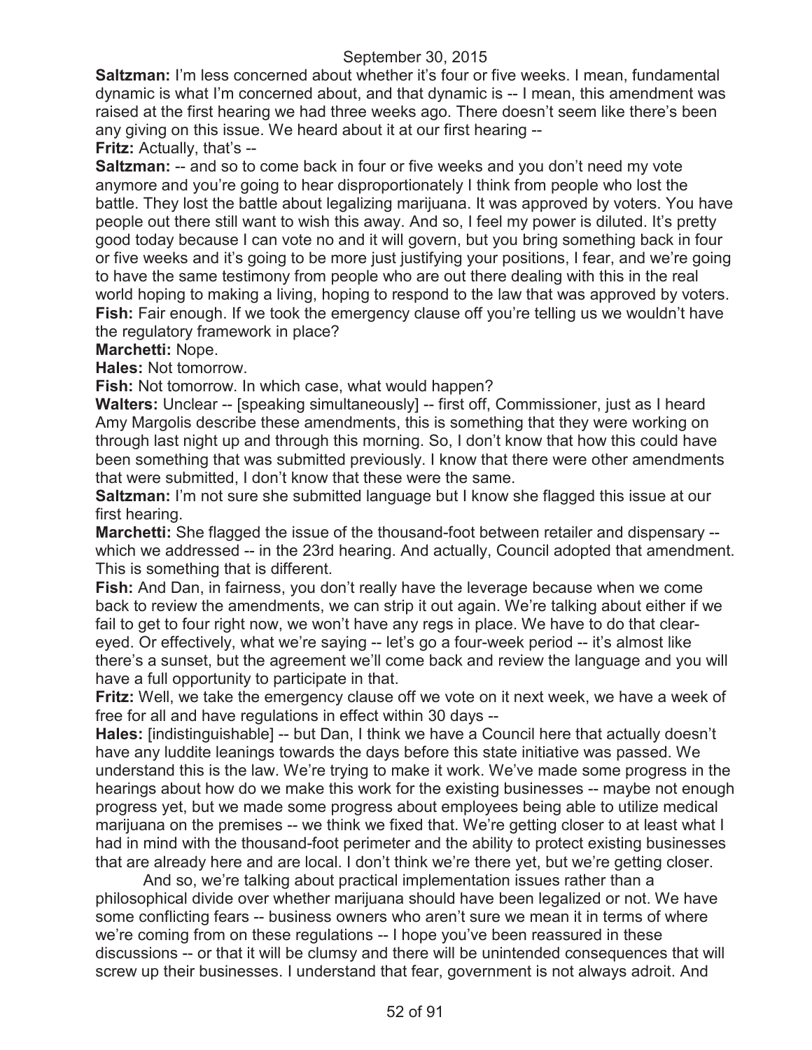**Saltzman:** I'm less concerned about whether it's four or five weeks. I mean, fundamental dynamic is what I'm concerned about, and that dynamic is -- I mean, this amendment was raised at the first hearing we had three weeks ago. There doesn't seem like there's been any giving on this issue. We heard about it at our first hearing --

**Fritz:** Actually, that's --

**Saltzman:** -- and so to come back in four or five weeks and you don't need my vote anymore and you're going to hear disproportionately I think from people who lost the battle. They lost the battle about legalizing marijuana. It was approved by voters. You have people out there still want to wish this away. And so, I feel my power is diluted. It's pretty good today because I can vote no and it will govern, but you bring something back in four or five weeks and it's going to be more just justifying your positions, I fear, and we're going to have the same testimony from people who are out there dealing with this in the real world hoping to making a living, hoping to respond to the law that was approved by voters.

**Fish:** Fair enough. If we took the emergency clause off you're telling us we wouldn't have the regulatory framework in place?

**Marchetti:** Nope.

**Hales:** Not tomorrow.

**Fish:** Not tomorrow. In which case, what would happen?

**Walters:** Unclear -- [speaking simultaneously] -- first off, Commissioner, just as I heard Amy Margolis describe these amendments, this is something that they were working on through last night up and through this morning. So, I don't know that how this could have been something that was submitted previously. I know that there were other amendments that were submitted, I don't know that these were the same.

**Saltzman:** I'm not sure she submitted language but I know she flagged this issue at our first hearing.

**Marchetti:** She flagged the issue of the thousand-foot between retailer and dispensary -- which we addressed -- in the 23rd hearing. And actually, Council adopted that amendment. This is something that is different.

**Fish:** And Dan, in fairness, you don't really have the leverage because when we come back to review the amendments, we can strip it out again. We're talking about either if we fail to get to four right now, we won't have any regs in place. We have to do that clear-eyed. Or effectively, what we're saying -- let's go a four-week period -- it's almost like there's a sunset, but the agreement we'll come back and review the language and you will have a full opportunity to participate in that.

**Fritz:** Well, we take the emergency clause off we vote on it next week, we have a week of free for all and have regulations in effect within 30 days --

**Hales:** [indistinguishable] -- but Dan, I think we have a Council here that actually doesn't have any luddite leanings towards the days before this state initiative was passed. We understand this is the law. We're trying to make it work. We've made some progress in the hearings about how do we make this work for the existing businesses -- maybe not enough progress yet, but we made some progress about employees being able to utilize medical marijuana on the premises -- we think we fixed that. We're getting closer to at least what I had in mind with the thousand-foot perimeter and the ability to protect existing businesses that are already here and are local. I don't think we're there yet, but we're getting closer.

And so, we're talking about practical implementation issues rather than a philosophical divide over whether marijuana should have been legalized or not. We have some conflicting fears -- business owners who aren't sure we mean it in terms of where we're coming from on these regulations -- I hope you've been reassured in these discussions -- or that it will be clumsy and there will be unintended consequences that will screw up their businesses. I understand that fear, government is not always adroit. And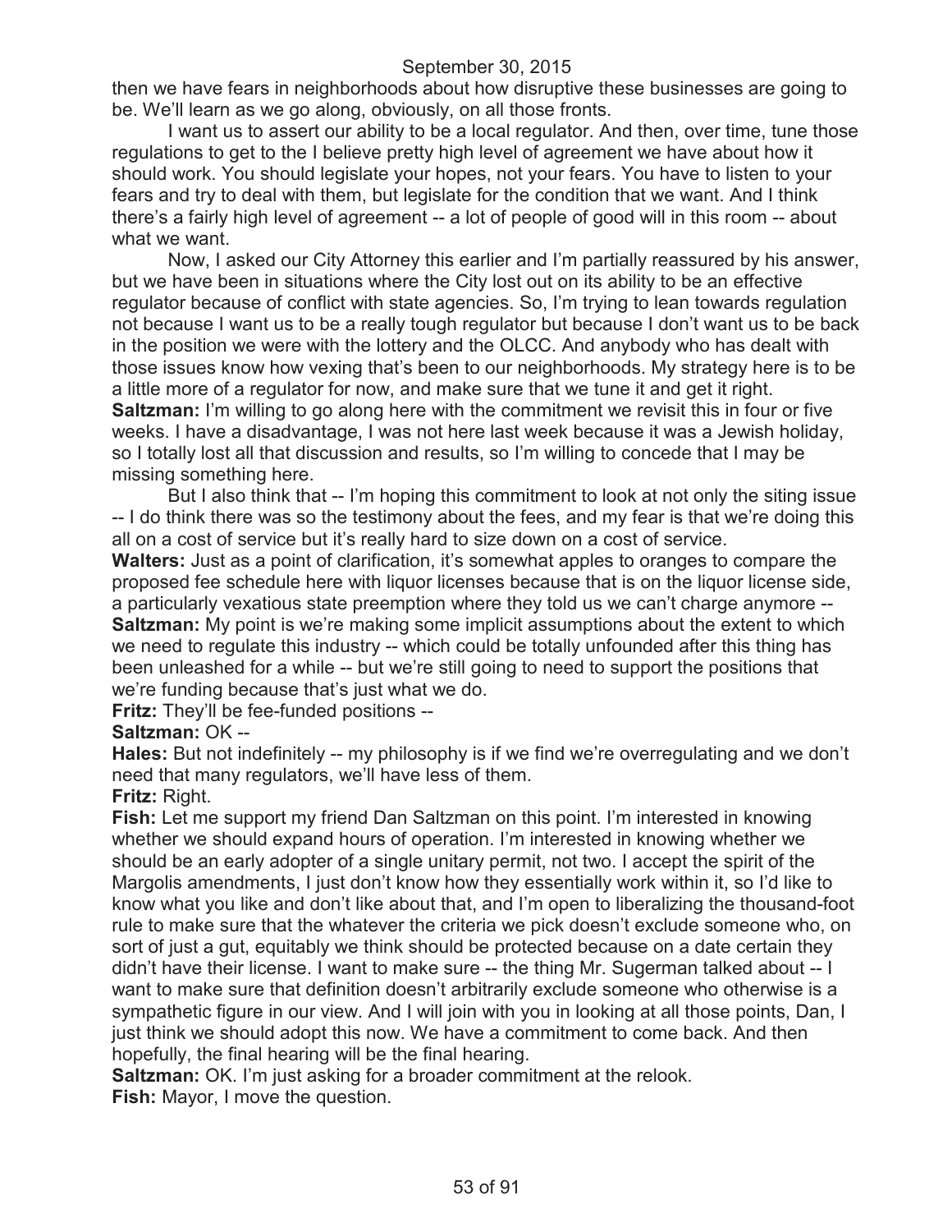then we have fears in neighborhoods about how disruptive these businesses are going to be. We'll learn as we go along, obviously, on all those fronts.

I want us to assert our ability to be a local regulator. And then, over time, tune those regulations to get to the I believe pretty high level of agreement we have about how it should work. You should legislate your hopes, not your fears. You have to listen to your fears and try to deal with them, but legislate for the condition that we want. And I think there's a fairly high level of agreement -- a lot of people of good will in this room -- about what we want.

Now, I asked our City Attorney this earlier and I'm partially reassured by his answer, but we have been in situations where the City lost out on its ability to be an effective regulator because of conflict with state agencies. So, I'm trying to lean towards regulation not because I want us to be a really tough regulator but because I don't want us to be back in the position we were with the lottery and the OLCC. And anybody who has dealt with those issues know how vexing that's been to our neighborhoods. My strategy here is to be a little more of a regulator for now, and make sure that we tune it and get it right.

**Saltzman:** I'm willing to go along here with the commitment we revisit this in four or five weeks. I have a disadvantage, I was not here last week because it was a Jewish holiday, so I totally lost all that discussion and results, so I'm willing to concede that I may be missing something here.

But I also think that -- I'm hoping this commitment to look at not only the siting issue -- I do think there was so the testimony about the fees, and my fear is that we're doing this all on a cost of service but it's really hard to size down on a cost of service.

**Walters:** Just as a point of clarification, it's somewhat apples to oranges to compare the proposed fee schedule here with liquor licenses because that is on the liquor license side, a particularly vexatious state preemption where they told us we can't charge anymore --

**Saltzman:** My point is we're making some implicit assumptions about the extent to which we need to regulate this industry -- which could be totally unfounded after this thing has been unleashed for a while -- but we're still going to need to support the positions that we're funding because that's just what we do.

**Fritz:** They'll be fee-funded positions --

**Saltzman:** OK --

**Hales:** But not indefinitely -- my philosophy is if we find we're overregulating and we don't need that many regulators, we'll have less of them.

**Fritz:** Right.

**Fish:** Let me support my friend Dan Saltzman on this point. I'm interested in knowing whether we should expand hours of operation. I'm interested in knowing whether we should be an early adopter of a single unitary permit, not two. I accept the spirit of the Margolis amendments, I just don't know how they essentially work within it, so I'd like to know what you like and don't like about that, and I'm open to liberalizing the thousand-foot rule to make sure that the whatever the criteria we pick doesn't exclude someone who, on sort of just a gut, equitably we think should be protected because on a date certain they didn't have their license. I want to make sure -- the thing Mr. Sugerman talked about -- I want to make sure that definition doesn't arbitrarily exclude someone who otherwise is a sympathetic figure in our view. And I will join with you in looking at all those points, Dan, I just think we should adopt this now. We have a commitment to come back. And then hopefully, the final hearing will be the final hearing.

**Saltzman:** OK. I'm just asking for a broader commitment at the relook.

**Fish:** Mayor, I move the question.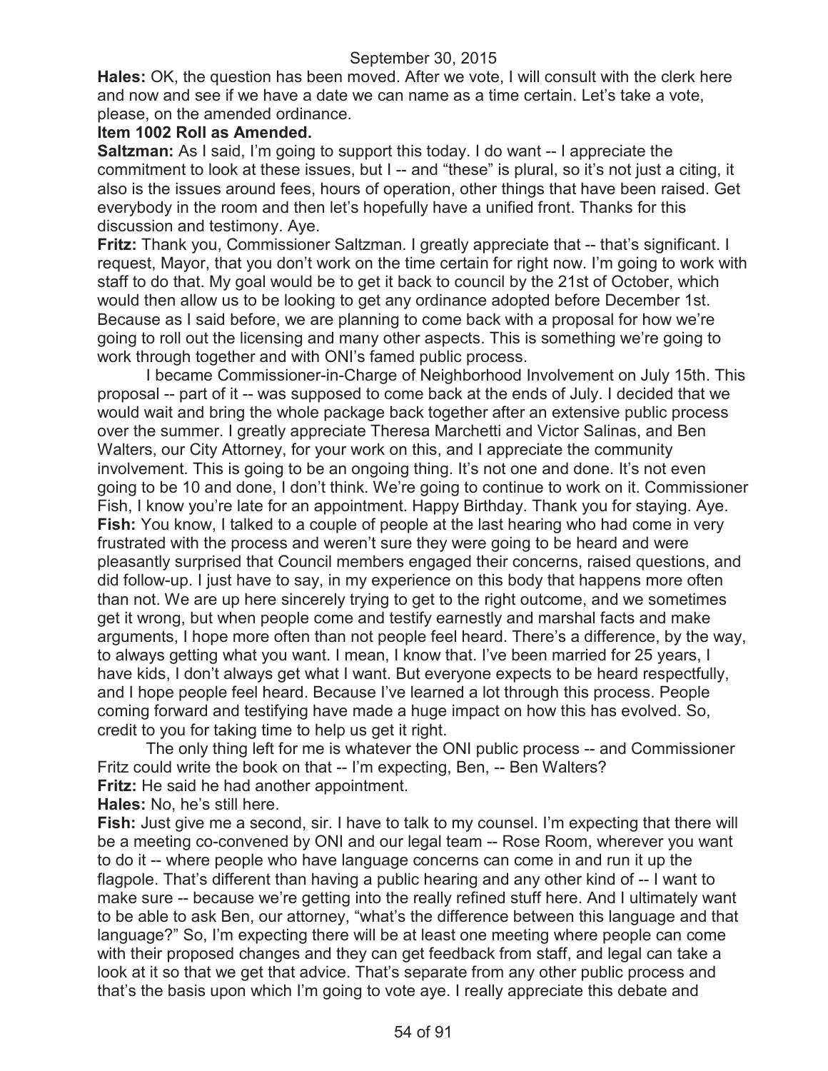**Hales:** OK, the question has been moved. After we vote, I will consult with the clerk here and now and see if we have a date we can name as a time certain. Let's take a vote, please, on the amended ordinance.

**Item 1002 Roll as Amended.**

**Saltzman:** As I said, I'm going to support this today. I do want -- I appreciate the commitment to look at these issues, but I -- and "these" is plural, so it's not just a citing, it also is the issues around fees, hours of operation, other things that have been raised. Get everybody in the room and then let's hopefully have a unified front. Thanks for this discussion and testimony. Aye.

**Fritz:** Thank you, Commissioner Saltzman. I greatly appreciate that -- that's significant. I request, Mayor, that you don't work on the time certain for right now. I'm going to work with staff to do that. My goal would be to get it back to council by the 21st of October, which would then allow us to be looking to get any ordinance adopted before December 1st. Because as I said before, we are planning to come back with a proposal for how we're going to roll out the licensing and many other aspects. This is something we're going to work through together and with ONI's famed public process.

I became Commissioner-in-Charge of Neighborhood Involvement on July 15th. This proposal -- part of it -- was supposed to come back at the ends of July. I decided that we would wait and bring the whole package back together after an extensive public process over the summer. I greatly appreciate Theresa Marchetti and Victor Salinas, and Ben Walters, our City Attorney, for your work on this, and I appreciate the community involvement. This is going to be an ongoing thing. It's not one and done. It's not even going to be 10 and done, I don't think. We're going to continue to work on it. Commissioner Fish, I know you're late for an appointment. Happy Birthday. Thank you for staying. Aye.

**Fish:** You know, I talked to a couple of people at the last hearing who had come in very frustrated with the process and weren't sure they were going to be heard and were pleasantly surprised that Council members engaged their concerns, raised questions, and did follow-up. I just have to say, in my experience on this body that happens more often than not. We are up here sincerely trying to get to the right outcome, and we sometimes get it wrong, but when people come and testify earnestly and marshal facts and make arguments, I hope more often than not people feel heard. There's a difference, by the way, to always getting what you want. I mean, I know that. I've been married for 25 years, I have kids, I don't always get what I want. But everyone expects to be heard respectfully, and I hope people feel heard. Because I've learned a lot through this process. People coming forward and testifying have made a huge impact on how this has evolved. So, credit to you for taking time to help us get it right.

The only thing left for me is whatever the ONI public process -- and Commissioner Fritz could write the book on that -- I'm expecting, Ben, -- Ben Walters?

**Fritz:** He said he had another appointment.

**Hales:** No, he's still here.

**Fish:** Just give me a second, sir. I have to talk to my counsel. I'm expecting that there will be a meeting co-convened by ONI and our legal team -- Rose Room, wherever you want to do it -- where people who have language concerns can come in and run it up the flagpole. That's different than having a public hearing and any other kind of -- I want to make sure -- because we're getting into the really refined stuff here. And I ultimately want to be able to ask Ben, our attorney, "what's the difference between this language and that language?" So, I'm expecting there will be at least one meeting where people can come with their proposed changes and they can get feedback from staff, and legal can take a look at it so that we get that advice. That's separate from any other public process and that's the basis upon which I'm going to vote aye. I really appreciate this debate and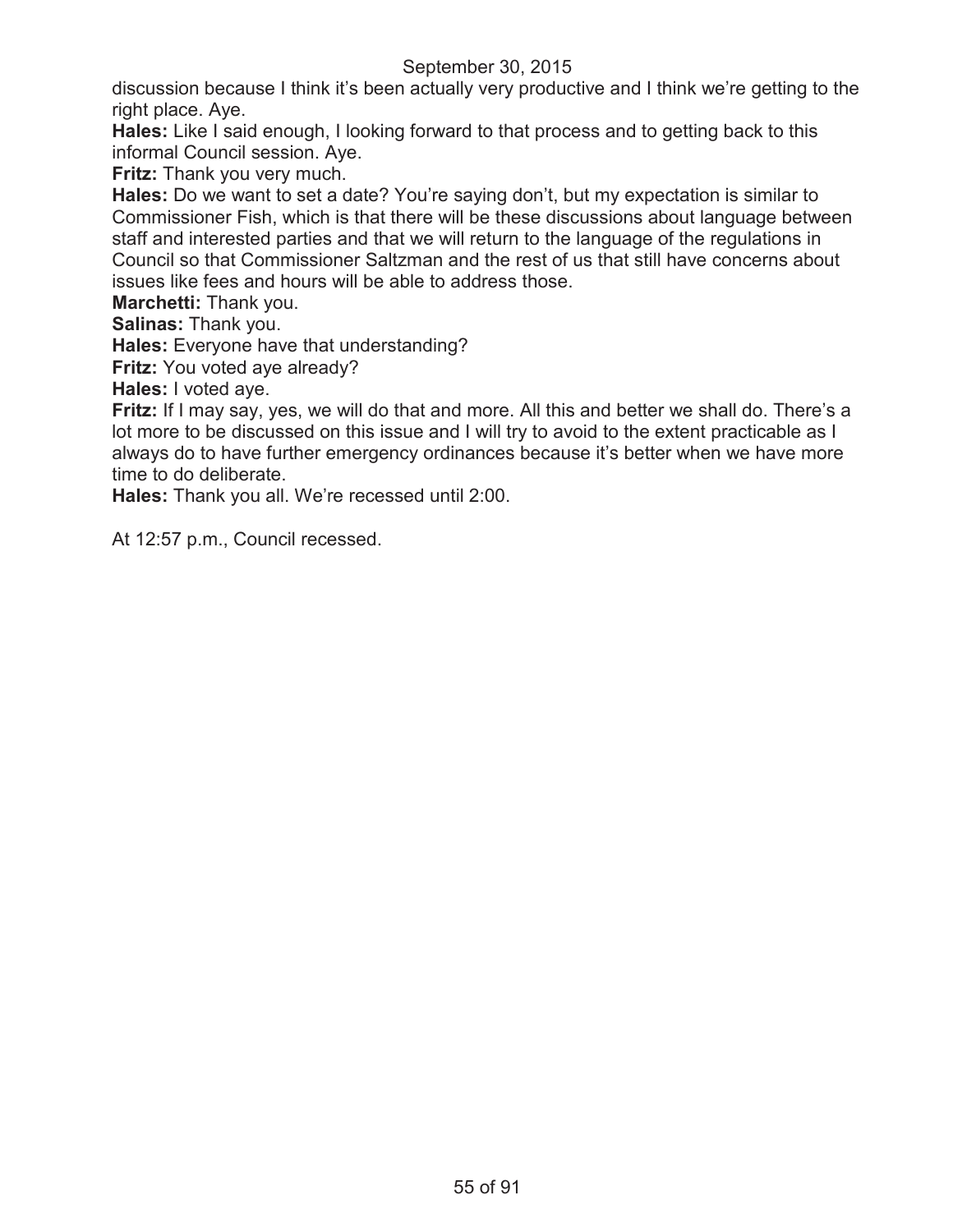discussion because I think it's been actually very productive and I think we're getting to the right place. Aye.

**Hales:** Like I said enough, I looking forward to that process and to getting back to this informal Council session. Aye.

**Fritz:** Thank you very much.

**Hales:** Do we want to set a date? You're saying don't, but my expectation is similar to Commissioner Fish, which is that there will be these discussions about language between staff and interested parties and that we will return to the language of the regulations in Council so that Commissioner Saltzman and the rest of us that still have concerns about issues like fees and hours will be able to address those.

**Marchetti:** Thank you.

**Salinas:** Thank you.

**Hales:** Everyone have that understanding?

**Fritz:** You voted aye already?

**Hales:** I voted aye.

**Fritz:** If I may say, yes, we will do that and more. All this and better we shall do. There's a lot more to be discussed on this issue and I will try to avoid to the extent practicable as I always do to have further emergency ordinances because it's better when we have more time to do deliberate.

**Hales:** Thank you all. We're recessed until 2:00.

At 12:57 p.m., Council recessed.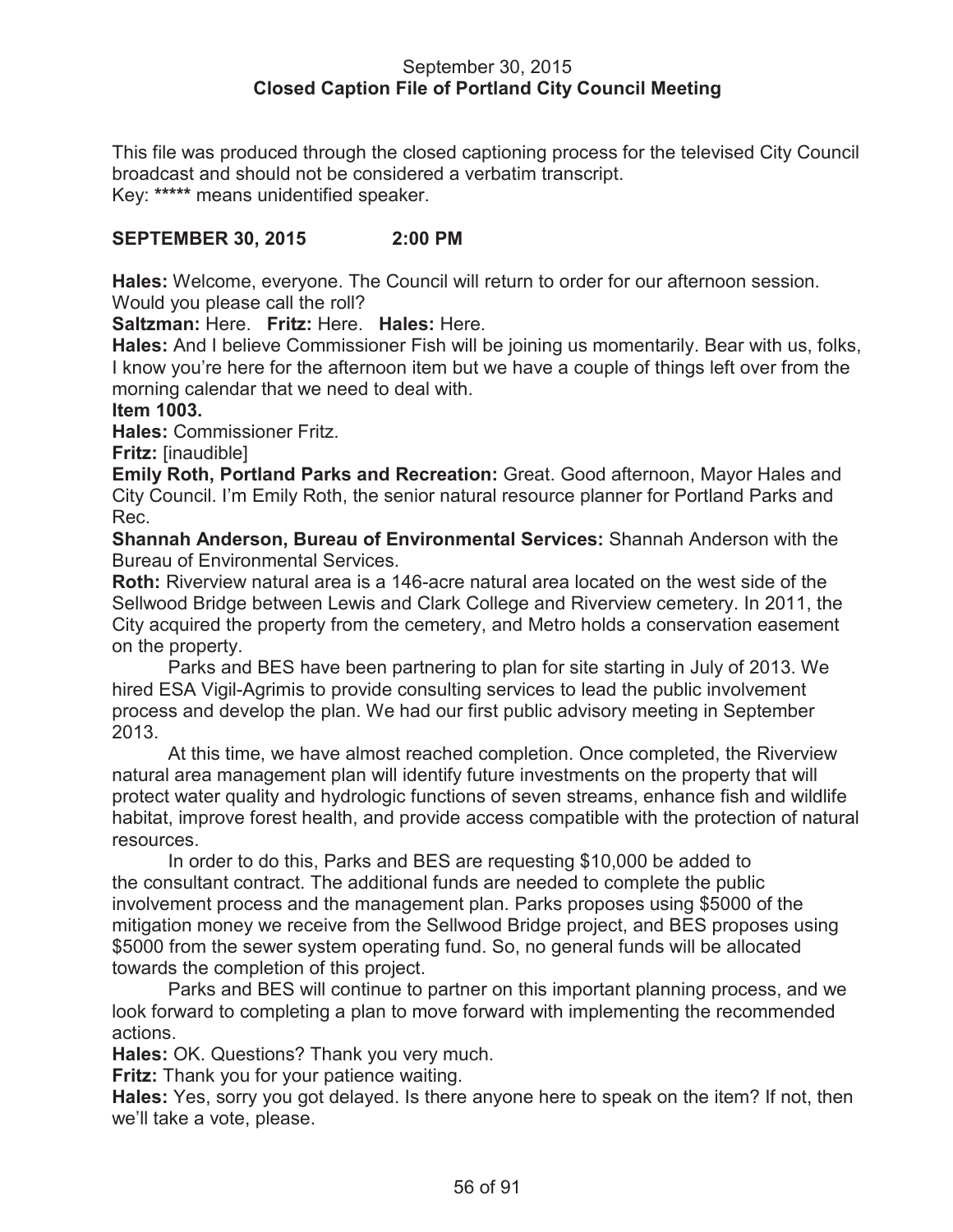September 30, 2015
**Closed Caption File of Portland City Council Meeting**

This file was produced through the closed captioning process for the televised City Council broadcast and should not be considered a verbatim transcript.
Key: ***** means unidentified speaker.

**SEPTEMBER 30, 2015 2:00 PM**

**Hales:** Welcome, everyone. The Council will return to order for our afternoon session. Would you please call the roll?

**Saltzman:** Here. **Fritz:** Here. **Hales:** Here.

**Hales:** And I believe Commissioner Fish will be joining us momentarily. Bear with us, folks, I know you're here for the afternoon item but we have a couple of things left over from the morning calendar that we need to deal with.

**Item 1003.**

**Hales:** Commissioner Fritz.

**Fritz:** [inaudible]

**Emily Roth, Portland Parks and Recreation:** Great. Good afternoon, Mayor Hales and City Council. I'm Emily Roth, the senior natural resource planner for Portland Parks and Rec.

**Shannah Anderson, Bureau of Environmental Services:** Shannah Anderson with the Bureau of Environmental Services.

**Roth:** Riverview natural area is a 146-acre natural area located on the west side of the Sellwood Bridge between Lewis and Clark College and Riverview cemetery. In 2011, the City acquired the property from the cemetery, and Metro holds a conservation easement on the property.

Parks and BES have been partnering to plan for site starting in July of 2013. We hired ESA Vigil-Agrimis to provide consulting services to lead the public involvement process and develop the plan. We had our first public advisory meeting in September 2013.

At this time, we have almost reached completion. Once completed, the Riverview natural area management plan will identify future investments on the property that will protect water quality and hydrologic functions of seven streams, enhance fish and wildlife habitat, improve forest health, and provide access compatible with the protection of natural resources.

In order to do this, Parks and BES are requesting $10,000 be added to the consultant contract. The additional funds are needed to complete the public involvement process and the management plan. Parks proposes using $5000 of the mitigation money we receive from the Sellwood Bridge project, and BES proposes using $5000 from the sewer system operating fund. So, no general funds will be allocated towards the completion of this project.

Parks and BES will continue to partner on this important planning process, and we look forward to completing a plan to move forward with implementing the recommended actions.

**Hales:** OK. Questions? Thank you very much.

**Fritz:** Thank you for your patience waiting.

**Hales:** Yes, sorry you got delayed. Is there anyone here to speak on the item? If not, then we'll take a vote, please.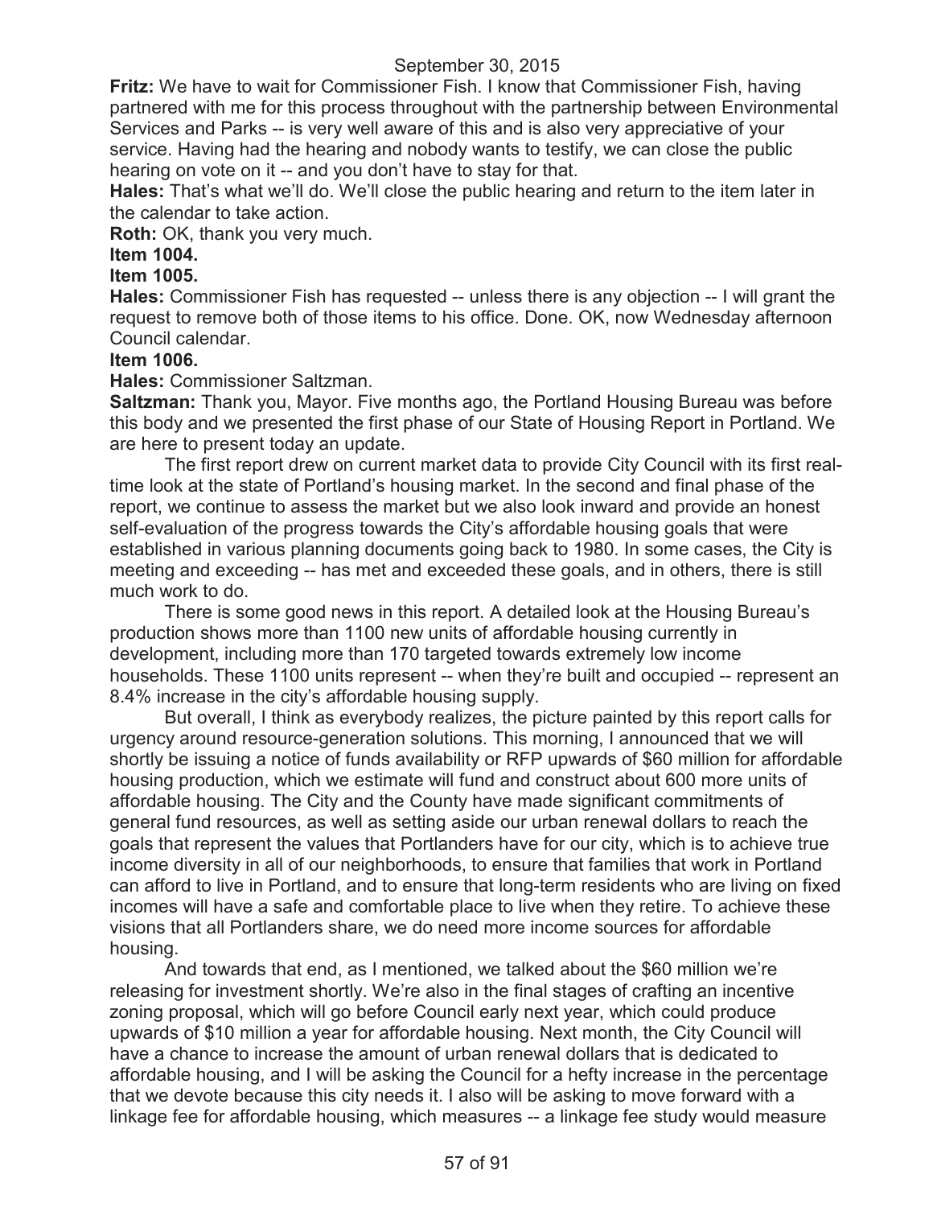**Fritz:** We have to wait for Commissioner Fish. I know that Commissioner Fish, having partnered with me for this process throughout with the partnership between Environmental Services and Parks -- is very well aware of this and is also very appreciative of your service. Having had the hearing and nobody wants to testify, we can close the public hearing on vote on it -- and you don't have to stay for that.

**Hales:** That's what we'll do. We'll close the public hearing and return to the item later in the calendar to take action.

**Roth:** OK, thank you very much.

**Item 1004.**

**Item 1005.**

**Hales:** Commissioner Fish has requested -- unless there is any objection -- I will grant the request to remove both of those items to his office. Done. OK, now Wednesday afternoon Council calendar.

**Item 1006.**

**Hales:** Commissioner Saltzman.

**Saltzman:** Thank you, Mayor. Five months ago, the Portland Housing Bureau was before this body and we presented the first phase of our State of Housing Report in Portland. We are here to present today an update.

The first report drew on current market data to provide City Council with its first real-time look at the state of Portland's housing market. In the second and final phase of the report, we continue to assess the market but we also look inward and provide an honest self-evaluation of the progress towards the City's affordable housing goals that were established in various planning documents going back to 1980. In some cases, the City is meeting and exceeding -- has met and exceeded these goals, and in others, there is still much work to do.

There is some good news in this report. A detailed look at the Housing Bureau's production shows more than 1100 new units of affordable housing currently in development, including more than 170 targeted towards extremely low income households. These 1100 units represent -- when they're built and occupied -- represent an 8.4% increase in the city's affordable housing supply.

But overall, I think as everybody realizes, the picture painted by this report calls for urgency around resource-generation solutions. This morning, I announced that we will shortly be issuing a notice of funds availability or RFP upwards of $60 million for affordable housing production, which we estimate will fund and construct about 600 more units of affordable housing. The City and the County have made significant commitments of general fund resources, as well as setting aside our urban renewal dollars to reach the goals that represent the values that Portlanders have for our city, which is to achieve true income diversity in all of our neighborhoods, to ensure that families that work in Portland can afford to live in Portland, and to ensure that long-term residents who are living on fixed incomes will have a safe and comfortable place to live when they retire. To achieve these visions that all Portlanders share, we do need more income sources for affordable housing.

And towards that end, as I mentioned, we talked about the $60 million we're releasing for investment shortly. We're also in the final stages of crafting an incentive zoning proposal, which will go before Council early next year, which could produce upwards of $10 million a year for affordable housing. Next month, the City Council will have a chance to increase the amount of urban renewal dollars that is dedicated to affordable housing, and I will be asking the Council for a hefty increase in the percentage that we devote because this city needs it. I also will be asking to move forward with a linkage fee for affordable housing, which measures -- a linkage fee study would measure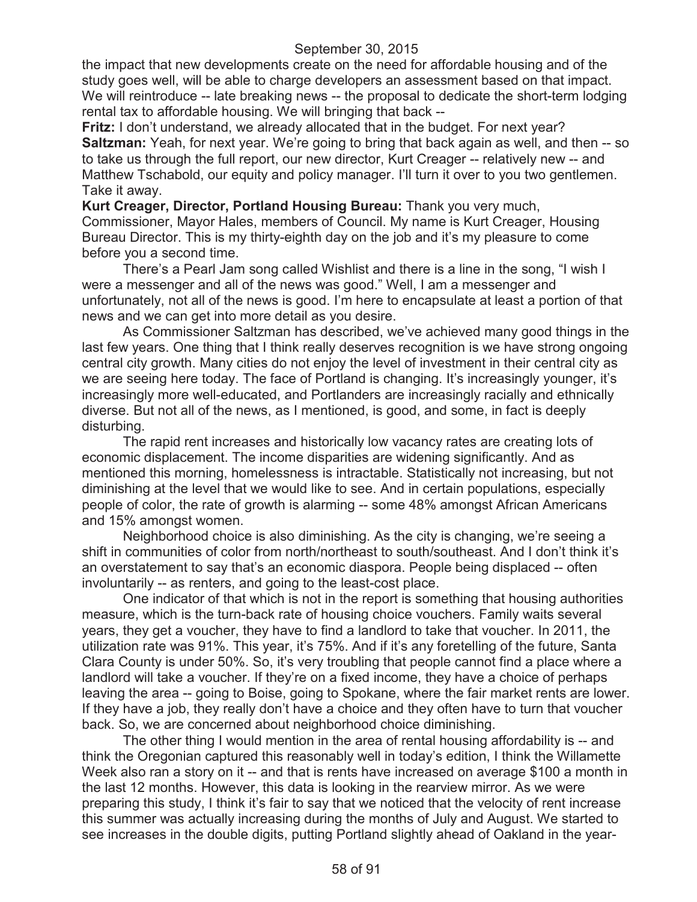the impact that new developments create on the need for affordable housing and of the study goes well, will be able to charge developers an assessment based on that impact. We will reintroduce -- late breaking news -- the proposal to dedicate the short-term lodging rental tax to affordable housing. We will bringing that back --

**Fritz:** I don't understand, we already allocated that in the budget. For next year?

**Saltzman:** Yeah, for next year. We're going to bring that back again as well, and then -- so to take us through the full report, our new director, Kurt Creager -- relatively new -- and Matthew Tschabold, our equity and policy manager. I'll turn it over to you two gentlemen. Take it away.

**Kurt Creager, Director, Portland Housing Bureau:** Thank you very much, Commissioner, Mayor Hales, members of Council. My name is Kurt Creager, Housing Bureau Director. This is my thirty-eighth day on the job and it's my pleasure to come before you a second time.

There's a Pearl Jam song called Wishlist and there is a line in the song, "I wish I were a messenger and all of the news was good." Well, I am a messenger and unfortunately, not all of the news is good. I'm here to encapsulate at least a portion of that news and we can get into more detail as you desire.

As Commissioner Saltzman has described, we've achieved many good things in the last few years. One thing that I think really deserves recognition is we have strong ongoing central city growth. Many cities do not enjoy the level of investment in their central city as we are seeing here today. The face of Portland is changing. It's increasingly younger, it's increasingly more well-educated, and Portlanders are increasingly racially and ethnically diverse. But not all of the news, as I mentioned, is good, and some, in fact is deeply disturbing.

The rapid rent increases and historically low vacancy rates are creating lots of economic displacement. The income disparities are widening significantly. And as mentioned this morning, homelessness is intractable. Statistically not increasing, but not diminishing at the level that we would like to see. And in certain populations, especially people of color, the rate of growth is alarming -- some 48% amongst African Americans and 15% amongst women.

Neighborhood choice is also diminishing. As the city is changing, we're seeing a shift in communities of color from north/northeast to south/southeast. And I don't think it's an overstatement to say that's an economic diaspora. People being displaced -- often involuntarily -- as renters, and going to the least-cost place.

One indicator of that which is not in the report is something that housing authorities measure, which is the turn-back rate of housing choice vouchers. Family waits several years, they get a voucher, they have to find a landlord to take that voucher. In 2011, the utilization rate was 91%. This year, it's 75%. And if it's any foretelling of the future, Santa Clara County is under 50%. So, it's very troubling that people cannot find a place where a landlord will take a voucher. If they're on a fixed income, they have a choice of perhaps leaving the area -- going to Boise, going to Spokane, where the fair market rents are lower. If they have a job, they really don't have a choice and they often have to turn that voucher back. So, we are concerned about neighborhood choice diminishing.

The other thing I would mention in the area of rental housing affordability is -- and think the Oregonian captured this reasonably well in today's edition, I think the Willamette Week also ran a story on it -- and that is rents have increased on average $100 a month in the last 12 months. However, this data is looking in the rearview mirror. As we were preparing this study, I think it's fair to say that we noticed that the velocity of rent increase this summer was actually increasing during the months of July and August. We started to see increases in the double digits, putting Portland slightly ahead of Oakland in the year-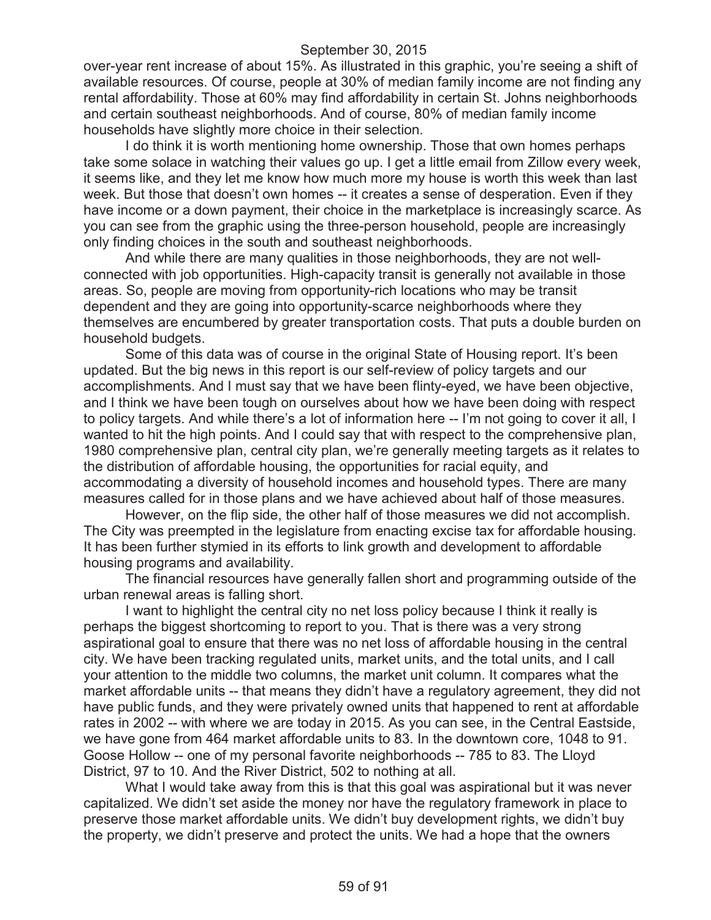over-year rent increase of about 15%. As illustrated in this graphic, you're seeing a shift of available resources. Of course, people at 30% of median family income are not finding any rental affordability. Those at 60% may find affordability in certain St. Johns neighborhoods and certain southeast neighborhoods. And of course, 80% of median family income households have slightly more choice in their selection.

I do think it is worth mentioning home ownership. Those that own homes perhaps take some solace in watching their values go up. I get a little email from Zillow every week, it seems like, and they let me know how much more my house is worth this week than last week. But those that doesn't own homes -- it creates a sense of desperation. Even if they have income or a down payment, their choice in the marketplace is increasingly scarce. As you can see from the graphic using the three-person household, people are increasingly only finding choices in the south and southeast neighborhoods.

And while there are many qualities in those neighborhoods, they are not well-connected with job opportunities. High-capacity transit is generally not available in those areas. So, people are moving from opportunity-rich locations who may be transit dependent and they are going into opportunity-scarce neighborhoods where they themselves are encumbered by greater transportation costs. That puts a double burden on household budgets.

Some of this data was of course in the original State of Housing report. It's been updated. But the big news in this report is our self-review of policy targets and our accomplishments. And I must say that we have been flinty-eyed, we have been objective, and I think we have been tough on ourselves about how we have been doing with respect to policy targets. And while there's a lot of information here -- I'm not going to cover it all, I wanted to hit the high points. And I could say that with respect to the comprehensive plan, 1980 comprehensive plan, central city plan, we're generally meeting targets as it relates to the distribution of affordable housing, the opportunities for racial equity, and accommodating a diversity of household incomes and household types. There are many measures called for in those plans and we have achieved about half of those measures.

However, on the flip side, the other half of those measures we did not accomplish. The City was preempted in the legislature from enacting excise tax for affordable housing. It has been further stymied in its efforts to link growth and development to affordable housing programs and availability.

The financial resources have generally fallen short and programming outside of the urban renewal areas is falling short.

I want to highlight the central city no net loss policy because I think it really is perhaps the biggest shortcoming to report to you. That is there was a very strong aspirational goal to ensure that there was no net loss of affordable housing in the central city. We have been tracking regulated units, market units, and the total units, and I call your attention to the middle two columns, the market unit column. It compares what the market affordable units -- that means they didn't have a regulatory agreement, they did not have public funds, and they were privately owned units that happened to rent at affordable rates in 2002 -- with where we are today in 2015. As you can see, in the Central Eastside, we have gone from 464 market affordable units to 83. In the downtown core, 1048 to 91. Goose Hollow -- one of my personal favorite neighborhoods -- 785 to 83. The Lloyd District, 97 to 10. And the River District, 502 to nothing at all.

What I would take away from this is that this goal was aspirational but it was never capitalized. We didn't set aside the money nor have the regulatory framework in place to preserve those market affordable units. We didn't buy development rights, we didn't buy the property, we didn't preserve and protect the units. We had a hope that the owners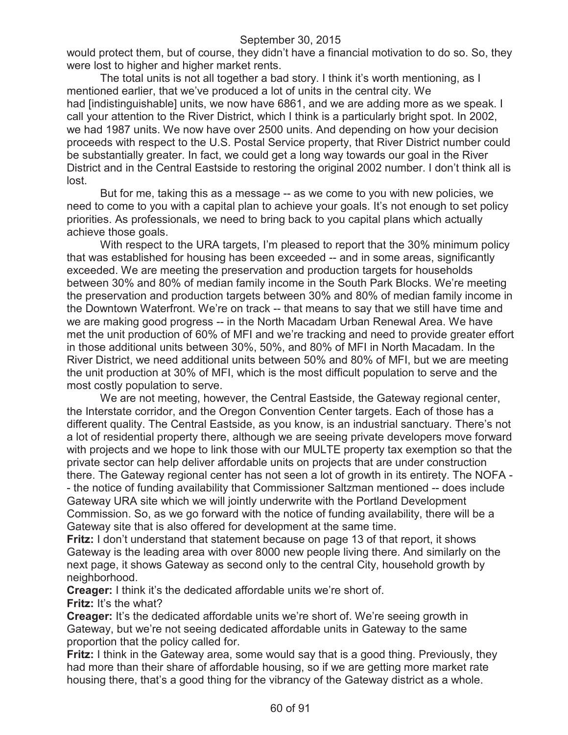would protect them, but of course, they didn't have a financial motivation to do so. So, they were lost to higher and higher market rents.

The total units is not all together a bad story. I think it's worth mentioning, as I mentioned earlier, that we've produced a lot of units in the central city. We had [indistinguishable] units, we now have 6861, and we are adding more as we speak. I call your attention to the River District, which I think is a particularly bright spot. In 2002, we had 1987 units. We now have over 2500 units. And depending on how your decision proceeds with respect to the U.S. Postal Service property, that River District number could be substantially greater. In fact, we could get a long way towards our goal in the River District and in the Central Eastside to restoring the original 2002 number. I don't think all is lost.

But for me, taking this as a message -- as we come to you with new policies, we need to come to you with a capital plan to achieve your goals. It's not enough to set policy priorities. As professionals, we need to bring back to you capital plans which actually achieve those goals.

With respect to the URA targets, I'm pleased to report that the 30% minimum policy that was established for housing has been exceeded -- and in some areas, significantly exceeded. We are meeting the preservation and production targets for households between 30% and 80% of median family income in the South Park Blocks. We're meeting the preservation and production targets between 30% and 80% of median family income in the Downtown Waterfront. We're on track -- that means to say that we still have time and we are making good progress -- in the North Macadam Urban Renewal Area. We have met the unit production of 60% of MFI and we're tracking and need to provide greater effort in those additional units between 30%, 50%, and 80% of MFI in North Macadam. In the River District, we need additional units between 50% and 80% of MFI, but we are meeting the unit production at 30% of MFI, which is the most difficult population to serve and the most costly population to serve.

We are not meeting, however, the Central Eastside, the Gateway regional center, the Interstate corridor, and the Oregon Convention Center targets. Each of those has a different quality. The Central Eastside, as you know, is an industrial sanctuary. There's not a lot of residential property there, although we are seeing private developers move forward with projects and we hope to link those with our MULTE property tax exemption so that the private sector can help deliver affordable units on projects that are under construction there. The Gateway regional center has not seen a lot of growth in its entirety. The NOFA -- the notice of funding availability that Commissioner Saltzman mentioned -- does include Gateway URA site which we will jointly underwrite with the Portland Development Commission. So, as we go forward with the notice of funding availability, there will be a Gateway site that is also offered for development at the same time.

**Fritz:** I don't understand that statement because on page 13 of that report, it shows Gateway is the leading area with over 8000 new people living there. And similarly on the next page, it shows Gateway as second only to the central City, household growth by neighborhood.

**Creager:** I think it's the dedicated affordable units we're short of.

**Fritz:** It's the what?

**Creager:** It's the dedicated affordable units we're short of. We're seeing growth in Gateway, but we're not seeing dedicated affordable units in Gateway to the same proportion that the policy called for.

**Fritz:** I think in the Gateway area, some would say that is a good thing. Previously, they had more than their share of affordable housing, so if we are getting more market rate housing there, that's a good thing for the vibrancy of the Gateway district as a whole.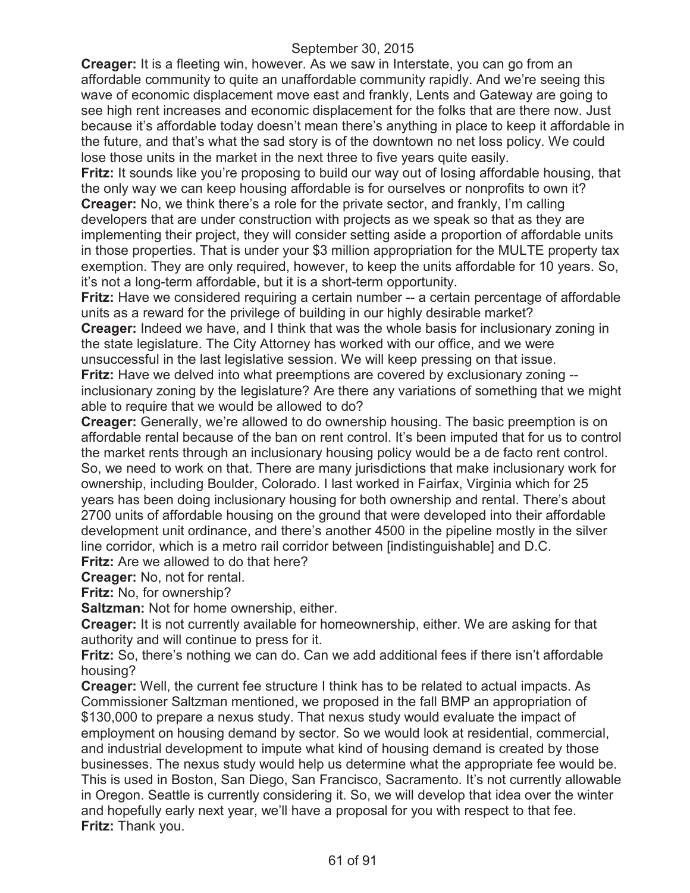**Creager:** It is a fleeting win, however. As we saw in Interstate, you can go from an affordable community to quite an unaffordable community rapidly. And we're seeing this wave of economic displacement move east and frankly, Lents and Gateway are going to see high rent increases and economic displacement for the folks that are there now. Just because it's affordable today doesn't mean there's anything in place to keep it affordable in the future, and that's what the sad story is of the downtown no net loss policy. We could lose those units in the market in the next three to five years quite easily.

**Fritz:** It sounds like you're proposing to build our way out of losing affordable housing, that the only way we can keep housing affordable is for ourselves or nonprofits to own it?

**Creager:** No, we think there's a role for the private sector, and frankly, I'm calling developers that are under construction with projects as we speak so that as they are implementing their project, they will consider setting aside a proportion of affordable units in those properties. That is under your $3 million appropriation for the MULTE property tax exemption. They are only required, however, to keep the units affordable for 10 years. So, it's not a long-term affordable, but it is a short-term opportunity.

**Fritz:** Have we considered requiring a certain number -- a certain percentage of affordable units as a reward for the privilege of building in our highly desirable market?

**Creager:** Indeed we have, and I think that was the whole basis for inclusionary zoning in the state legislature. The City Attorney has worked with our office, and we were unsuccessful in the last legislative session. We will keep pressing on that issue.

**Fritz:** Have we delved into what preemptions are covered by exclusionary zoning -- inclusionary zoning by the legislature? Are there any variations of something that we might able to require that we would be allowed to do?

**Creager:** Generally, we're allowed to do ownership housing. The basic preemption is on affordable rental because of the ban on rent control. It's been imputed that for us to control the market rents through an inclusionary housing policy would be a de facto rent control. So, we need to work on that. There are many jurisdictions that make inclusionary work for ownership, including Boulder, Colorado. I last worked in Fairfax, Virginia which for 25 years has been doing inclusionary housing for both ownership and rental. There's about 2700 units of affordable housing on the ground that were developed into their affordable development unit ordinance, and there's another 4500 in the pipeline mostly in the silver line corridor, which is a metro rail corridor between [indistinguishable] and D.C.

**Fritz:** Are we allowed to do that here?

**Creager:** No, not for rental.

**Fritz:** No, for ownership?

**Saltzman:** Not for home ownership, either.

**Creager:** It is not currently available for homeownership, either. We are asking for that authority and will continue to press for it.

**Fritz:** So, there's nothing we can do. Can we add additional fees if there isn't affordable housing?

**Creager:** Well, the current fee structure I think has to be related to actual impacts. As Commissioner Saltzman mentioned, we proposed in the fall BMP an appropriation of $130,000 to prepare a nexus study. That nexus study would evaluate the impact of employment on housing demand by sector. So we would look at residential, commercial, and industrial development to impute what kind of housing demand is created by those businesses. The nexus study would help us determine what the appropriate fee would be. This is used in Boston, San Diego, San Francisco, Sacramento. It's not currently allowable in Oregon. Seattle is currently considering it. So, we will develop that idea over the winter and hopefully early next year, we'll have a proposal for you with respect to that fee.

**Fritz:** Thank you.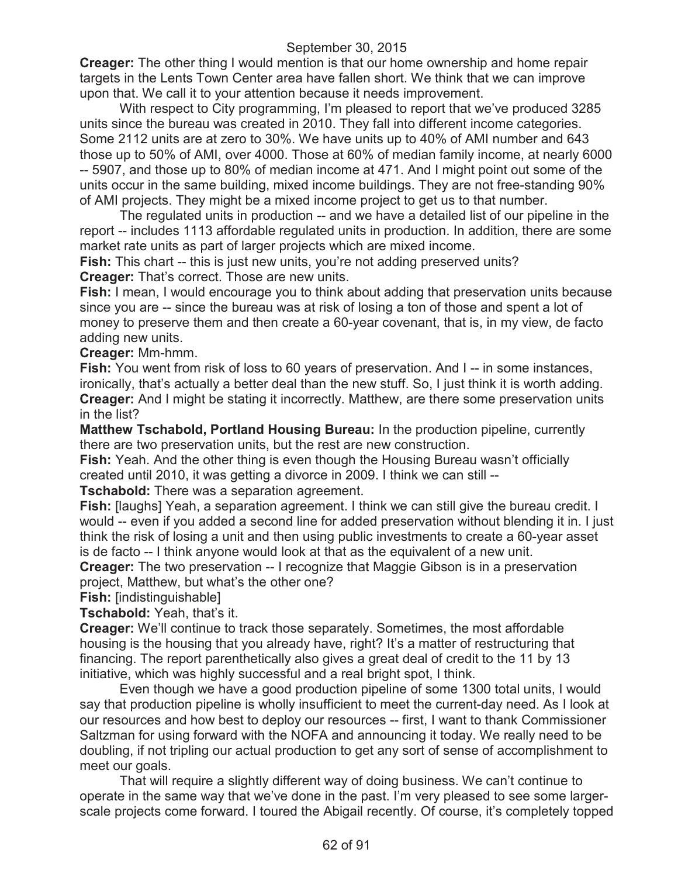**Creager:** The other thing I would mention is that our home ownership and home repair targets in the Lents Town Center area have fallen short. We think that we can improve upon that. We call it to your attention because it needs improvement.

With respect to City programming, I'm pleased to report that we've produced 3285 units since the bureau was created in 2010. They fall into different income categories. Some 2112 units are at zero to 30%. We have units up to 40% of AMI number and 643 those up to 50% of AMI, over 4000. Those at 60% of median family income, at nearly 6000 -- 5907, and those up to 80% of median income at 471. And I might point out some of the units occur in the same building, mixed income buildings. They are not free-standing 90% of AMI projects. They might be a mixed income project to get us to that number.

The regulated units in production -- and we have a detailed list of our pipeline in the report -- includes 1113 affordable regulated units in production. In addition, there are some market rate units as part of larger projects which are mixed income.

**Fish:** This chart -- this is just new units, you're not adding preserved units?

**Creager:** That's correct. Those are new units.

**Fish:** I mean, I would encourage you to think about adding that preservation units because since you are -- since the bureau was at risk of losing a ton of those and spent a lot of money to preserve them and then create a 60-year covenant, that is, in my view, de facto adding new units.

**Creager:** Mm-hmm.

**Fish:** You went from risk of loss to 60 years of preservation. And I -- in some instances, ironically, that's actually a better deal than the new stuff. So, I just think it is worth adding.

**Creager:** And I might be stating it incorrectly. Matthew, are there some preservation units in the list?

**Matthew Tschabold, Portland Housing Bureau:** In the production pipeline, currently there are two preservation units, but the rest are new construction.

**Fish:** Yeah. And the other thing is even though the Housing Bureau wasn't officially created until 2010, it was getting a divorce in 2009. I think we can still --

**Tschabold:** There was a separation agreement.

**Fish:** [laughs] Yeah, a separation agreement. I think we can still give the bureau credit. I would -- even if you added a second line for added preservation without blending it in. I just think the risk of losing a unit and then using public investments to create a 60-year asset is de facto -- I think anyone would look at that as the equivalent of a new unit.

**Creager:** The two preservation -- I recognize that Maggie Gibson is in a preservation project, Matthew, but what's the other one?

**Fish:** [indistinguishable]

**Tschabold:** Yeah, that's it.

**Creager:** We'll continue to track those separately. Sometimes, the most affordable housing is the housing that you already have, right? It's a matter of restructuring that financing. The report parenthetically also gives a great deal of credit to the 11 by 13 initiative, which was highly successful and a real bright spot, I think.

Even though we have a good production pipeline of some 1300 total units, I would say that production pipeline is wholly insufficient to meet the current-day need. As I look at our resources and how best to deploy our resources -- first, I want to thank Commissioner Saltzman for using forward with the NOFA and announcing it today. We really need to be doubling, if not tripling our actual production to get any sort of sense of accomplishment to meet our goals.

That will require a slightly different way of doing business. We can't continue to operate in the same way that we've done in the past. I'm very pleased to see some larger-scale projects come forward. I toured the Abigail recently. Of course, it's completely topped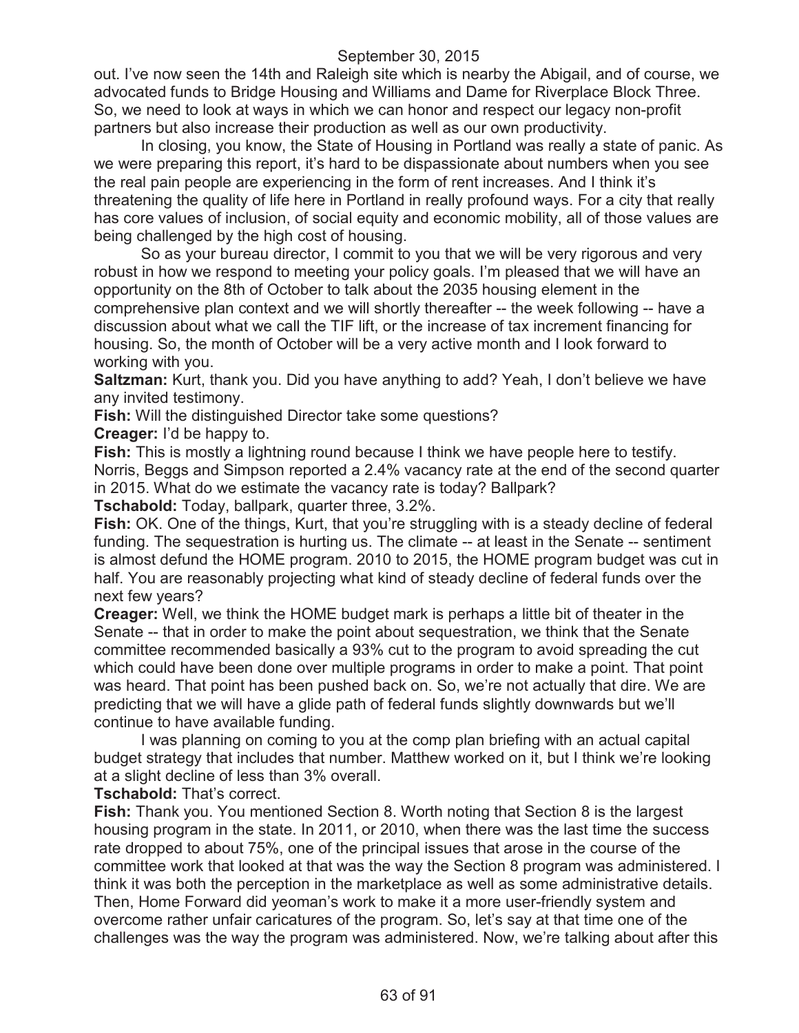out. I've now seen the 14th and Raleigh site which is nearby the Abigail, and of course, we advocated funds to Bridge Housing and Williams and Dame for Riverplace Block Three. So, we need to look at ways in which we can honor and respect our legacy non-profit partners but also increase their production as well as our own productivity.

In closing, you know, the State of Housing in Portland was really a state of panic. As we were preparing this report, it's hard to be dispassionate about numbers when you see the real pain people are experiencing in the form of rent increases. And I think it's threatening the quality of life here in Portland in really profound ways. For a city that really has core values of inclusion, of social equity and economic mobility, all of those values are being challenged by the high cost of housing.

So as your bureau director, I commit to you that we will be very rigorous and very robust in how we respond to meeting your policy goals. I'm pleased that we will have an opportunity on the 8th of October to talk about the 2035 housing element in the comprehensive plan context and we will shortly thereafter -- the week following -- have a discussion about what we call the TIF lift, or the increase of tax increment financing for housing. So, the month of October will be a very active month and I look forward to working with you.

**Saltzman:** Kurt, thank you. Did you have anything to add? Yeah, I don't believe we have any invited testimony.

**Fish:** Will the distinguished Director take some questions?

**Creager:** I'd be happy to.

**Fish:** This is mostly a lightning round because I think we have people here to testify. Norris, Beggs and Simpson reported a 2.4% vacancy rate at the end of the second quarter in 2015. What do we estimate the vacancy rate is today? Ballpark?

**Tschabold:** Today, ballpark, quarter three, 3.2%.

**Fish:** OK. One of the things, Kurt, that you're struggling with is a steady decline of federal funding. The sequestration is hurting us. The climate -- at least in the Senate -- sentiment is almost defund the HOME program. 2010 to 2015, the HOME program budget was cut in half. You are reasonably projecting what kind of steady decline of federal funds over the next few years?

**Creager:** Well, we think the HOME budget mark is perhaps a little bit of theater in the Senate -- that in order to make the point about sequestration, we think that the Senate committee recommended basically a 93% cut to the program to avoid spreading the cut which could have been done over multiple programs in order to make a point. That point was heard. That point has been pushed back on. So, we're not actually that dire. We are predicting that we will have a glide path of federal funds slightly downwards but we'll continue to have available funding.

I was planning on coming to you at the comp plan briefing with an actual capital budget strategy that includes that number. Matthew worked on it, but I think we're looking at a slight decline of less than 3% overall.

**Tschabold:** That's correct.

**Fish:** Thank you. You mentioned Section 8. Worth noting that Section 8 is the largest housing program in the state. In 2011, or 2010, when there was the last time the success rate dropped to about 75%, one of the principal issues that arose in the course of the committee work that looked at that was the way the Section 8 program was administered. I think it was both the perception in the marketplace as well as some administrative details. Then, Home Forward did yeoman's work to make it a more user-friendly system and overcome rather unfair caricatures of the program. So, let's say at that time one of the challenges was the way the program was administered. Now, we're talking about after this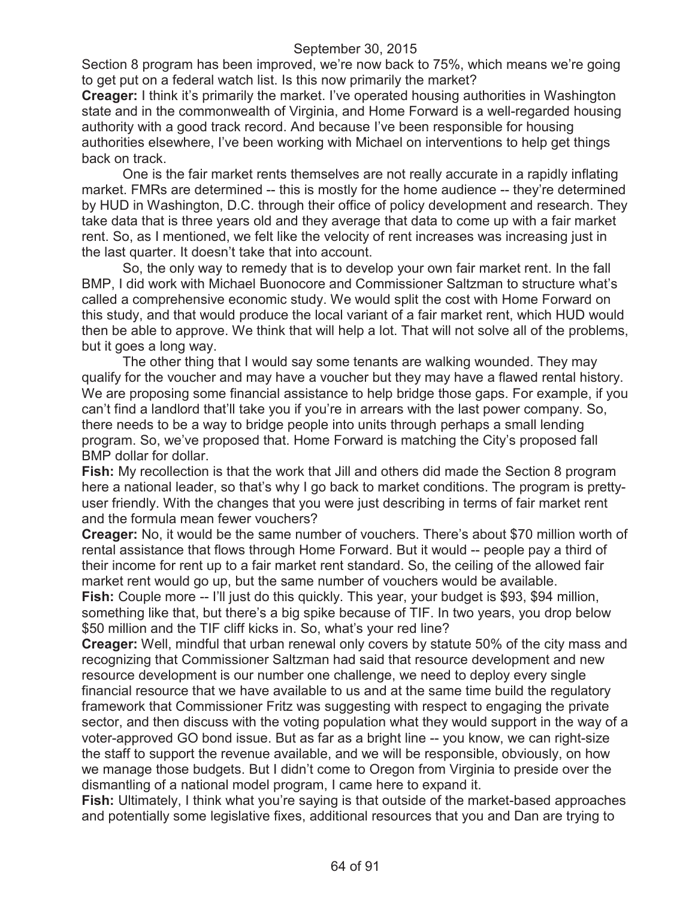Section 8 program has been improved, we're now back to 75%, which means we're going to get put on a federal watch list. Is this now primarily the market?

**Creager:** I think it's primarily the market. I've operated housing authorities in Washington state and in the commonwealth of Virginia, and Home Forward is a well-regarded housing authority with a good track record. And because I've been responsible for housing authorities elsewhere, I've been working with Michael on interventions to help get things back on track.

One is the fair market rents themselves are not really accurate in a rapidly inflating market. FMRs are determined -- this is mostly for the home audience -- they're determined by HUD in Washington, D.C. through their office of policy development and research. They take data that is three years old and they average that data to come up with a fair market rent. So, as I mentioned, we felt like the velocity of rent increases was increasing just in the last quarter. It doesn't take that into account.

So, the only way to remedy that is to develop your own fair market rent. In the fall BMP, I did work with Michael Buonocore and Commissioner Saltzman to structure what's called a comprehensive economic study. We would split the cost with Home Forward on this study, and that would produce the local variant of a fair market rent, which HUD would then be able to approve. We think that will help a lot. That will not solve all of the problems, but it goes a long way.

The other thing that I would say some tenants are walking wounded. They may qualify for the voucher and may have a voucher but they may have a flawed rental history. We are proposing some financial assistance to help bridge those gaps. For example, if you can't find a landlord that'll take you if you're in arrears with the last power company. So, there needs to be a way to bridge people into units through perhaps a small lending program. So, we've proposed that. Home Forward is matching the City's proposed fall BMP dollar for dollar.

**Fish:** My recollection is that the work that Jill and others did made the Section 8 program here a national leader, so that's why I go back to market conditions. The program is pretty-user friendly. With the changes that you were just describing in terms of fair market rent and the formula mean fewer vouchers?

**Creager:** No, it would be the same number of vouchers. There's about $70 million worth of rental assistance that flows through Home Forward. But it would -- people pay a third of their income for rent up to a fair market rent standard. So, the ceiling of the allowed fair market rent would go up, but the same number of vouchers would be available.

**Fish:** Couple more -- I'll just do this quickly. This year, your budget is $93, $94 million, something like that, but there's a big spike because of TIF. In two years, you drop below $50 million and the TIF cliff kicks in. So, what's your red line?

**Creager:** Well, mindful that urban renewal only covers by statute 50% of the city mass and recognizing that Commissioner Saltzman had said that resource development and new resource development is our number one challenge, we need to deploy every single financial resource that we have available to us and at the same time build the regulatory framework that Commissioner Fritz was suggesting with respect to engaging the private sector, and then discuss with the voting population what they would support in the way of a voter-approved GO bond issue. But as far as a bright line -- you know, we can right-size the staff to support the revenue available, and we will be responsible, obviously, on how we manage those budgets. But I didn't come to Oregon from Virginia to preside over the dismantling of a national model program, I came here to expand it.

**Fish:** Ultimately, I think what you're saying is that outside of the market-based approaches and potentially some legislative fixes, additional resources that you and Dan are trying to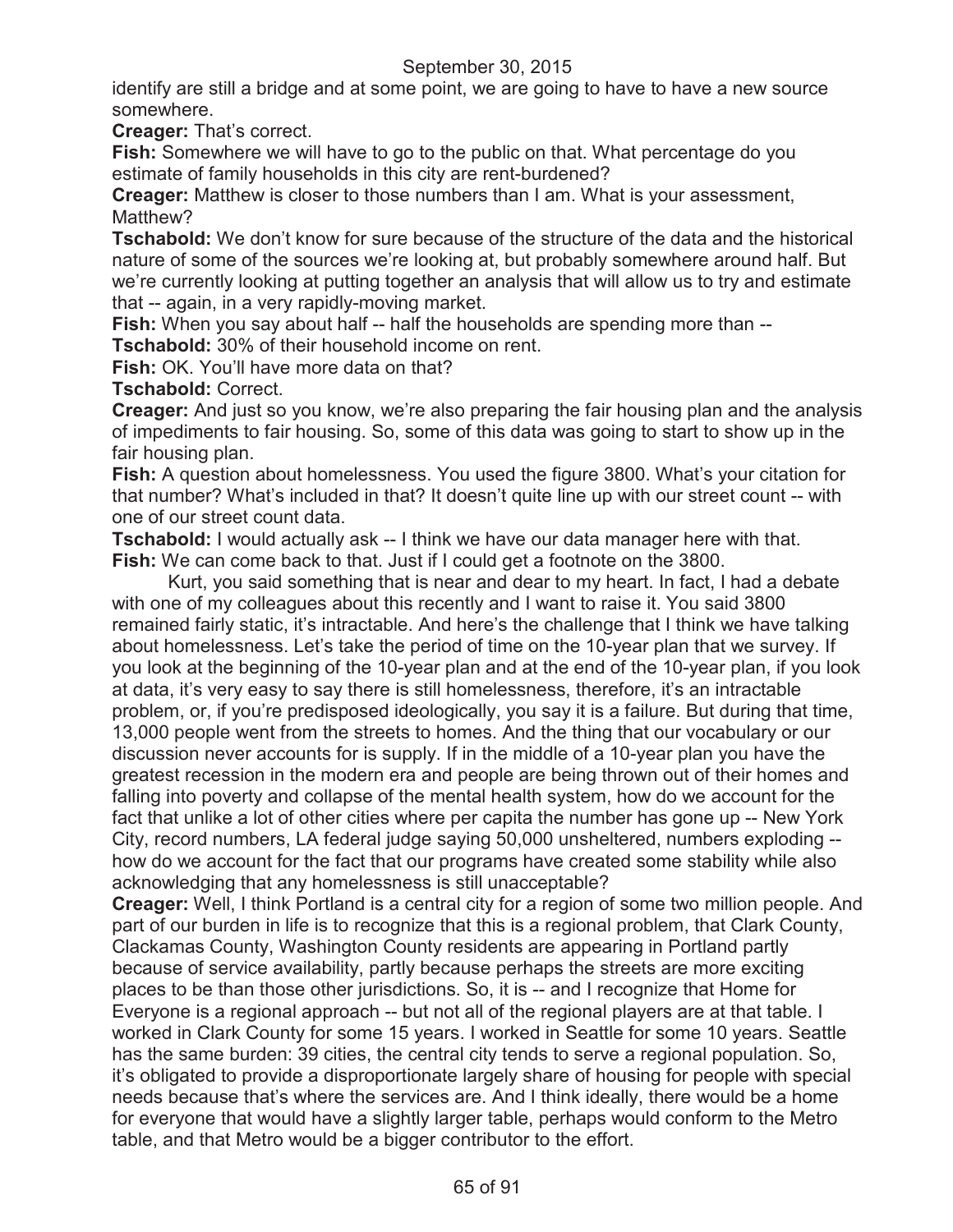identify are still a bridge and at some point, we are going to have to have a new source somewhere.

**Creager:** That's correct.

**Fish:** Somewhere we will have to go to the public on that. What percentage do you estimate of family households in this city are rent-burdened?

**Creager:** Matthew is closer to those numbers than I am. What is your assessment, Matthew?

**Tschabold:** We don't know for sure because of the structure of the data and the historical nature of some of the sources we're looking at, but probably somewhere around half. But we're currently looking at putting together an analysis that will allow us to try and estimate that -- again, in a very rapidly-moving market.

**Fish:** When you say about half -- half the households are spending more than --

**Tschabold:** 30% of their household income on rent.

**Fish:** OK. You'll have more data on that?

**Tschabold:** Correct.

**Creager:** And just so you know, we're also preparing the fair housing plan and the analysis of impediments to fair housing. So, some of this data was going to start to show up in the fair housing plan.

**Fish:** A question about homelessness. You used the figure 3800. What's your citation for that number? What's included in that? It doesn't quite line up with our street count -- with one of our street count data.

**Tschabold:** I would actually ask -- I think we have our data manager here with that.

**Fish:** We can come back to that. Just if I could get a footnote on the 3800.

Kurt, you said something that is near and dear to my heart. In fact, I had a debate with one of my colleagues about this recently and I want to raise it. You said 3800 remained fairly static, it's intractable. And here's the challenge that I think we have talking about homelessness. Let's take the period of time on the 10-year plan that we survey. If you look at the beginning of the 10-year plan and at the end of the 10-year plan, if you look at data, it's very easy to say there is still homelessness, therefore, it's an intractable problem, or, if you're predisposed ideologically, you say it is a failure. But during that time, 13,000 people went from the streets to homes. And the thing that our vocabulary or our discussion never accounts for is supply. If in the middle of a 10-year plan you have the greatest recession in the modern era and people are being thrown out of their homes and falling into poverty and collapse of the mental health system, how do we account for the fact that unlike a lot of other cities where per capita the number has gone up -- New York City, record numbers, LA federal judge saying 50,000 unsheltered, numbers exploding -- how do we account for the fact that our programs have created some stability while also acknowledging that any homelessness is still unacceptable?

**Creager:** Well, I think Portland is a central city for a region of some two million people. And part of our burden in life is to recognize that this is a regional problem, that Clark County, Clackamas County, Washington County residents are appearing in Portland partly because of service availability, partly because perhaps the streets are more exciting places to be than those other jurisdictions. So, it is -- and I recognize that Home for Everyone is a regional approach -- but not all of the regional players are at that table. I worked in Clark County for some 15 years. I worked in Seattle for some 10 years. Seattle has the same burden: 39 cities, the central city tends to serve a regional population. So, it's obligated to provide a disproportionate largely share of housing for people with special needs because that's where the services are. And I think ideally, there would be a home for everyone that would have a slightly larger table, perhaps would conform to the Metro table, and that Metro would be a bigger contributor to the effort.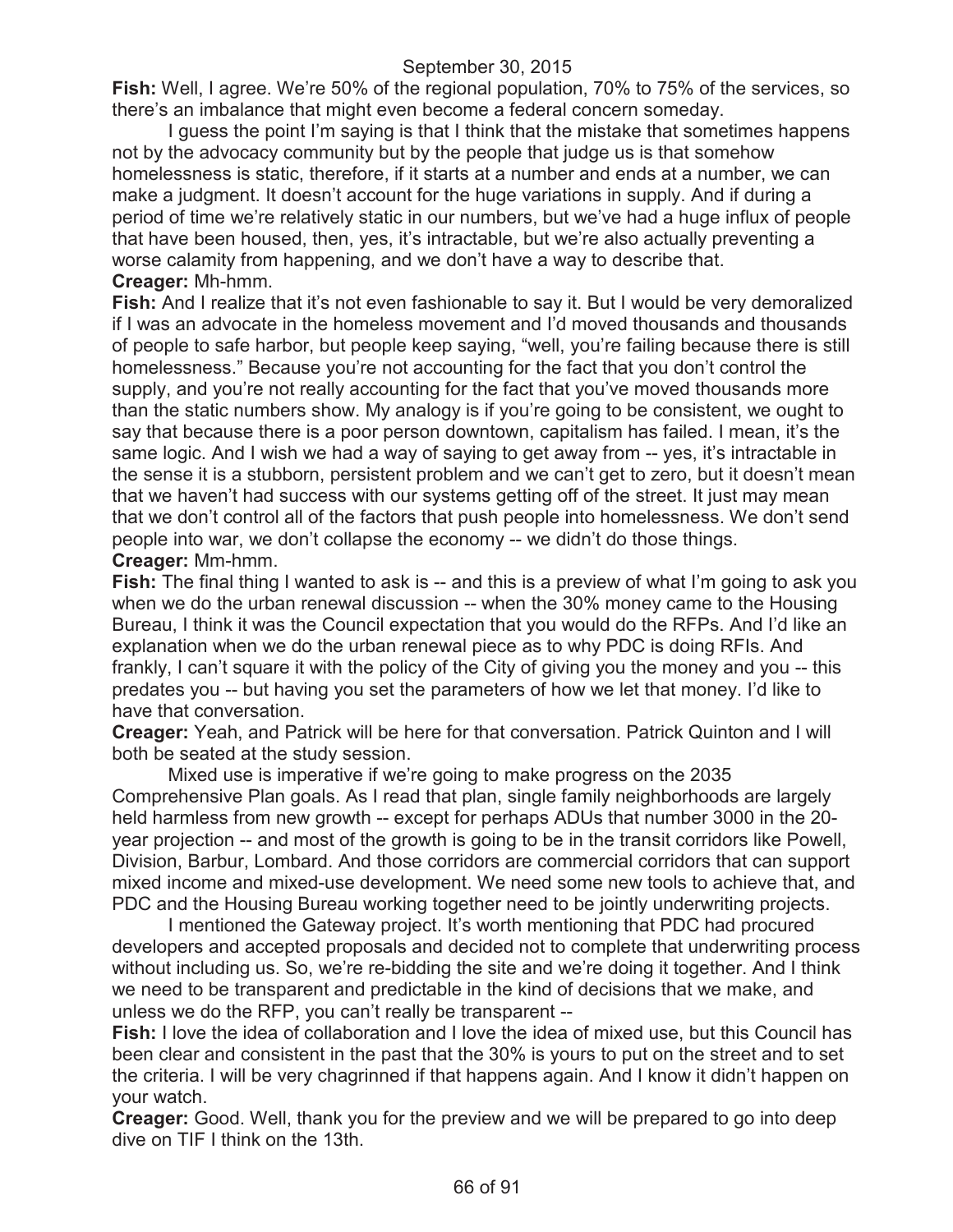**Fish:** Well, I agree. We're 50% of the regional population, 70% to 75% of the services, so there's an imbalance that might even become a federal concern someday.

I guess the point I'm saying is that I think that the mistake that sometimes happens not by the advocacy community but by the people that judge us is that somehow homelessness is static, therefore, if it starts at a number and ends at a number, we can make a judgment. It doesn't account for the huge variations in supply. And if during a period of time we're relatively static in our numbers, but we've had a huge influx of people that have been housed, then, yes, it's intractable, but we're also actually preventing a worse calamity from happening, and we don't have a way to describe that.

**Creager:** Mh-hmm.

**Fish:** And I realize that it's not even fashionable to say it. But I would be very demoralized if I was an advocate in the homeless movement and I'd moved thousands and thousands of people to safe harbor, but people keep saying, "well, you're failing because there is still homelessness." Because you're not accounting for the fact that you don't control the supply, and you're not really accounting for the fact that you've moved thousands more than the static numbers show. My analogy is if you're going to be consistent, we ought to say that because there is a poor person downtown, capitalism has failed. I mean, it's the same logic. And I wish we had a way of saying to get away from -- yes, it's intractable in the sense it is a stubborn, persistent problem and we can't get to zero, but it doesn't mean that we haven't had success with our systems getting off of the street. It just may mean that we don't control all of the factors that push people into homelessness. We don't send people into war, we don't collapse the economy -- we didn't do those things.

**Creager:** Mm-hmm.

**Fish:** The final thing I wanted to ask is -- and this is a preview of what I'm going to ask you when we do the urban renewal discussion -- when the 30% money came to the Housing Bureau, I think it was the Council expectation that you would do the RFPs. And I'd like an explanation when we do the urban renewal piece as to why PDC is doing RFIs. And frankly, I can't square it with the policy of the City of giving you the money and you -- this predates you -- but having you set the parameters of how we let that money. I'd like to have that conversation.

**Creager:** Yeah, and Patrick will be here for that conversation. Patrick Quinton and I will both be seated at the study session.

Mixed use is imperative if we're going to make progress on the 2035 Comprehensive Plan goals. As I read that plan, single family neighborhoods are largely held harmless from new growth -- except for perhaps ADUs that number 3000 in the 20-year projection -- and most of the growth is going to be in the transit corridors like Powell, Division, Barbur, Lombard. And those corridors are commercial corridors that can support mixed income and mixed-use development. We need some new tools to achieve that, and PDC and the Housing Bureau working together need to be jointly underwriting projects.

I mentioned the Gateway project. It's worth mentioning that PDC had procured developers and accepted proposals and decided not to complete that underwriting process without including us. So, we're re-bidding the site and we're doing it together. And I think we need to be transparent and predictable in the kind of decisions that we make, and unless we do the RFP, you can't really be transparent --

**Fish:** I love the idea of collaboration and I love the idea of mixed use, but this Council has been clear and consistent in the past that the 30% is yours to put on the street and to set the criteria. I will be very chagrinned if that happens again. And I know it didn't happen on your watch.

**Creager:** Good. Well, thank you for the preview and we will be prepared to go into deep dive on TIF I think on the 13th.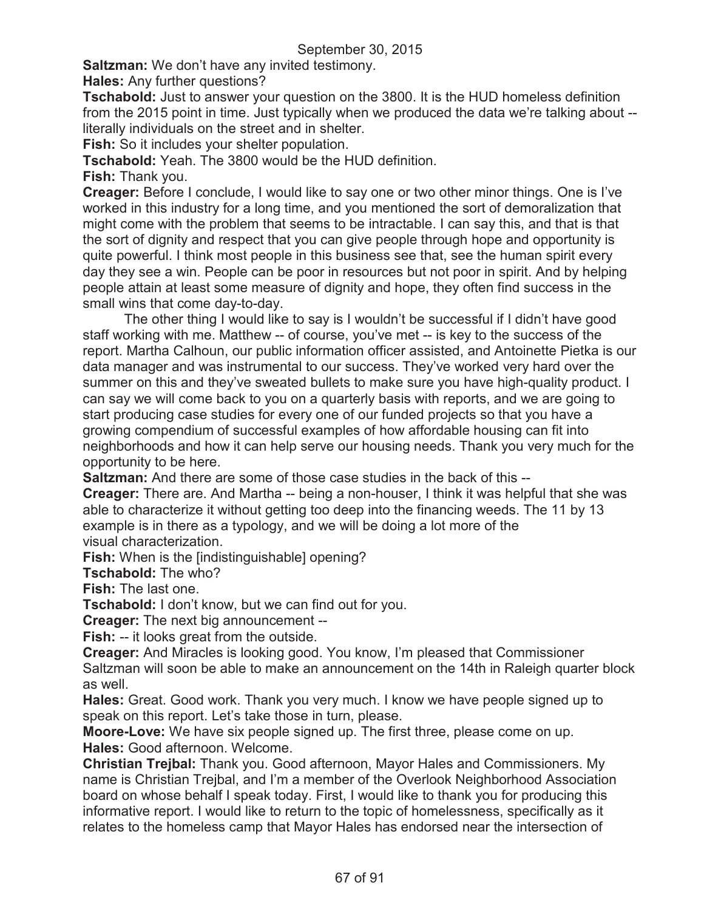**Saltzman:** We don't have any invited testimony.

**Hales:** Any further questions?

**Tschabold:** Just to answer your question on the 3800. It is the HUD homeless definition from the 2015 point in time. Just typically when we produced the data we're talking about -- literally individuals on the street and in shelter.

**Fish:** So it includes your shelter population.

**Tschabold:** Yeah. The 3800 would be the HUD definition.

**Fish:** Thank you.

**Creager:** Before I conclude, I would like to say one or two other minor things. One is I've worked in this industry for a long time, and you mentioned the sort of demoralization that might come with the problem that seems to be intractable. I can say this, and that is that the sort of dignity and respect that you can give people through hope and opportunity is quite powerful. I think most people in this business see that, see the human spirit every day they see a win. People can be poor in resources but not poor in spirit. And by helping people attain at least some measure of dignity and hope, they often find success in the small wins that come day-to-day.

The other thing I would like to say is I wouldn't be successful if I didn't have good staff working with me. Matthew -- of course, you've met -- is key to the success of the report. Martha Calhoun, our public information officer assisted, and Antoinette Pietka is our data manager and was instrumental to our success. They've worked very hard over the summer on this and they've sweated bullets to make sure you have high-quality product. I can say we will come back to you on a quarterly basis with reports, and we are going to start producing case studies for every one of our funded projects so that you have a growing compendium of successful examples of how affordable housing can fit into neighborhoods and how it can help serve our housing needs. Thank you very much for the opportunity to be here.

**Saltzman:** And there are some of those case studies in the back of this --

**Creager:** There are. And Martha -- being a non-houser, I think it was helpful that she was able to characterize it without getting too deep into the financing weeds. The 11 by 13 example is in there as a typology, and we will be doing a lot more of the visual characterization.

**Fish:** When is the [indistinguishable] opening?

**Tschabold:** The who?

**Fish:** The last one.

**Tschabold:** I don't know, but we can find out for you.

**Creager:** The next big announcement --

**Fish:** -- it looks great from the outside.

**Creager:** And Miracles is looking good. You know, I'm pleased that Commissioner Saltzman will soon be able to make an announcement on the 14th in Raleigh quarter block as well.

**Hales:** Great. Good work. Thank you very much. I know we have people signed up to speak on this report. Let's take those in turn, please.

**Moore-Love:** We have six people signed up. The first three, please come on up.

**Hales:** Good afternoon. Welcome.

**Christian Trejbal:** Thank you. Good afternoon, Mayor Hales and Commissioners. My name is Christian Trejbal, and I'm a member of the Overlook Neighborhood Association board on whose behalf I speak today. First, I would like to thank you for producing this informative report. I would like to return to the topic of homelessness, specifically as it relates to the homeless camp that Mayor Hales has endorsed near the intersection of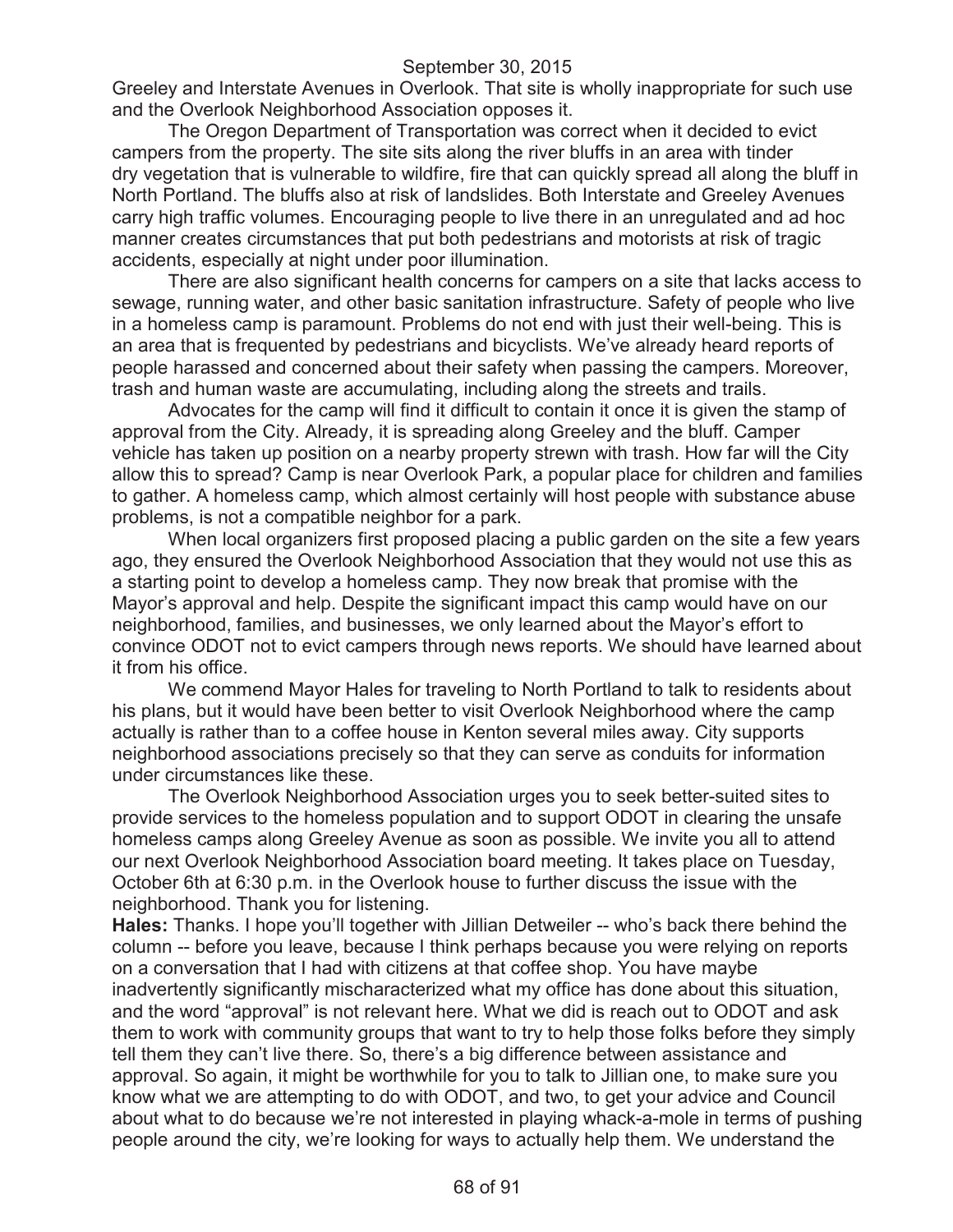Greeley and Interstate Avenues in Overlook. That site is wholly inappropriate for such use and the Overlook Neighborhood Association opposes it.

The Oregon Department of Transportation was correct when it decided to evict campers from the property. The site sits along the river bluffs in an area with tinder dry vegetation that is vulnerable to wildfire, fire that can quickly spread all along the bluff in North Portland. The bluffs also at risk of landslides. Both Interstate and Greeley Avenues carry high traffic volumes. Encouraging people to live there in an unregulated and ad hoc manner creates circumstances that put both pedestrians and motorists at risk of tragic accidents, especially at night under poor illumination.

There are also significant health concerns for campers on a site that lacks access to sewage, running water, and other basic sanitation infrastructure. Safety of people who live in a homeless camp is paramount. Problems do not end with just their well-being. This is an area that is frequented by pedestrians and bicyclists. We've already heard reports of people harassed and concerned about their safety when passing the campers. Moreover, trash and human waste are accumulating, including along the streets and trails.

Advocates for the camp will find it difficult to contain it once it is given the stamp of approval from the City. Already, it is spreading along Greeley and the bluff. Camper vehicle has taken up position on a nearby property strewn with trash. How far will the City allow this to spread? Camp is near Overlook Park, a popular place for children and families to gather. A homeless camp, which almost certainly will host people with substance abuse problems, is not a compatible neighbor for a park.

When local organizers first proposed placing a public garden on the site a few years ago, they ensured the Overlook Neighborhood Association that they would not use this as a starting point to develop a homeless camp. They now break that promise with the Mayor's approval and help. Despite the significant impact this camp would have on our neighborhood, families, and businesses, we only learned about the Mayor's effort to convince ODOT not to evict campers through news reports. We should have learned about it from his office.

We commend Mayor Hales for traveling to North Portland to talk to residents about his plans, but it would have been better to visit Overlook Neighborhood where the camp actually is rather than to a coffee house in Kenton several miles away. City supports neighborhood associations precisely so that they can serve as conduits for information under circumstances like these.

The Overlook Neighborhood Association urges you to seek better-suited sites to provide services to the homeless population and to support ODOT in clearing the unsafe homeless camps along Greeley Avenue as soon as possible. We invite you all to attend our next Overlook Neighborhood Association board meeting. It takes place on Tuesday, October 6th at 6:30 p.m. in the Overlook house to further discuss the issue with the neighborhood. Thank you for listening.

**Hales:** Thanks. I hope you'll together with Jillian Detweiler -- who's back there behind the column -- before you leave, because I think perhaps because you were relying on reports on a conversation that I had with citizens at that coffee shop. You have maybe inadvertently significantly mischaracterized what my office has done about this situation, and the word "approval" is not relevant here. What we did is reach out to ODOT and ask them to work with community groups that want to try to help those folks before they simply tell them they can't live there. So, there's a big difference between assistance and approval. So again, it might be worthwhile for you to talk to Jillian one, to make sure you know what we are attempting to do with ODOT, and two, to get your advice and Council about what to do because we're not interested in playing whack-a-mole in terms of pushing people around the city, we're looking for ways to actually help them. We understand the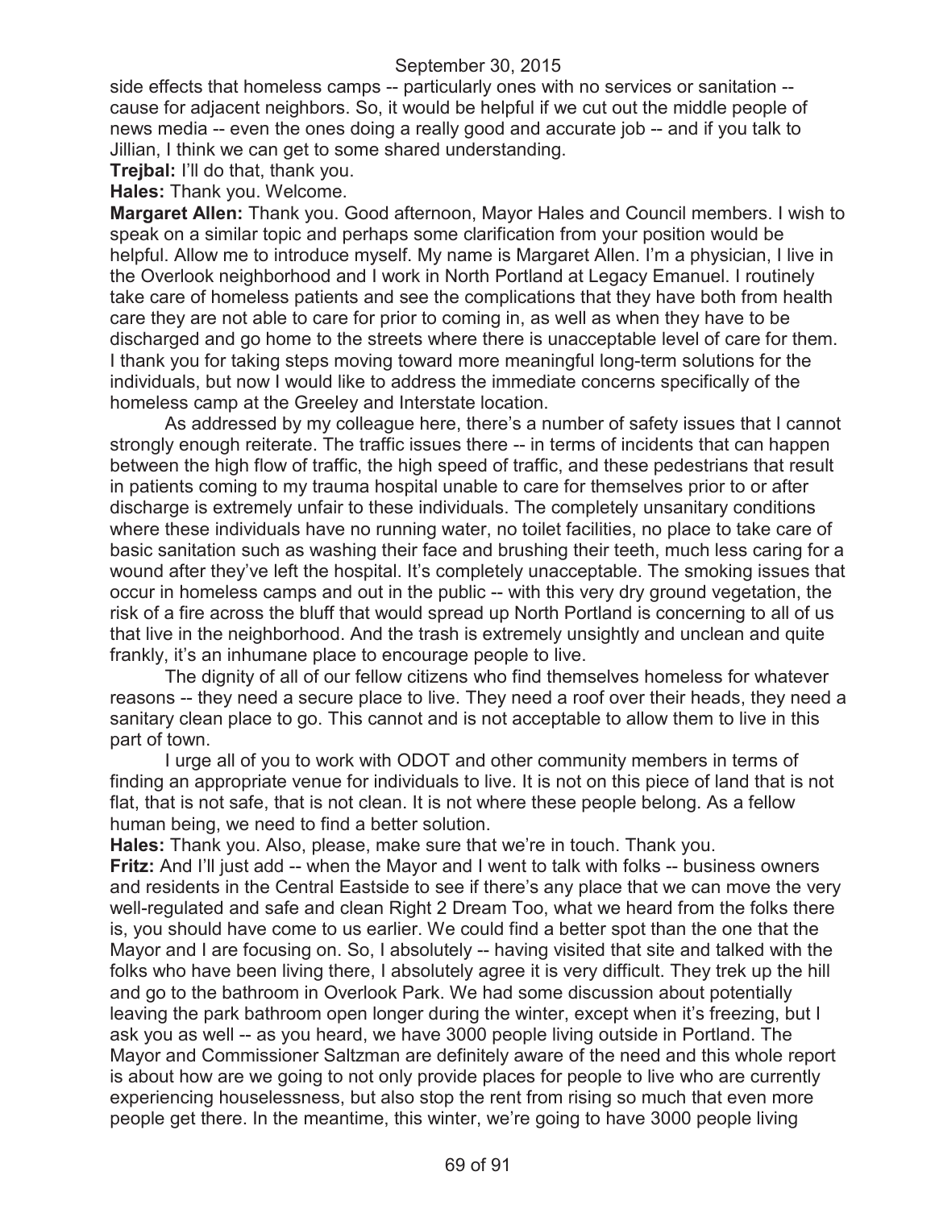side effects that homeless camps -- particularly ones with no services or sanitation -- cause for adjacent neighbors. So, it would be helpful if we cut out the middle people of news media -- even the ones doing a really good and accurate job -- and if you talk to Jillian, I think we can get to some shared understanding.

**Trejbal:** I'll do that, thank you.

**Hales:** Thank you. Welcome.

**Margaret Allen:** Thank you. Good afternoon, Mayor Hales and Council members. I wish to speak on a similar topic and perhaps some clarification from your position would be helpful. Allow me to introduce myself. My name is Margaret Allen. I'm a physician, I live in the Overlook neighborhood and I work in North Portland at Legacy Emanuel. I routinely take care of homeless patients and see the complications that they have both from health care they are not able to care for prior to coming in, as well as when they have to be discharged and go home to the streets where there is unacceptable level of care for them. I thank you for taking steps moving toward more meaningful long-term solutions for the individuals, but now I would like to address the immediate concerns specifically of the homeless camp at the Greeley and Interstate location.

As addressed by my colleague here, there's a number of safety issues that I cannot strongly enough reiterate. The traffic issues there -- in terms of incidents that can happen between the high flow of traffic, the high speed of traffic, and these pedestrians that result in patients coming to my trauma hospital unable to care for themselves prior to or after discharge is extremely unfair to these individuals. The completely unsanitary conditions where these individuals have no running water, no toilet facilities, no place to take care of basic sanitation such as washing their face and brushing their teeth, much less caring for a wound after they've left the hospital. It's completely unacceptable. The smoking issues that occur in homeless camps and out in the public -- with this very dry ground vegetation, the risk of a fire across the bluff that would spread up North Portland is concerning to all of us that live in the neighborhood. And the trash is extremely unsightly and unclean and quite frankly, it's an inhumane place to encourage people to live.

The dignity of all of our fellow citizens who find themselves homeless for whatever reasons -- they need a secure place to live. They need a roof over their heads, they need a sanitary clean place to go. This cannot and is not acceptable to allow them to live in this part of town.

I urge all of you to work with ODOT and other community members in terms of finding an appropriate venue for individuals to live. It is not on this piece of land that is not flat, that is not safe, that is not clean. It is not where these people belong. As a fellow human being, we need to find a better solution.

**Hales:** Thank you. Also, please, make sure that we're in touch. Thank you.

**Fritz:** And I'll just add -- when the Mayor and I went to talk with folks -- business owners and residents in the Central Eastside to see if there's any place that we can move the very well-regulated and safe and clean Right 2 Dream Too, what we heard from the folks there is, you should have come to us earlier. We could find a better spot than the one that the Mayor and I are focusing on. So, I absolutely -- having visited that site and talked with the folks who have been living there, I absolutely agree it is very difficult. They trek up the hill and go to the bathroom in Overlook Park. We had some discussion about potentially leaving the park bathroom open longer during the winter, except when it's freezing, but I ask you as well -- as you heard, we have 3000 people living outside in Portland. The Mayor and Commissioner Saltzman are definitely aware of the need and this whole report is about how are we going to not only provide places for people to live who are currently experiencing houselessness, but also stop the rent from rising so much that even more people get there. In the meantime, this winter, we're going to have 3000 people living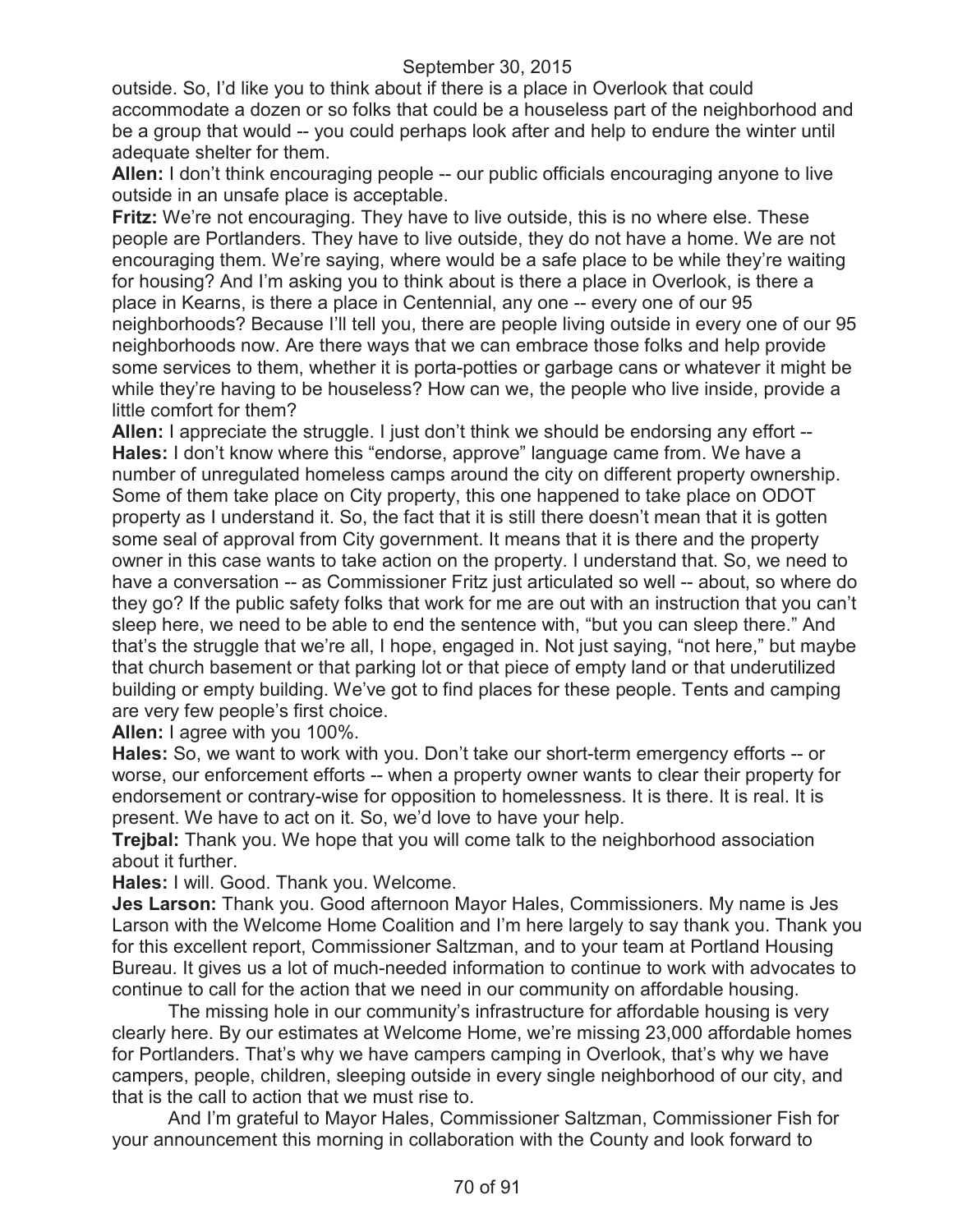outside. So, I'd like you to think about if there is a place in Overlook that could accommodate a dozen or so folks that could be a houseless part of the neighborhood and be a group that would -- you could perhaps look after and help to endure the winter until adequate shelter for them.

**Allen:** I don't think encouraging people -- our public officials encouraging anyone to live outside in an unsafe place is acceptable.

**Fritz:** We're not encouraging. They have to live outside, this is no where else. These people are Portlanders. They have to live outside, they do not have a home. We are not encouraging them. We're saying, where would be a safe place to be while they're waiting for housing? And I'm asking you to think about is there a place in Overlook, is there a place in Kearns, is there a place in Centennial, any one -- every one of our 95 neighborhoods? Because I'll tell you, there are people living outside in every one of our 95 neighborhoods now. Are there ways that we can embrace those folks and help provide some services to them, whether it is porta-potties or garbage cans or whatever it might be while they're having to be houseless? How can we, the people who live inside, provide a little comfort for them?

**Allen:** I appreciate the struggle. I just don't think we should be endorsing any effort --

**Hales:** I don't know where this "endorse, approve" language came from. We have a number of unregulated homeless camps around the city on different property ownership. Some of them take place on City property, this one happened to take place on ODOT property as I understand it. So, the fact that it is still there doesn't mean that it is gotten some seal of approval from City government. It means that it is there and the property owner in this case wants to take action on the property. I understand that. So, we need to have a conversation -- as Commissioner Fritz just articulated so well -- about, so where do they go? If the public safety folks that work for me are out with an instruction that you can't sleep here, we need to be able to end the sentence with, "but you can sleep there." And that's the struggle that we're all, I hope, engaged in. Not just saying, "not here," but maybe that church basement or that parking lot or that piece of empty land or that underutilized building or empty building. We've got to find places for these people. Tents and camping are very few people's first choice.

**Allen:** I agree with you 100%.

**Hales:** So, we want to work with you. Don't take our short-term emergency efforts -- or worse, our enforcement efforts -- when a property owner wants to clear their property for endorsement or contrary-wise for opposition to homelessness. It is there. It is real. It is present. We have to act on it. So, we'd love to have your help.

**Trejbal:** Thank you. We hope that you will come talk to the neighborhood association about it further.

**Hales:** I will. Good. Thank you. Welcome.

**Jes Larson:** Thank you. Good afternoon Mayor Hales, Commissioners. My name is Jes Larson with the Welcome Home Coalition and I'm here largely to say thank you. Thank you for this excellent report, Commissioner Saltzman, and to your team at Portland Housing Bureau. It gives us a lot of much-needed information to continue to work with advocates to continue to call for the action that we need in our community on affordable housing.

The missing hole in our community's infrastructure for affordable housing is very clearly here. By our estimates at Welcome Home, we're missing 23,000 affordable homes for Portlanders. That's why we have campers camping in Overlook, that's why we have campers, people, children, sleeping outside in every single neighborhood of our city, and that is the call to action that we must rise to.

And I'm grateful to Mayor Hales, Commissioner Saltzman, Commissioner Fish for your announcement this morning in collaboration with the County and look forward to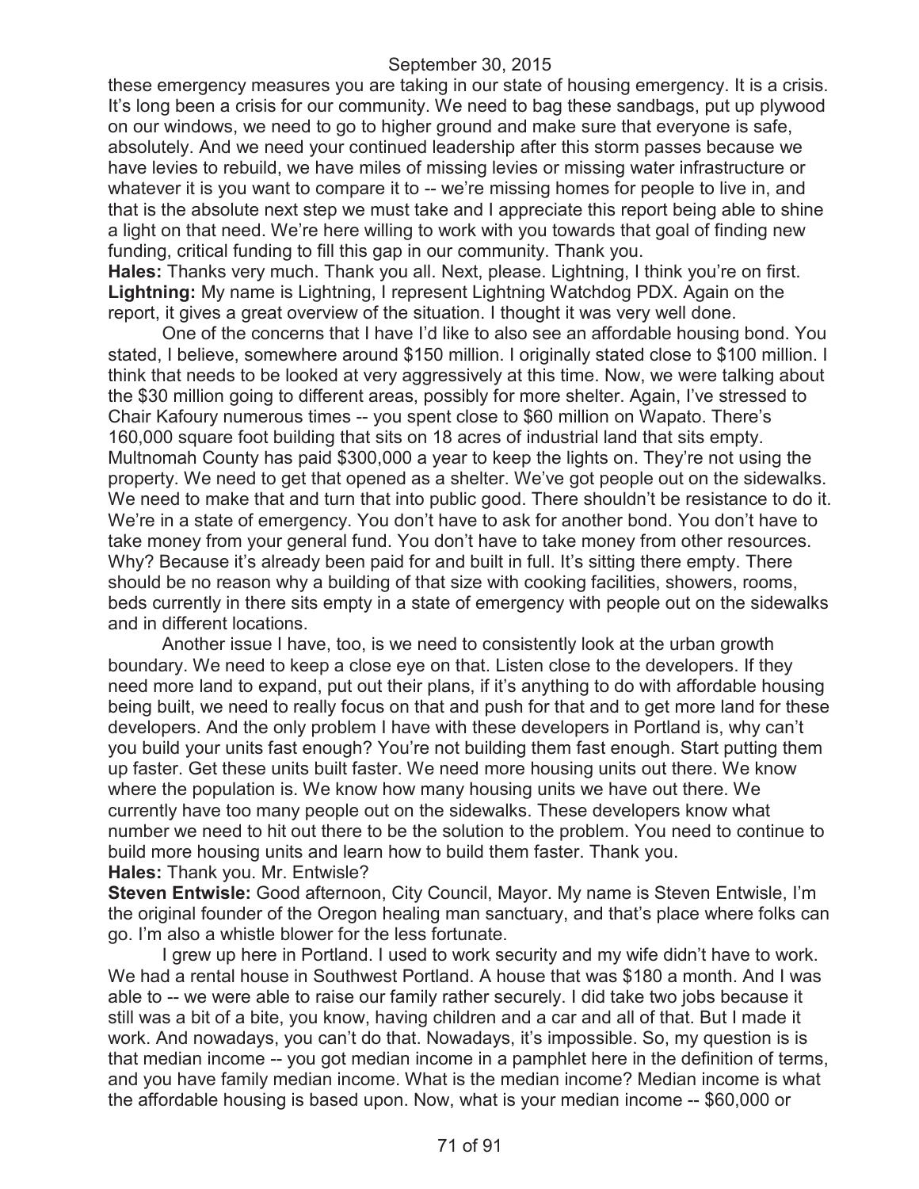these emergency measures you are taking in our state of housing emergency. It is a crisis. It's long been a crisis for our community. We need to bag these sandbags, put up plywood on our windows, we need to go to higher ground and make sure that everyone is safe, absolutely. And we need your continued leadership after this storm passes because we have levies to rebuild, we have miles of missing levies or missing water infrastructure or whatever it is you want to compare it to -- we're missing homes for people to live in, and that is the absolute next step we must take and I appreciate this report being able to shine a light on that need. We're here willing to work with you towards that goal of finding new funding, critical funding to fill this gap in our community. Thank you.

**Hales:** Thanks very much. Thank you all. Next, please. Lightning, I think you're on first.

**Lightning:** My name is Lightning, I represent Lightning Watchdog PDX. Again on the report, it gives a great overview of the situation. I thought it was very well done.

One of the concerns that I have I'd like to also see an affordable housing bond. You stated, I believe, somewhere around $150 million. I originally stated close to $100 million. I think that needs to be looked at very aggressively at this time. Now, we were talking about the $30 million going to different areas, possibly for more shelter. Again, I've stressed to Chair Kafoury numerous times -- you spent close to $60 million on Wapato. There's 160,000 square foot building that sits on 18 acres of industrial land that sits empty. Multnomah County has paid $300,000 a year to keep the lights on. They're not using the property. We need to get that opened as a shelter. We've got people out on the sidewalks. We need to make that and turn that into public good. There shouldn't be resistance to do it. We're in a state of emergency. You don't have to ask for another bond. You don't have to take money from your general fund. You don't have to take money from other resources. Why? Because it's already been paid for and built in full. It's sitting there empty. There should be no reason why a building of that size with cooking facilities, showers, rooms, beds currently in there sits empty in a state of emergency with people out on the sidewalks and in different locations.

Another issue I have, too, is we need to consistently look at the urban growth boundary. We need to keep a close eye on that. Listen close to the developers. If they need more land to expand, put out their plans, if it's anything to do with affordable housing being built, we need to really focus on that and push for that and to get more land for these developers. And the only problem I have with these developers in Portland is, why can't you build your units fast enough? You're not building them fast enough. Start putting them up faster. Get these units built faster. We need more housing units out there. We know where the population is. We know how many housing units we have out there. We currently have too many people out on the sidewalks. These developers know what number we need to hit out there to be the solution to the problem. You need to continue to build more housing units and learn how to build them faster. Thank you.

**Hales:** Thank you. Mr. Entwisle?

**Steven Entwisle:** Good afternoon, City Council, Mayor. My name is Steven Entwisle, I'm the original founder of the Oregon healing man sanctuary, and that's place where folks can go. I'm also a whistle blower for the less fortunate.

I grew up here in Portland. I used to work security and my wife didn't have to work. We had a rental house in Southwest Portland. A house that was $180 a month. And I was able to -- we were able to raise our family rather securely. I did take two jobs because it still was a bit of a bite, you know, having children and a car and all of that. But I made it work. And nowadays, you can't do that. Nowadays, it's impossible. So, my question is is that median income -- you got median income in a pamphlet here in the definition of terms, and you have family median income. What is the median income? Median income is what the affordable housing is based upon. Now, what is your median income -- $60,000 or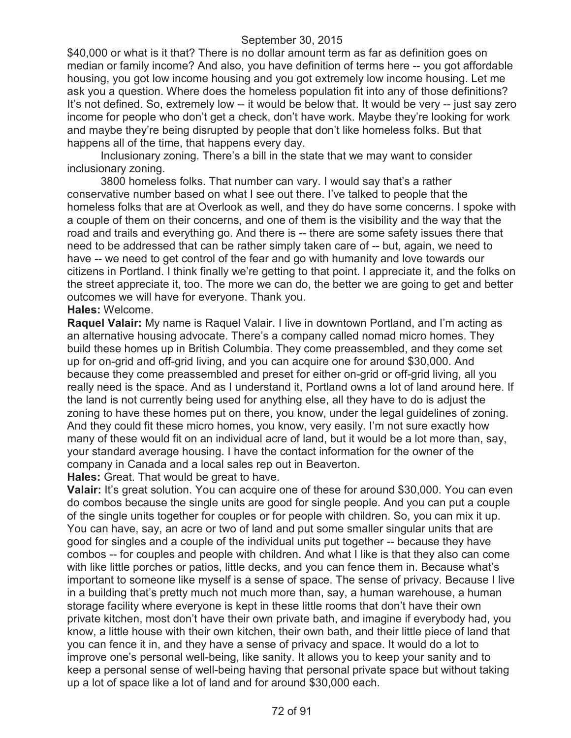$40,000 or what is it that? There is no dollar amount term as far as definition goes on median or family income? And also, you have definition of terms here -- you got affordable housing, you got low income housing and you got extremely low income housing. Let me ask you a question. Where does the homeless population fit into any of those definitions? It's not defined. So, extremely low -- it would be below that. It would be very -- just say zero income for people who don't get a check, don't have work. Maybe they're looking for work and maybe they're being disrupted by people that don't like homeless folks. But that happens all of the time, that happens every day.

Inclusionary zoning. There's a bill in the state that we may want to consider inclusionary zoning.

3800 homeless folks. That number can vary. I would say that's a rather conservative number based on what I see out there. I've talked to people that the homeless folks that are at Overlook as well, and they do have some concerns. I spoke with a couple of them on their concerns, and one of them is the visibility and the way that the road and trails and everything go. And there is -- there are some safety issues there that need to be addressed that can be rather simply taken care of -- but, again, we need to have -- we need to get control of the fear and go with humanity and love towards our citizens in Portland. I think finally we're getting to that point. I appreciate it, and the folks on the street appreciate it, too. The more we can do, the better we are going to get and better outcomes we will have for everyone. Thank you.

**Hales:** Welcome.

**Raquel Valair:** My name is Raquel Valair. I live in downtown Portland, and I'm acting as an alternative housing advocate. There's a company called nomad micro homes. They build these homes up in British Columbia. They come preassembled, and they come set up for on-grid and off-grid living, and you can acquire one for around $30,000. And because they come preassembled and preset for either on-grid or off-grid living, all you really need is the space. And as I understand it, Portland owns a lot of land around here. If the land is not currently being used for anything else, all they have to do is adjust the zoning to have these homes put on there, you know, under the legal guidelines of zoning. And they could fit these micro homes, you know, very easily. I'm not sure exactly how many of these would fit on an individual acre of land, but it would be a lot more than, say, your standard average housing. I have the contact information for the owner of the company in Canada and a local sales rep out in Beaverton.

**Hales:** Great. That would be great to have.

**Valair:** It's great solution. You can acquire one of these for around $30,000. You can even do combos because the single units are good for single people. And you can put a couple of the single units together for couples or for people with children. So, you can mix it up. You can have, say, an acre or two of land and put some smaller singular units that are good for singles and a couple of the individual units put together -- because they have combos -- for couples and people with children. And what I like is that they also can come with like little porches or patios, little decks, and you can fence them in. Because what's important to someone like myself is a sense of space. The sense of privacy. Because I live in a building that's pretty much not much more than, say, a human warehouse, a human storage facility where everyone is kept in these little rooms that don't have their own private kitchen, most don't have their own private bath, and imagine if everybody had, you know, a little house with their own kitchen, their own bath, and their little piece of land that you can fence it in, and they have a sense of privacy and space. It would do a lot to improve one's personal well-being, like sanity. It allows you to keep your sanity and to keep a personal sense of well-being having that personal private space but without taking up a lot of space like a lot of land and for around $30,000 each.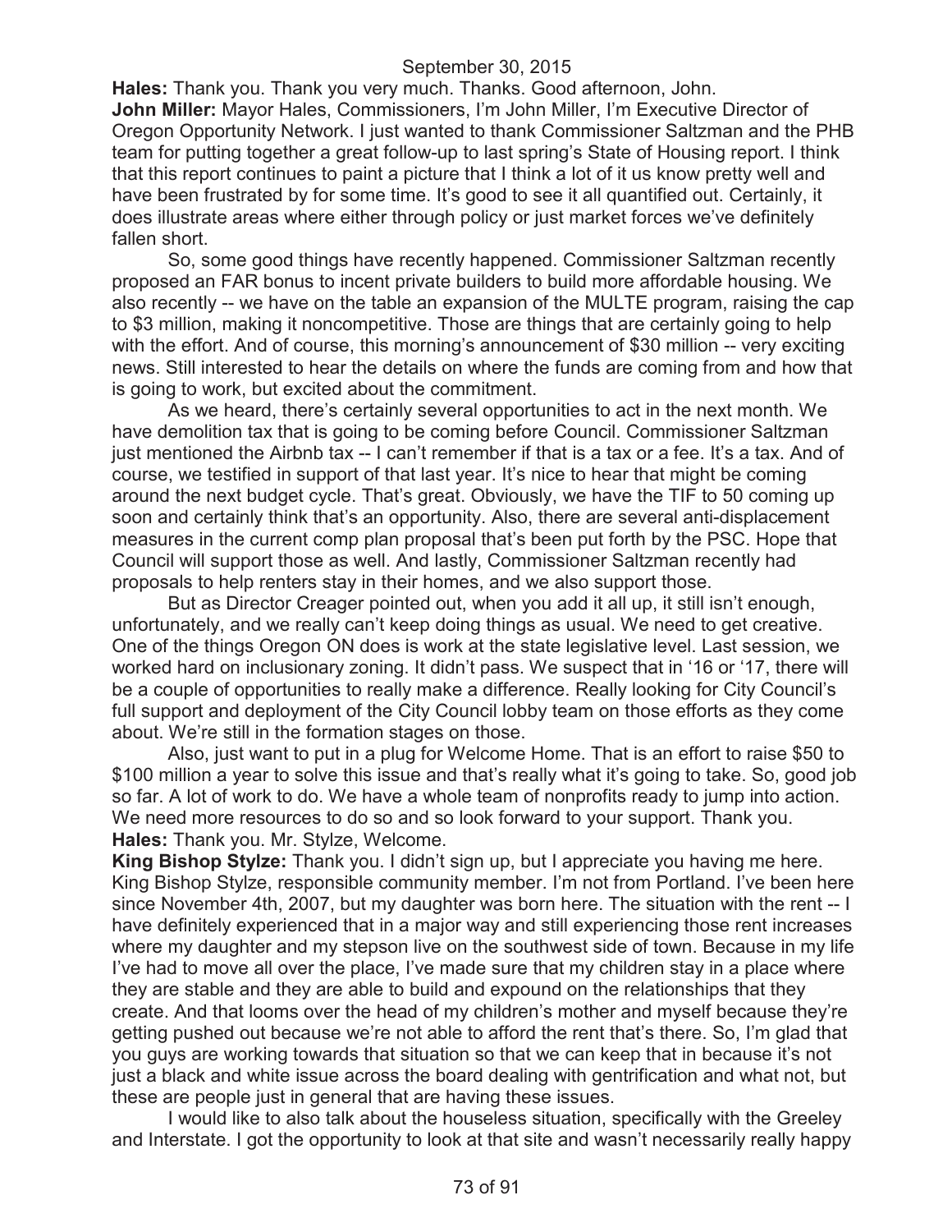**Hales:** Thank you. Thank you very much. Thanks. Good afternoon, John.

**John Miller:** Mayor Hales, Commissioners, I'm John Miller, I'm Executive Director of Oregon Opportunity Network. I just wanted to thank Commissioner Saltzman and the PHB team for putting together a great follow-up to last spring's State of Housing report. I think that this report continues to paint a picture that I think a lot of it us know pretty well and have been frustrated by for some time. It's good to see it all quantified out. Certainly, it does illustrate areas where either through policy or just market forces we've definitely fallen short.

So, some good things have recently happened. Commissioner Saltzman recently proposed an FAR bonus to incent private builders to build more affordable housing. We also recently -- we have on the table an expansion of the MULTE program, raising the cap to $3 million, making it noncompetitive. Those are things that are certainly going to help with the effort. And of course, this morning's announcement of $30 million -- very exciting news. Still interested to hear the details on where the funds are coming from and how that is going to work, but excited about the commitment.

As we heard, there's certainly several opportunities to act in the next month. We have demolition tax that is going to be coming before Council. Commissioner Saltzman just mentioned the Airbnb tax -- I can't remember if that is a tax or a fee. It's a tax. And of course, we testified in support of that last year. It's nice to hear that might be coming around the next budget cycle. That's great. Obviously, we have the TIF to 50 coming up soon and certainly think that's an opportunity. Also, there are several anti-displacement measures in the current comp plan proposal that's been put forth by the PSC. Hope that Council will support those as well. And lastly, Commissioner Saltzman recently had proposals to help renters stay in their homes, and we also support those.

But as Director Creager pointed out, when you add it all up, it still isn't enough, unfortunately, and we really can't keep doing things as usual. We need to get creative. One of the things Oregon ON does is work at the state legislative level. Last session, we worked hard on inclusionary zoning. It didn't pass. We suspect that in '16 or '17, there will be a couple of opportunities to really make a difference. Really looking for City Council's full support and deployment of the City Council lobby team on those efforts as they come about. We're still in the formation stages on those.

Also, just want to put in a plug for Welcome Home. That is an effort to raise $50 to $100 million a year to solve this issue and that's really what it's going to take. So, good job so far. A lot of work to do. We have a whole team of nonprofits ready to jump into action. We need more resources to do so and so look forward to your support. Thank you.

**Hales:** Thank you. Mr. Stylze, Welcome.

**King Bishop Stylze:** Thank you. I didn't sign up, but I appreciate you having me here. King Bishop Stylze, responsible community member. I'm not from Portland. I've been here since November 4th, 2007, but my daughter was born here. The situation with the rent -- I have definitely experienced that in a major way and still experiencing those rent increases where my daughter and my stepson live on the southwest side of town. Because in my life I've had to move all over the place, I've made sure that my children stay in a place where they are stable and they are able to build and expound on the relationships that they create. And that looms over the head of my children's mother and myself because they're getting pushed out because we're not able to afford the rent that's there. So, I'm glad that you guys are working towards that situation so that we can keep that in because it's not just a black and white issue across the board dealing with gentrification and what not, but these are people just in general that are having these issues.

I would like to also talk about the houseless situation, specifically with the Greeley and Interstate. I got the opportunity to look at that site and wasn't necessarily really happy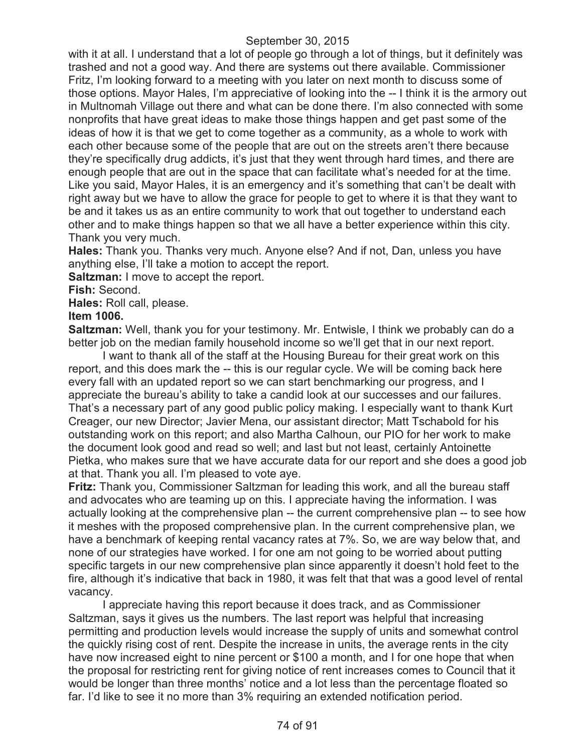with it at all. I understand that a lot of people go through a lot of things, but it definitely was trashed and not a good way. And there are systems out there available. Commissioner Fritz, I'm looking forward to a meeting with you later on next month to discuss some of those options. Mayor Hales, I'm appreciative of looking into the -- I think it is the armory out in Multnomah Village out there and what can be done there. I'm also connected with some nonprofits that have great ideas to make those things happen and get past some of the ideas of how it is that we get to come together as a community, as a whole to work with each other because some of the people that are out on the streets aren't there because they're specifically drug addicts, it's just that they went through hard times, and there are enough people that are out in the space that can facilitate what's needed for at the time. Like you said, Mayor Hales, it is an emergency and it's something that can't be dealt with right away but we have to allow the grace for people to get to where it is that they want to be and it takes us as an entire community to work that out together to understand each other and to make things happen so that we all have a better experience within this city. Thank you very much.

**Hales:** Thank you. Thanks very much. Anyone else? And if not, Dan, unless you have anything else, I'll take a motion to accept the report.

**Saltzman:** I move to accept the report.

**Fish:** Second.

**Hales:** Roll call, please.

**Item 1006.**

**Saltzman:** Well, thank you for your testimony. Mr. Entwisle, I think we probably can do a better job on the median family household income so we'll get that in our next report.

I want to thank all of the staff at the Housing Bureau for their great work on this report, and this does mark the -- this is our regular cycle. We will be coming back here every fall with an updated report so we can start benchmarking our progress, and I appreciate the bureau's ability to take a candid look at our successes and our failures. That's a necessary part of any good public policy making. I especially want to thank Kurt Creager, our new Director; Javier Mena, our assistant director; Matt Tschabold for his outstanding work on this report; and also Martha Calhoun, our PIO for her work to make the document look good and read so well; and last but not least, certainly Antoinette Pietka, who makes sure that we have accurate data for our report and she does a good job at that. Thank you all. I'm pleased to vote aye.

**Fritz:** Thank you, Commissioner Saltzman for leading this work, and all the bureau staff and advocates who are teaming up on this. I appreciate having the information. I was actually looking at the comprehensive plan -- the current comprehensive plan -- to see how it meshes with the proposed comprehensive plan. In the current comprehensive plan, we have a benchmark of keeping rental vacancy rates at 7%. So, we are way below that, and none of our strategies have worked. I for one am not going to be worried about putting specific targets in our new comprehensive plan since apparently it doesn't hold feet to the fire, although it's indicative that back in 1980, it was felt that that was a good level of rental vacancy.

I appreciate having this report because it does track, and as Commissioner Saltzman, says it gives us the numbers. The last report was helpful that increasing permitting and production levels would increase the supply of units and somewhat control the quickly rising cost of rent. Despite the increase in units, the average rents in the city have now increased eight to nine percent or $100 a month, and I for one hope that when the proposal for restricting rent for giving notice of rent increases comes to Council that it would be longer than three months' notice and a lot less than the percentage floated so far. I'd like to see it no more than 3% requiring an extended notification period.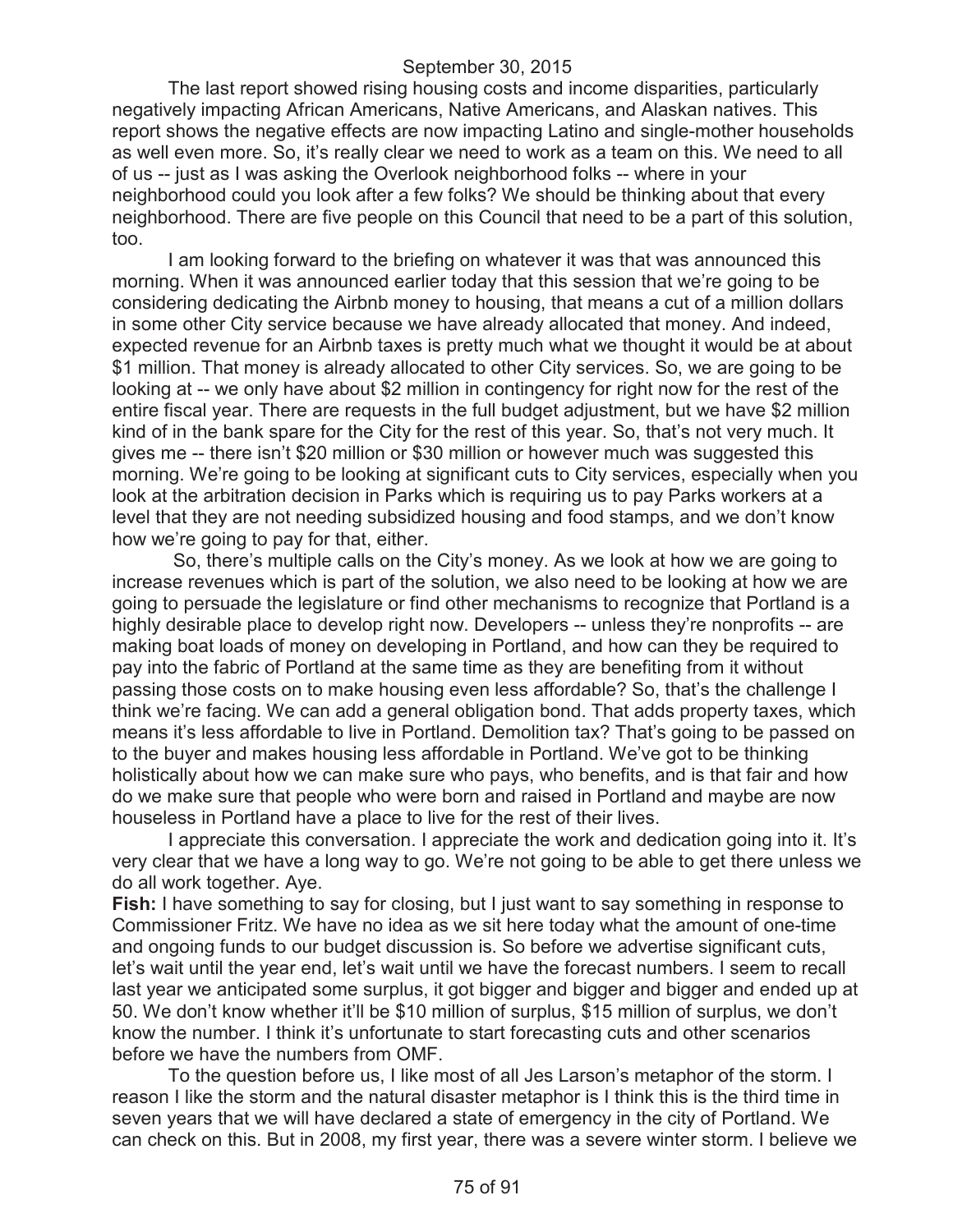The last report showed rising housing costs and income disparities, particularly negatively impacting African Americans, Native Americans, and Alaskan natives. This report shows the negative effects are now impacting Latino and single-mother households as well even more. So, it's really clear we need to work as a team on this. We need to all of us -- just as I was asking the Overlook neighborhood folks -- where in your neighborhood could you look after a few folks? We should be thinking about that every neighborhood. There are five people on this Council that need to be a part of this solution, too.

I am looking forward to the briefing on whatever it was that was announced this morning. When it was announced earlier today that this session that we're going to be considering dedicating the Airbnb money to housing, that means a cut of a million dollars in some other City service because we have already allocated that money. And indeed, expected revenue for an Airbnb taxes is pretty much what we thought it would be at about $1 million. That money is already allocated to other City services. So, we are going to be looking at -- we only have about $2 million in contingency for right now for the rest of the entire fiscal year. There are requests in the full budget adjustment, but we have $2 million kind of in the bank spare for the City for the rest of this year. So, that's not very much. It gives me -- there isn't $20 million or $30 million or however much was suggested this morning. We're going to be looking at significant cuts to City services, especially when you look at the arbitration decision in Parks which is requiring us to pay Parks workers at a level that they are not needing subsidized housing and food stamps, and we don't know how we're going to pay for that, either.

So, there's multiple calls on the City's money. As we look at how we are going to increase revenues which is part of the solution, we also need to be looking at how we are going to persuade the legislature or find other mechanisms to recognize that Portland is a highly desirable place to develop right now. Developers -- unless they're nonprofits -- are making boat loads of money on developing in Portland, and how can they be required to pay into the fabric of Portland at the same time as they are benefiting from it without passing those costs on to make housing even less affordable? So, that's the challenge I think we're facing. We can add a general obligation bond. That adds property taxes, which means it's less affordable to live in Portland. Demolition tax? That's going to be passed on to the buyer and makes housing less affordable in Portland. We've got to be thinking holistically about how we can make sure who pays, who benefits, and is that fair and how do we make sure that people who were born and raised in Portland and maybe are now houseless in Portland have a place to live for the rest of their lives.

I appreciate this conversation. I appreciate the work and dedication going into it. It's very clear that we have a long way to go. We're not going to be able to get there unless we do all work together. Aye.

**Fish:** I have something to say for closing, but I just want to say something in response to Commissioner Fritz. We have no idea as we sit here today what the amount of one-time and ongoing funds to our budget discussion is. So before we advertise significant cuts, let's wait until the year end, let's wait until we have the forecast numbers. I seem to recall last year we anticipated some surplus, it got bigger and bigger and bigger and ended up at 50. We don't know whether it'll be $10 million of surplus, $15 million of surplus, we don't know the number. I think it's unfortunate to start forecasting cuts and other scenarios before we have the numbers from OMF.

To the question before us, I like most of all Jes Larson's metaphor of the storm. I reason I like the storm and the natural disaster metaphor is I think this is the third time in seven years that we will have declared a state of emergency in the city of Portland. We can check on this. But in 2008, my first year, there was a severe winter storm. I believe we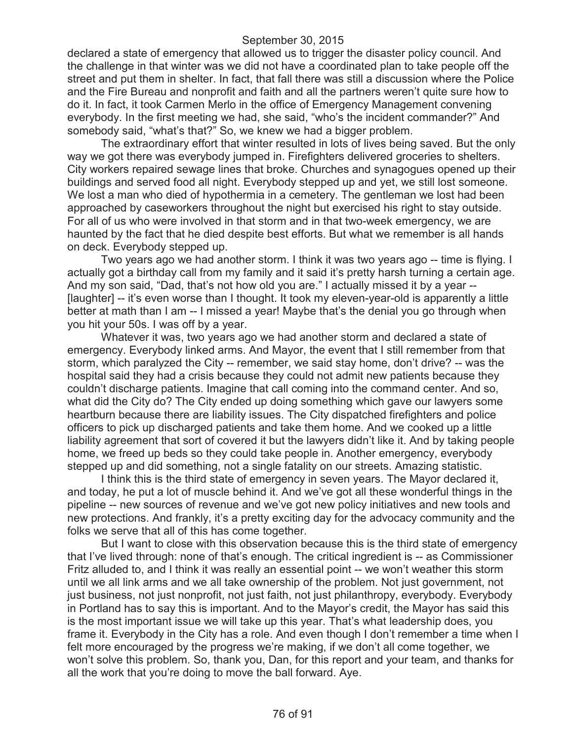declared a state of emergency that allowed us to trigger the disaster policy council. And the challenge in that winter was we did not have a coordinated plan to take people off the street and put them in shelter. In fact, that fall there was still a discussion where the Police and the Fire Bureau and nonprofit and faith and all the partners weren't quite sure how to do it. In fact, it took Carmen Merlo in the office of Emergency Management convening everybody. In the first meeting we had, she said, "who's the incident commander?" And somebody said, "what's that?" So, we knew we had a bigger problem.

The extraordinary effort that winter resulted in lots of lives being saved. But the only way we got there was everybody jumped in. Firefighters delivered groceries to shelters. City workers repaired sewage lines that broke. Churches and synagogues opened up their buildings and served food all night. Everybody stepped up and yet, we still lost someone. We lost a man who died of hypothermia in a cemetery. The gentleman we lost had been approached by caseworkers throughout the night but exercised his right to stay outside. For all of us who were involved in that storm and in that two-week emergency, we are haunted by the fact that he died despite best efforts. But what we remember is all hands on deck. Everybody stepped up.

Two years ago we had another storm. I think it was two years ago -- time is flying. I actually got a birthday call from my family and it said it's pretty harsh turning a certain age. And my son said, "Dad, that's not how old you are." I actually missed it by a year -- [laughter] -- it's even worse than I thought. It took my eleven-year-old is apparently a little better at math than I am -- I missed a year! Maybe that's the denial you go through when you hit your 50s. I was off by a year.

Whatever it was, two years ago we had another storm and declared a state of emergency. Everybody linked arms. And Mayor, the event that I still remember from that storm, which paralyzed the City -- remember, we said stay home, don't drive? -- was the hospital said they had a crisis because they could not admit new patients because they couldn't discharge patients. Imagine that call coming into the command center. And so, what did the City do? The City ended up doing something which gave our lawyers some heartburn because there are liability issues. The City dispatched firefighters and police officers to pick up discharged patients and take them home. And we cooked up a little liability agreement that sort of covered it but the lawyers didn't like it. And by taking people home, we freed up beds so they could take people in. Another emergency, everybody stepped up and did something, not a single fatality on our streets. Amazing statistic.

I think this is the third state of emergency in seven years. The Mayor declared it, and today, he put a lot of muscle behind it. And we've got all these wonderful things in the pipeline -- new sources of revenue and we've got new policy initiatives and new tools and new protections. And frankly, it's a pretty exciting day for the advocacy community and the folks we serve that all of this has come together.

But I want to close with this observation because this is the third state of emergency that I've lived through: none of that's enough. The critical ingredient is -- as Commissioner Fritz alluded to, and I think it was really an essential point -- we won't weather this storm until we all link arms and we all take ownership of the problem. Not just government, not just business, not just nonprofit, not just faith, not just philanthropy, everybody. Everybody in Portland has to say this is important. And to the Mayor's credit, the Mayor has said this is the most important issue we will take up this year. That's what leadership does, you frame it. Everybody in the City has a role. And even though I don't remember a time when I felt more encouraged by the progress we're making, if we don't all come together, we won't solve this problem. So, thank you, Dan, for this report and your team, and thanks for all the work that you're doing to move the ball forward. Aye.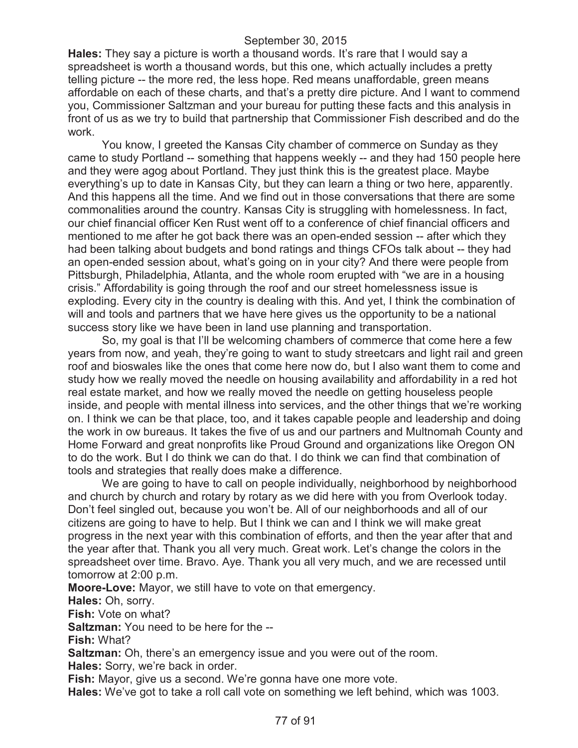**Hales:** They say a picture is worth a thousand words. It's rare that I would say a spreadsheet is worth a thousand words, but this one, which actually includes a pretty telling picture -- the more red, the less hope. Red means unaffordable, green means affordable on each of these charts, and that's a pretty dire picture. And I want to commend you, Commissioner Saltzman and your bureau for putting these facts and this analysis in front of us as we try to build that partnership that Commissioner Fish described and do the work.

You know, I greeted the Kansas City chamber of commerce on Sunday as they came to study Portland -- something that happens weekly -- and they had 150 people here and they were agog about Portland. They just think this is the greatest place. Maybe everything's up to date in Kansas City, but they can learn a thing or two here, apparently. And this happens all the time. And we find out in those conversations that there are some commonalities around the country. Kansas City is struggling with homelessness. In fact, our chief financial officer Ken Rust went off to a conference of chief financial officers and mentioned to me after he got back there was an open-ended session -- after which they had been talking about budgets and bond ratings and things CFOs talk about -- they had an open-ended session about, what's going on in your city? And there were people from Pittsburgh, Philadelphia, Atlanta, and the whole room erupted with "we are in a housing crisis." Affordability is going through the roof and our street homelessness issue is exploding. Every city in the country is dealing with this. And yet, I think the combination of will and tools and partners that we have here gives us the opportunity to be a national success story like we have been in land use planning and transportation.

So, my goal is that I'll be welcoming chambers of commerce that come here a few years from now, and yeah, they're going to want to study streetcars and light rail and green roof and bioswales like the ones that come here now do, but I also want them to come and study how we really moved the needle on housing availability and affordability in a red hot real estate market, and how we really moved the needle on getting houseless people inside, and people with mental illness into services, and the other things that we're working on. I think we can be that place, too, and it takes capable people and leadership and doing the work in ow bureaus. It takes the five of us and our partners and Multnomah County and Home Forward and great nonprofits like Proud Ground and organizations like Oregon ON to do the work. But I do think we can do that. I do think we can find that combination of tools and strategies that really does make a difference.

We are going to have to call on people individually, neighborhood by neighborhood and church by church and rotary by rotary as we did here with you from Overlook today. Don't feel singled out, because you won't be. All of our neighborhoods and all of our citizens are going to have to help. But I think we can and I think we will make great progress in the next year with this combination of efforts, and then the year after that and the year after that. Thank you all very much. Great work. Let's change the colors in the spreadsheet over time. Bravo. Aye. Thank you all very much, and we are recessed until tomorrow at 2:00 p.m.

**Moore-Love:** Mayor, we still have to vote on that emergency.

**Hales:** Oh, sorry.

**Fish:** Vote on what?

**Saltzman:** You need to be here for the --

**Fish:** What?

**Saltzman:** Oh, there's an emergency issue and you were out of the room.

**Hales:** Sorry, we're back in order.

**Fish:** Mayor, give us a second. We're gonna have one more vote.

**Hales:** We've got to take a roll call vote on something we left behind, which was 1003.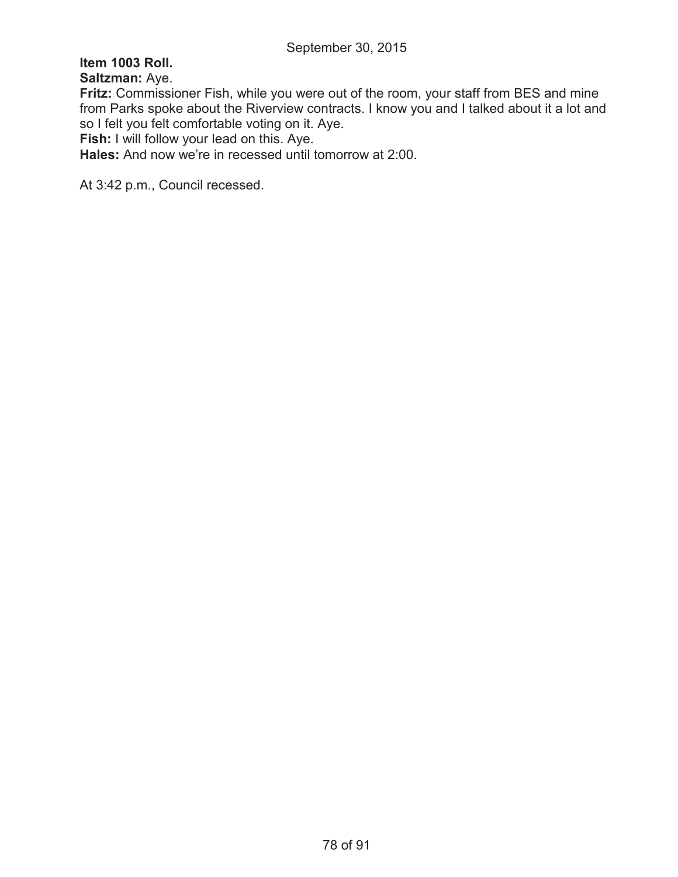**Item 1003 Roll.**

**Saltzman:** Aye.

**Fritz:** Commissioner Fish, while you were out of the room, your staff from BES and mine from Parks spoke about the Riverview contracts. I know you and I talked about it a lot and so I felt you felt comfortable voting on it. Aye.

**Fish:** I will follow your lead on this. Aye.

**Hales:** And now we're in recessed until tomorrow at 2:00.

At 3:42 p.m., Council recessed.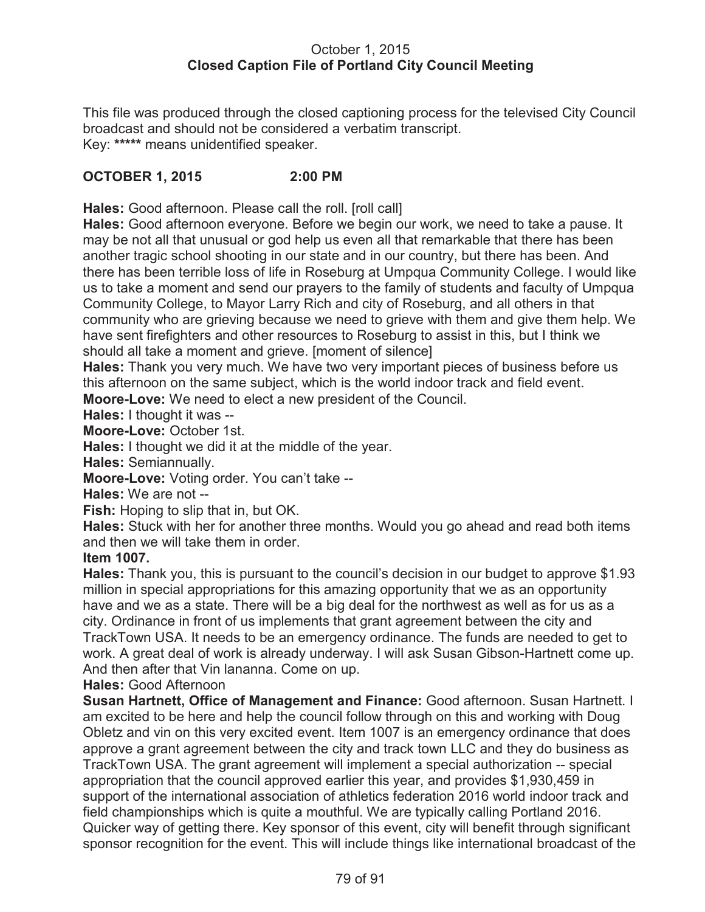October 1, 2015
**Closed Caption File of Portland City Council Meeting**

This file was produced through the closed captioning process for the televised City Council broadcast and should not be considered a verbatim transcript.
Key: ***** means unidentified speaker.

**OCTOBER 1, 2015 2:00 PM**

**Hales:** Good afternoon. Please call the roll. [roll call]

**Hales:** Good afternoon everyone. Before we begin our work, we need to take a pause. It may be not all that unusual or god help us even all that remarkable that there has been another tragic school shooting in our state and in our country, but there has been. And there has been terrible loss of life in Roseburg at Umpqua Community College. I would like us to take a moment and send our prayers to the family of students and faculty of Umpqua Community College, to Mayor Larry Rich and city of Roseburg, and all others in that community who are grieving because we need to grieve with them and give them help. We have sent firefighters and other resources to Roseburg to assist in this, but I think we should all take a moment and grieve. [moment of silence]

**Hales:** Thank you very much. We have two very important pieces of business before us this afternoon on the same subject, which is the world indoor track and field event.

**Moore-Love:** We need to elect a new president of the Council.

**Hales:** I thought it was --

**Moore-Love:** October 1st.

**Hales:** I thought we did it at the middle of the year.

**Hales:** Semiannually.

**Moore-Love:** Voting order. You can't take --

**Hales:** We are not --

**Fish:** Hoping to slip that in, but OK.

**Hales:** Stuck with her for another three months. Would you go ahead and read both items and then we will take them in order.

**Item 1007.**

**Hales:** Thank you, this is pursuant to the council's decision in our budget to approve $1.93 million in special appropriations for this amazing opportunity that we as an opportunity have and we as a state. There will be a big deal for the northwest as well as for us as a city. Ordinance in front of us implements that grant agreement between the city and TrackTown USA. It needs to be an emergency ordinance. The funds are needed to get to work. A great deal of work is already underway. I will ask Susan Gibson-Hartnett come up. And then after that Vin lananna. Come on up.

**Hales:** Good Afternoon

**Susan Hartnett, Office of Management and Finance:** Good afternoon. Susan Hartnett. I am excited to be here and help the council follow through on this and working with Doug Obletz and vin on this very excited event. Item 1007 is an emergency ordinance that does approve a grant agreement between the city and track town LLC and they do business as TrackTown USA. The grant agreement will implement a special authorization -- special appropriation that the council approved earlier this year, and provides $1,930,459 in support of the international association of athletics federation 2016 world indoor track and field championships which is quite a mouthful. We are typically calling Portland 2016. Quicker way of getting there. Key sponsor of this event, city will benefit through significant sponsor recognition for the event. This will include things like international broadcast of the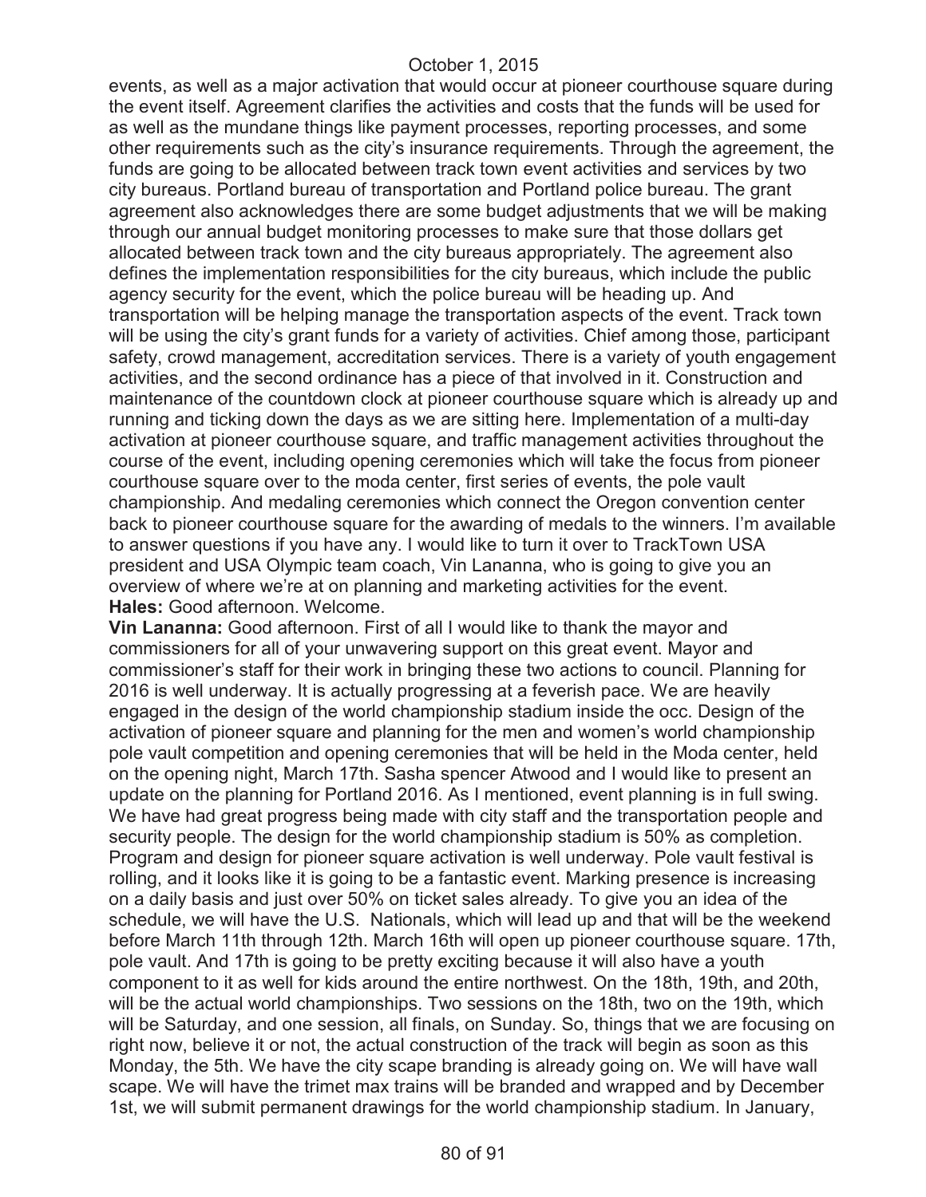events, as well as a major activation that would occur at pioneer courthouse square during the event itself. Agreement clarifies the activities and costs that the funds will be used for as well as the mundane things like payment processes, reporting processes, and some other requirements such as the city's insurance requirements. Through the agreement, the funds are going to be allocated between track town event activities and services by two city bureaus. Portland bureau of transportation and Portland police bureau. The grant agreement also acknowledges there are some budget adjustments that we will be making through our annual budget monitoring processes to make sure that those dollars get allocated between track town and the city bureaus appropriately. The agreement also defines the implementation responsibilities for the city bureaus, which include the public agency security for the event, which the police bureau will be heading up. And transportation will be helping manage the transportation aspects of the event. Track town will be using the city's grant funds for a variety of activities. Chief among those, participant safety, crowd management, accreditation services. There is a variety of youth engagement activities, and the second ordinance has a piece of that involved in it. Construction and maintenance of the countdown clock at pioneer courthouse square which is already up and running and ticking down the days as we are sitting here. Implementation of a multi-day activation at pioneer courthouse square, and traffic management activities throughout the course of the event, including opening ceremonies which will take the focus from pioneer courthouse square over to the moda center, first series of events, the pole vault championship. And medaling ceremonies which connect the Oregon convention center back to pioneer courthouse square for the awarding of medals to the winners. I'm available to answer questions if you have any. I would like to turn it over to TrackTown USA president and USA Olympic team coach, Vin Lananna, who is going to give you an overview of where we're at on planning and marketing activities for the event.

**Hales:** Good afternoon. Welcome.

**Vin Lananna:** Good afternoon. First of all I would like to thank the mayor and commissioners for all of your unwavering support on this great event. Mayor and commissioner's staff for their work in bringing these two actions to council. Planning for 2016 is well underway. It is actually progressing at a feverish pace. We are heavily engaged in the design of the world championship stadium inside the occ. Design of the activation of pioneer square and planning for the men and women's world championship pole vault competition and opening ceremonies that will be held in the Moda center, held on the opening night, March 17th. Sasha spencer Atwood and I would like to present an update on the planning for Portland 2016. As I mentioned, event planning is in full swing. We have had great progress being made with city staff and the transportation people and security people. The design for the world championship stadium is 50% as completion. Program and design for pioneer square activation is well underway. Pole vault festival is rolling, and it looks like it is going to be a fantastic event. Marking presence is increasing on a daily basis and just over 50% on ticket sales already. To give you an idea of the schedule, we will have the U.S. Nationals, which will lead up and that will be the weekend before March 11th through 12th. March 16th will open up pioneer courthouse square. 17th, pole vault. And 17th is going to be pretty exciting because it will also have a youth component to it as well for kids around the entire northwest. On the 18th, 19th, and 20th, will be the actual world championships. Two sessions on the 18th, two on the 19th, which will be Saturday, and one session, all finals, on Sunday. So, things that we are focusing on right now, believe it or not, the actual construction of the track will begin as soon as this Monday, the 5th. We have the city scape branding is already going on. We will have wall scape. We will have the trimet max trains will be branded and wrapped and by December 1st, we will submit permanent drawings for the world championship stadium. In January,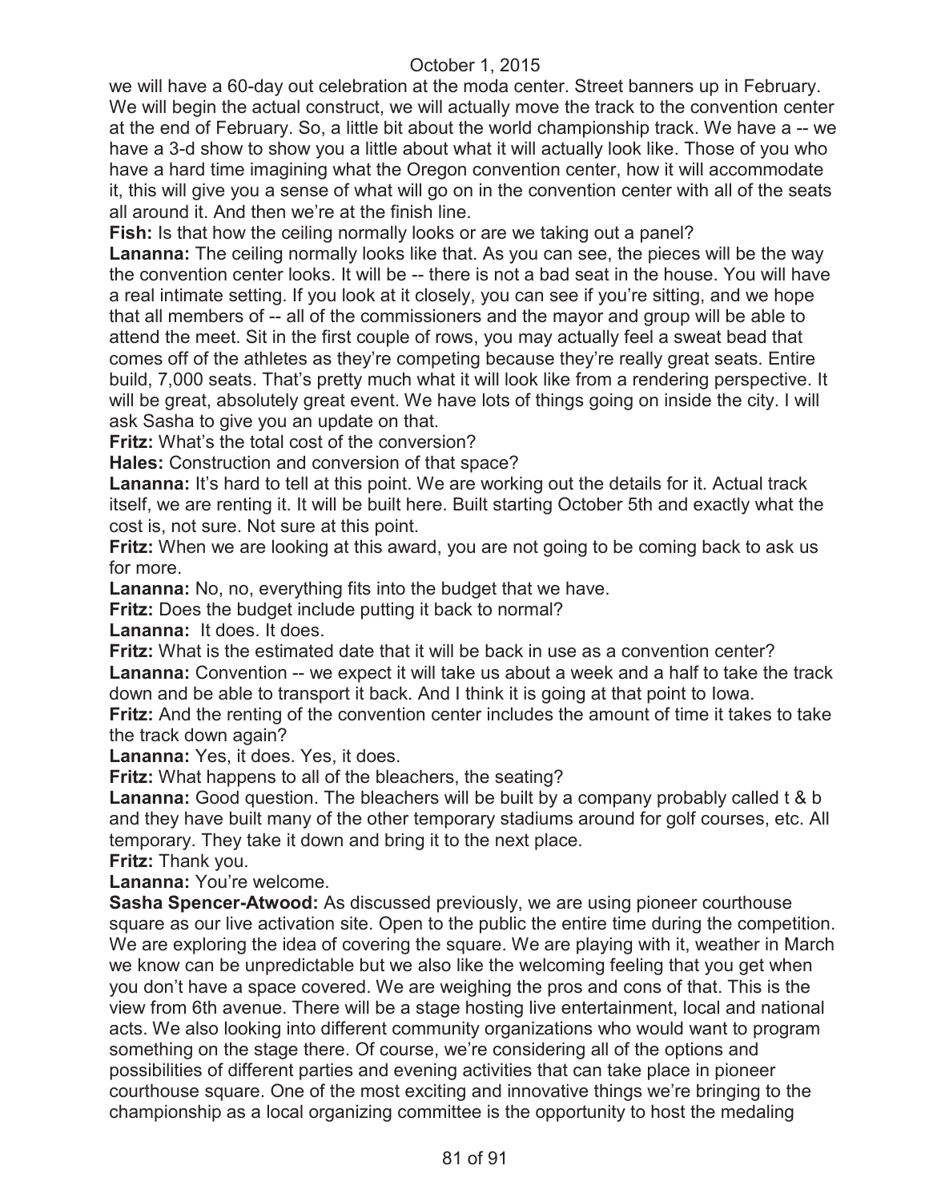we will have a 60-day out celebration at the moda center. Street banners up in February. We will begin the actual construct, we will actually move the track to the convention center at the end of February. So, a little bit about the world championship track. We have a -- we have a 3-d show to show you a little about what it will actually look like. Those of you who have a hard time imagining what the Oregon convention center, how it will accommodate it, this will give you a sense of what will go on in the convention center with all of the seats all around it. And then we're at the finish line.

**Fish:** Is that how the ceiling normally looks or are we taking out a panel?

**Lananna:** The ceiling normally looks like that. As you can see, the pieces will be the way the convention center looks. It will be -- there is not a bad seat in the house. You will have a real intimate setting. If you look at it closely, you can see if you're sitting, and we hope that all members of -- all of the commissioners and the mayor and group will be able to attend the meet. Sit in the first couple of rows, you may actually feel a sweat bead that comes off of the athletes as they're competing because they're really great seats. Entire build, 7,000 seats. That's pretty much what it will look like from a rendering perspective. It will be great, absolutely great event. We have lots of things going on inside the city. I will ask Sasha to give you an update on that.

**Fritz:** What's the total cost of the conversion?

**Hales:** Construction and conversion of that space?

**Lananna:** It's hard to tell at this point. We are working out the details for it. Actual track itself, we are renting it. It will be built here. Built starting October 5th and exactly what the cost is, not sure. Not sure at this point.

**Fritz:** When we are looking at this award, you are not going to be coming back to ask us for more.

**Lananna:** No, no, everything fits into the budget that we have.

**Fritz:** Does the budget include putting it back to normal?

**Lananna:** It does. It does.

**Fritz:** What is the estimated date that it will be back in use as a convention center?

**Lananna:** Convention -- we expect it will take us about a week and a half to take the track down and be able to transport it back. And I think it is going at that point to Iowa.

**Fritz:** And the renting of the convention center includes the amount of time it takes to take the track down again?

**Lananna:** Yes, it does. Yes, it does.

**Fritz:** What happens to all of the bleachers, the seating?

**Lananna:** Good question. The bleachers will be built by a company probably called t & b and they have built many of the other temporary stadiums around for golf courses, etc. All temporary. They take it down and bring it to the next place.

**Fritz:** Thank you.

**Lananna:** You're welcome.

**Sasha Spencer-Atwood:** As discussed previously, we are using pioneer courthouse square as our live activation site. Open to the public the entire time during the competition. We are exploring the idea of covering the square. We are playing with it, weather in March we know can be unpredictable but we also like the welcoming feeling that you get when you don't have a space covered. We are weighing the pros and cons of that. This is the view from 6th avenue. There will be a stage hosting live entertainment, local and national acts. We also looking into different community organizations who would want to program something on the stage there. Of course, we're considering all of the options and possibilities of different parties and evening activities that can take place in pioneer courthouse square. One of the most exciting and innovative things we're bringing to the championship as a local organizing committee is the opportunity to host the medaling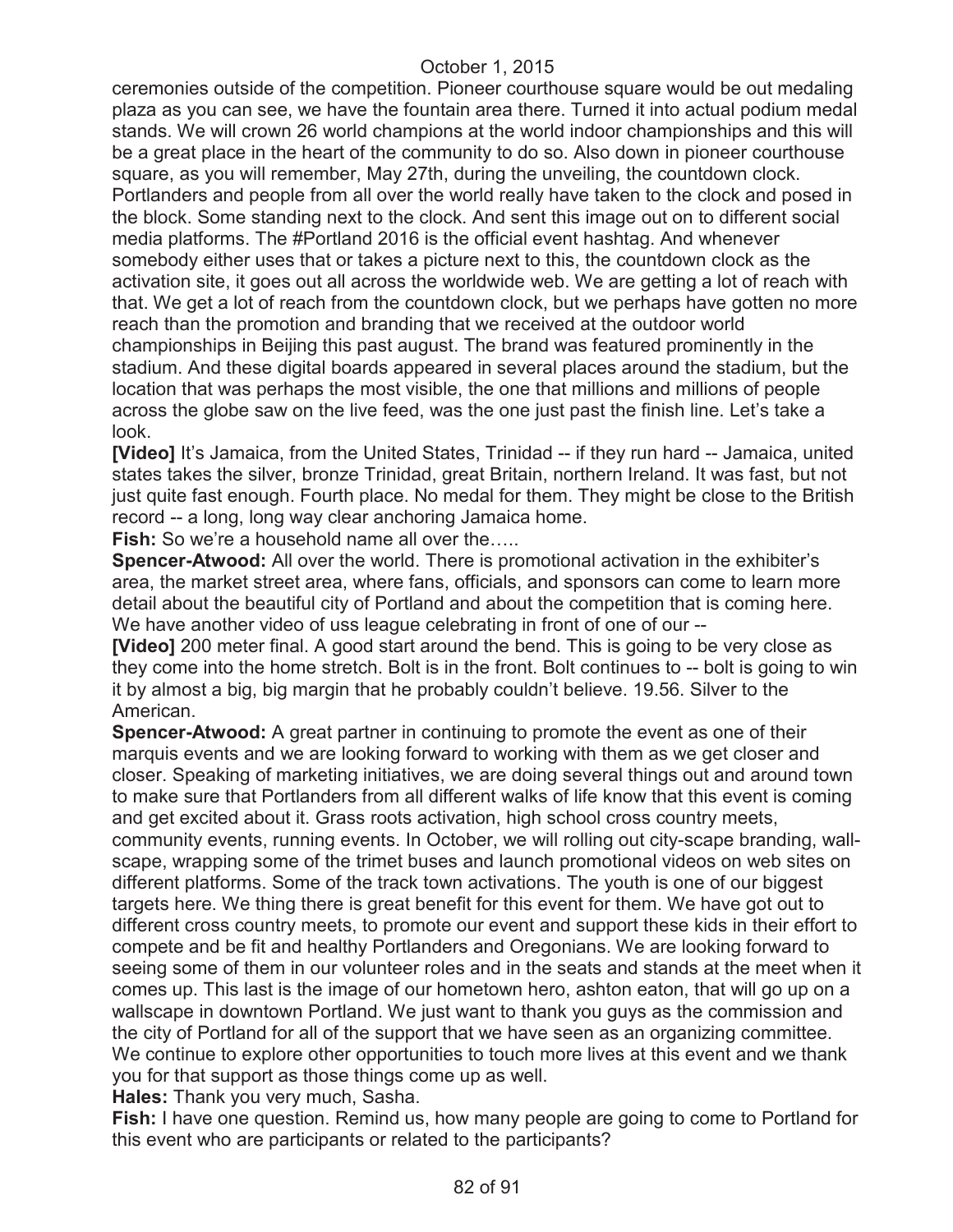ceremonies outside of the competition. Pioneer courthouse square would be out medaling plaza as you can see, we have the fountain area there. Turned it into actual podium medal stands. We will crown 26 world champions at the world indoor championships and this will be a great place in the heart of the community to do so. Also down in pioneer courthouse square, as you will remember, May 27th, during the unveiling, the countdown clock. Portlanders and people from all over the world really have taken to the clock and posed in the block. Some standing next to the clock. And sent this image out on to different social media platforms. The #Portland 2016 is the official event hashtag. And whenever somebody either uses that or takes a picture next to this, the countdown clock as the activation site, it goes out all across the worldwide web. We are getting a lot of reach with that. We get a lot of reach from the countdown clock, but we perhaps have gotten no more reach than the promotion and branding that we received at the outdoor world championships in Beijing this past august. The brand was featured prominently in the stadium. And these digital boards appeared in several places around the stadium, but the location that was perhaps the most visible, the one that millions and millions of people across the globe saw on the live feed, was the one just past the finish line. Let's take a look.

**[Video]** It's Jamaica, from the United States, Trinidad -- if they run hard -- Jamaica, united states takes the silver, bronze Trinidad, great Britain, northern Ireland. It was fast, but not just quite fast enough. Fourth place. No medal for them. They might be close to the British record -- a long, long way clear anchoring Jamaica home.

**Fish:** So we're a household name all over the…..

**Spencer-Atwood:** All over the world. There is promotional activation in the exhibiter's area, the market street area, where fans, officials, and sponsors can come to learn more detail about the beautiful city of Portland and about the competition that is coming here. We have another video of uss league celebrating in front of one of our --

**[Video]** 200 meter final. A good start around the bend. This is going to be very close as they come into the home stretch. Bolt is in the front. Bolt continues to -- bolt is going to win it by almost a big, big margin that he probably couldn't believe. 19.56. Silver to the American.

**Spencer-Atwood:** A great partner in continuing to promote the event as one of their marquis events and we are looking forward to working with them as we get closer and closer. Speaking of marketing initiatives, we are doing several things out and around town to make sure that Portlanders from all different walks of life know that this event is coming and get excited about it. Grass roots activation, high school cross country meets, community events, running events. In October, we will rolling out city-scape branding, wall-scape, wrapping some of the trimet buses and launch promotional videos on web sites on different platforms. Some of the track town activations. The youth is one of our biggest targets here. We thing there is great benefit for this event for them. We have got out to different cross country meets, to promote our event and support these kids in their effort to compete and be fit and healthy Portlanders and Oregonians. We are looking forward to seeing some of them in our volunteer roles and in the seats and stands at the meet when it comes up. This last is the image of our hometown hero, ashton eaton, that will go up on a wallscape in downtown Portland. We just want to thank you guys as the commission and the city of Portland for all of the support that we have seen as an organizing committee. We continue to explore other opportunities to touch more lives at this event and we thank you for that support as those things come up as well.

**Hales:** Thank you very much, Sasha.

**Fish:** I have one question. Remind us, how many people are going to come to Portland for this event who are participants or related to the participants?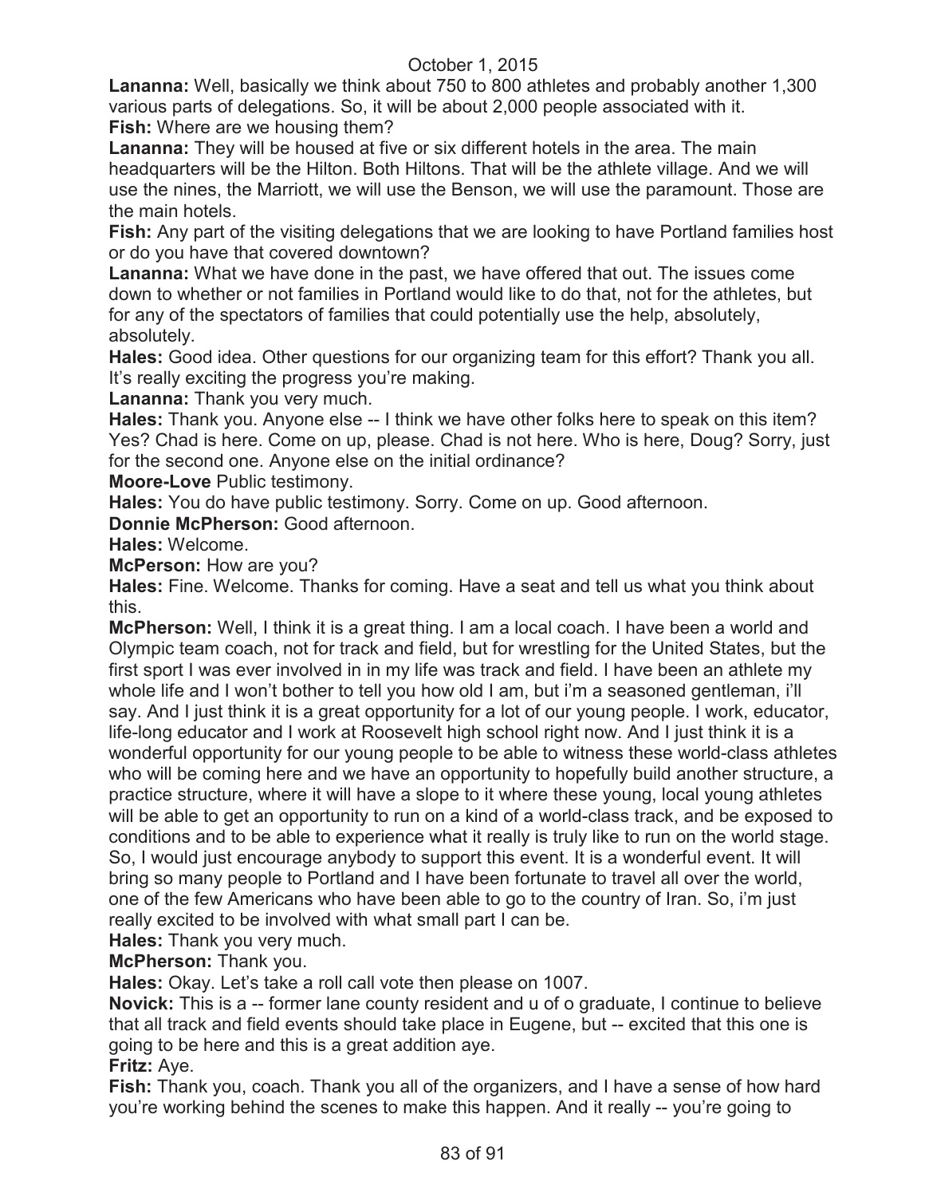**Lananna:** Well, basically we think about 750 to 800 athletes and probably another 1,300 various parts of delegations. So, it will be about 2,000 people associated with it.

**Fish:** Where are we housing them?

**Lananna:** They will be housed at five or six different hotels in the area. The main headquarters will be the Hilton. Both Hiltons. That will be the athlete village. And we will use the nines, the Marriott, we will use the Benson, we will use the paramount. Those are the main hotels.

**Fish:** Any part of the visiting delegations that we are looking to have Portland families host or do you have that covered downtown?

**Lananna:** What we have done in the past, we have offered that out. The issues come down to whether or not families in Portland would like to do that, not for the athletes, but for any of the spectators of families that could potentially use the help, absolutely, absolutely.

**Hales:** Good idea. Other questions for our organizing team for this effort? Thank you all. It's really exciting the progress you're making.

**Lananna:** Thank you very much.

**Hales:** Thank you. Anyone else -- I think we have other folks here to speak on this item? Yes? Chad is here. Come on up, please. Chad is not here. Who is here, Doug? Sorry, just for the second one. Anyone else on the initial ordinance?

**Moore-Love** Public testimony.

**Hales:** You do have public testimony. Sorry. Come on up. Good afternoon.

**Donnie McPherson:** Good afternoon.

**Hales:** Welcome.

**McPerson:** How are you?

**Hales:** Fine. Welcome. Thanks for coming. Have a seat and tell us what you think about this.

**McPherson:** Well, I think it is a great thing. I am a local coach. I have been a world and Olympic team coach, not for track and field, but for wrestling for the United States, but the first sport I was ever involved in in my life was track and field. I have been an athlete my whole life and I won't bother to tell you how old I am, but i'm a seasoned gentleman, i'll say. And I just think it is a great opportunity for a lot of our young people. I work, educator, life-long educator and I work at Roosevelt high school right now. And I just think it is a wonderful opportunity for our young people to be able to witness these world-class athletes who will be coming here and we have an opportunity to hopefully build another structure, a practice structure, where it will have a slope to it where these young, local young athletes will be able to get an opportunity to run on a kind of a world-class track, and be exposed to conditions and to be able to experience what it really is truly like to run on the world stage. So, I would just encourage anybody to support this event. It is a wonderful event. It will bring so many people to Portland and I have been fortunate to travel all over the world, one of the few Americans who have been able to go to the country of Iran. So, i'm just really excited to be involved with what small part I can be.

**Hales:** Thank you very much.

**McPherson:** Thank you.

**Hales:** Okay. Let's take a roll call vote then please on 1007.

**Novick:** This is a -- former lane county resident and u of o graduate, I continue to believe that all track and field events should take place in Eugene, but -- excited that this one is going to be here and this is a great addition aye.

**Fritz:** Aye.

**Fish:** Thank you, coach. Thank you all of the organizers, and I have a sense of how hard you're working behind the scenes to make this happen. And it really -- you're going to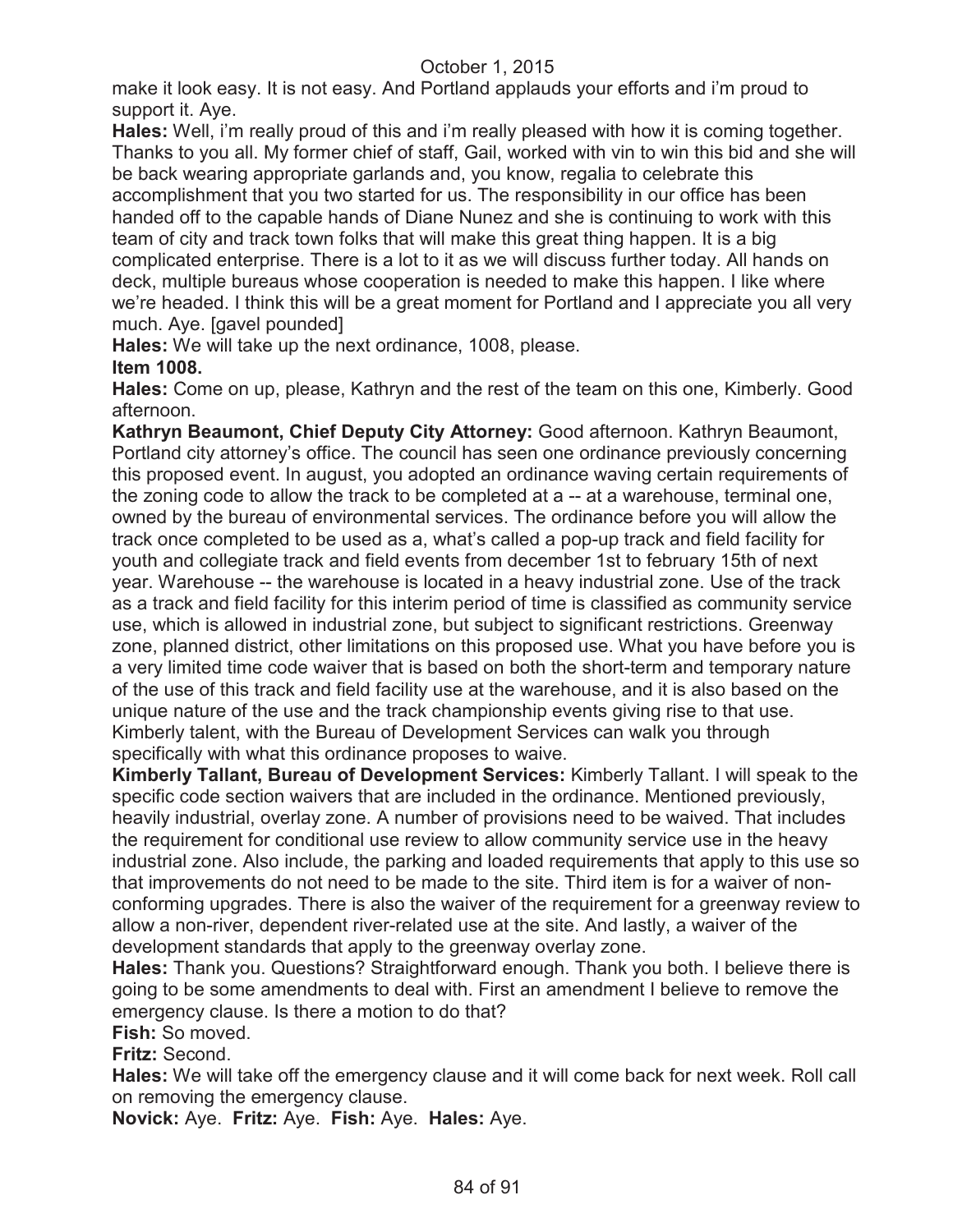make it look easy. It is not easy. And Portland applauds your efforts and i'm proud to support it. Aye.

**Hales:** Well, i'm really proud of this and i'm really pleased with how it is coming together. Thanks to you all. My former chief of staff, Gail, worked with vin to win this bid and she will be back wearing appropriate garlands and, you know, regalia to celebrate this accomplishment that you two started for us. The responsibility in our office has been handed off to the capable hands of Diane Nunez and she is continuing to work with this team of city and track town folks that will make this great thing happen. It is a big complicated enterprise. There is a lot to it as we will discuss further today. All hands on deck, multiple bureaus whose cooperation is needed to make this happen. I like where we're headed. I think this will be a great moment for Portland and I appreciate you all very much. Aye. [gavel pounded]

**Hales:** We will take up the next ordinance, 1008, please.

**Item 1008.**

**Hales:** Come on up, please, Kathryn and the rest of the team on this one, Kimberly. Good afternoon.

**Kathryn Beaumont, Chief Deputy City Attorney:** Good afternoon. Kathryn Beaumont, Portland city attorney's office. The council has seen one ordinance previously concerning this proposed event. In august, you adopted an ordinance waving certain requirements of the zoning code to allow the track to be completed at a -- at a warehouse, terminal one, owned by the bureau of environmental services. The ordinance before you will allow the track once completed to be used as a, what's called a pop-up track and field facility for youth and collegiate track and field events from december 1st to february 15th of next year. Warehouse -- the warehouse is located in a heavy industrial zone. Use of the track as a track and field facility for this interim period of time is classified as community service use, which is allowed in industrial zone, but subject to significant restrictions. Greenway zone, planned district, other limitations on this proposed use. What you have before you is a very limited time code waiver that is based on both the short-term and temporary nature of the use of this track and field facility use at the warehouse, and it is also based on the unique nature of the use and the track championship events giving rise to that use. Kimberly talent, with the Bureau of Development Services can walk you through specifically with what this ordinance proposes to waive.

**Kimberly Tallant, Bureau of Development Services:** Kimberly Tallant. I will speak to the specific code section waivers that are included in the ordinance. Mentioned previously, heavily industrial, overlay zone. A number of provisions need to be waived. That includes the requirement for conditional use review to allow community service use in the heavy industrial zone. Also include, the parking and loaded requirements that apply to this use so that improvements do not need to be made to the site. Third item is for a waiver of non-conforming upgrades. There is also the waiver of the requirement for a greenway review to allow a non-river, dependent river-related use at the site. And lastly, a waiver of the development standards that apply to the greenway overlay zone.

**Hales:** Thank you. Questions? Straightforward enough. Thank you both. I believe there is going to be some amendments to deal with. First an amendment I believe to remove the emergency clause. Is there a motion to do that?

**Fish:** So moved.

**Fritz:** Second.

**Hales:** We will take off the emergency clause and it will come back for next week. Roll call on removing the emergency clause.

**Novick:** Aye. **Fritz:** Aye. **Fish:** Aye. **Hales:** Aye.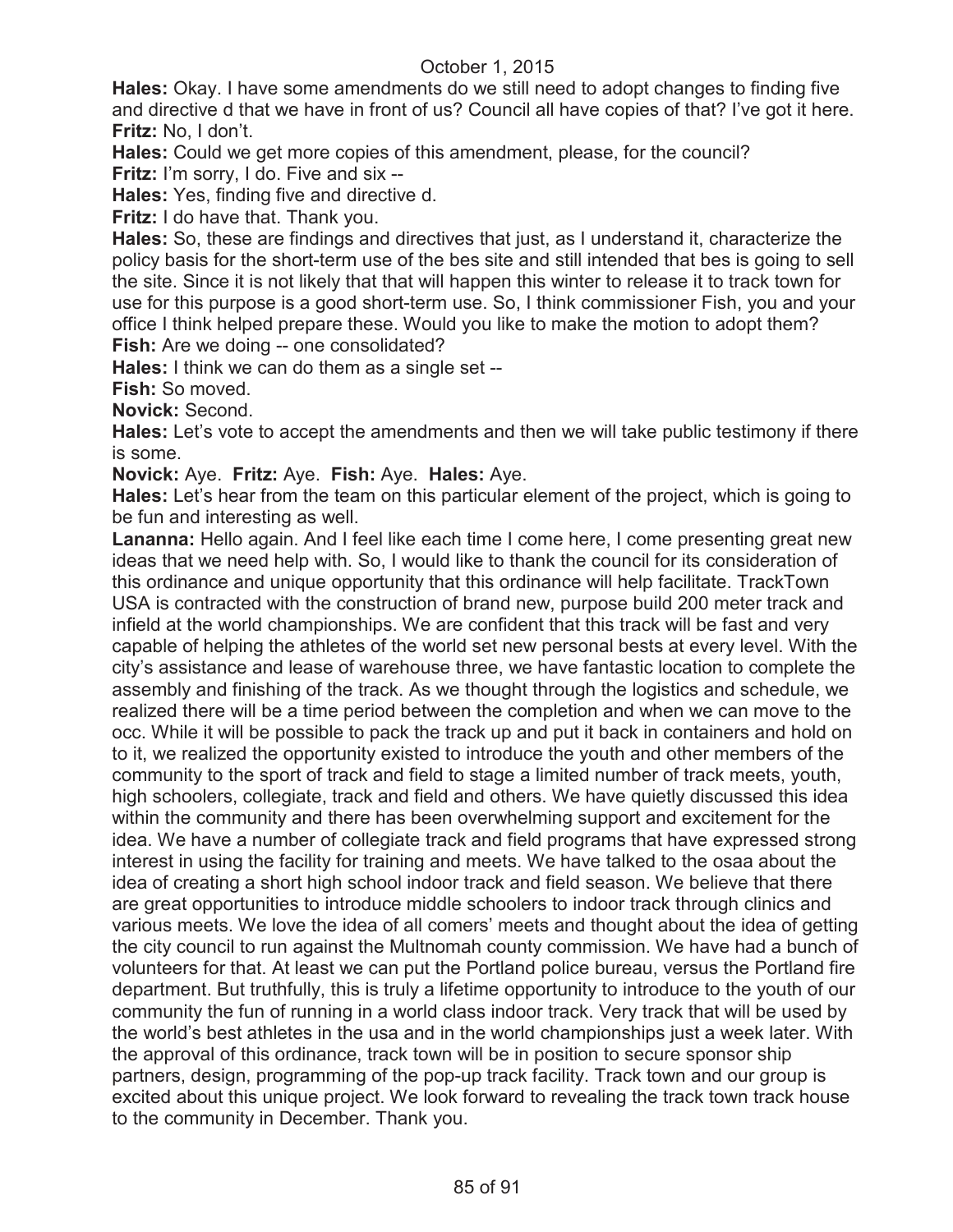October 1, 2015

**Hales:** Okay. I have some amendments do we still need to adopt changes to finding five and directive d that we have in front of us? Council all have copies of that? I've got it here.
**Fritz:** No, I don't.
**Hales:** Could we get more copies of this amendment, please, for the council?
**Fritz:** I'm sorry, I do. Five and six --
**Hales:** Yes, finding five and directive d.
**Fritz:** I do have that. Thank you.
**Hales:** So, these are findings and directives that just, as I understand it, characterize the policy basis for the short-term use of the bes site and still intended that bes is going to sell the site. Since it is not likely that that will happen this winter to release it to track town for use for this purpose is a good short-term use. So, I think commissioner Fish, you and your office I think helped prepare these. Would you like to make the motion to adopt them?
**Fish:** Are we doing -- one consolidated?
**Hales:** I think we can do them as a single set --
**Fish:** So moved.
**Novick:** Second.
**Hales:** Let's vote to accept the amendments and then we will take public testimony if there is some.
**Novick:** Aye. **Fritz:** Aye. **Fish:** Aye. **Hales:** Aye.
**Hales:** Let's hear from the team on this particular element of the project, which is going to be fun and interesting as well.
**Lananna:** Hello again. And I feel like each time I come here, I come presenting great new ideas that we need help with. So, I would like to thank the council for its consideration of this ordinance and unique opportunity that this ordinance will help facilitate. TrackTown USA is contracted with the construction of brand new, purpose build 200 meter track and infield at the world championships. We are confident that this track will be fast and very capable of helping the athletes of the world set new personal bests at every level. With the city's assistance and lease of warehouse three, we have fantastic location to complete the assembly and finishing of the track. As we thought through the logistics and schedule, we realized there will be a time period between the completion and when we can move to the occ. While it will be possible to pack the track up and put it back in containers and hold on to it, we realized the opportunity existed to introduce the youth and other members of the community to the sport of track and field to stage a limited number of track meets, youth, high schoolers, collegiate, track and field and others. We have quietly discussed this idea within the community and there has been overwhelming support and excitement for the idea. We have a number of collegiate track and field programs that have expressed strong interest in using the facility for training and meets. We have talked to the osaa about the idea of creating a short high school indoor track and field season. We believe that there are great opportunities to introduce middle schoolers to indoor track through clinics and various meets. We love the idea of all comers' meets and thought about the idea of getting the city council to run against the Multnomah county commission. We have had a bunch of volunteers for that. At least we can put the Portland police bureau, versus the Portland fire department. But truthfully, this is truly a lifetime opportunity to introduce to the youth of our community the fun of running in a world class indoor track. Very track that will be used by the world's best athletes in the usa and in the world championships just a week later. With the approval of this ordinance, track town will be in position to secure sponsor ship partners, design, programming of the pop-up track facility. Track town and our group is excited about this unique project. We look forward to revealing the track town track house to the community in December. Thank you.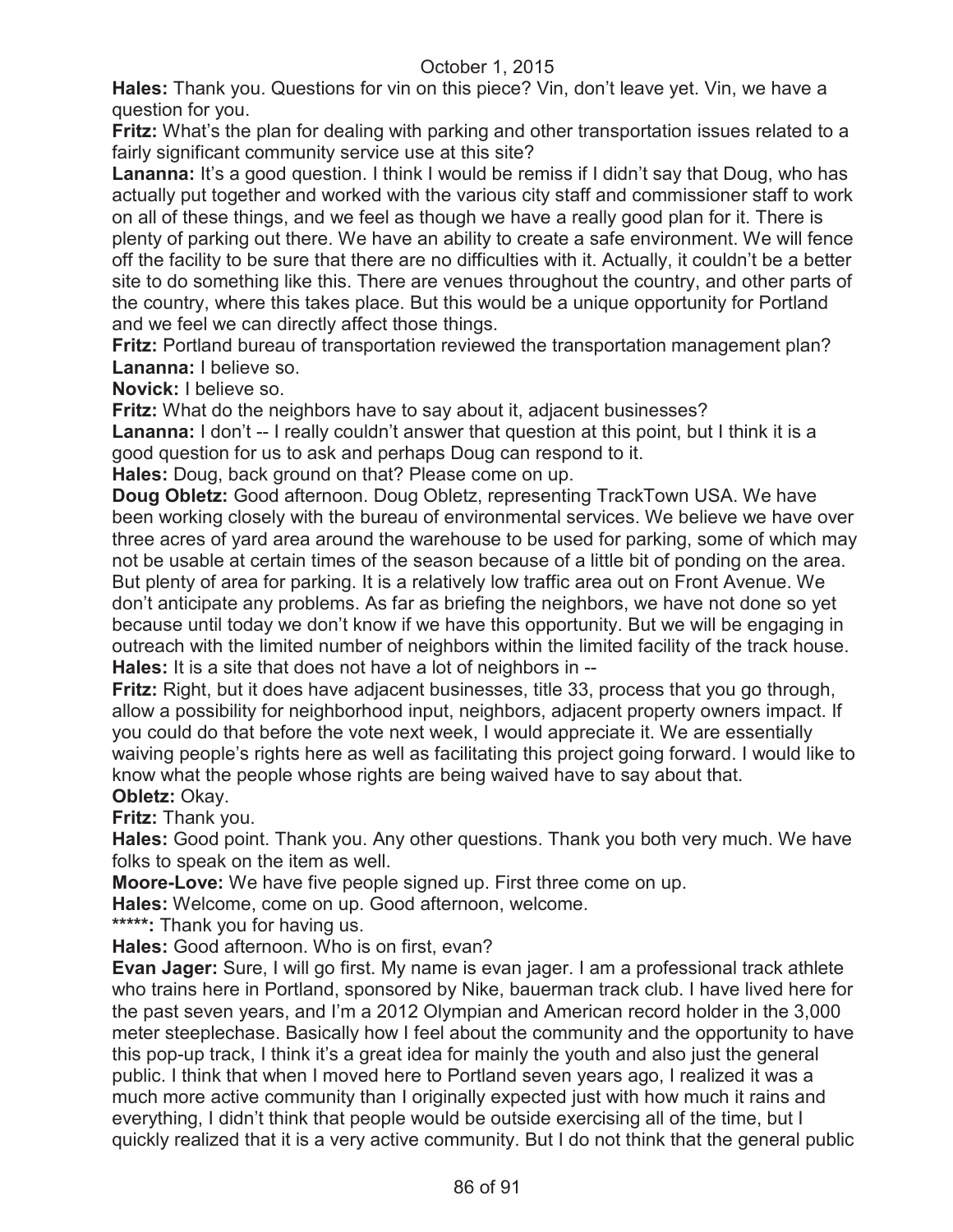**Hales:** Thank you. Questions for vin on this piece? Vin, don't leave yet. Vin, we have a question for you.

**Fritz:** What's the plan for dealing with parking and other transportation issues related to a fairly significant community service use at this site?

**Lananna:** It's a good question. I think I would be remiss if I didn't say that Doug, who has actually put together and worked with the various city staff and commissioner staff to work on all of these things, and we feel as though we have a really good plan for it. There is plenty of parking out there. We have an ability to create a safe environment. We will fence off the facility to be sure that there are no difficulties with it. Actually, it couldn't be a better site to do something like this. There are venues throughout the country, and other parts of the country, where this takes place. But this would be a unique opportunity for Portland and we feel we can directly affect those things.

**Fritz:** Portland bureau of transportation reviewed the transportation management plan?

**Lananna:** I believe so.

**Novick:** I believe so.

**Fritz:** What do the neighbors have to say about it, adjacent businesses?

**Lananna:** I don't -- I really couldn't answer that question at this point, but I think it is a good question for us to ask and perhaps Doug can respond to it.

**Hales:** Doug, back ground on that? Please come on up.

**Doug Obletz:** Good afternoon. Doug Obletz, representing TrackTown USA. We have been working closely with the bureau of environmental services. We believe we have over three acres of yard area around the warehouse to be used for parking, some of which may not be usable at certain times of the season because of a little bit of ponding on the area. But plenty of area for parking. It is a relatively low traffic area out on Front Avenue. We don't anticipate any problems. As far as briefing the neighbors, we have not done so yet because until today we don't know if we have this opportunity. But we will be engaging in outreach with the limited number of neighbors within the limited facility of the track house.

**Hales:** It is a site that does not have a lot of neighbors in --

**Fritz:** Right, but it does have adjacent businesses, title 33, process that you go through, allow a possibility for neighborhood input, neighbors, adjacent property owners impact. If you could do that before the vote next week, I would appreciate it. We are essentially waiving people's rights here as well as facilitating this project going forward. I would like to know what the people whose rights are being waived have to say about that.

**Obletz:** Okay.

**Fritz:** Thank you.

**Hales:** Good point. Thank you. Any other questions. Thank you both very much. We have folks to speak on the item as well.

**Moore-Love:** We have five people signed up. First three come on up.

**Hales:** Welcome, come on up. Good afternoon, welcome.

**\*\*\*\*\*:** Thank you for having us.

**Hales:** Good afternoon. Who is on first, evan?

**Evan Jager:** Sure, I will go first. My name is evan jager. I am a professional track athlete who trains here in Portland, sponsored by Nike, bauerman track club. I have lived here for the past seven years, and I'm a 2012 Olympian and American record holder in the 3,000 meter steeplechase. Basically how I feel about the community and the opportunity to have this pop-up track, I think it's a great idea for mainly the youth and also just the general public. I think that when I moved here to Portland seven years ago, I realized it was a much more active community than I originally expected just with how much it rains and everything, I didn't think that people would be outside exercising all of the time, but I quickly realized that it is a very active community. But I do not think that the general public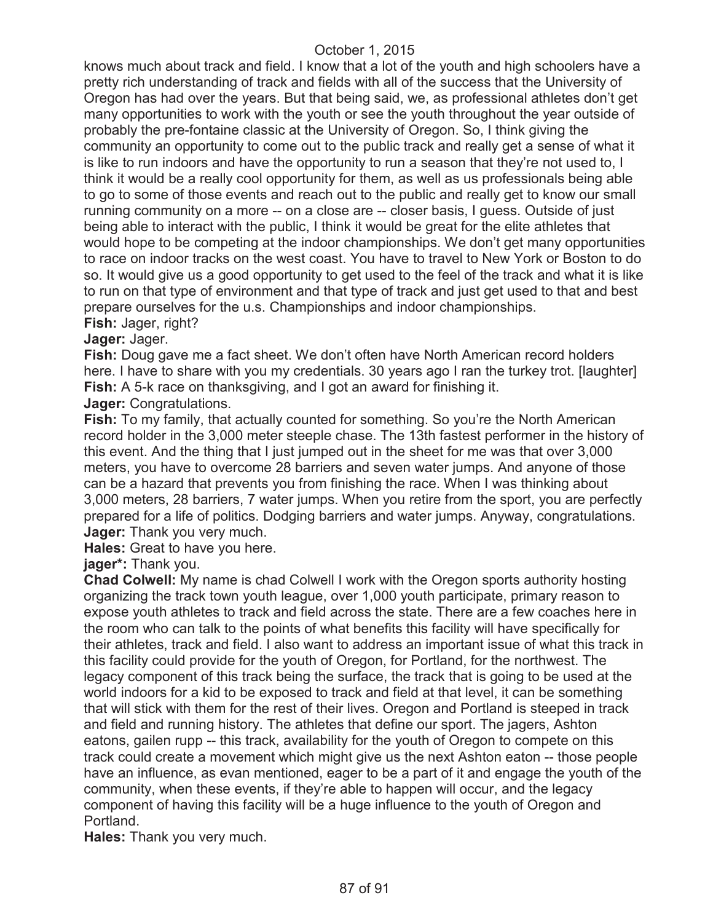knows much about track and field. I know that a lot of the youth and high schoolers have a pretty rich understanding of track and fields with all of the success that the University of Oregon has had over the years. But that being said, we, as professional athletes don't get many opportunities to work with the youth or see the youth throughout the year outside of probably the pre-fontaine classic at the University of Oregon. So, I think giving the community an opportunity to come out to the public track and really get a sense of what it is like to run indoors and have the opportunity to run a season that they're not used to, I think it would be a really cool opportunity for them, as well as us professionals being able to go to some of those events and reach out to the public and really get to know our small running community on a more -- on a close are -- closer basis, I guess. Outside of just being able to interact with the public, I think it would be great for the elite athletes that would hope to be competing at the indoor championships. We don't get many opportunities to race on indoor tracks on the west coast. You have to travel to New York or Boston to do so. It would give us a good opportunity to get used to the feel of the track and what it is like to run on that type of environment and that type of track and just get used to that and best prepare ourselves for the u.s. Championships and indoor championships.

**Fish:** Jager, right?

**Jager:** Jager.

**Fish:** Doug gave me a fact sheet. We don't often have North American record holders here. I have to share with you my credentials. 30 years ago I ran the turkey trot. [laughter]

**Fish:** A 5-k race on thanksgiving, and I got an award for finishing it.

**Jager:** Congratulations.

**Fish:** To my family, that actually counted for something. So you're the North American record holder in the 3,000 meter steeple chase. The 13th fastest performer in the history of this event. And the thing that I just jumped out in the sheet for me was that over 3,000 meters, you have to overcome 28 barriers and seven water jumps. And anyone of those can be a hazard that prevents you from finishing the race. When I was thinking about 3,000 meters, 28 barriers, 7 water jumps. When you retire from the sport, you are perfectly prepared for a life of politics. Dodging barriers and water jumps. Anyway, congratulations.

**Jager:** Thank you very much.

**Hales:** Great to have you here.

**jager*:** Thank you.

**Chad Colwell:** My name is chad Colwell I work with the Oregon sports authority hosting organizing the track town youth league, over 1,000 youth participate, primary reason to expose youth athletes to track and field across the state. There are a few coaches here in the room who can talk to the points of what benefits this facility will have specifically for their athletes, track and field. I also want to address an important issue of what this track in this facility could provide for the youth of Oregon, for Portland, for the northwest. The legacy component of this track being the surface, the track that is going to be used at the world indoors for a kid to be exposed to track and field at that level, it can be something that will stick with them for the rest of their lives. Oregon and Portland is steeped in track and field and running history. The athletes that define our sport. The jagers, Ashton eatons, gailen rupp -- this track, availability for the youth of Oregon to compete on this track could create a movement which might give us the next Ashton eaton -- those people have an influence, as evan mentioned, eager to be a part of it and engage the youth of the community, when these events, if they're able to happen will occur, and the legacy component of having this facility will be a huge influence to the youth of Oregon and Portland.

**Hales:** Thank you very much.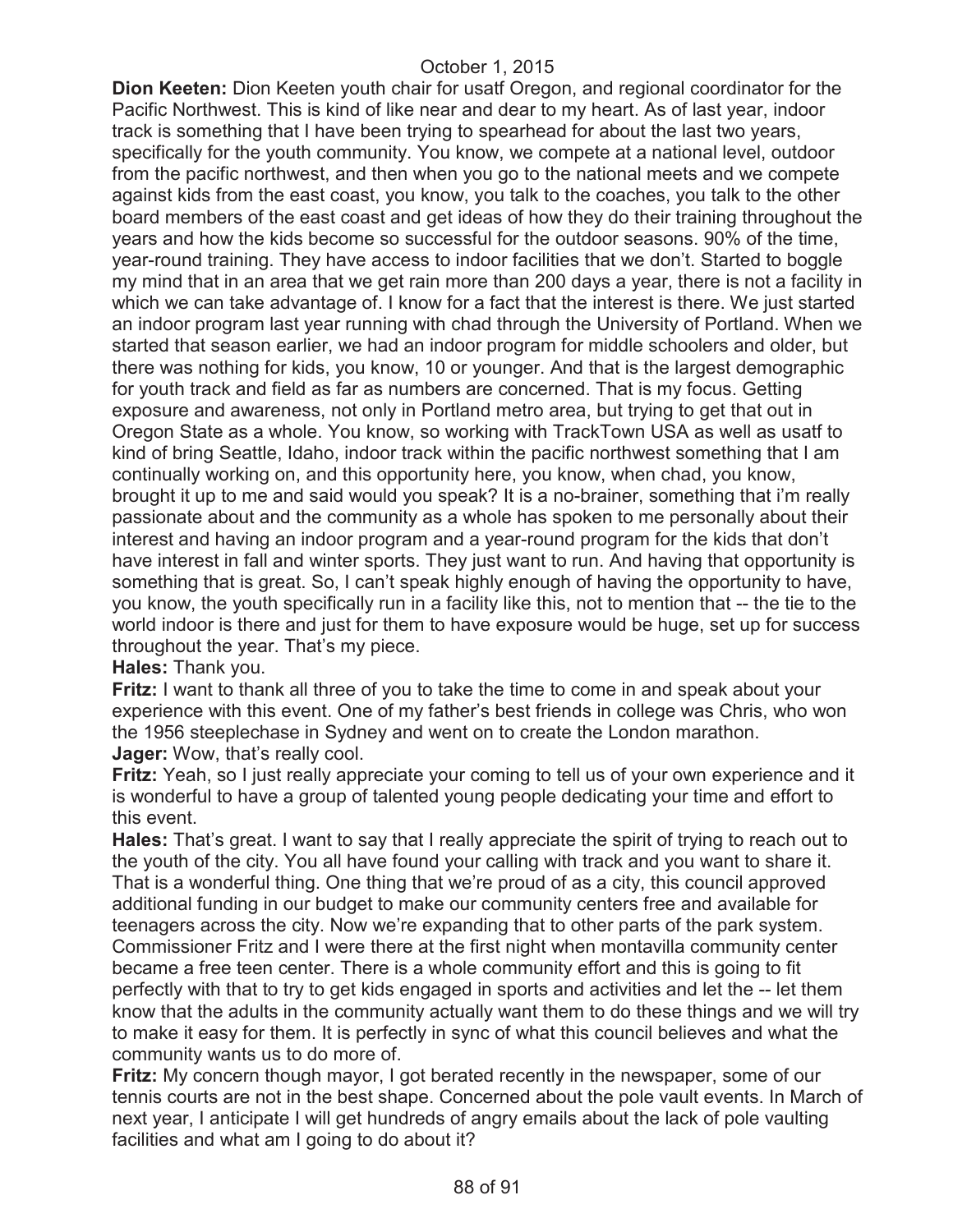**Dion Keeten:** Dion Keeten youth chair for usatf Oregon, and regional coordinator for the Pacific Northwest. This is kind of like near and dear to my heart. As of last year, indoor track is something that I have been trying to spearhead for about the last two years, specifically for the youth community. You know, we compete at a national level, outdoor from the pacific northwest, and then when you go to the national meets and we compete against kids from the east coast, you know, you talk to the coaches, you talk to the other board members of the east coast and get ideas of how they do their training throughout the years and how the kids become so successful for the outdoor seasons. 90% of the time, year-round training. They have access to indoor facilities that we don't. Started to boggle my mind that in an area that we get rain more than 200 days a year, there is not a facility in which we can take advantage of. I know for a fact that the interest is there. We just started an indoor program last year running with chad through the University of Portland. When we started that season earlier, we had an indoor program for middle schoolers and older, but there was nothing for kids, you know, 10 or younger. And that is the largest demographic for youth track and field as far as numbers are concerned. That is my focus. Getting exposure and awareness, not only in Portland metro area, but trying to get that out in Oregon State as a whole. You know, so working with TrackTown USA as well as usatf to kind of bring Seattle, Idaho, indoor track within the pacific northwest something that I am continually working on, and this opportunity here, you know, when chad, you know, brought it up to me and said would you speak? It is a no-brainer, something that i'm really passionate about and the community as a whole has spoken to me personally about their interest and having an indoor program and a year-round program for the kids that don't have interest in fall and winter sports. They just want to run. And having that opportunity is something that is great. So, I can't speak highly enough of having the opportunity to have, you know, the youth specifically run in a facility like this, not to mention that -- the tie to the world indoor is there and just for them to have exposure would be huge, set up for success throughout the year. That's my piece.

**Hales:** Thank you.

**Fritz:** I want to thank all three of you to take the time to come in and speak about your experience with this event. One of my father's best friends in college was Chris, who won the 1956 steeplechase in Sydney and went on to create the London marathon.

**Jager:** Wow, that's really cool.

**Fritz:** Yeah, so I just really appreciate your coming to tell us of your own experience and it is wonderful to have a group of talented young people dedicating your time and effort to this event.

**Hales:** That's great. I want to say that I really appreciate the spirit of trying to reach out to the youth of the city. You all have found your calling with track and you want to share it. That is a wonderful thing. One thing that we're proud of as a city, this council approved additional funding in our budget to make our community centers free and available for teenagers across the city. Now we're expanding that to other parts of the park system. Commissioner Fritz and I were there at the first night when montavilla community center became a free teen center. There is a whole community effort and this is going to fit perfectly with that to try to get kids engaged in sports and activities and let the -- let them know that the adults in the community actually want them to do these things and we will try to make it easy for them. It is perfectly in sync of what this council believes and what the community wants us to do more of.

**Fritz:** My concern though mayor, I got berated recently in the newspaper, some of our tennis courts are not in the best shape. Concerned about the pole vault events. In March of next year, I anticipate I will get hundreds of angry emails about the lack of pole vaulting facilities and what am I going to do about it?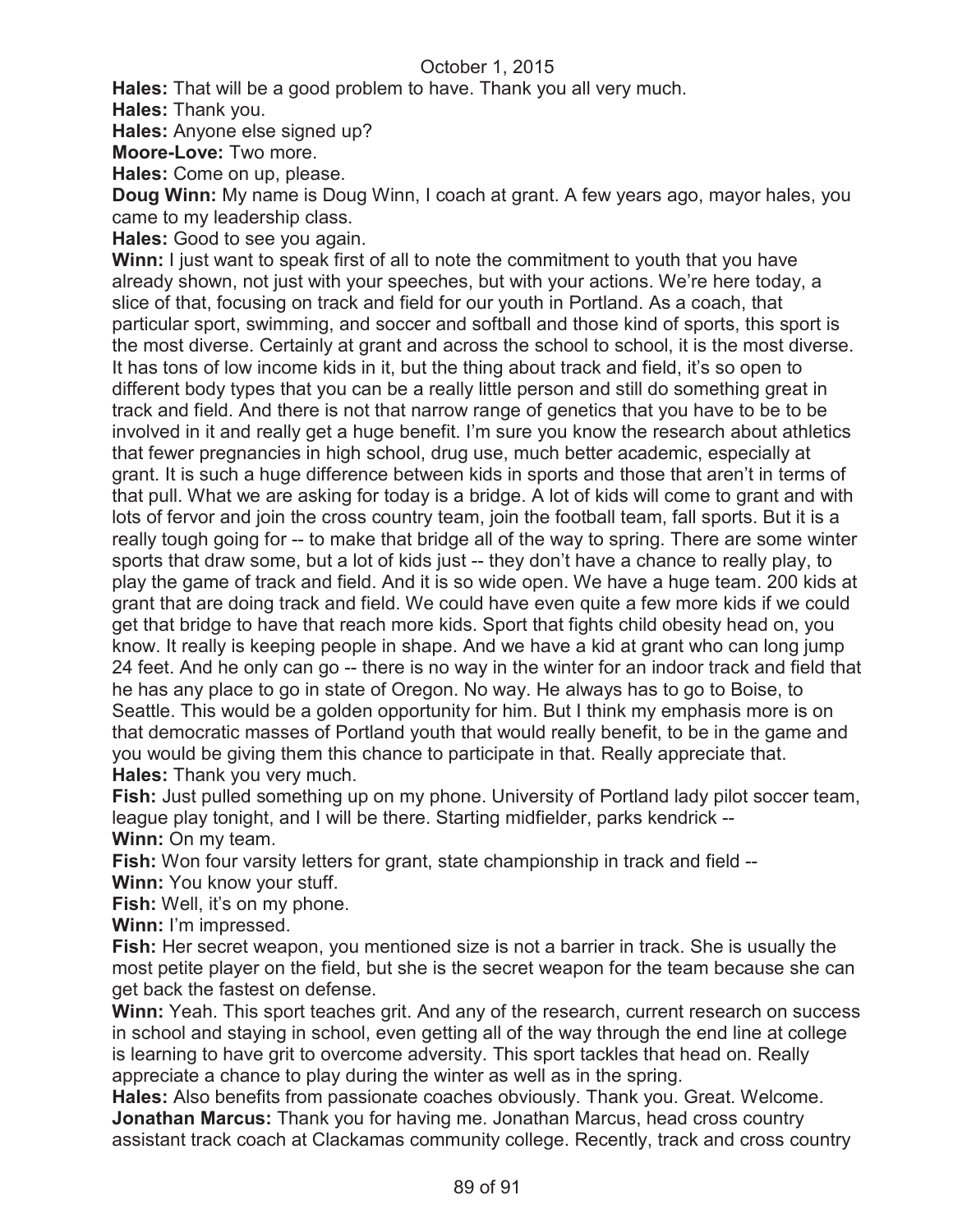**Hales:** That will be a good problem to have. Thank you all very much.

**Hales:** Thank you.

**Hales:** Anyone else signed up?

**Moore-Love:** Two more.

**Hales:** Come on up, please.

**Doug Winn:** My name is Doug Winn, I coach at grant. A few years ago, mayor hales, you came to my leadership class.

**Hales:** Good to see you again.

**Winn:** I just want to speak first of all to note the commitment to youth that you have already shown, not just with your speeches, but with your actions. We're here today, a slice of that, focusing on track and field for our youth in Portland. As a coach, that particular sport, swimming, and soccer and softball and those kind of sports, this sport is the most diverse. Certainly at grant and across the school to school, it is the most diverse. It has tons of low income kids in it, but the thing about track and field, it's so open to different body types that you can be a really little person and still do something great in track and field. And there is not that narrow range of genetics that you have to be to be involved in it and really get a huge benefit. I'm sure you know the research about athletics that fewer pregnancies in high school, drug use, much better academic, especially at grant. It is such a huge difference between kids in sports and those that aren't in terms of that pull. What we are asking for today is a bridge. A lot of kids will come to grant and with lots of fervor and join the cross country team, join the football team, fall sports. But it is a really tough going for -- to make that bridge all of the way to spring. There are some winter sports that draw some, but a lot of kids just -- they don't have a chance to really play, to play the game of track and field. And it is so wide open. We have a huge team. 200 kids at grant that are doing track and field. We could have even quite a few more kids if we could get that bridge to have that reach more kids. Sport that fights child obesity head on, you know. It really is keeping people in shape. And we have a kid at grant who can long jump 24 feet. And he only can go -- there is no way in the winter for an indoor track and field that he has any place to go in state of Oregon. No way. He always has to go to Boise, to Seattle. This would be a golden opportunity for him. But I think my emphasis more is on that democratic masses of Portland youth that would really benefit, to be in the game and you would be giving them this chance to participate in that. Really appreciate that.

**Hales:** Thank you very much.

**Fish:** Just pulled something up on my phone. University of Portland lady pilot soccer team, league play tonight, and I will be there. Starting midfielder, parks kendrick --

**Winn:** On my team.

**Fish:** Won four varsity letters for grant, state championship in track and field --

**Winn:** You know your stuff.

**Fish:** Well, it's on my phone.

**Winn:** I'm impressed.

**Fish:** Her secret weapon, you mentioned size is not a barrier in track. She is usually the most petite player on the field, but she is the secret weapon for the team because she can get back the fastest on defense.

**Winn:** Yeah. This sport teaches grit. And any of the research, current research on success in school and staying in school, even getting all of the way through the end line at college is learning to have grit to overcome adversity. This sport tackles that head on. Really appreciate a chance to play during the winter as well as in the spring.

**Hales:** Also benefits from passionate coaches obviously. Thank you. Great. Welcome.

**Jonathan Marcus:** Thank you for having me. Jonathan Marcus, head cross country assistant track coach at Clackamas community college. Recently, track and cross country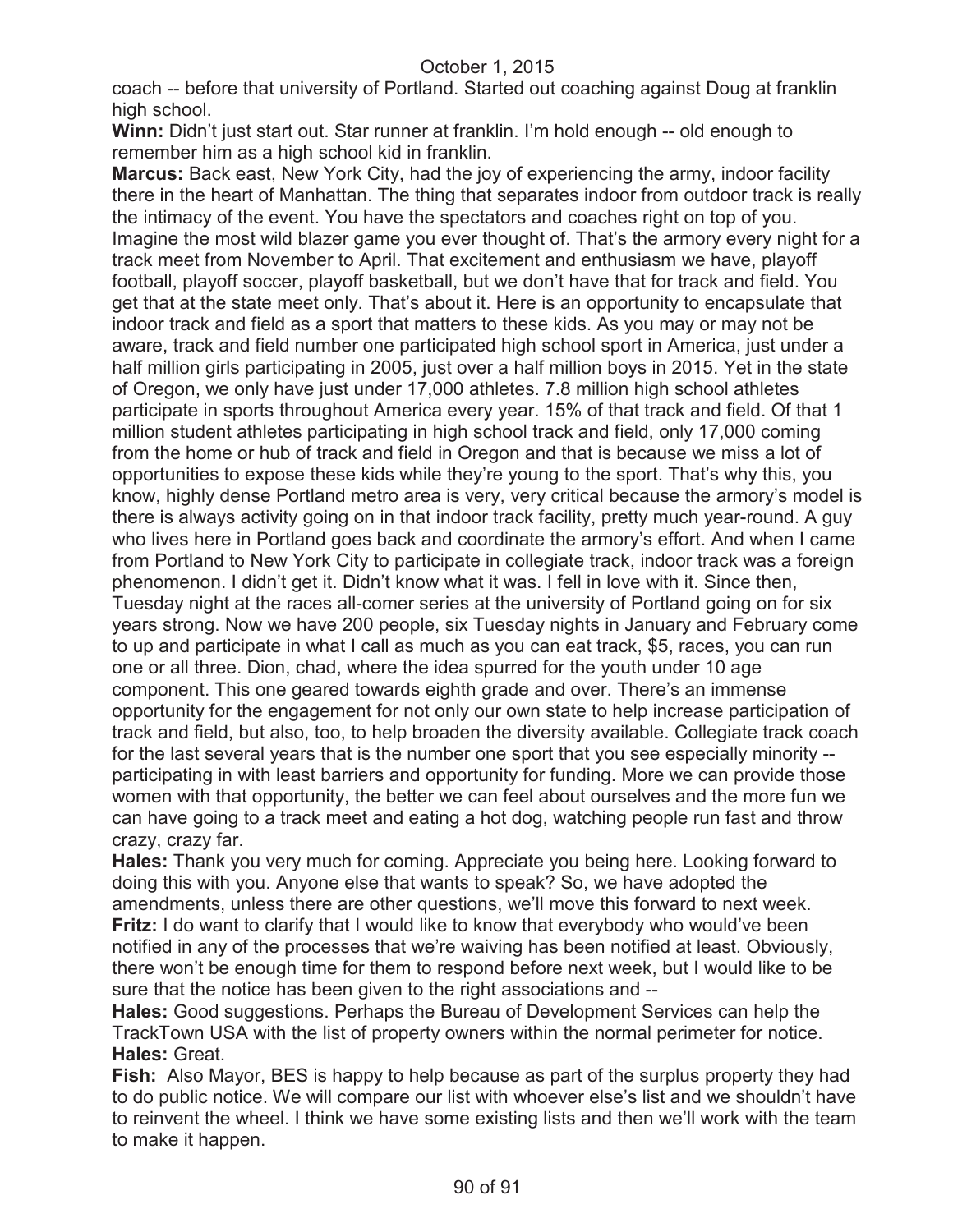coach -- before that university of Portland. Started out coaching against Doug at franklin high school.

**Winn:** Didn't just start out. Star runner at franklin. I'm hold enough -- old enough to remember him as a high school kid in franklin.

**Marcus:** Back east, New York City, had the joy of experiencing the army, indoor facility there in the heart of Manhattan. The thing that separates indoor from outdoor track is really the intimacy of the event. You have the spectators and coaches right on top of you. Imagine the most wild blazer game you ever thought of. That's the armory every night for a track meet from November to April. That excitement and enthusiasm we have, playoff football, playoff soccer, playoff basketball, but we don't have that for track and field. You get that at the state meet only. That's about it. Here is an opportunity to encapsulate that indoor track and field as a sport that matters to these kids. As you may or may not be aware, track and field number one participated high school sport in America, just under a half million girls participating in 2005, just over a half million boys in 2015. Yet in the state of Oregon, we only have just under 17,000 athletes. 7.8 million high school athletes participate in sports throughout America every year. 15% of that track and field. Of that 1 million student athletes participating in high school track and field, only 17,000 coming from the home or hub of track and field in Oregon and that is because we miss a lot of opportunities to expose these kids while they're young to the sport. That's why this, you know, highly dense Portland metro area is very, very critical because the armory's model is there is always activity going on in that indoor track facility, pretty much year-round. A guy who lives here in Portland goes back and coordinate the armory's effort. And when I came from Portland to New York City to participate in collegiate track, indoor track was a foreign phenomenon. I didn't get it. Didn't know what it was. I fell in love with it. Since then, Tuesday night at the races all-comer series at the university of Portland going on for six years strong. Now we have 200 people, six Tuesday nights in January and February come to up and participate in what I call as much as you can eat track, $5, races, you can run one or all three. Dion, chad, where the idea spurred for the youth under 10 age component. This one geared towards eighth grade and over. There's an immense opportunity for the engagement for not only our own state to help increase participation of track and field, but also, too, to help broaden the diversity available. Collegiate track coach for the last several years that is the number one sport that you see especially minority -- participating in with least barriers and opportunity for funding. More we can provide those women with that opportunity, the better we can feel about ourselves and the more fun we can have going to a track meet and eating a hot dog, watching people run fast and throw crazy, crazy far.

**Hales:** Thank you very much for coming. Appreciate you being here. Looking forward to doing this with you. Anyone else that wants to speak? So, we have adopted the amendments, unless there are other questions, we'll move this forward to next week.

**Fritz:** I do want to clarify that I would like to know that everybody who would've been notified in any of the processes that we're waiving has been notified at least. Obviously, there won't be enough time for them to respond before next week, but I would like to be sure that the notice has been given to the right associations and --

**Hales:** Good suggestions. Perhaps the Bureau of Development Services can help the TrackTown USA with the list of property owners within the normal perimeter for notice.

**Hales:** Great.

**Fish:** Also Mayor, BES is happy to help because as part of the surplus property they had to do public notice. We will compare our list with whoever else's list and we shouldn't have to reinvent the wheel. I think we have some existing lists and then we'll work with the team to make it happen.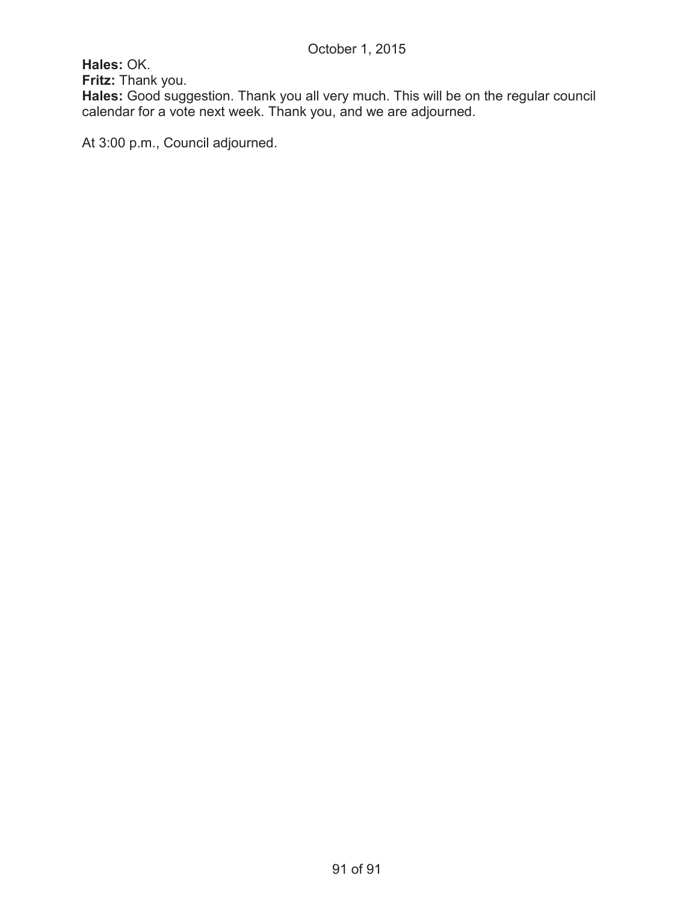**Hales:** OK.
**Fritz:** Thank you.
**Hales:** Good suggestion. Thank you all very much. This will be on the regular council calendar for a vote next week. Thank you, and we are adjourned.

At 3:00 p.m., Council adjourned.